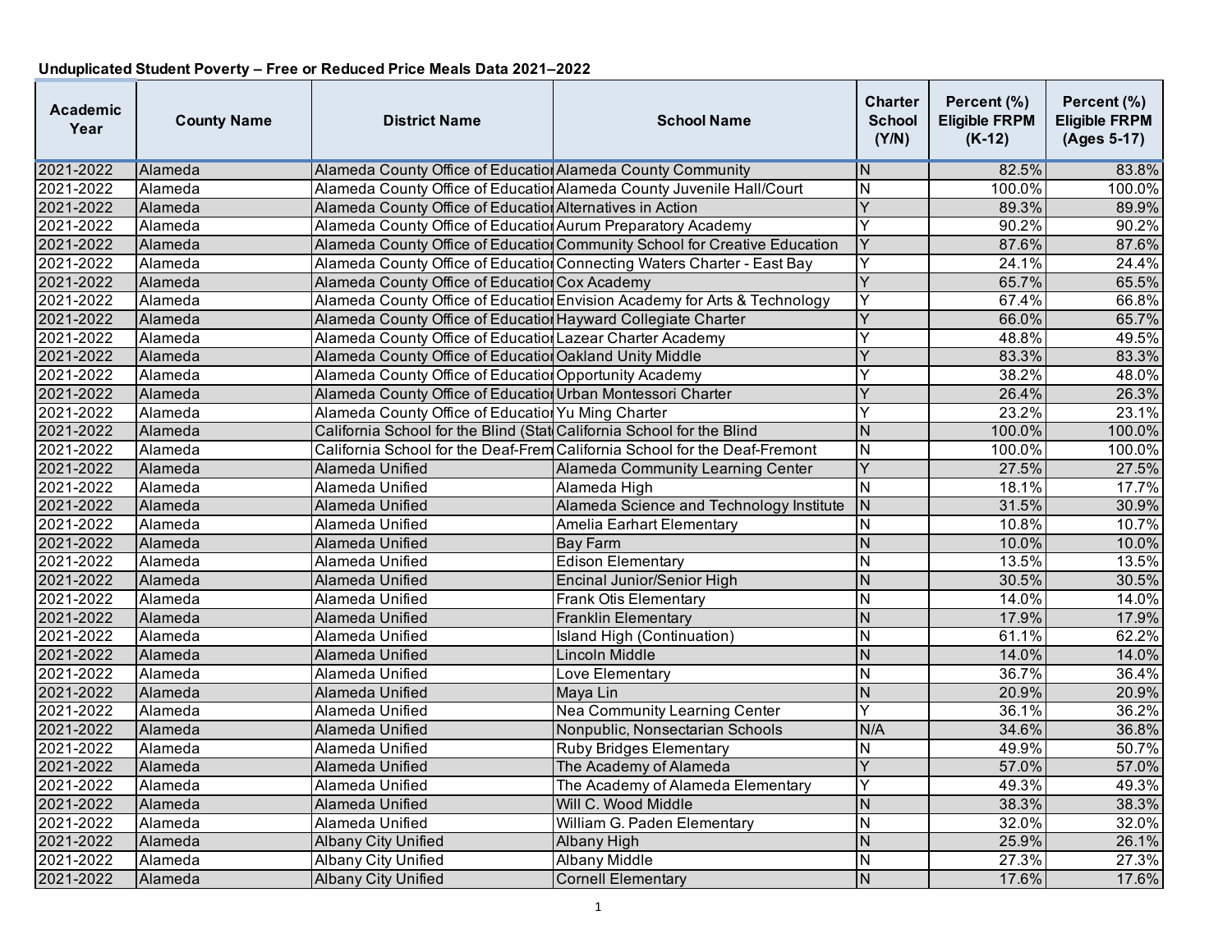**Unduplicated Student Poverty – Free or Reduced Price Meals Data 2021–2022**

| Academic Year | County Name | District Name | School Name | Charter School (Y/N) | Percent (%) Eligible FRPM (K-12) | Percent (%) Eligible FRPM (Ages 5-17) |
|---|---|---|---|---|---|---|
| 2021-2022 | Alameda | Alameda County Office of Educatio | Alameda County Community | N | 82.5% | 83.8% |
| 2021-2022 | Alameda | Alameda County Office of Educatio | Alameda County Juvenile Hall/Court | N | 100.0% | 100.0% |
| 2021-2022 | Alameda | Alameda County Office of Educatio | Alternatives in Action | Y | 89.3% | 89.9% |
| 2021-2022 | Alameda | Alameda County Office of Educatio | Aurum Preparatory Academy | Y | 90.2% | 90.2% |
| 2021-2022 | Alameda | Alameda County Office of Educatio | Community School for Creative Education | Y | 87.6% | 87.6% |
| 2021-2022 | Alameda | Alameda County Office of Educatio | Connecting Waters Charter - East Bay | Y | 24.1% | 24.4% |
| 2021-2022 | Alameda | Alameda County Office of Educatio | Cox Academy | Y | 65.7% | 65.5% |
| 2021-2022 | Alameda | Alameda County Office of Educatio | Envision Academy for Arts & Technology | Y | 67.4% | 66.8% |
| 2021-2022 | Alameda | Alameda County Office of Educatio | Hayward Collegiate Charter | Y | 66.0% | 65.7% |
| 2021-2022 | Alameda | Alameda County Office of Educatio | Lazear Charter Academy | Y | 48.8% | 49.5% |
| 2021-2022 | Alameda | Alameda County Office of Educatio | Oakland Unity Middle | Y | 83.3% | 83.3% |
| 2021-2022 | Alameda | Alameda County Office of Educatio | Opportunity Academy | Y | 38.2% | 48.0% |
| 2021-2022 | Alameda | Alameda County Office of Educatio | Urban Montessori Charter | Y | 26.4% | 26.3% |
| 2021-2022 | Alameda | Alameda County Office of Educatio | Yu Ming Charter | Y | 23.2% | 23.1% |
| 2021-2022 | Alameda | California School for the Blind (Stat | California School for the Blind | N | 100.0% | 100.0% |
| 2021-2022 | Alameda | California School for the Deaf-Frem | California School for the Deaf-Fremont | N | 100.0% | 100.0% |
| 2021-2022 | Alameda | Alameda Unified | Alameda Community Learning Center | Y | 27.5% | 27.5% |
| 2021-2022 | Alameda | Alameda Unified | Alameda High | N | 18.1% | 17.7% |
| 2021-2022 | Alameda | Alameda Unified | Alameda Science and Technology Institute | N | 31.5% | 30.9% |
| 2021-2022 | Alameda | Alameda Unified | Amelia Earhart Elementary | N | 10.8% | 10.7% |
| 2021-2022 | Alameda | Alameda Unified | Bay Farm | N | 10.0% | 10.0% |
| 2021-2022 | Alameda | Alameda Unified | Edison Elementary | N | 13.5% | 13.5% |
| 2021-2022 | Alameda | Alameda Unified | Encinal Junior/Senior High | N | 30.5% | 30.5% |
| 2021-2022 | Alameda | Alameda Unified | Frank Otis Elementary | N | 14.0% | 14.0% |
| 2021-2022 | Alameda | Alameda Unified | Franklin Elementary | N | 17.9% | 17.9% |
| 2021-2022 | Alameda | Alameda Unified | Island High (Continuation) | N | 61.1% | 62.2% |
| 2021-2022 | Alameda | Alameda Unified | Lincoln Middle | N | 14.0% | 14.0% |
| 2021-2022 | Alameda | Alameda Unified | Love Elementary | N | 36.7% | 36.4% |
| 2021-2022 | Alameda | Alameda Unified | Maya Lin | N | 20.9% | 20.9% |
| 2021-2022 | Alameda | Alameda Unified | Nea Community Learning Center | Y | 36.1% | 36.2% |
| 2021-2022 | Alameda | Alameda Unified | Nonpublic, Nonsectarian Schools | N/A | 34.6% | 36.8% |
| 2021-2022 | Alameda | Alameda Unified | Ruby Bridges Elementary | N | 49.9% | 50.7% |
| 2021-2022 | Alameda | Alameda Unified | The Academy of Alameda | Y | 57.0% | 57.0% |
| 2021-2022 | Alameda | Alameda Unified | The Academy of Alameda Elementary | Y | 49.3% | 49.3% |
| 2021-2022 | Alameda | Alameda Unified | Will C. Wood Middle | N | 38.3% | 38.3% |
| 2021-2022 | Alameda | Alameda Unified | William G. Paden Elementary | N | 32.0% | 32.0% |
| 2021-2022 | Alameda | Albany City Unified | Albany High | N | 25.9% | 26.1% |
| 2021-2022 | Alameda | Albany City Unified | Albany Middle | N | 27.3% | 27.3% |
| 2021-2022 | Alameda | Albany City Unified | Cornell Elementary | N | 17.6% | 17.6% |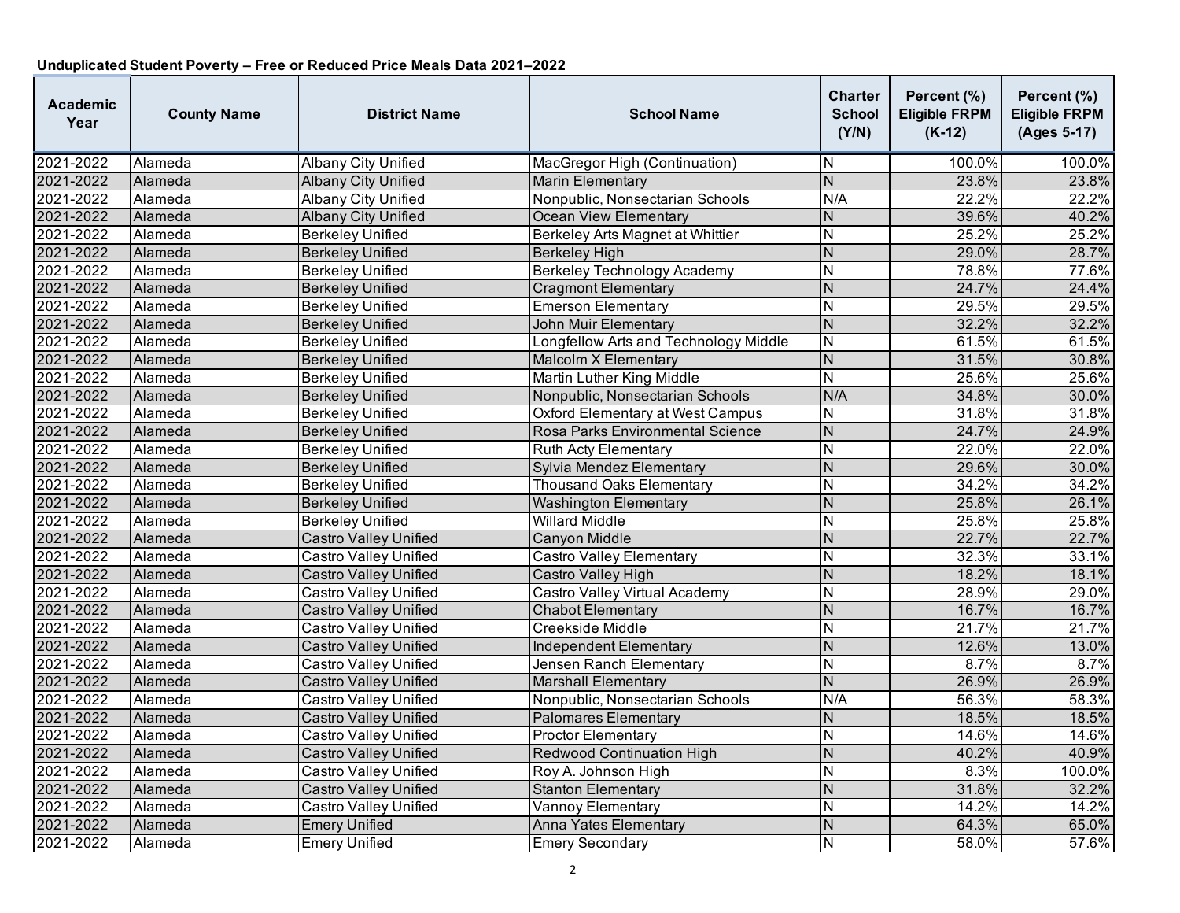**Unduplicated Student Poverty – Free or Reduced Price Meals Data 2021–2022**

| Academic Year | County Name | District Name | School Name | Charter School (Y/N) | Percent (%) Eligible FRPM (K-12) | Percent (%) Eligible FRPM (Ages 5-17) |
|---|---|---|---|---|---|---|
| 2021-2022 | Alameda | Albany City Unified | MacGregor High (Continuation) | N | 100.0% | 100.0% |
| 2021-2022 | Alameda | Albany City Unified | Marin Elementary | N | 23.8% | 23.8% |
| 2021-2022 | Alameda | Albany City Unified | Nonpublic, Nonsectarian Schools | N/A | 22.2% | 22.2% |
| 2021-2022 | Alameda | Albany City Unified | Ocean View Elementary | N | 39.6% | 40.2% |
| 2021-2022 | Alameda | Berkeley Unified | Berkeley Arts Magnet at Whittier | N | 25.2% | 25.2% |
| 2021-2022 | Alameda | Berkeley Unified | Berkeley High | N | 29.0% | 28.7% |
| 2021-2022 | Alameda | Berkeley Unified | Berkeley Technology Academy | N | 78.8% | 77.6% |
| 2021-2022 | Alameda | Berkeley Unified | Cragmont Elementary | N | 24.7% | 24.4% |
| 2021-2022 | Alameda | Berkeley Unified | Emerson Elementary | N | 29.5% | 29.5% |
| 2021-2022 | Alameda | Berkeley Unified | John Muir Elementary | N | 32.2% | 32.2% |
| 2021-2022 | Alameda | Berkeley Unified | Longfellow Arts and Technology Middle | N | 61.5% | 61.5% |
| 2021-2022 | Alameda | Berkeley Unified | Malcolm X Elementary | N | 31.5% | 30.8% |
| 2021-2022 | Alameda | Berkeley Unified | Martin Luther King Middle | N | 25.6% | 25.6% |
| 2021-2022 | Alameda | Berkeley Unified | Nonpublic, Nonsectarian Schools | N/A | 34.8% | 30.0% |
| 2021-2022 | Alameda | Berkeley Unified | Oxford Elementary at West Campus | N | 31.8% | 31.8% |
| 2021-2022 | Alameda | Berkeley Unified | Rosa Parks Environmental Science | N | 24.7% | 24.9% |
| 2021-2022 | Alameda | Berkeley Unified | Ruth Acty Elementary | N | 22.0% | 22.0% |
| 2021-2022 | Alameda | Berkeley Unified | Sylvia Mendez Elementary | N | 29.6% | 30.0% |
| 2021-2022 | Alameda | Berkeley Unified | Thousand Oaks Elementary | N | 34.2% | 34.2% |
| 2021-2022 | Alameda | Berkeley Unified | Washington Elementary | N | 25.8% | 26.1% |
| 2021-2022 | Alameda | Berkeley Unified | Willard Middle | N | 25.8% | 25.8% |
| 2021-2022 | Alameda | Castro Valley Unified | Canyon Middle | N | 22.7% | 22.7% |
| 2021-2022 | Alameda | Castro Valley Unified | Castro Valley Elementary | N | 32.3% | 33.1% |
| 2021-2022 | Alameda | Castro Valley Unified | Castro Valley High | N | 18.2% | 18.1% |
| 2021-2022 | Alameda | Castro Valley Unified | Castro Valley Virtual Academy | N | 28.9% | 29.0% |
| 2021-2022 | Alameda | Castro Valley Unified | Chabot Elementary | N | 16.7% | 16.7% |
| 2021-2022 | Alameda | Castro Valley Unified | Creekside Middle | N | 21.7% | 21.7% |
| 2021-2022 | Alameda | Castro Valley Unified | Independent Elementary | N | 12.6% | 13.0% |
| 2021-2022 | Alameda | Castro Valley Unified | Jensen Ranch Elementary | N | 8.7% | 8.7% |
| 2021-2022 | Alameda | Castro Valley Unified | Marshall Elementary | N | 26.9% | 26.9% |
| 2021-2022 | Alameda | Castro Valley Unified | Nonpublic, Nonsectarian Schools | N/A | 56.3% | 58.3% |
| 2021-2022 | Alameda | Castro Valley Unified | Palomares Elementary | N | 18.5% | 18.5% |
| 2021-2022 | Alameda | Castro Valley Unified | Proctor Elementary | N | 14.6% | 14.6% |
| 2021-2022 | Alameda | Castro Valley Unified | Redwood Continuation High | N | 40.2% | 40.9% |
| 2021-2022 | Alameda | Castro Valley Unified | Roy A. Johnson High | N | 8.3% | 100.0% |
| 2021-2022 | Alameda | Castro Valley Unified | Stanton Elementary | N | 31.8% | 32.2% |
| 2021-2022 | Alameda | Castro Valley Unified | Vannoy Elementary | N | 14.2% | 14.2% |
| 2021-2022 | Alameda | Emery Unified | Anna Yates Elementary | N | 64.3% | 65.0% |
| 2021-2022 | Alameda | Emery Unified | Emery Secondary | N | 58.0% | 57.6% |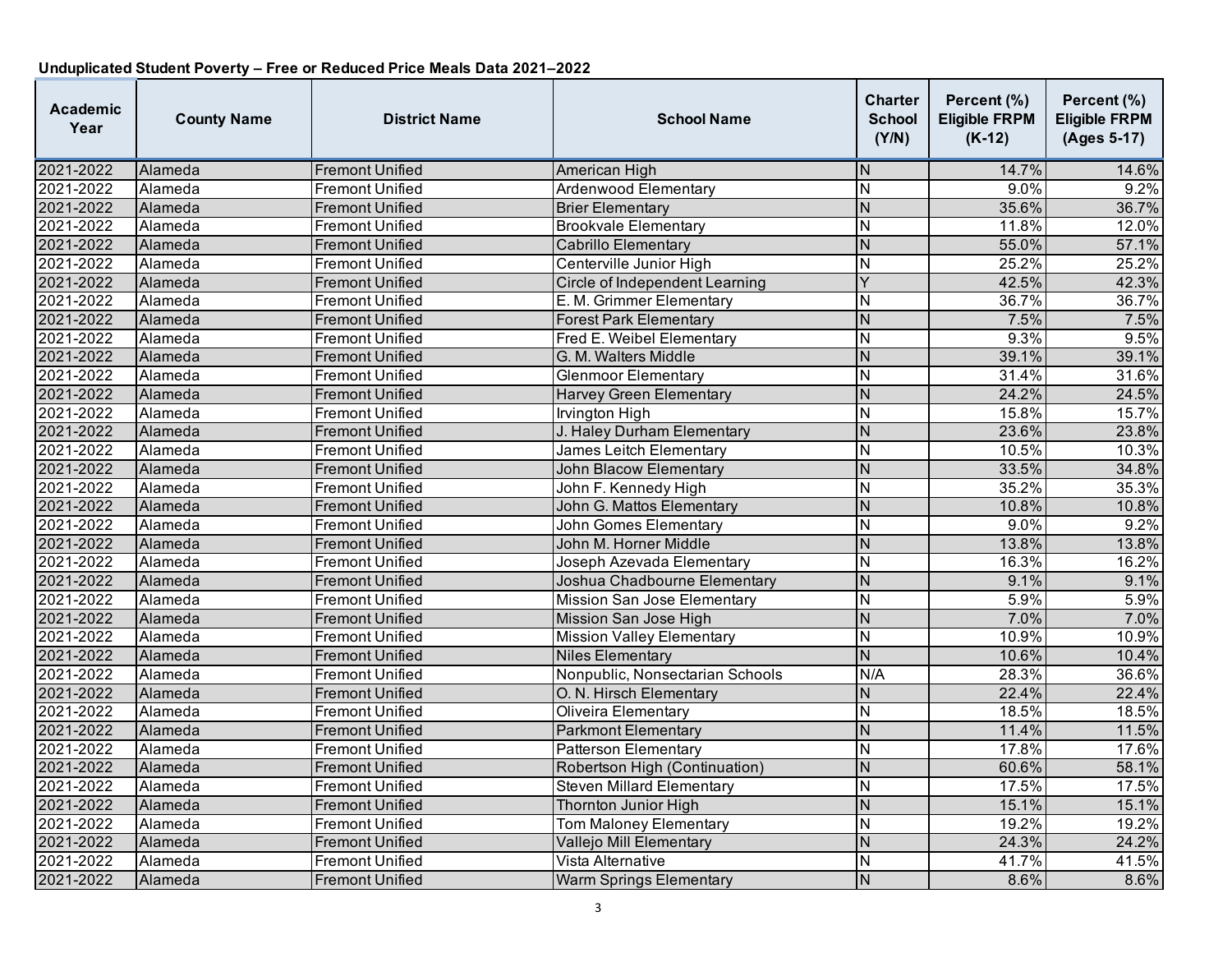**Unduplicated Student Poverty – Free or Reduced Price Meals Data 2021–2022**

| Academic Year | County Name | District Name | School Name | Charter School (Y/N) | Percent (%) Eligible FRPM (K-12) | Percent (%) Eligible FRPM (Ages 5-17) |
|---|---|---|---|---|---|---|
| 2021-2022 | Alameda | Fremont Unified | American High | N | 14.7% | 14.6% |
| 2021-2022 | Alameda | Fremont Unified | Ardenwood Elementary | N | 9.0% | 9.2% |
| 2021-2022 | Alameda | Fremont Unified | Brier Elementary | N | 35.6% | 36.7% |
| 2021-2022 | Alameda | Fremont Unified | Brookvale Elementary | N | 11.8% | 12.0% |
| 2021-2022 | Alameda | Fremont Unified | Cabrillo Elementary | N | 55.0% | 57.1% |
| 2021-2022 | Alameda | Fremont Unified | Centerville Junior High | N | 25.2% | 25.2% |
| 2021-2022 | Alameda | Fremont Unified | Circle of Independent Learning | Y | 42.5% | 42.3% |
| 2021-2022 | Alameda | Fremont Unified | E. M. Grimmer Elementary | N | 36.7% | 36.7% |
| 2021-2022 | Alameda | Fremont Unified | Forest Park Elementary | N | 7.5% | 7.5% |
| 2021-2022 | Alameda | Fremont Unified | Fred E. Weibel Elementary | N | 9.3% | 9.5% |
| 2021-2022 | Alameda | Fremont Unified | G. M. Walters Middle | N | 39.1% | 39.1% |
| 2021-2022 | Alameda | Fremont Unified | Glenmoor Elementary | N | 31.4% | 31.6% |
| 2021-2022 | Alameda | Fremont Unified | Harvey Green Elementary | N | 24.2% | 24.5% |
| 2021-2022 | Alameda | Fremont Unified | Irvington High | N | 15.8% | 15.7% |
| 2021-2022 | Alameda | Fremont Unified | J. Haley Durham Elementary | N | 23.6% | 23.8% |
| 2021-2022 | Alameda | Fremont Unified | James Leitch Elementary | N | 10.5% | 10.3% |
| 2021-2022 | Alameda | Fremont Unified | John Blacow Elementary | N | 33.5% | 34.8% |
| 2021-2022 | Alameda | Fremont Unified | John F. Kennedy High | N | 35.2% | 35.3% |
| 2021-2022 | Alameda | Fremont Unified | John G. Mattos Elementary | N | 10.8% | 10.8% |
| 2021-2022 | Alameda | Fremont Unified | John Gomes Elementary | N | 9.0% | 9.2% |
| 2021-2022 | Alameda | Fremont Unified | John M. Horner Middle | N | 13.8% | 13.8% |
| 2021-2022 | Alameda | Fremont Unified | Joseph Azevada Elementary | N | 16.3% | 16.2% |
| 2021-2022 | Alameda | Fremont Unified | Joshua Chadbourne Elementary | N | 9.1% | 9.1% |
| 2021-2022 | Alameda | Fremont Unified | Mission San Jose Elementary | N | 5.9% | 5.9% |
| 2021-2022 | Alameda | Fremont Unified | Mission San Jose High | N | 7.0% | 7.0% |
| 2021-2022 | Alameda | Fremont Unified | Mission Valley Elementary | N | 10.9% | 10.9% |
| 2021-2022 | Alameda | Fremont Unified | Niles Elementary | N | 10.6% | 10.4% |
| 2021-2022 | Alameda | Fremont Unified | Nonpublic, Nonsectarian Schools | N/A | 28.3% | 36.6% |
| 2021-2022 | Alameda | Fremont Unified | O. N. Hirsch Elementary | N | 22.4% | 22.4% |
| 2021-2022 | Alameda | Fremont Unified | Oliveira Elementary | N | 18.5% | 18.5% |
| 2021-2022 | Alameda | Fremont Unified | Parkmont Elementary | N | 11.4% | 11.5% |
| 2021-2022 | Alameda | Fremont Unified | Patterson Elementary | N | 17.8% | 17.6% |
| 2021-2022 | Alameda | Fremont Unified | Robertson High (Continuation) | N | 60.6% | 58.1% |
| 2021-2022 | Alameda | Fremont Unified | Steven Millard Elementary | N | 17.5% | 17.5% |
| 2021-2022 | Alameda | Fremont Unified | Thornton Junior High | N | 15.1% | 15.1% |
| 2021-2022 | Alameda | Fremont Unified | Tom Maloney Elementary | N | 19.2% | 19.2% |
| 2021-2022 | Alameda | Fremont Unified | Vallejo Mill Elementary | N | 24.3% | 24.2% |
| 2021-2022 | Alameda | Fremont Unified | Vista Alternative | N | 41.7% | 41.5% |
| 2021-2022 | Alameda | Fremont Unified | Warm Springs Elementary | N | 8.6% | 8.6% |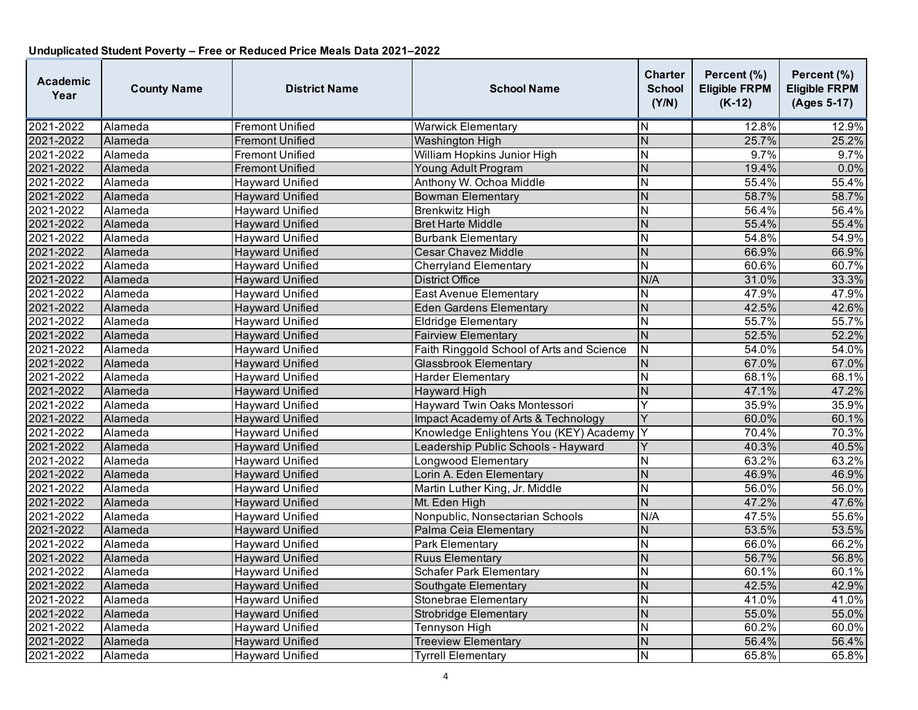**Unduplicated Student Poverty – Free or Reduced Price Meals Data 2021–2022**

| Academic Year | County Name | District Name | School Name | Charter School (Y/N) | Percent (%) Eligible FRPM (K-12) | Percent (%) Eligible FRPM (Ages 5-17) |
|---|---|---|---|---|---|---|
| 2021-2022 | Alameda | Fremont Unified | Warwick Elementary | N | 12.8% | 12.9% |
| 2021-2022 | Alameda | Fremont Unified | Washington High | N | 25.7% | 25.2% |
| 2021-2022 | Alameda | Fremont Unified | William Hopkins Junior High | N | 9.7% | 9.7% |
| 2021-2022 | Alameda | Fremont Unified | Young Adult Program | N | 19.4% | 0.0% |
| 2021-2022 | Alameda | Hayward Unified | Anthony W. Ochoa Middle | N | 55.4% | 55.4% |
| 2021-2022 | Alameda | Hayward Unified | Bowman Elementary | N | 58.7% | 58.7% |
| 2021-2022 | Alameda | Hayward Unified | Brenkwitz High | N | 56.4% | 56.4% |
| 2021-2022 | Alameda | Hayward Unified | Bret Harte Middle | N | 55.4% | 55.4% |
| 2021-2022 | Alameda | Hayward Unified | Burbank Elementary | N | 54.8% | 54.9% |
| 2021-2022 | Alameda | Hayward Unified | Cesar Chavez Middle | N | 66.9% | 66.9% |
| 2021-2022 | Alameda | Hayward Unified | Cherryland Elementary | N | 60.6% | 60.7% |
| 2021-2022 | Alameda | Hayward Unified | District Office | N/A | 31.0% | 33.3% |
| 2021-2022 | Alameda | Hayward Unified | East Avenue Elementary | N | 47.9% | 47.9% |
| 2021-2022 | Alameda | Hayward Unified | Eden Gardens Elementary | N | 42.5% | 42.6% |
| 2021-2022 | Alameda | Hayward Unified | Eldridge Elementary | N | 55.7% | 55.7% |
| 2021-2022 | Alameda | Hayward Unified | Fairview Elementary | N | 52.5% | 52.2% |
| 2021-2022 | Alameda | Hayward Unified | Faith Ringgold School of Arts and Science | N | 54.0% | 54.0% |
| 2021-2022 | Alameda | Hayward Unified | Glassbrook Elementary | N | 67.0% | 67.0% |
| 2021-2022 | Alameda | Hayward Unified | Harder Elementary | N | 68.1% | 68.1% |
| 2021-2022 | Alameda | Hayward Unified | Hayward High | N | 47.1% | 47.2% |
| 2021-2022 | Alameda | Hayward Unified | Hayward Twin Oaks Montessori | Y | 35.9% | 35.9% |
| 2021-2022 | Alameda | Hayward Unified | Impact Academy of Arts & Technology | Y | 60.0% | 60.1% |
| 2021-2022 | Alameda | Hayward Unified | Knowledge Enlightens You (KEY) Academy | Y | 70.4% | 70.3% |
| 2021-2022 | Alameda | Hayward Unified | Leadership Public Schools - Hayward | Y | 40.3% | 40.5% |
| 2021-2022 | Alameda | Hayward Unified | Longwood Elementary | N | 63.2% | 63.2% |
| 2021-2022 | Alameda | Hayward Unified | Lorin A. Eden Elementary | N | 46.9% | 46.9% |
| 2021-2022 | Alameda | Hayward Unified | Martin Luther King, Jr. Middle | N | 56.0% | 56.0% |
| 2021-2022 | Alameda | Hayward Unified | Mt. Eden High | N | 47.2% | 47.6% |
| 2021-2022 | Alameda | Hayward Unified | Nonpublic, Nonsectarian Schools | N/A | 47.5% | 55.6% |
| 2021-2022 | Alameda | Hayward Unified | Palma Ceia Elementary | N | 53.5% | 53.5% |
| 2021-2022 | Alameda | Hayward Unified | Park Elementary | N | 66.0% | 66.2% |
| 2021-2022 | Alameda | Hayward Unified | Ruus Elementary | N | 56.7% | 56.8% |
| 2021-2022 | Alameda | Hayward Unified | Schafer Park Elementary | N | 60.1% | 60.1% |
| 2021-2022 | Alameda | Hayward Unified | Southgate Elementary | N | 42.5% | 42.9% |
| 2021-2022 | Alameda | Hayward Unified | Stonebrae Elementary | N | 41.0% | 41.0% |
| 2021-2022 | Alameda | Hayward Unified | Strobridge Elementary | N | 55.0% | 55.0% |
| 2021-2022 | Alameda | Hayward Unified | Tennyson High | N | 60.2% | 60.0% |
| 2021-2022 | Alameda | Hayward Unified | Treeview Elementary | N | 56.4% | 56.4% |
| 2021-2022 | Alameda | Hayward Unified | Tyrrell Elementary | N | 65.8% | 65.8% |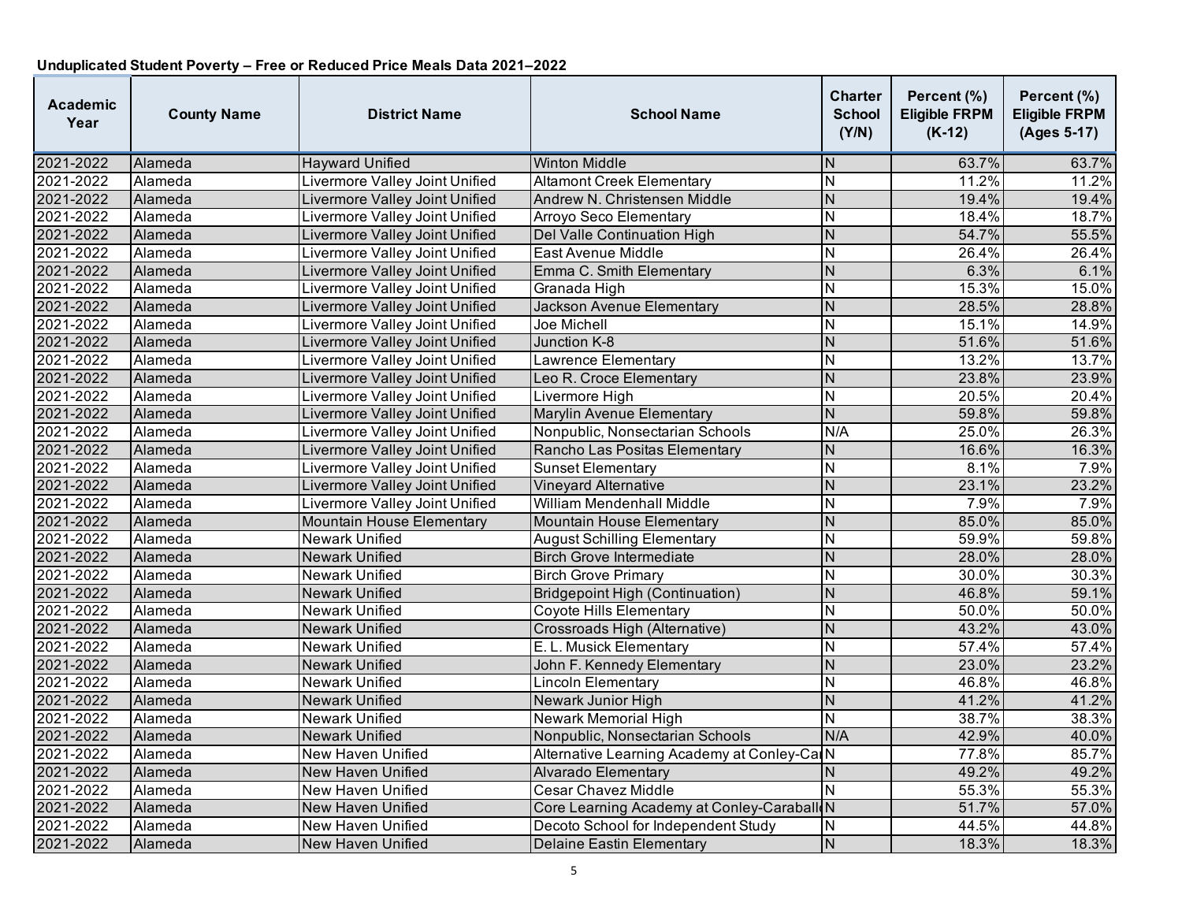**Unduplicated Student Poverty – Free or Reduced Price Meals Data 2021–2022**

| Academic Year | County Name | District Name | School Name | Charter School (Y/N) | Percent (%) Eligible FRPM (K-12) | Percent (%) Eligible FRPM (Ages 5-17) |
|---|---|---|---|---|---|---|
| 2021-2022 | Alameda | Hayward Unified | Winton Middle | N | 63.7% | 63.7% |
| 2021-2022 | Alameda | Livermore Valley Joint Unified | Altamont Creek Elementary | N | 11.2% | 11.2% |
| 2021-2022 | Alameda | Livermore Valley Joint Unified | Andrew N. Christensen Middle | N | 19.4% | 19.4% |
| 2021-2022 | Alameda | Livermore Valley Joint Unified | Arroyo Seco Elementary | N | 18.4% | 18.7% |
| 2021-2022 | Alameda | Livermore Valley Joint Unified | Del Valle Continuation High | N | 54.7% | 55.5% |
| 2021-2022 | Alameda | Livermore Valley Joint Unified | East Avenue Middle | N | 26.4% | 26.4% |
| 2021-2022 | Alameda | Livermore Valley Joint Unified | Emma C. Smith Elementary | N | 6.3% | 6.1% |
| 2021-2022 | Alameda | Livermore Valley Joint Unified | Granada High | N | 15.3% | 15.0% |
| 2021-2022 | Alameda | Livermore Valley Joint Unified | Jackson Avenue Elementary | N | 28.5% | 28.8% |
| 2021-2022 | Alameda | Livermore Valley Joint Unified | Joe Michell | N | 15.1% | 14.9% |
| 2021-2022 | Alameda | Livermore Valley Joint Unified | Junction K-8 | N | 51.6% | 51.6% |
| 2021-2022 | Alameda | Livermore Valley Joint Unified | Lawrence Elementary | N | 13.2% | 13.7% |
| 2021-2022 | Alameda | Livermore Valley Joint Unified | Leo R. Croce Elementary | N | 23.8% | 23.9% |
| 2021-2022 | Alameda | Livermore Valley Joint Unified | Livermore High | N | 20.5% | 20.4% |
| 2021-2022 | Alameda | Livermore Valley Joint Unified | Marylin Avenue Elementary | N | 59.8% | 59.8% |
| 2021-2022 | Alameda | Livermore Valley Joint Unified | Nonpublic, Nonsectarian Schools | N/A | 25.0% | 26.3% |
| 2021-2022 | Alameda | Livermore Valley Joint Unified | Rancho Las Positas Elementary | N | 16.6% | 16.3% |
| 2021-2022 | Alameda | Livermore Valley Joint Unified | Sunset Elementary | N | 8.1% | 7.9% |
| 2021-2022 | Alameda | Livermore Valley Joint Unified | Vineyard Alternative | N | 23.1% | 23.2% |
| 2021-2022 | Alameda | Livermore Valley Joint Unified | William Mendenhall Middle | N | 7.9% | 7.9% |
| 2021-2022 | Alameda | Mountain House Elementary | Mountain House Elementary | N | 85.0% | 85.0% |
| 2021-2022 | Alameda | Newark Unified | August Schilling Elementary | N | 59.9% | 59.8% |
| 2021-2022 | Alameda | Newark Unified | Birch Grove Intermediate | N | 28.0% | 28.0% |
| 2021-2022 | Alameda | Newark Unified | Birch Grove Primary | N | 30.0% | 30.3% |
| 2021-2022 | Alameda | Newark Unified | Bridgepoint High (Continuation) | N | 46.8% | 59.1% |
| 2021-2022 | Alameda | Newark Unified | Coyote Hills Elementary | N | 50.0% | 50.0% |
| 2021-2022 | Alameda | Newark Unified | Crossroads High (Alternative) | N | 43.2% | 43.0% |
| 2021-2022 | Alameda | Newark Unified | E. L. Musick Elementary | N | 57.4% | 57.4% |
| 2021-2022 | Alameda | Newark Unified | John F. Kennedy Elementary | N | 23.0% | 23.2% |
| 2021-2022 | Alameda | Newark Unified | Lincoln Elementary | N | 46.8% | 46.8% |
| 2021-2022 | Alameda | Newark Unified | Newark Junior High | N | 41.2% | 41.2% |
| 2021-2022 | Alameda | Newark Unified | Newark Memorial High | N | 38.7% | 38.3% |
| 2021-2022 | Alameda | Newark Unified | Nonpublic, Nonsectarian Schools | N/A | 42.9% | 40.0% |
| 2021-2022 | Alameda | New Haven Unified | Alternative Learning Academy at Conley-Ca | N | 77.8% | 85.7% |
| 2021-2022 | Alameda | New Haven Unified | Alvarado Elementary | N | 49.2% | 49.2% |
| 2021-2022 | Alameda | New Haven Unified | Cesar Chavez Middle | N | 55.3% | 55.3% |
| 2021-2022 | Alameda | New Haven Unified | Core Learning Academy at Conley-Caraball | N | 51.7% | 57.0% |
| 2021-2022 | Alameda | New Haven Unified | Decoto School for Independent Study | N | 44.5% | 44.8% |
| 2021-2022 | Alameda | New Haven Unified | Delaine Eastin Elementary | N | 18.3% | 18.3% |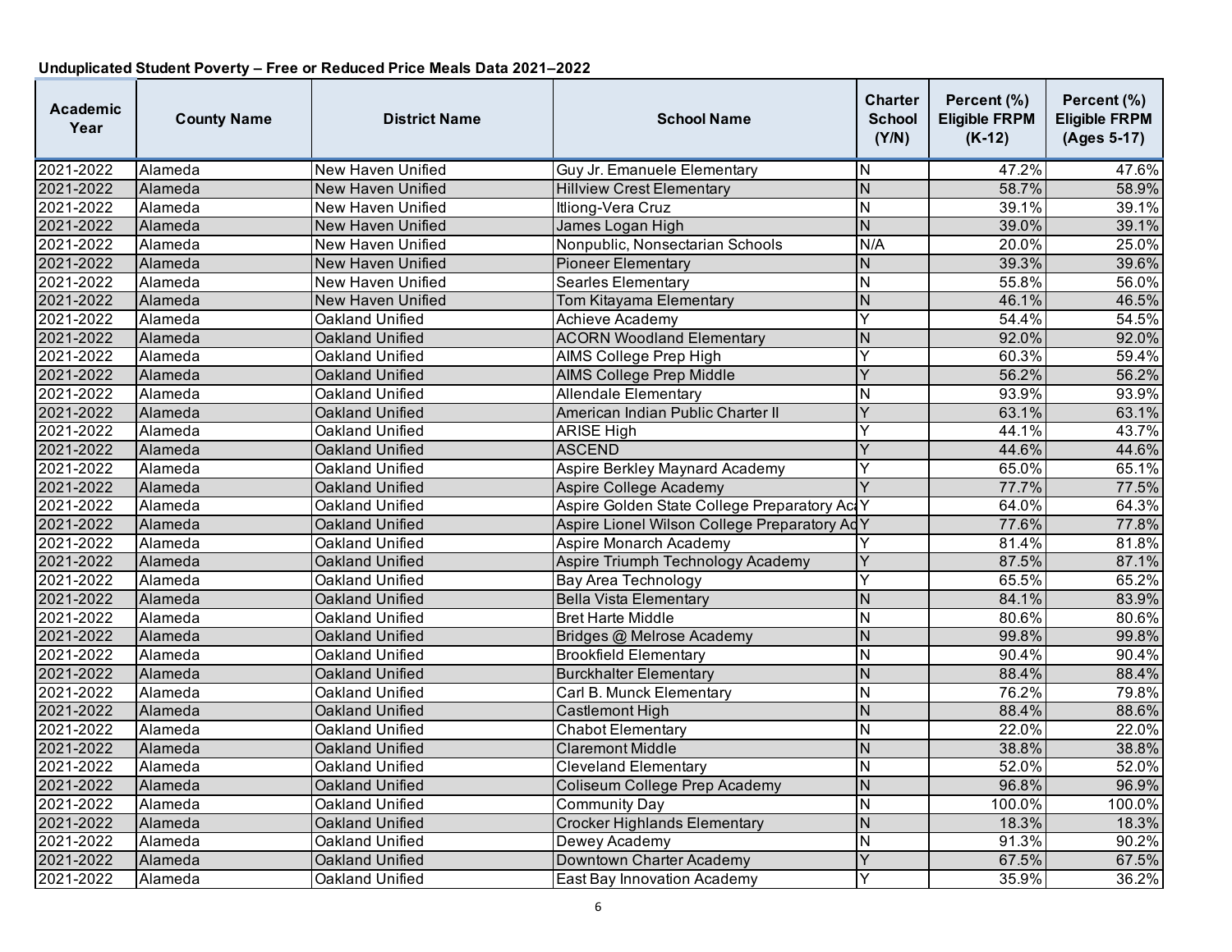**Unduplicated Student Poverty – Free or Reduced Price Meals Data 2021–2022**

| Academic Year | County Name | District Name | School Name | Charter School (Y/N) | Percent (%) Eligible FRPM (K-12) | Percent (%) Eligible FRPM (Ages 5-17) |
|---|---|---|---|---|---|---|
| 2021-2022 | Alameda | New Haven Unified | Guy Jr. Emanuele Elementary | N | 47.2% | 47.6% |
| 2021-2022 | Alameda | New Haven Unified | Hillview Crest Elementary | N | 58.7% | 58.9% |
| 2021-2022 | Alameda | New Haven Unified | Itliong-Vera Cruz | N | 39.1% | 39.1% |
| 2021-2022 | Alameda | New Haven Unified | James Logan High | N | 39.0% | 39.1% |
| 2021-2022 | Alameda | New Haven Unified | Nonpublic, Nonsectarian Schools | N/A | 20.0% | 25.0% |
| 2021-2022 | Alameda | New Haven Unified | Pioneer Elementary | N | 39.3% | 39.6% |
| 2021-2022 | Alameda | New Haven Unified | Searles Elementary | N | 55.8% | 56.0% |
| 2021-2022 | Alameda | New Haven Unified | Tom Kitayama Elementary | N | 46.1% | 46.5% |
| 2021-2022 | Alameda | Oakland Unified | Achieve Academy | Y | 54.4% | 54.5% |
| 2021-2022 | Alameda | Oakland Unified | ACORN Woodland Elementary | N | 92.0% | 92.0% |
| 2021-2022 | Alameda | Oakland Unified | AIMS College Prep High | Y | 60.3% | 59.4% |
| 2021-2022 | Alameda | Oakland Unified | AIMS College Prep Middle | Y | 56.2% | 56.2% |
| 2021-2022 | Alameda | Oakland Unified | Allendale Elementary | N | 93.9% | 93.9% |
| 2021-2022 | Alameda | Oakland Unified | American Indian Public Charter II | Y | 63.1% | 63.1% |
| 2021-2022 | Alameda | Oakland Unified | ARISE High | Y | 44.1% | 43.7% |
| 2021-2022 | Alameda | Oakland Unified | ASCEND | Y | 44.6% | 44.6% |
| 2021-2022 | Alameda | Oakland Unified | Aspire Berkley Maynard Academy | Y | 65.0% | 65.1% |
| 2021-2022 | Alameda | Oakland Unified | Aspire College Academy | Y | 77.7% | 77.5% |
| 2021-2022 | Alameda | Oakland Unified | Aspire Golden State College Preparatory Ac | Y | 64.0% | 64.3% |
| 2021-2022 | Alameda | Oakland Unified | Aspire Lionel Wilson College Preparatory Ac | Y | 77.6% | 77.8% |
| 2021-2022 | Alameda | Oakland Unified | Aspire Monarch Academy | Y | 81.4% | 81.8% |
| 2021-2022 | Alameda | Oakland Unified | Aspire Triumph Technology Academy | Y | 87.5% | 87.1% |
| 2021-2022 | Alameda | Oakland Unified | Bay Area Technology | Y | 65.5% | 65.2% |
| 2021-2022 | Alameda | Oakland Unified | Bella Vista Elementary | N | 84.1% | 83.9% |
| 2021-2022 | Alameda | Oakland Unified | Bret Harte Middle | N | 80.6% | 80.6% |
| 2021-2022 | Alameda | Oakland Unified | Bridges @ Melrose Academy | N | 99.8% | 99.8% |
| 2021-2022 | Alameda | Oakland Unified | Brookfield Elementary | N | 90.4% | 90.4% |
| 2021-2022 | Alameda | Oakland Unified | Burckhalter Elementary | N | 88.4% | 88.4% |
| 2021-2022 | Alameda | Oakland Unified | Carl B. Munck Elementary | N | 76.2% | 79.8% |
| 2021-2022 | Alameda | Oakland Unified | Castlemont High | N | 88.4% | 88.6% |
| 2021-2022 | Alameda | Oakland Unified | Chabot Elementary | N | 22.0% | 22.0% |
| 2021-2022 | Alameda | Oakland Unified | Claremont Middle | N | 38.8% | 38.8% |
| 2021-2022 | Alameda | Oakland Unified | Cleveland Elementary | N | 52.0% | 52.0% |
| 2021-2022 | Alameda | Oakland Unified | Coliseum College Prep Academy | N | 96.8% | 96.9% |
| 2021-2022 | Alameda | Oakland Unified | Community Day | N | 100.0% | 100.0% |
| 2021-2022 | Alameda | Oakland Unified | Crocker Highlands Elementary | N | 18.3% | 18.3% |
| 2021-2022 | Alameda | Oakland Unified | Dewey Academy | N | 91.3% | 90.2% |
| 2021-2022 | Alameda | Oakland Unified | Downtown Charter Academy | Y | 67.5% | 67.5% |
| 2021-2022 | Alameda | Oakland Unified | East Bay Innovation Academy | Y | 35.9% | 36.2% |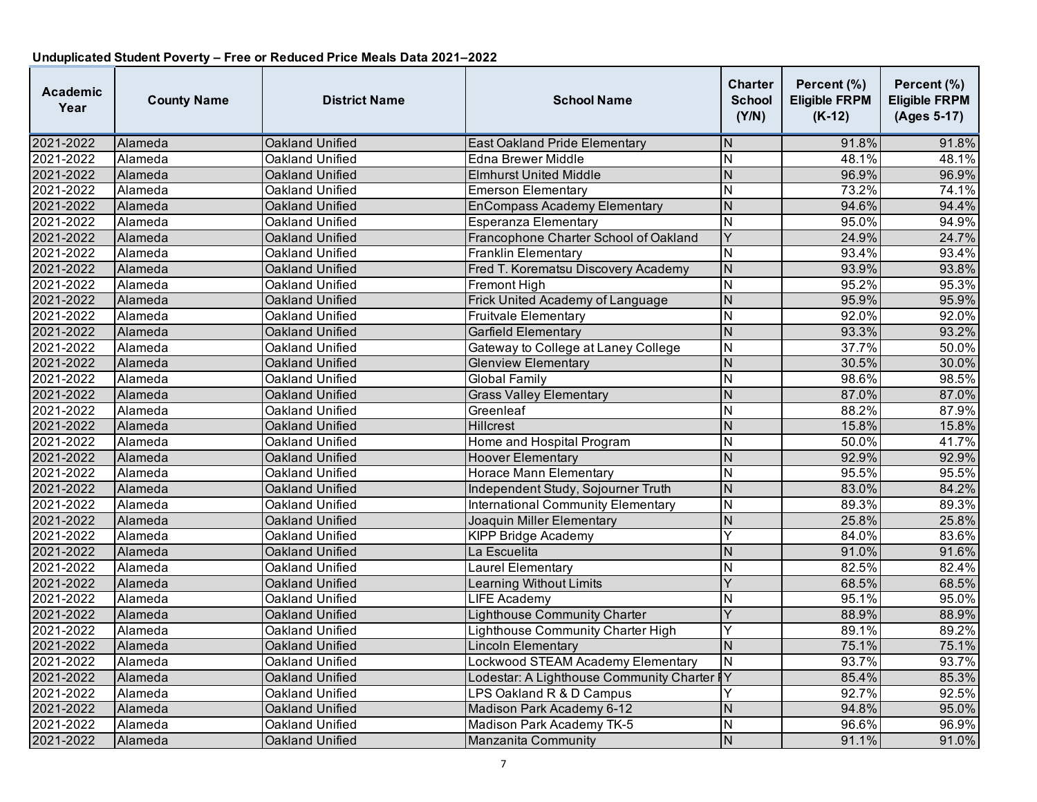**Unduplicated Student Poverty – Free or Reduced Price Meals Data 2021–2022**

| Academic Year | County Name | District Name | School Name | Charter School (Y/N) | Percent (%) Eligible FRPM (K-12) | Percent (%) Eligible FRPM (Ages 5-17) |
|---|---|---|---|---|---|---|
| 2021-2022 | Alameda | Oakland Unified | East Oakland Pride Elementary | N | 91.8% | 91.8% |
| 2021-2022 | Alameda | Oakland Unified | Edna Brewer Middle | N | 48.1% | 48.1% |
| 2021-2022 | Alameda | Oakland Unified | Elmhurst United Middle | N | 96.9% | 96.9% |
| 2021-2022 | Alameda | Oakland Unified | Emerson Elementary | N | 73.2% | 74.1% |
| 2021-2022 | Alameda | Oakland Unified | EnCompass Academy Elementary | N | 94.6% | 94.4% |
| 2021-2022 | Alameda | Oakland Unified | Esperanza Elementary | N | 95.0% | 94.9% |
| 2021-2022 | Alameda | Oakland Unified | Francophone Charter School of Oakland | Y | 24.9% | 24.7% |
| 2021-2022 | Alameda | Oakland Unified | Franklin Elementary | N | 93.4% | 93.4% |
| 2021-2022 | Alameda | Oakland Unified | Fred T. Korematsu Discovery Academy | N | 93.9% | 93.8% |
| 2021-2022 | Alameda | Oakland Unified | Fremont High | N | 95.2% | 95.3% |
| 2021-2022 | Alameda | Oakland Unified | Frick United Academy of Language | N | 95.9% | 95.9% |
| 2021-2022 | Alameda | Oakland Unified | Fruitvale Elementary | N | 92.0% | 92.0% |
| 2021-2022 | Alameda | Oakland Unified | Garfield Elementary | N | 93.3% | 93.2% |
| 2021-2022 | Alameda | Oakland Unified | Gateway to College at Laney College | N | 37.7% | 50.0% |
| 2021-2022 | Alameda | Oakland Unified | Glenview Elementary | N | 30.5% | 30.0% |
| 2021-2022 | Alameda | Oakland Unified | Global Family | N | 98.6% | 98.5% |
| 2021-2022 | Alameda | Oakland Unified | Grass Valley Elementary | N | 87.0% | 87.0% |
| 2021-2022 | Alameda | Oakland Unified | Greenleaf | N | 88.2% | 87.9% |
| 2021-2022 | Alameda | Oakland Unified | Hillcrest | N | 15.8% | 15.8% |
| 2021-2022 | Alameda | Oakland Unified | Home and Hospital Program | N | 50.0% | 41.7% |
| 2021-2022 | Alameda | Oakland Unified | Hoover Elementary | N | 92.9% | 92.9% |
| 2021-2022 | Alameda | Oakland Unified | Horace Mann Elementary | N | 95.5% | 95.5% |
| 2021-2022 | Alameda | Oakland Unified | Independent Study, Sojourner Truth | N | 83.0% | 84.2% |
| 2021-2022 | Alameda | Oakland Unified | International Community Elementary | N | 89.3% | 89.3% |
| 2021-2022 | Alameda | Oakland Unified | Joaquin Miller Elementary | N | 25.8% | 25.8% |
| 2021-2022 | Alameda | Oakland Unified | KIPP Bridge Academy | Y | 84.0% | 83.6% |
| 2021-2022 | Alameda | Oakland Unified | La Escuelita | N | 91.0% | 91.6% |
| 2021-2022 | Alameda | Oakland Unified | Laurel Elementary | N | 82.5% | 82.4% |
| 2021-2022 | Alameda | Oakland Unified | Learning Without Limits | Y | 68.5% | 68.5% |
| 2021-2022 | Alameda | Oakland Unified | LIFE Academy | N | 95.1% | 95.0% |
| 2021-2022 | Alameda | Oakland Unified | Lighthouse Community Charter | Y | 88.9% | 88.9% |
| 2021-2022 | Alameda | Oakland Unified | Lighthouse Community Charter High | Y | 89.1% | 89.2% |
| 2021-2022 | Alameda | Oakland Unified | Lincoln Elementary | N | 75.1% | 75.1% |
| 2021-2022 | Alameda | Oakland Unified | Lockwood STEAM Academy Elementary | N | 93.7% | 93.7% |
| 2021-2022 | Alameda | Oakland Unified | Lodestar: A Lighthouse Community Charter P | Y | 85.4% | 85.3% |
| 2021-2022 | Alameda | Oakland Unified | LPS Oakland R & D Campus | Y | 92.7% | 92.5% |
| 2021-2022 | Alameda | Oakland Unified | Madison Park Academy 6-12 | N | 94.8% | 95.0% |
| 2021-2022 | Alameda | Oakland Unified | Madison Park Academy TK-5 | N | 96.6% | 96.9% |
| 2021-2022 | Alameda | Oakland Unified | Manzanita Community | N | 91.1% | 91.0% |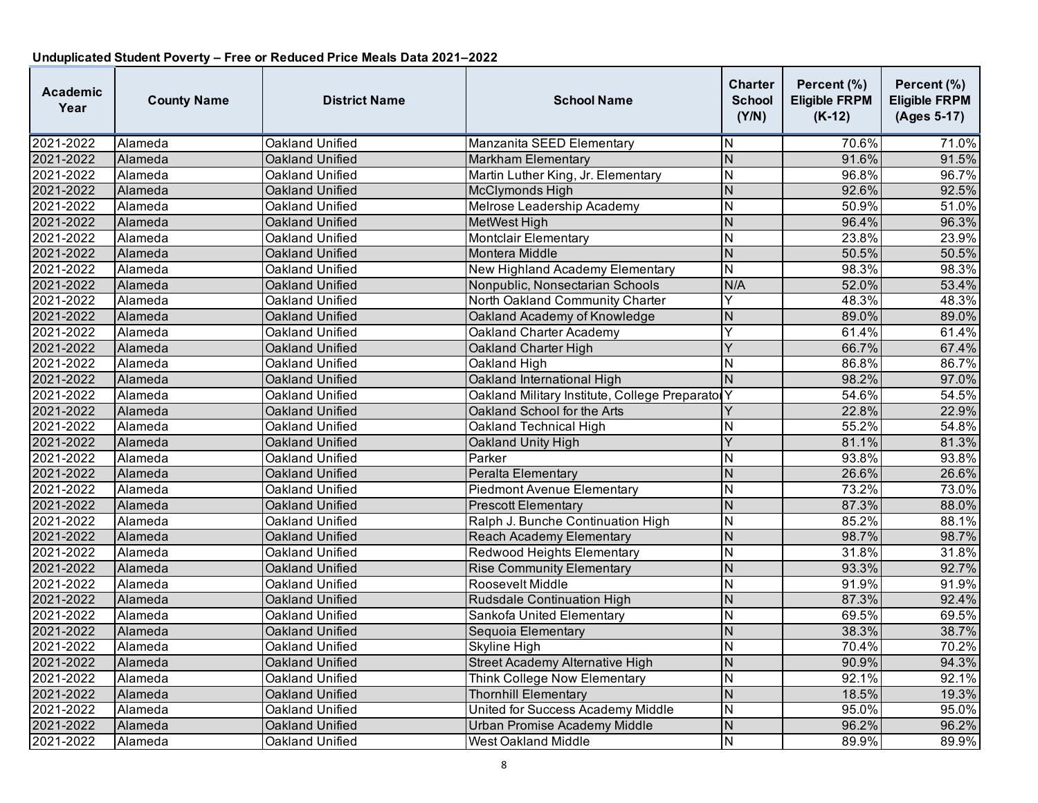**Unduplicated Student Poverty – Free or Reduced Price Meals Data 2021–2022**

| Academic Year | County Name | District Name | School Name | Charter School (Y/N) | Percent (%) Eligible FRPM (K-12) | Percent (%) Eligible FRPM (Ages 5-17) |
|---|---|---|---|---|---|---|
| 2021-2022 | Alameda | Oakland Unified | Manzanita SEED Elementary | N | 70.6% | 71.0% |
| 2021-2022 | Alameda | Oakland Unified | Markham Elementary | N | 91.6% | 91.5% |
| 2021-2022 | Alameda | Oakland Unified | Martin Luther King, Jr. Elementary | N | 96.8% | 96.7% |
| 2021-2022 | Alameda | Oakland Unified | McClymonds High | N | 92.6% | 92.5% |
| 2021-2022 | Alameda | Oakland Unified | Melrose Leadership Academy | N | 50.9% | 51.0% |
| 2021-2022 | Alameda | Oakland Unified | MetWest High | N | 96.4% | 96.3% |
| 2021-2022 | Alameda | Oakland Unified | Montclair Elementary | N | 23.8% | 23.9% |
| 2021-2022 | Alameda | Oakland Unified | Montera Middle | N | 50.5% | 50.5% |
| 2021-2022 | Alameda | Oakland Unified | New Highland Academy Elementary | N | 98.3% | 98.3% |
| 2021-2022 | Alameda | Oakland Unified | Nonpublic, Nonsectarian Schools | N/A | 52.0% | 53.4% |
| 2021-2022 | Alameda | Oakland Unified | North Oakland Community Charter | Y | 48.3% | 48.3% |
| 2021-2022 | Alameda | Oakland Unified | Oakland Academy of Knowledge | N | 89.0% | 89.0% |
| 2021-2022 | Alameda | Oakland Unified | Oakland Charter Academy | Y | 61.4% | 61.4% |
| 2021-2022 | Alameda | Oakland Unified | Oakland Charter High | Y | 66.7% | 67.4% |
| 2021-2022 | Alameda | Oakland Unified | Oakland High | N | 86.8% | 86.7% |
| 2021-2022 | Alameda | Oakland Unified | Oakland International High | N | 98.2% | 97.0% |
| 2021-2022 | Alameda | Oakland Unified | Oakland Military Institute, College Preparator | Y | 54.6% | 54.5% |
| 2021-2022 | Alameda | Oakland Unified | Oakland School for the Arts | Y | 22.8% | 22.9% |
| 2021-2022 | Alameda | Oakland Unified | Oakland Technical High | N | 55.2% | 54.8% |
| 2021-2022 | Alameda | Oakland Unified | Oakland Unity High | Y | 81.1% | 81.3% |
| 2021-2022 | Alameda | Oakland Unified | Parker | N | 93.8% | 93.8% |
| 2021-2022 | Alameda | Oakland Unified | Peralta Elementary | N | 26.6% | 26.6% |
| 2021-2022 | Alameda | Oakland Unified | Piedmont Avenue Elementary | N | 73.2% | 73.0% |
| 2021-2022 | Alameda | Oakland Unified | Prescott Elementary | N | 87.3% | 88.0% |
| 2021-2022 | Alameda | Oakland Unified | Ralph J. Bunche Continuation High | N | 85.2% | 88.1% |
| 2021-2022 | Alameda | Oakland Unified | Reach Academy Elementary | N | 98.7% | 98.7% |
| 2021-2022 | Alameda | Oakland Unified | Redwood Heights Elementary | N | 31.8% | 31.8% |
| 2021-2022 | Alameda | Oakland Unified | Rise Community Elementary | N | 93.3% | 92.7% |
| 2021-2022 | Alameda | Oakland Unified | Roosevelt Middle | N | 91.9% | 91.9% |
| 2021-2022 | Alameda | Oakland Unified | Rudsdale Continuation High | N | 87.3% | 92.4% |
| 2021-2022 | Alameda | Oakland Unified | Sankofa United Elementary | N | 69.5% | 69.5% |
| 2021-2022 | Alameda | Oakland Unified | Sequoia Elementary | N | 38.3% | 38.7% |
| 2021-2022 | Alameda | Oakland Unified | Skyline High | N | 70.4% | 70.2% |
| 2021-2022 | Alameda | Oakland Unified | Street Academy Alternative High | N | 90.9% | 94.3% |
| 2021-2022 | Alameda | Oakland Unified | Think College Now Elementary | N | 92.1% | 92.1% |
| 2021-2022 | Alameda | Oakland Unified | Thornhill Elementary | N | 18.5% | 19.3% |
| 2021-2022 | Alameda | Oakland Unified | United for Success Academy Middle | N | 95.0% | 95.0% |
| 2021-2022 | Alameda | Oakland Unified | Urban Promise Academy Middle | N | 96.2% | 96.2% |
| 2021-2022 | Alameda | Oakland Unified | West Oakland Middle | N | 89.9% | 89.9% |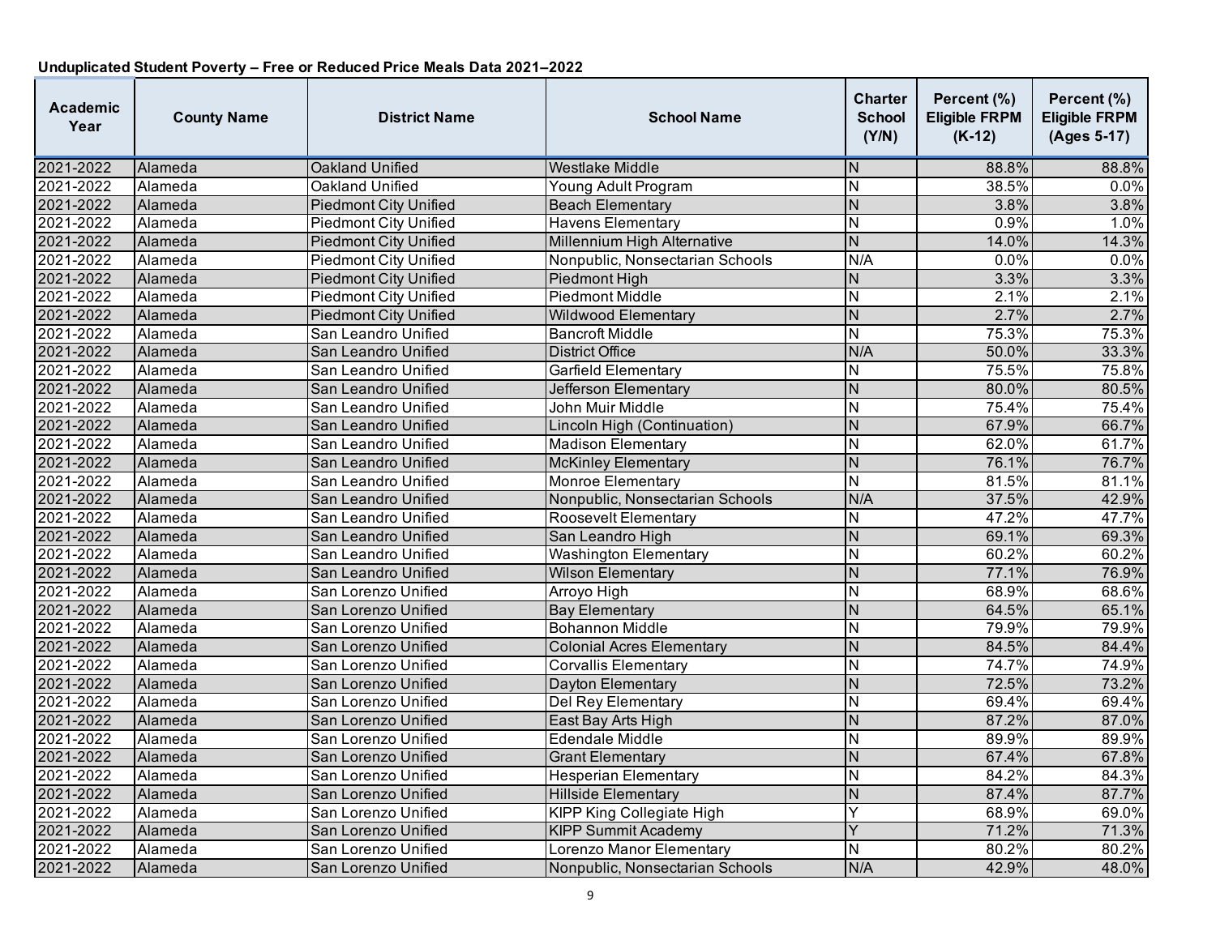**Unduplicated Student Poverty – Free or Reduced Price Meals Data 2021–2022**

| Academic Year | County Name | District Name | School Name | Charter School (Y/N) | Percent (%) Eligible FRPM (K-12) | Percent (%) Eligible FRPM (Ages 5-17) |
|---|---|---|---|---|---|---|
| 2021-2022 | Alameda | Oakland Unified | Westlake Middle | N | 88.8% | 88.8% |
| 2021-2022 | Alameda | Oakland Unified | Young Adult Program | N | 38.5% | 0.0% |
| 2021-2022 | Alameda | Piedmont City Unified | Beach Elementary | N | 3.8% | 3.8% |
| 2021-2022 | Alameda | Piedmont City Unified | Havens Elementary | N | 0.9% | 1.0% |
| 2021-2022 | Alameda | Piedmont City Unified | Millennium High Alternative | N | 14.0% | 14.3% |
| 2021-2022 | Alameda | Piedmont City Unified | Nonpublic, Nonsectarian Schools | N/A | 0.0% | 0.0% |
| 2021-2022 | Alameda | Piedmont City Unified | Piedmont High | N | 3.3% | 3.3% |
| 2021-2022 | Alameda | Piedmont City Unified | Piedmont Middle | N | 2.1% | 2.1% |
| 2021-2022 | Alameda | Piedmont City Unified | Wildwood Elementary | N | 2.7% | 2.7% |
| 2021-2022 | Alameda | San Leandro Unified | Bancroft Middle | N | 75.3% | 75.3% |
| 2021-2022 | Alameda | San Leandro Unified | District Office | N/A | 50.0% | 33.3% |
| 2021-2022 | Alameda | San Leandro Unified | Garfield Elementary | N | 75.5% | 75.8% |
| 2021-2022 | Alameda | San Leandro Unified | Jefferson Elementary | N | 80.0% | 80.5% |
| 2021-2022 | Alameda | San Leandro Unified | John Muir Middle | N | 75.4% | 75.4% |
| 2021-2022 | Alameda | San Leandro Unified | Lincoln High (Continuation) | N | 67.9% | 66.7% |
| 2021-2022 | Alameda | San Leandro Unified | Madison Elementary | N | 62.0% | 61.7% |
| 2021-2022 | Alameda | San Leandro Unified | McKinley Elementary | N | 76.1% | 76.7% |
| 2021-2022 | Alameda | San Leandro Unified | Monroe Elementary | N | 81.5% | 81.1% |
| 2021-2022 | Alameda | San Leandro Unified | Nonpublic, Nonsectarian Schools | N/A | 37.5% | 42.9% |
| 2021-2022 | Alameda | San Leandro Unified | Roosevelt Elementary | N | 47.2% | 47.7% |
| 2021-2022 | Alameda | San Leandro Unified | San Leandro High | N | 69.1% | 69.3% |
| 2021-2022 | Alameda | San Leandro Unified | Washington Elementary | N | 60.2% | 60.2% |
| 2021-2022 | Alameda | San Leandro Unified | Wilson Elementary | N | 77.1% | 76.9% |
| 2021-2022 | Alameda | San Lorenzo Unified | Arroyo High | N | 68.9% | 68.6% |
| 2021-2022 | Alameda | San Lorenzo Unified | Bay Elementary | N | 64.5% | 65.1% |
| 2021-2022 | Alameda | San Lorenzo Unified | Bohannon Middle | N | 79.9% | 79.9% |
| 2021-2022 | Alameda | San Lorenzo Unified | Colonial Acres Elementary | N | 84.5% | 84.4% |
| 2021-2022 | Alameda | San Lorenzo Unified | Corvallis Elementary | N | 74.7% | 74.9% |
| 2021-2022 | Alameda | San Lorenzo Unified | Dayton Elementary | N | 72.5% | 73.2% |
| 2021-2022 | Alameda | San Lorenzo Unified | Del Rey Elementary | N | 69.4% | 69.4% |
| 2021-2022 | Alameda | San Lorenzo Unified | East Bay Arts High | N | 87.2% | 87.0% |
| 2021-2022 | Alameda | San Lorenzo Unified | Edendale Middle | N | 89.9% | 89.9% |
| 2021-2022 | Alameda | San Lorenzo Unified | Grant Elementary | N | 67.4% | 67.8% |
| 2021-2022 | Alameda | San Lorenzo Unified | Hesperian Elementary | N | 84.2% | 84.3% |
| 2021-2022 | Alameda | San Lorenzo Unified | Hillside Elementary | N | 87.4% | 87.7% |
| 2021-2022 | Alameda | San Lorenzo Unified | KIPP King Collegiate High | Y | 68.9% | 69.0% |
| 2021-2022 | Alameda | San Lorenzo Unified | KIPP Summit Academy | Y | 71.2% | 71.3% |
| 2021-2022 | Alameda | San Lorenzo Unified | Lorenzo Manor Elementary | N | 80.2% | 80.2% |
| 2021-2022 | Alameda | San Lorenzo Unified | Nonpublic, Nonsectarian Schools | N/A | 42.9% | 48.0% |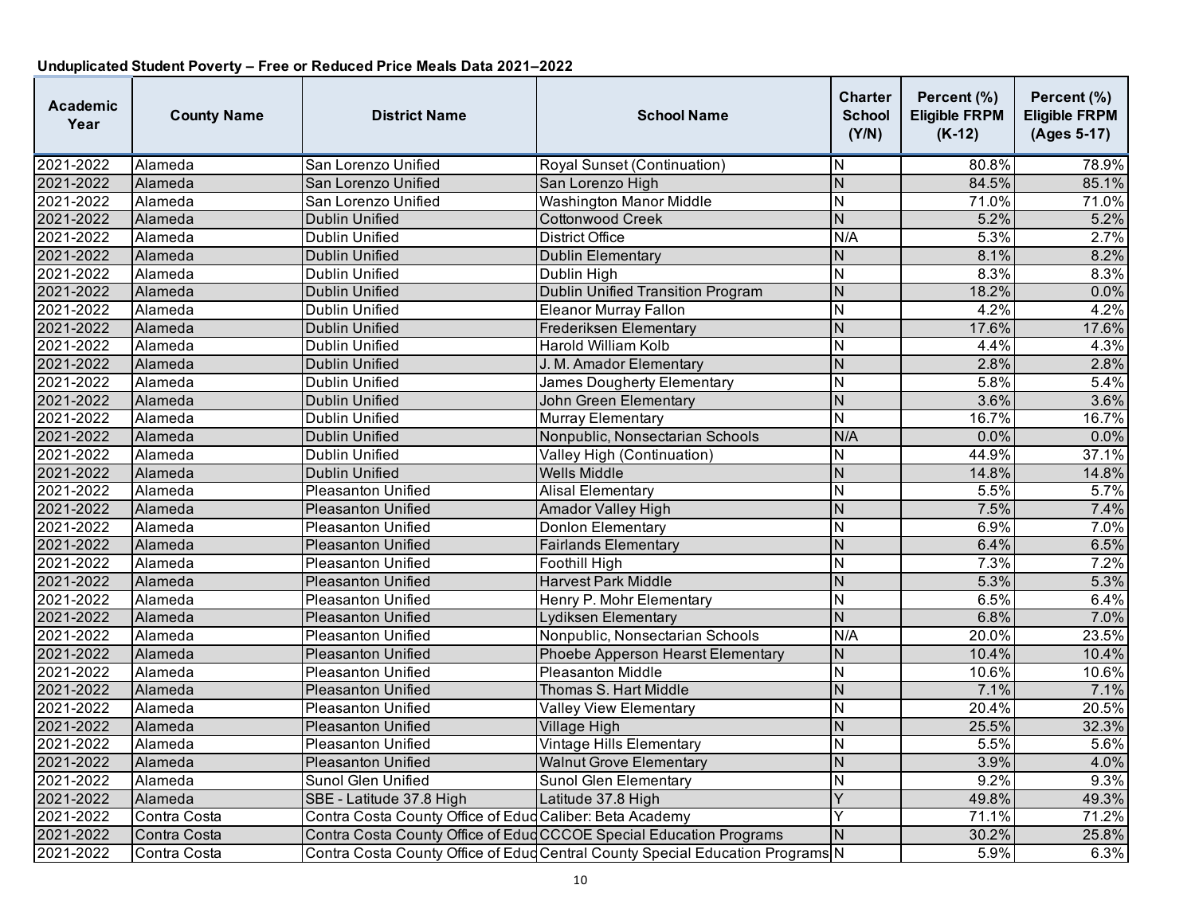**Unduplicated Student Poverty – Free or Reduced Price Meals Data 2021–2022**

| Academic Year | County Name | District Name | School Name | Charter School (Y/N) | Percent (%) Eligible FRPM (K-12) | Percent (%) Eligible FRPM (Ages 5-17) |
|---|---|---|---|---|---|---|
| 2021-2022 | Alameda | San Lorenzo Unified | Royal Sunset (Continuation) | N | 80.8% | 78.9% |
| 2021-2022 | Alameda | San Lorenzo Unified | San Lorenzo High | N | 84.5% | 85.1% |
| 2021-2022 | Alameda | San Lorenzo Unified | Washington Manor Middle | N | 71.0% | 71.0% |
| 2021-2022 | Alameda | Dublin Unified | Cottonwood Creek | N | 5.2% | 5.2% |
| 2021-2022 | Alameda | Dublin Unified | District Office | N/A | 5.3% | 2.7% |
| 2021-2022 | Alameda | Dublin Unified | Dublin Elementary | N | 8.1% | 8.2% |
| 2021-2022 | Alameda | Dublin Unified | Dublin High | N | 8.3% | 8.3% |
| 2021-2022 | Alameda | Dublin Unified | Dublin Unified Transition Program | N | 18.2% | 0.0% |
| 2021-2022 | Alameda | Dublin Unified | Eleanor Murray Fallon | N | 4.2% | 4.2% |
| 2021-2022 | Alameda | Dublin Unified | Frederiksen Elementary | N | 17.6% | 17.6% |
| 2021-2022 | Alameda | Dublin Unified | Harold William Kolb | N | 4.4% | 4.3% |
| 2021-2022 | Alameda | Dublin Unified | J. M. Amador Elementary | N | 2.8% | 2.8% |
| 2021-2022 | Alameda | Dublin Unified | James Dougherty Elementary | N | 5.8% | 5.4% |
| 2021-2022 | Alameda | Dublin Unified | John Green Elementary | N | 3.6% | 3.6% |
| 2021-2022 | Alameda | Dublin Unified | Murray Elementary | N | 16.7% | 16.7% |
| 2021-2022 | Alameda | Dublin Unified | Nonpublic, Nonsectarian Schools | N/A | 0.0% | 0.0% |
| 2021-2022 | Alameda | Dublin Unified | Valley High (Continuation) | N | 44.9% | 37.1% |
| 2021-2022 | Alameda | Dublin Unified | Wells Middle | N | 14.8% | 14.8% |
| 2021-2022 | Alameda | Pleasanton Unified | Alisal Elementary | N | 5.5% | 5.7% |
| 2021-2022 | Alameda | Pleasanton Unified | Amador Valley High | N | 7.5% | 7.4% |
| 2021-2022 | Alameda | Pleasanton Unified | Donlon Elementary | N | 6.9% | 7.0% |
| 2021-2022 | Alameda | Pleasanton Unified | Fairlands Elementary | N | 6.4% | 6.5% |
| 2021-2022 | Alameda | Pleasanton Unified | Foothill High | N | 7.3% | 7.2% |
| 2021-2022 | Alameda | Pleasanton Unified | Harvest Park Middle | N | 5.3% | 5.3% |
| 2021-2022 | Alameda | Pleasanton Unified | Henry P. Mohr Elementary | N | 6.5% | 6.4% |
| 2021-2022 | Alameda | Pleasanton Unified | Lydiksen Elementary | N | 6.8% | 7.0% |
| 2021-2022 | Alameda | Pleasanton Unified | Nonpublic, Nonsectarian Schools | N/A | 20.0% | 23.5% |
| 2021-2022 | Alameda | Pleasanton Unified | Phoebe Apperson Hearst Elementary | N | 10.4% | 10.4% |
| 2021-2022 | Alameda | Pleasanton Unified | Pleasanton Middle | N | 10.6% | 10.6% |
| 2021-2022 | Alameda | Pleasanton Unified | Thomas S. Hart Middle | N | 7.1% | 7.1% |
| 2021-2022 | Alameda | Pleasanton Unified | Valley View Elementary | N | 20.4% | 20.5% |
| 2021-2022 | Alameda | Pleasanton Unified | Village High | N | 25.5% | 32.3% |
| 2021-2022 | Alameda | Pleasanton Unified | Vintage Hills Elementary | N | 5.5% | 5.6% |
| 2021-2022 | Alameda | Pleasanton Unified | Walnut Grove Elementary | N | 3.9% | 4.0% |
| 2021-2022 | Alameda | Sunol Glen Unified | Sunol Glen Elementary | N | 9.2% | 9.3% |
| 2021-2022 | Alameda | SBE - Latitude 37.8 High | Latitude 37.8 High | Y | 49.8% | 49.3% |
| 2021-2022 | Contra Costa | Contra Costa County Office of Educ | Caliber: Beta Academy | Y | 71.1% | 71.2% |
| 2021-2022 | Contra Costa | Contra Costa County Office of Educ | CCCOE Special Education Programs | N | 30.2% | 25.8% |
| 2021-2022 | Contra Costa | Contra Costa County Office of Educ | Central County Special Education Programs | N | 5.9% | 6.3% |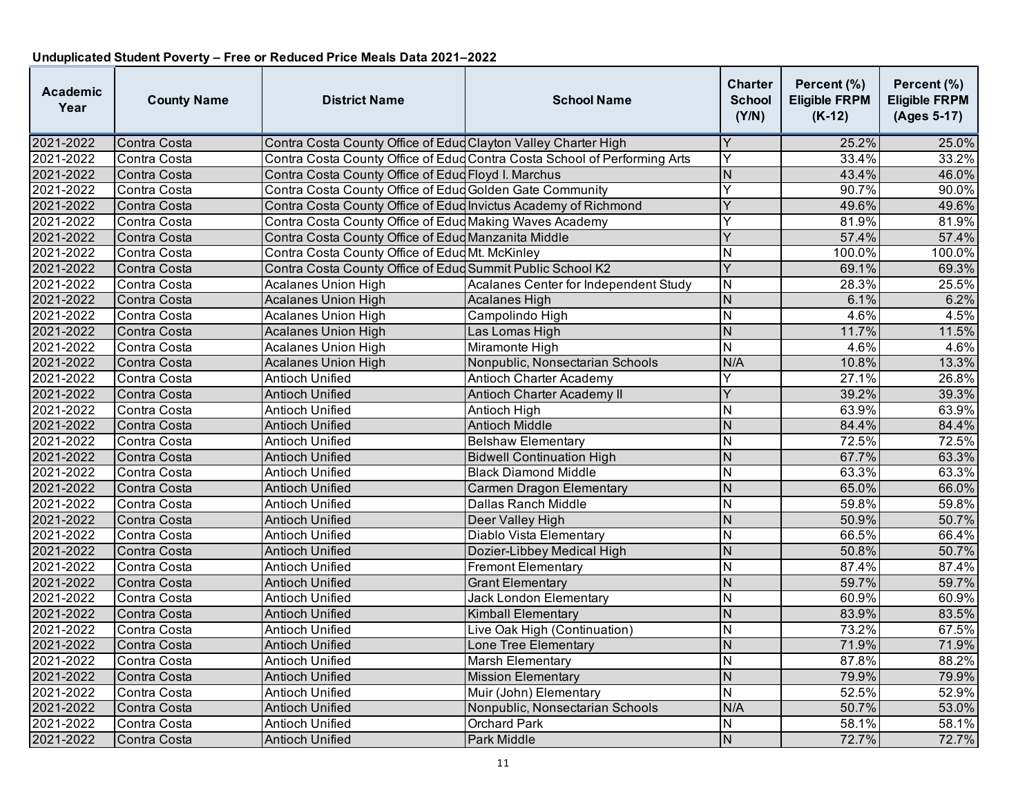**Unduplicated Student Poverty – Free or Reduced Price Meals Data 2021–2022**

| Academic Year | County Name | District Name | School Name | Charter School (Y/N) | Percent (%) Eligible FRPM (K-12) | Percent (%) Eligible FRPM (Ages 5-17) |
|---|---|---|---|---|---|---|
| 2021-2022 | Contra Costa | Contra Costa County Office of Educ | Clayton Valley Charter High | Y | 25.2% | 25.0% |
| 2021-2022 | Contra Costa | Contra Costa County Office of Educ | Contra Costa School of Performing Arts | Y | 33.4% | 33.2% |
| 2021-2022 | Contra Costa | Contra Costa County Office of Educ | Floyd I. Marchus | N | 43.4% | 46.0% |
| 2021-2022 | Contra Costa | Contra Costa County Office of Educ | Golden Gate Community | Y | 90.7% | 90.0% |
| 2021-2022 | Contra Costa | Contra Costa County Office of Educ | Invictus Academy of Richmond | Y | 49.6% | 49.6% |
| 2021-2022 | Contra Costa | Contra Costa County Office of Educ | Making Waves Academy | Y | 81.9% | 81.9% |
| 2021-2022 | Contra Costa | Contra Costa County Office of Educ | Manzanita Middle | Y | 57.4% | 57.4% |
| 2021-2022 | Contra Costa | Contra Costa County Office of Educ | Mt. McKinley | N | 100.0% | 100.0% |
| 2021-2022 | Contra Costa | Contra Costa County Office of Educ | Summit Public School K2 | Y | 69.1% | 69.3% |
| 2021-2022 | Contra Costa | Acalanes Union High | Acalanes Center for Independent Study | N | 28.3% | 25.5% |
| 2021-2022 | Contra Costa | Acalanes Union High | Acalanes High | N | 6.1% | 6.2% |
| 2021-2022 | Contra Costa | Acalanes Union High | Campolindo High | N | 4.6% | 4.5% |
| 2021-2022 | Contra Costa | Acalanes Union High | Las Lomas High | N | 11.7% | 11.5% |
| 2021-2022 | Contra Costa | Acalanes Union High | Miramonte High | N | 4.6% | 4.6% |
| 2021-2022 | Contra Costa | Acalanes Union High | Nonpublic, Nonsectarian Schools | N/A | 10.8% | 13.3% |
| 2021-2022 | Contra Costa | Antioch Unified | Antioch Charter Academy | Y | 27.1% | 26.8% |
| 2021-2022 | Contra Costa | Antioch Unified | Antioch Charter Academy II | Y | 39.2% | 39.3% |
| 2021-2022 | Contra Costa | Antioch Unified | Antioch High | N | 63.9% | 63.9% |
| 2021-2022 | Contra Costa | Antioch Unified | Antioch Middle | N | 84.4% | 84.4% |
| 2021-2022 | Contra Costa | Antioch Unified | Belshaw Elementary | N | 72.5% | 72.5% |
| 2021-2022 | Contra Costa | Antioch Unified | Bidwell Continuation High | N | 67.7% | 63.3% |
| 2021-2022 | Contra Costa | Antioch Unified | Black Diamond Middle | N | 63.3% | 63.3% |
| 2021-2022 | Contra Costa | Antioch Unified | Carmen Dragon Elementary | N | 65.0% | 66.0% |
| 2021-2022 | Contra Costa | Antioch Unified | Dallas Ranch Middle | N | 59.8% | 59.8% |
| 2021-2022 | Contra Costa | Antioch Unified | Deer Valley High | N | 50.9% | 50.7% |
| 2021-2022 | Contra Costa | Antioch Unified | Diablo Vista Elementary | N | 66.5% | 66.4% |
| 2021-2022 | Contra Costa | Antioch Unified | Dozier-Libbey Medical High | N | 50.8% | 50.7% |
| 2021-2022 | Contra Costa | Antioch Unified | Fremont Elementary | N | 87.4% | 87.4% |
| 2021-2022 | Contra Costa | Antioch Unified | Grant Elementary | N | 59.7% | 59.7% |
| 2021-2022 | Contra Costa | Antioch Unified | Jack London Elementary | N | 60.9% | 60.9% |
| 2021-2022 | Contra Costa | Antioch Unified | Kimball Elementary | N | 83.9% | 83.5% |
| 2021-2022 | Contra Costa | Antioch Unified | Live Oak High (Continuation) | N | 73.2% | 67.5% |
| 2021-2022 | Contra Costa | Antioch Unified | Lone Tree Elementary | N | 71.9% | 71.9% |
| 2021-2022 | Contra Costa | Antioch Unified | Marsh Elementary | N | 87.8% | 88.2% |
| 2021-2022 | Contra Costa | Antioch Unified | Mission Elementary | N | 79.9% | 79.9% |
| 2021-2022 | Contra Costa | Antioch Unified | Muir (John) Elementary | N | 52.5% | 52.9% |
| 2021-2022 | Contra Costa | Antioch Unified | Nonpublic, Nonsectarian Schools | N/A | 50.7% | 53.0% |
| 2021-2022 | Contra Costa | Antioch Unified | Orchard Park | N | 58.1% | 58.1% |
| 2021-2022 | Contra Costa | Antioch Unified | Park Middle | N | 72.7% | 72.7% |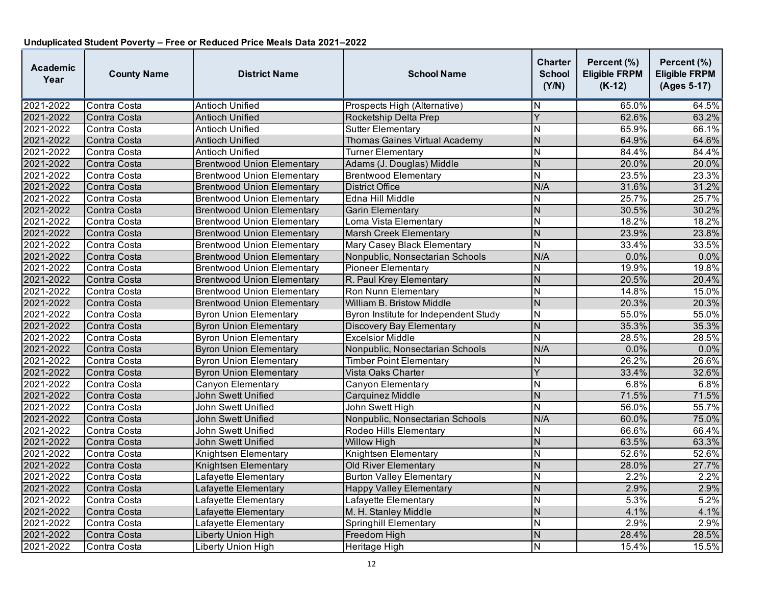**Unduplicated Student Poverty – Free or Reduced Price Meals Data 2021–2022**

| Academic Year | County Name | District Name | School Name | Charter School (Y/N) | Percent (%) Eligible FRPM (K-12) | Percent (%) Eligible FRPM (Ages 5-17) |
|---|---|---|---|---|---|---|
| 2021-2022 | Contra Costa | Antioch Unified | Prospects High (Alternative) | N | 65.0% | 64.5% |
| 2021-2022 | Contra Costa | Antioch Unified | Rocketship Delta Prep | Y | 62.6% | 63.2% |
| 2021-2022 | Contra Costa | Antioch Unified | Sutter Elementary | N | 65.9% | 66.1% |
| 2021-2022 | Contra Costa | Antioch Unified | Thomas Gaines Virtual Academy | N | 64.9% | 64.6% |
| 2021-2022 | Contra Costa | Antioch Unified | Turner Elementary | N | 84.4% | 84.4% |
| 2021-2022 | Contra Costa | Brentwood Union Elementary | Adams (J. Douglas) Middle | N | 20.0% | 20.0% |
| 2021-2022 | Contra Costa | Brentwood Union Elementary | Brentwood Elementary | N | 23.5% | 23.3% |
| 2021-2022 | Contra Costa | Brentwood Union Elementary | District Office | N/A | 31.6% | 31.2% |
| 2021-2022 | Contra Costa | Brentwood Union Elementary | Edna Hill Middle | N | 25.7% | 25.7% |
| 2021-2022 | Contra Costa | Brentwood Union Elementary | Garin Elementary | N | 30.5% | 30.2% |
| 2021-2022 | Contra Costa | Brentwood Union Elementary | Loma Vista Elementary | N | 18.2% | 18.2% |
| 2021-2022 | Contra Costa | Brentwood Union Elementary | Marsh Creek Elementary | N | 23.9% | 23.8% |
| 2021-2022 | Contra Costa | Brentwood Union Elementary | Mary Casey Black Elementary | N | 33.4% | 33.5% |
| 2021-2022 | Contra Costa | Brentwood Union Elementary | Nonpublic, Nonsectarian Schools | N/A | 0.0% | 0.0% |
| 2021-2022 | Contra Costa | Brentwood Union Elementary | Pioneer Elementary | N | 19.9% | 19.8% |
| 2021-2022 | Contra Costa | Brentwood Union Elementary | R. Paul Krey Elementary | N | 20.5% | 20.4% |
| 2021-2022 | Contra Costa | Brentwood Union Elementary | Ron Nunn Elementary | N | 14.8% | 15.0% |
| 2021-2022 | Contra Costa | Brentwood Union Elementary | William B. Bristow Middle | N | 20.3% | 20.3% |
| 2021-2022 | Contra Costa | Byron Union Elementary | Byron Institute for Independent Study | N | 55.0% | 55.0% |
| 2021-2022 | Contra Costa | Byron Union Elementary | Discovery Bay Elementary | N | 35.3% | 35.3% |
| 2021-2022 | Contra Costa | Byron Union Elementary | Excelsior Middle | N | 28.5% | 28.5% |
| 2021-2022 | Contra Costa | Byron Union Elementary | Nonpublic, Nonsectarian Schools | N/A | 0.0% | 0.0% |
| 2021-2022 | Contra Costa | Byron Union Elementary | Timber Point Elementary | N | 26.2% | 26.6% |
| 2021-2022 | Contra Costa | Byron Union Elementary | Vista Oaks Charter | Y | 33.4% | 32.6% |
| 2021-2022 | Contra Costa | Canyon Elementary | Canyon Elementary | N | 6.8% | 6.8% |
| 2021-2022 | Contra Costa | John Swett Unified | Carquinez Middle | N | 71.5% | 71.5% |
| 2021-2022 | Contra Costa | John Swett Unified | John Swett High | N | 56.0% | 55.7% |
| 2021-2022 | Contra Costa | John Swett Unified | Nonpublic, Nonsectarian Schools | N/A | 60.0% | 75.0% |
| 2021-2022 | Contra Costa | John Swett Unified | Rodeo Hills Elementary | N | 66.6% | 66.4% |
| 2021-2022 | Contra Costa | John Swett Unified | Willow High | N | 63.5% | 63.3% |
| 2021-2022 | Contra Costa | Knightsen Elementary | Knightsen Elementary | N | 52.6% | 52.6% |
| 2021-2022 | Contra Costa | Knightsen Elementary | Old River Elementary | N | 28.0% | 27.7% |
| 2021-2022 | Contra Costa | Lafayette Elementary | Burton Valley Elementary | N | 2.2% | 2.2% |
| 2021-2022 | Contra Costa | Lafayette Elementary | Happy Valley Elementary | N | 2.9% | 2.9% |
| 2021-2022 | Contra Costa | Lafayette Elementary | Lafayette Elementary | N | 5.3% | 5.2% |
| 2021-2022 | Contra Costa | Lafayette Elementary | M. H. Stanley Middle | N | 4.1% | 4.1% |
| 2021-2022 | Contra Costa | Lafayette Elementary | Springhill Elementary | N | 2.9% | 2.9% |
| 2021-2022 | Contra Costa | Liberty Union High | Freedom High | N | 28.4% | 28.5% |
| 2021-2022 | Contra Costa | Liberty Union High | Heritage High | N | 15.4% | 15.5% |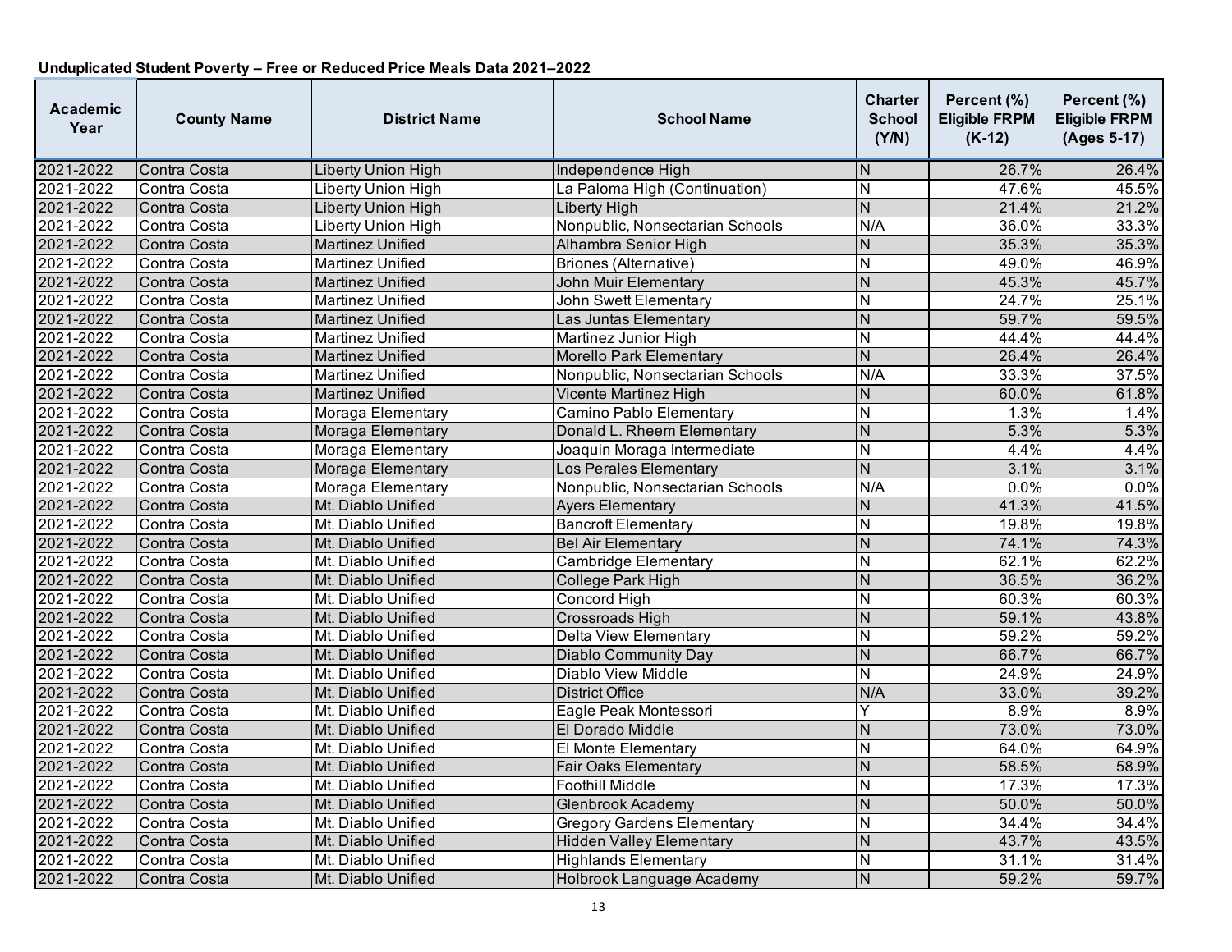**Unduplicated Student Poverty – Free or Reduced Price Meals Data 2021–2022**

| Academic Year | County Name | District Name | School Name | Charter School (Y/N) | Percent (%) Eligible FRPM (K-12) | Percent (%) Eligible FRPM (Ages 5-17) |
|---|---|---|---|---|---|---|
| 2021-2022 | Contra Costa | Liberty Union High | Independence High | N | 26.7% | 26.4% |
| 2021-2022 | Contra Costa | Liberty Union High | La Paloma High (Continuation) | N | 47.6% | 45.5% |
| 2021-2022 | Contra Costa | Liberty Union High | Liberty High | N | 21.4% | 21.2% |
| 2021-2022 | Contra Costa | Liberty Union High | Nonpublic, Nonsectarian Schools | N/A | 36.0% | 33.3% |
| 2021-2022 | Contra Costa | Martinez Unified | Alhambra Senior High | N | 35.3% | 35.3% |
| 2021-2022 | Contra Costa | Martinez Unified | Briones (Alternative) | N | 49.0% | 46.9% |
| 2021-2022 | Contra Costa | Martinez Unified | John Muir Elementary | N | 45.3% | 45.7% |
| 2021-2022 | Contra Costa | Martinez Unified | John Swett Elementary | N | 24.7% | 25.1% |
| 2021-2022 | Contra Costa | Martinez Unified | Las Juntas Elementary | N | 59.7% | 59.5% |
| 2021-2022 | Contra Costa | Martinez Unified | Martinez Junior High | N | 44.4% | 44.4% |
| 2021-2022 | Contra Costa | Martinez Unified | Morello Park Elementary | N | 26.4% | 26.4% |
| 2021-2022 | Contra Costa | Martinez Unified | Nonpublic, Nonsectarian Schools | N/A | 33.3% | 37.5% |
| 2021-2022 | Contra Costa | Martinez Unified | Vicente Martinez High | N | 60.0% | 61.8% |
| 2021-2022 | Contra Costa | Moraga Elementary | Camino Pablo Elementary | N | 1.3% | 1.4% |
| 2021-2022 | Contra Costa | Moraga Elementary | Donald L. Rheem Elementary | N | 5.3% | 5.3% |
| 2021-2022 | Contra Costa | Moraga Elementary | Joaquin Moraga Intermediate | N | 4.4% | 4.4% |
| 2021-2022 | Contra Costa | Moraga Elementary | Los Perales Elementary | N | 3.1% | 3.1% |
| 2021-2022 | Contra Costa | Moraga Elementary | Nonpublic, Nonsectarian Schools | N/A | 0.0% | 0.0% |
| 2021-2022 | Contra Costa | Mt. Diablo Unified | Ayers Elementary | N | 41.3% | 41.5% |
| 2021-2022 | Contra Costa | Mt. Diablo Unified | Bancroft Elementary | N | 19.8% | 19.8% |
| 2021-2022 | Contra Costa | Mt. Diablo Unified | Bel Air Elementary | N | 74.1% | 74.3% |
| 2021-2022 | Contra Costa | Mt. Diablo Unified | Cambridge Elementary | N | 62.1% | 62.2% |
| 2021-2022 | Contra Costa | Mt. Diablo Unified | College Park High | N | 36.5% | 36.2% |
| 2021-2022 | Contra Costa | Mt. Diablo Unified | Concord High | N | 60.3% | 60.3% |
| 2021-2022 | Contra Costa | Mt. Diablo Unified | Crossroads High | N | 59.1% | 43.8% |
| 2021-2022 | Contra Costa | Mt. Diablo Unified | Delta View Elementary | N | 59.2% | 59.2% |
| 2021-2022 | Contra Costa | Mt. Diablo Unified | Diablo Community Day | N | 66.7% | 66.7% |
| 2021-2022 | Contra Costa | Mt. Diablo Unified | Diablo View Middle | N | 24.9% | 24.9% |
| 2021-2022 | Contra Costa | Mt. Diablo Unified | District Office | N/A | 33.0% | 39.2% |
| 2021-2022 | Contra Costa | Mt. Diablo Unified | Eagle Peak Montessori | Y | 8.9% | 8.9% |
| 2021-2022 | Contra Costa | Mt. Diablo Unified | El Dorado Middle | N | 73.0% | 73.0% |
| 2021-2022 | Contra Costa | Mt. Diablo Unified | El Monte Elementary | N | 64.0% | 64.9% |
| 2021-2022 | Contra Costa | Mt. Diablo Unified | Fair Oaks Elementary | N | 58.5% | 58.9% |
| 2021-2022 | Contra Costa | Mt. Diablo Unified | Foothill Middle | N | 17.3% | 17.3% |
| 2021-2022 | Contra Costa | Mt. Diablo Unified | Glenbrook Academy | N | 50.0% | 50.0% |
| 2021-2022 | Contra Costa | Mt. Diablo Unified | Gregory Gardens Elementary | N | 34.4% | 34.4% |
| 2021-2022 | Contra Costa | Mt. Diablo Unified | Hidden Valley Elementary | N | 43.7% | 43.5% |
| 2021-2022 | Contra Costa | Mt. Diablo Unified | Highlands Elementary | N | 31.1% | 31.4% |
| 2021-2022 | Contra Costa | Mt. Diablo Unified | Holbrook Language Academy | N | 59.2% | 59.7% |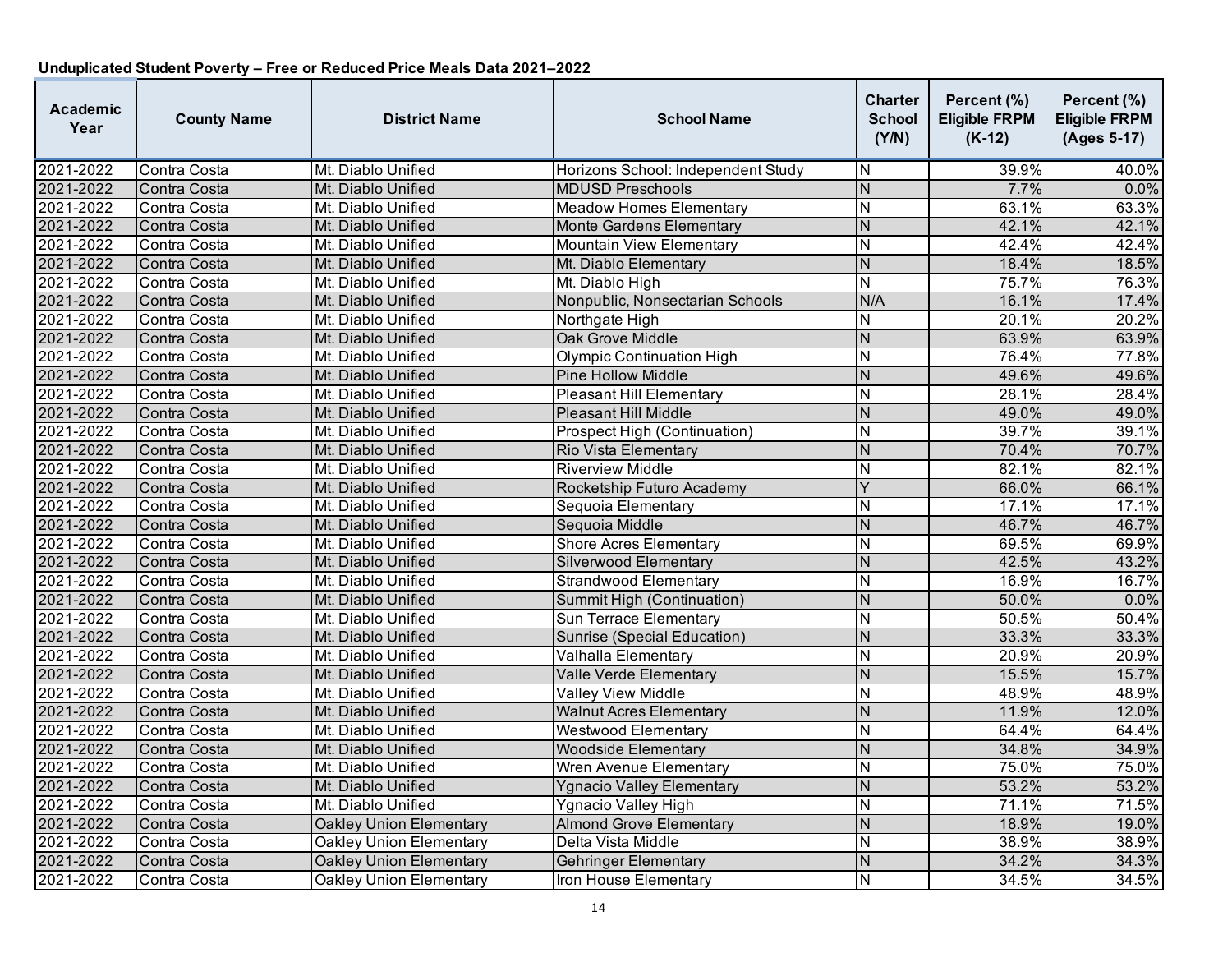**Unduplicated Student Poverty – Free or Reduced Price Meals Data 2021–2022**

| Academic Year | County Name | District Name | School Name | Charter School (Y/N) | Percent (%) Eligible FRPM (K-12) | Percent (%) Eligible FRPM (Ages 5-17) |
|---|---|---|---|---|---|---|
| 2021-2022 | Contra Costa | Mt. Diablo Unified | Horizons School: Independent Study | N | 39.9% | 40.0% |
| 2021-2022 | Contra Costa | Mt. Diablo Unified | MDUSD Preschools | N | 7.7% | 0.0% |
| 2021-2022 | Contra Costa | Mt. Diablo Unified | Meadow Homes Elementary | N | 63.1% | 63.3% |
| 2021-2022 | Contra Costa | Mt. Diablo Unified | Monte Gardens Elementary | N | 42.1% | 42.1% |
| 2021-2022 | Contra Costa | Mt. Diablo Unified | Mountain View Elementary | N | 42.4% | 42.4% |
| 2021-2022 | Contra Costa | Mt. Diablo Unified | Mt. Diablo Elementary | N | 18.4% | 18.5% |
| 2021-2022 | Contra Costa | Mt. Diablo Unified | Mt. Diablo High | N | 75.7% | 76.3% |
| 2021-2022 | Contra Costa | Mt. Diablo Unified | Nonpublic, Nonsectarian Schools | N/A | 16.1% | 17.4% |
| 2021-2022 | Contra Costa | Mt. Diablo Unified | Northgate High | N | 20.1% | 20.2% |
| 2021-2022 | Contra Costa | Mt. Diablo Unified | Oak Grove Middle | N | 63.9% | 63.9% |
| 2021-2022 | Contra Costa | Mt. Diablo Unified | Olympic Continuation High | N | 76.4% | 77.8% |
| 2021-2022 | Contra Costa | Mt. Diablo Unified | Pine Hollow Middle | N | 49.6% | 49.6% |
| 2021-2022 | Contra Costa | Mt. Diablo Unified | Pleasant Hill Elementary | N | 28.1% | 28.4% |
| 2021-2022 | Contra Costa | Mt. Diablo Unified | Pleasant Hill Middle | N | 49.0% | 49.0% |
| 2021-2022 | Contra Costa | Mt. Diablo Unified | Prospect High (Continuation) | N | 39.7% | 39.1% |
| 2021-2022 | Contra Costa | Mt. Diablo Unified | Rio Vista Elementary | N | 70.4% | 70.7% |
| 2021-2022 | Contra Costa | Mt. Diablo Unified | Riverview Middle | N | 82.1% | 82.1% |
| 2021-2022 | Contra Costa | Mt. Diablo Unified | Rocketship Futuro Academy | Y | 66.0% | 66.1% |
| 2021-2022 | Contra Costa | Mt. Diablo Unified | Sequoia Elementary | N | 17.1% | 17.1% |
| 2021-2022 | Contra Costa | Mt. Diablo Unified | Sequoia Middle | N | 46.7% | 46.7% |
| 2021-2022 | Contra Costa | Mt. Diablo Unified | Shore Acres Elementary | N | 69.5% | 69.9% |
| 2021-2022 | Contra Costa | Mt. Diablo Unified | Silverwood Elementary | N | 42.5% | 43.2% |
| 2021-2022 | Contra Costa | Mt. Diablo Unified | Strandwood Elementary | N | 16.9% | 16.7% |
| 2021-2022 | Contra Costa | Mt. Diablo Unified | Summit High (Continuation) | N | 50.0% | 0.0% |
| 2021-2022 | Contra Costa | Mt. Diablo Unified | Sun Terrace Elementary | N | 50.5% | 50.4% |
| 2021-2022 | Contra Costa | Mt. Diablo Unified | Sunrise (Special Education) | N | 33.3% | 33.3% |
| 2021-2022 | Contra Costa | Mt. Diablo Unified | Valhalla Elementary | N | 20.9% | 20.9% |
| 2021-2022 | Contra Costa | Mt. Diablo Unified | Valle Verde Elementary | N | 15.5% | 15.7% |
| 2021-2022 | Contra Costa | Mt. Diablo Unified | Valley View Middle | N | 48.9% | 48.9% |
| 2021-2022 | Contra Costa | Mt. Diablo Unified | Walnut Acres Elementary | N | 11.9% | 12.0% |
| 2021-2022 | Contra Costa | Mt. Diablo Unified | Westwood Elementary | N | 64.4% | 64.4% |
| 2021-2022 | Contra Costa | Mt. Diablo Unified | Woodside Elementary | N | 34.8% | 34.9% |
| 2021-2022 | Contra Costa | Mt. Diablo Unified | Wren Avenue Elementary | N | 75.0% | 75.0% |
| 2021-2022 | Contra Costa | Mt. Diablo Unified | Ygnacio Valley Elementary | N | 53.2% | 53.2% |
| 2021-2022 | Contra Costa | Mt. Diablo Unified | Ygnacio Valley High | N | 71.1% | 71.5% |
| 2021-2022 | Contra Costa | Oakley Union Elementary | Almond Grove Elementary | N | 18.9% | 19.0% |
| 2021-2022 | Contra Costa | Oakley Union Elementary | Delta Vista Middle | N | 38.9% | 38.9% |
| 2021-2022 | Contra Costa | Oakley Union Elementary | Gehringer Elementary | N | 34.2% | 34.3% |
| 2021-2022 | Contra Costa | Oakley Union Elementary | Iron House Elementary | N | 34.5% | 34.5% |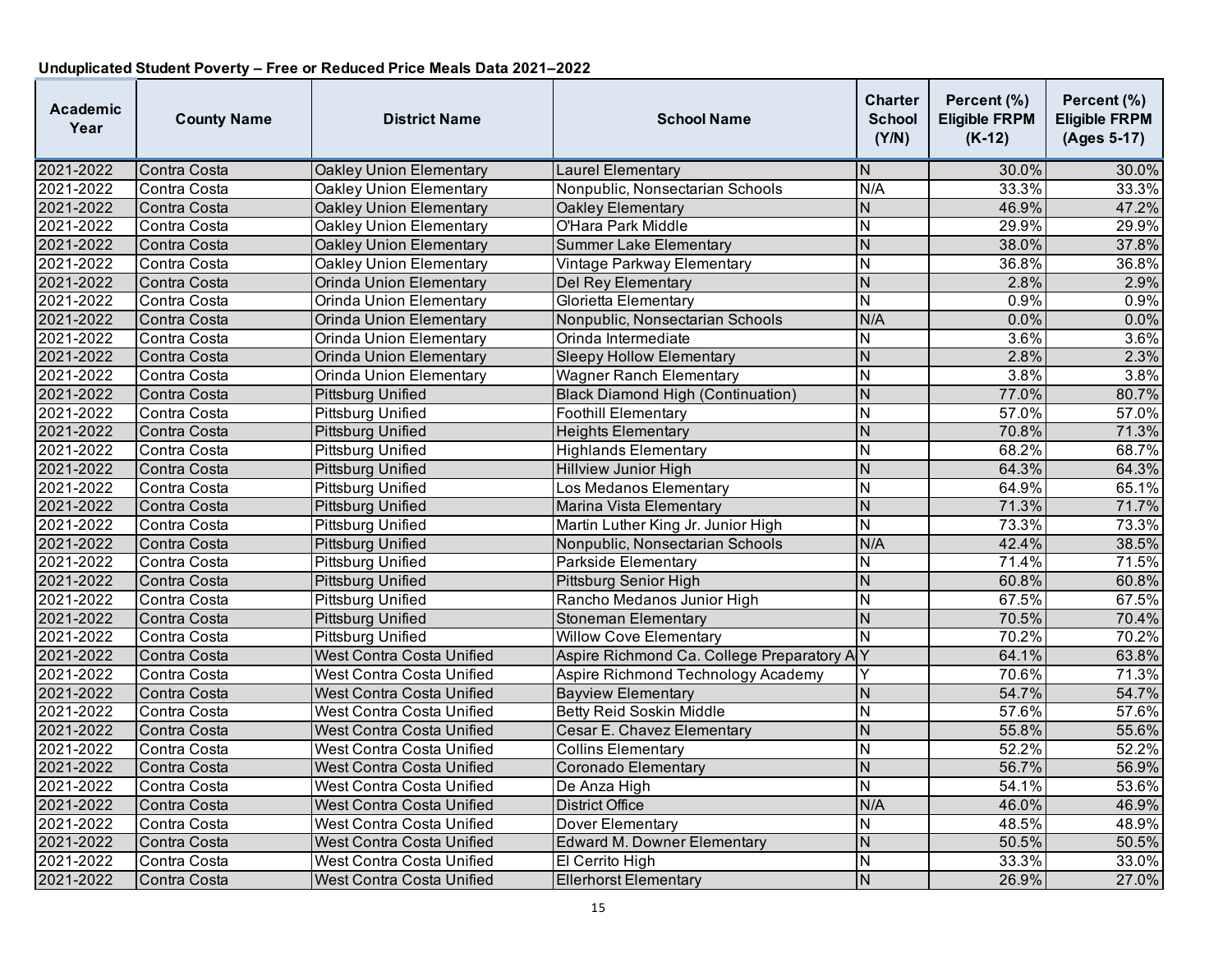### Unduplicated Student Poverty – Free or Reduced Price Meals Data 2021–2022

| Academic Year | County Name | District Name | School Name | Charter School (Y/N) | Percent (%) Eligible FRPM (K-12) | Percent (%) Eligible FRPM (Ages 5-17) |
|---|---|---|---|---|---|---|
| 2021-2022 | Contra Costa | Oakley Union Elementary | Laurel Elementary | N | 30.0% | 30.0% |
| 2021-2022 | Contra Costa | Oakley Union Elementary | Nonpublic, Nonsectarian Schools | N/A | 33.3% | 33.3% |
| 2021-2022 | Contra Costa | Oakley Union Elementary | Oakley Elementary | N | 46.9% | 47.2% |
| 2021-2022 | Contra Costa | Oakley Union Elementary | O'Hara Park Middle | N | 29.9% | 29.9% |
| 2021-2022 | Contra Costa | Oakley Union Elementary | Summer Lake Elementary | N | 38.0% | 37.8% |
| 2021-2022 | Contra Costa | Oakley Union Elementary | Vintage Parkway Elementary | N | 36.8% | 36.8% |
| 2021-2022 | Contra Costa | Orinda Union Elementary | Del Rey Elementary | N | 2.8% | 2.9% |
| 2021-2022 | Contra Costa | Orinda Union Elementary | Glorietta Elementary | N | 0.9% | 0.9% |
| 2021-2022 | Contra Costa | Orinda Union Elementary | Nonpublic, Nonsectarian Schools | N/A | 0.0% | 0.0% |
| 2021-2022 | Contra Costa | Orinda Union Elementary | Orinda Intermediate | N | 3.6% | 3.6% |
| 2021-2022 | Contra Costa | Orinda Union Elementary | Sleepy Hollow Elementary | N | 2.8% | 2.3% |
| 2021-2022 | Contra Costa | Orinda Union Elementary | Wagner Ranch Elementary | N | 3.8% | 3.8% |
| 2021-2022 | Contra Costa | Pittsburg Unified | Black Diamond High (Continuation) | N | 77.0% | 80.7% |
| 2021-2022 | Contra Costa | Pittsburg Unified | Foothill Elementary | N | 57.0% | 57.0% |
| 2021-2022 | Contra Costa | Pittsburg Unified | Heights Elementary | N | 70.8% | 71.3% |
| 2021-2022 | Contra Costa | Pittsburg Unified | Highlands Elementary | N | 68.2% | 68.7% |
| 2021-2022 | Contra Costa | Pittsburg Unified | Hillview Junior High | N | 64.3% | 64.3% |
| 2021-2022 | Contra Costa | Pittsburg Unified | Los Medanos Elementary | N | 64.9% | 65.1% |
| 2021-2022 | Contra Costa | Pittsburg Unified | Marina Vista Elementary | N | 71.3% | 71.7% |
| 2021-2022 | Contra Costa | Pittsburg Unified | Martin Luther King Jr. Junior High | N | 73.3% | 73.3% |
| 2021-2022 | Contra Costa | Pittsburg Unified | Nonpublic, Nonsectarian Schools | N/A | 42.4% | 38.5% |
| 2021-2022 | Contra Costa | Pittsburg Unified | Parkside Elementary | N | 71.4% | 71.5% |
| 2021-2022 | Contra Costa | Pittsburg Unified | Pittsburg Senior High | N | 60.8% | 60.8% |
| 2021-2022 | Contra Costa | Pittsburg Unified | Rancho Medanos Junior High | N | 67.5% | 67.5% |
| 2021-2022 | Contra Costa | Pittsburg Unified | Stoneman Elementary | N | 70.5% | 70.4% |
| 2021-2022 | Contra Costa | Pittsburg Unified | Willow Cove Elementary | N | 70.2% | 70.2% |
| 2021-2022 | Contra Costa | West Contra Costa Unified | Aspire Richmond Ca. College Preparatory A | Y | 64.1% | 63.8% |
| 2021-2022 | Contra Costa | West Contra Costa Unified | Aspire Richmond Technology Academy | Y | 70.6% | 71.3% |
| 2021-2022 | Contra Costa | West Contra Costa Unified | Bayview Elementary | N | 54.7% | 54.7% |
| 2021-2022 | Contra Costa | West Contra Costa Unified | Betty Reid Soskin Middle | N | 57.6% | 57.6% |
| 2021-2022 | Contra Costa | West Contra Costa Unified | Cesar E. Chavez Elementary | N | 55.8% | 55.6% |
| 2021-2022 | Contra Costa | West Contra Costa Unified | Collins Elementary | N | 52.2% | 52.2% |
| 2021-2022 | Contra Costa | West Contra Costa Unified | Coronado Elementary | N | 56.7% | 56.9% |
| 2021-2022 | Contra Costa | West Contra Costa Unified | De Anza High | N | 54.1% | 53.6% |
| 2021-2022 | Contra Costa | West Contra Costa Unified | District Office | N/A | 46.0% | 46.9% |
| 2021-2022 | Contra Costa | West Contra Costa Unified | Dover Elementary | N | 48.5% | 48.9% |
| 2021-2022 | Contra Costa | West Contra Costa Unified | Edward M. Downer Elementary | N | 50.5% | 50.5% |
| 2021-2022 | Contra Costa | West Contra Costa Unified | El Cerrito High | N | 33.3% | 33.0% |
| 2021-2022 | Contra Costa | West Contra Costa Unified | Ellerhorst Elementary | N | 26.9% | 27.0% |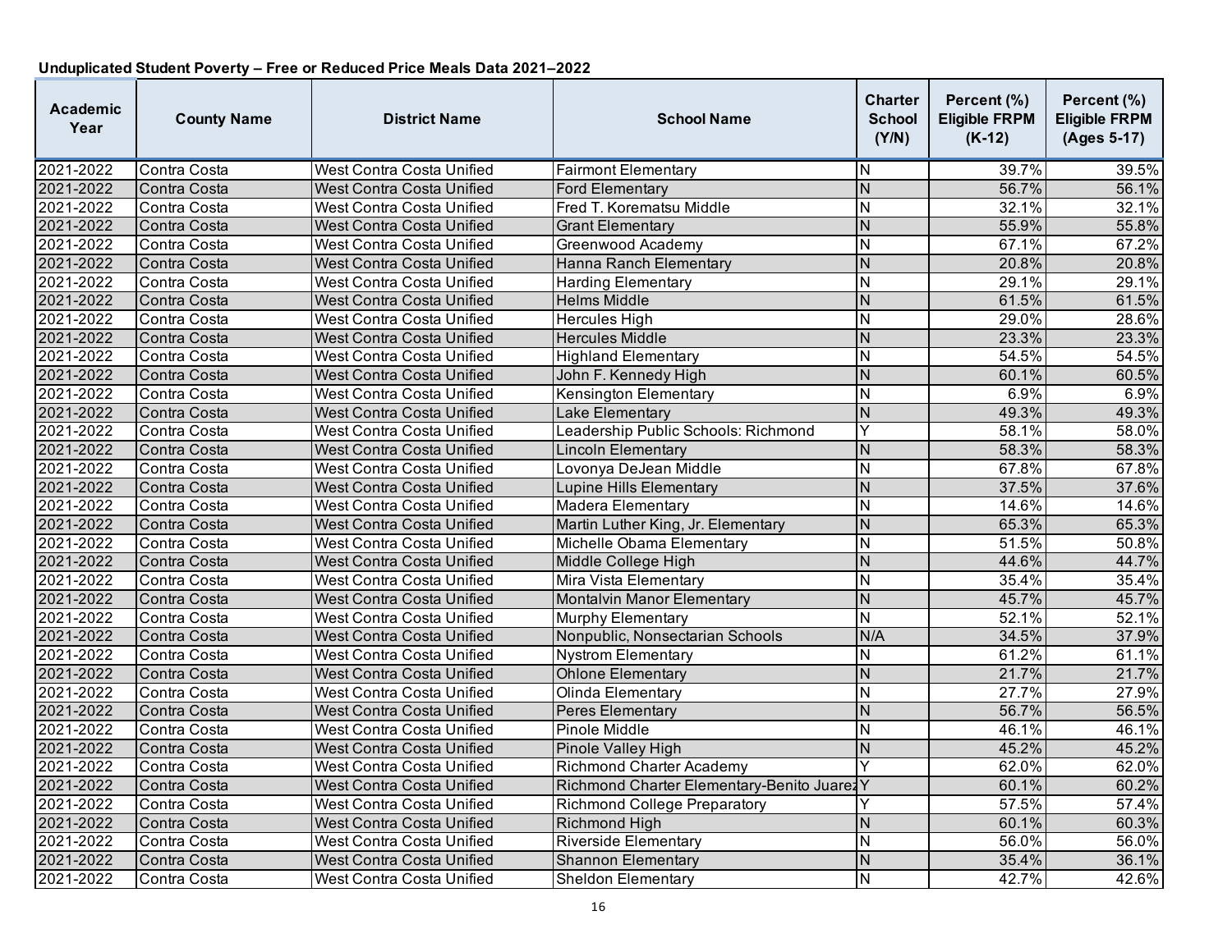**Unduplicated Student Poverty – Free or Reduced Price Meals Data 2021–2022**

| Academic Year | County Name | District Name | School Name | Charter School (Y/N) | Percent (%) Eligible FRPM (K-12) | Percent (%) Eligible FRPM (Ages 5-17) |
|---|---|---|---|---|---|---|
| 2021-2022 | Contra Costa | West Contra Costa Unified | Fairmont Elementary | N | 39.7% | 39.5% |
| 2021-2022 | Contra Costa | West Contra Costa Unified | Ford Elementary | N | 56.7% | 56.1% |
| 2021-2022 | Contra Costa | West Contra Costa Unified | Fred T. Korematsu Middle | N | 32.1% | 32.1% |
| 2021-2022 | Contra Costa | West Contra Costa Unified | Grant Elementary | N | 55.9% | 55.8% |
| 2021-2022 | Contra Costa | West Contra Costa Unified | Greenwood Academy | N | 67.1% | 67.2% |
| 2021-2022 | Contra Costa | West Contra Costa Unified | Hanna Ranch Elementary | N | 20.8% | 20.8% |
| 2021-2022 | Contra Costa | West Contra Costa Unified | Harding Elementary | N | 29.1% | 29.1% |
| 2021-2022 | Contra Costa | West Contra Costa Unified | Helms Middle | N | 61.5% | 61.5% |
| 2021-2022 | Contra Costa | West Contra Costa Unified | Hercules High | N | 29.0% | 28.6% |
| 2021-2022 | Contra Costa | West Contra Costa Unified | Hercules Middle | N | 23.3% | 23.3% |
| 2021-2022 | Contra Costa | West Contra Costa Unified | Highland Elementary | N | 54.5% | 54.5% |
| 2021-2022 | Contra Costa | West Contra Costa Unified | John F. Kennedy High | N | 60.1% | 60.5% |
| 2021-2022 | Contra Costa | West Contra Costa Unified | Kensington Elementary | N | 6.9% | 6.9% |
| 2021-2022 | Contra Costa | West Contra Costa Unified | Lake Elementary | N | 49.3% | 49.3% |
| 2021-2022 | Contra Costa | West Contra Costa Unified | Leadership Public Schools: Richmond | Y | 58.1% | 58.0% |
| 2021-2022 | Contra Costa | West Contra Costa Unified | Lincoln Elementary | N | 58.3% | 58.3% |
| 2021-2022 | Contra Costa | West Contra Costa Unified | Lovonya DeJean Middle | N | 67.8% | 67.8% |
| 2021-2022 | Contra Costa | West Contra Costa Unified | Lupine Hills Elementary | N | 37.5% | 37.6% |
| 2021-2022 | Contra Costa | West Contra Costa Unified | Madera Elementary | N | 14.6% | 14.6% |
| 2021-2022 | Contra Costa | West Contra Costa Unified | Martin Luther King, Jr. Elementary | N | 65.3% | 65.3% |
| 2021-2022 | Contra Costa | West Contra Costa Unified | Michelle Obama Elementary | N | 51.5% | 50.8% |
| 2021-2022 | Contra Costa | West Contra Costa Unified | Middle College High | N | 44.6% | 44.7% |
| 2021-2022 | Contra Costa | West Contra Costa Unified | Mira Vista Elementary | N | 35.4% | 35.4% |
| 2021-2022 | Contra Costa | West Contra Costa Unified | Montalvin Manor Elementary | N | 45.7% | 45.7% |
| 2021-2022 | Contra Costa | West Contra Costa Unified | Murphy Elementary | N | 52.1% | 52.1% |
| 2021-2022 | Contra Costa | West Contra Costa Unified | Nonpublic, Nonsectarian Schools | N/A | 34.5% | 37.9% |
| 2021-2022 | Contra Costa | West Contra Costa Unified | Nystrom Elementary | N | 61.2% | 61.1% |
| 2021-2022 | Contra Costa | West Contra Costa Unified | Ohlone Elementary | N | 21.7% | 21.7% |
| 2021-2022 | Contra Costa | West Contra Costa Unified | Olinda Elementary | N | 27.7% | 27.9% |
| 2021-2022 | Contra Costa | West Contra Costa Unified | Peres Elementary | N | 56.7% | 56.5% |
| 2021-2022 | Contra Costa | West Contra Costa Unified | Pinole Middle | N | 46.1% | 46.1% |
| 2021-2022 | Contra Costa | West Contra Costa Unified | Pinole Valley High | N | 45.2% | 45.2% |
| 2021-2022 | Contra Costa | West Contra Costa Unified | Richmond Charter Academy | Y | 62.0% | 62.0% |
| 2021-2022 | Contra Costa | West Contra Costa Unified | Richmond Charter Elementary-Benito Juarez | Y | 60.1% | 60.2% |
| 2021-2022 | Contra Costa | West Contra Costa Unified | Richmond College Preparatory | Y | 57.5% | 57.4% |
| 2021-2022 | Contra Costa | West Contra Costa Unified | Richmond High | N | 60.1% | 60.3% |
| 2021-2022 | Contra Costa | West Contra Costa Unified | Riverside Elementary | N | 56.0% | 56.0% |
| 2021-2022 | Contra Costa | West Contra Costa Unified | Shannon Elementary | N | 35.4% | 36.1% |
| 2021-2022 | Contra Costa | West Contra Costa Unified | Sheldon Elementary | N | 42.7% | 42.6% |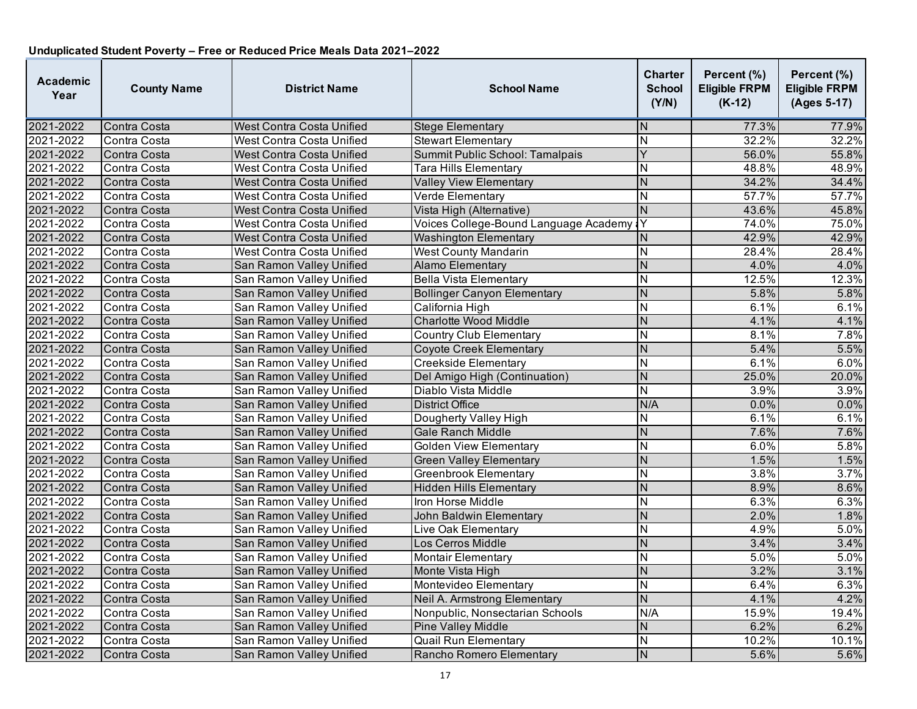**Unduplicated Student Poverty – Free or Reduced Price Meals Data 2021–2022**

| Academic Year | County Name | District Name | School Name | Charter School (Y/N) | Percent (%) Eligible FRPM (K-12) | Percent (%) Eligible FRPM (Ages 5-17) |
|---|---|---|---|---|---|---|
| 2021-2022 | Contra Costa | West Contra Costa Unified | Stege Elementary | N | 77.3% | 77.9% |
| 2021-2022 | Contra Costa | West Contra Costa Unified | Stewart Elementary | N | 32.2% | 32.2% |
| 2021-2022 | Contra Costa | West Contra Costa Unified | Summit Public School: Tamalpais | Y | 56.0% | 55.8% |
| 2021-2022 | Contra Costa | West Contra Costa Unified | Tara Hills Elementary | N | 48.8% | 48.9% |
| 2021-2022 | Contra Costa | West Contra Costa Unified | Valley View Elementary | N | 34.2% | 34.4% |
| 2021-2022 | Contra Costa | West Contra Costa Unified | Verde Elementary | N | 57.7% | 57.7% |
| 2021-2022 | Contra Costa | West Contra Costa Unified | Vista High (Alternative) | N | 43.6% | 45.8% |
| 2021-2022 | Contra Costa | West Contra Costa Unified | Voices College-Bound Language Academy | Y | 74.0% | 75.0% |
| 2021-2022 | Contra Costa | West Contra Costa Unified | Washington Elementary | N | 42.9% | 42.9% |
| 2021-2022 | Contra Costa | West Contra Costa Unified | West County Mandarin | N | 28.4% | 28.4% |
| 2021-2022 | Contra Costa | San Ramon Valley Unified | Alamo Elementary | N | 4.0% | 4.0% |
| 2021-2022 | Contra Costa | San Ramon Valley Unified | Bella Vista Elementary | N | 12.5% | 12.3% |
| 2021-2022 | Contra Costa | San Ramon Valley Unified | Bollinger Canyon Elementary | N | 5.8% | 5.8% |
| 2021-2022 | Contra Costa | San Ramon Valley Unified | California High | N | 6.1% | 6.1% |
| 2021-2022 | Contra Costa | San Ramon Valley Unified | Charlotte Wood Middle | N | 4.1% | 4.1% |
| 2021-2022 | Contra Costa | San Ramon Valley Unified | Country Club Elementary | N | 8.1% | 7.8% |
| 2021-2022 | Contra Costa | San Ramon Valley Unified | Coyote Creek Elementary | N | 5.4% | 5.5% |
| 2021-2022 | Contra Costa | San Ramon Valley Unified | Creekside Elementary | N | 6.1% | 6.0% |
| 2021-2022 | Contra Costa | San Ramon Valley Unified | Del Amigo High (Continuation) | N | 25.0% | 20.0% |
| 2021-2022 | Contra Costa | San Ramon Valley Unified | Diablo Vista Middle | N | 3.9% | 3.9% |
| 2021-2022 | Contra Costa | San Ramon Valley Unified | District Office | N/A | 0.0% | 0.0% |
| 2021-2022 | Contra Costa | San Ramon Valley Unified | Dougherty Valley High | N | 6.1% | 6.1% |
| 2021-2022 | Contra Costa | San Ramon Valley Unified | Gale Ranch Middle | N | 7.6% | 7.6% |
| 2021-2022 | Contra Costa | San Ramon Valley Unified | Golden View Elementary | N | 6.0% | 5.8% |
| 2021-2022 | Contra Costa | San Ramon Valley Unified | Green Valley Elementary | N | 1.5% | 1.5% |
| 2021-2022 | Contra Costa | San Ramon Valley Unified | Greenbrook Elementary | N | 3.8% | 3.7% |
| 2021-2022 | Contra Costa | San Ramon Valley Unified | Hidden Hills Elementary | N | 8.9% | 8.6% |
| 2021-2022 | Contra Costa | San Ramon Valley Unified | Iron Horse Middle | N | 6.3% | 6.3% |
| 2021-2022 | Contra Costa | San Ramon Valley Unified | John Baldwin Elementary | N | 2.0% | 1.8% |
| 2021-2022 | Contra Costa | San Ramon Valley Unified | Live Oak Elementary | N | 4.9% | 5.0% |
| 2021-2022 | Contra Costa | San Ramon Valley Unified | Los Cerros Middle | N | 3.4% | 3.4% |
| 2021-2022 | Contra Costa | San Ramon Valley Unified | Montair Elementary | N | 5.0% | 5.0% |
| 2021-2022 | Contra Costa | San Ramon Valley Unified | Monte Vista High | N | 3.2% | 3.1% |
| 2021-2022 | Contra Costa | San Ramon Valley Unified | Montevideo Elementary | N | 6.4% | 6.3% |
| 2021-2022 | Contra Costa | San Ramon Valley Unified | Neil A. Armstrong Elementary | N | 4.1% | 4.2% |
| 2021-2022 | Contra Costa | San Ramon Valley Unified | Nonpublic, Nonsectarian Schools | N/A | 15.9% | 19.4% |
| 2021-2022 | Contra Costa | San Ramon Valley Unified | Pine Valley Middle | N | 6.2% | 6.2% |
| 2021-2022 | Contra Costa | San Ramon Valley Unified | Quail Run Elementary | N | 10.2% | 10.1% |
| 2021-2022 | Contra Costa | San Ramon Valley Unified | Rancho Romero Elementary | N | 5.6% | 5.6% |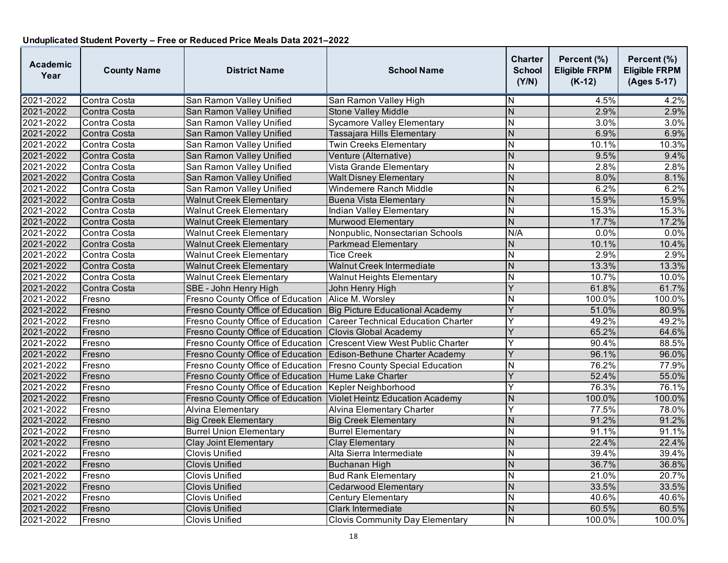**Unduplicated Student Poverty – Free or Reduced Price Meals Data 2021–2022**

| Academic Year | County Name | District Name | School Name | Charter School (Y/N) | Percent (%) Eligible FRPM (K-12) | Percent (%) Eligible FRPM (Ages 5-17) |
|---|---|---|---|---|---|---|
| 2021-2022 | Contra Costa | San Ramon Valley Unified | San Ramon Valley High | N | 4.5% | 4.2% |
| 2021-2022 | Contra Costa | San Ramon Valley Unified | Stone Valley Middle | N | 2.9% | 2.9% |
| 2021-2022 | Contra Costa | San Ramon Valley Unified | Sycamore Valley Elementary | N | 3.0% | 3.0% |
| 2021-2022 | Contra Costa | San Ramon Valley Unified | Tassajara Hills Elementary | N | 6.9% | 6.9% |
| 2021-2022 | Contra Costa | San Ramon Valley Unified | Twin Creeks Elementary | N | 10.1% | 10.3% |
| 2021-2022 | Contra Costa | San Ramon Valley Unified | Venture (Alternative) | N | 9.5% | 9.4% |
| 2021-2022 | Contra Costa | San Ramon Valley Unified | Vista Grande Elementary | N | 2.8% | 2.8% |
| 2021-2022 | Contra Costa | San Ramon Valley Unified | Walt Disney Elementary | N | 8.0% | 8.1% |
| 2021-2022 | Contra Costa | San Ramon Valley Unified | Windemere Ranch Middle | N | 6.2% | 6.2% |
| 2021-2022 | Contra Costa | Walnut Creek Elementary | Buena Vista Elementary | N | 15.9% | 15.9% |
| 2021-2022 | Contra Costa | Walnut Creek Elementary | Indian Valley Elementary | N | 15.3% | 15.3% |
| 2021-2022 | Contra Costa | Walnut Creek Elementary | Murwood Elementary | N | 17.7% | 17.2% |
| 2021-2022 | Contra Costa | Walnut Creek Elementary | Nonpublic, Nonsectarian Schools | N/A | 0.0% | 0.0% |
| 2021-2022 | Contra Costa | Walnut Creek Elementary | Parkmead Elementary | N | 10.1% | 10.4% |
| 2021-2022 | Contra Costa | Walnut Creek Elementary | Tice Creek | N | 2.9% | 2.9% |
| 2021-2022 | Contra Costa | Walnut Creek Elementary | Walnut Creek Intermediate | N | 13.3% | 13.3% |
| 2021-2022 | Contra Costa | Walnut Creek Elementary | Walnut Heights Elementary | N | 10.7% | 10.0% |
| 2021-2022 | Contra Costa | SBE - John Henry High | John Henry High | Y | 61.8% | 61.7% |
| 2021-2022 | Fresno | Fresno County Office of Education | Alice M. Worsley | N | 100.0% | 100.0% |
| 2021-2022 | Fresno | Fresno County Office of Education | Big Picture Educational Academy | Y | 51.0% | 80.9% |
| 2021-2022 | Fresno | Fresno County Office of Education | Career Technical Education Charter | Y | 49.2% | 49.2% |
| 2021-2022 | Fresno | Fresno County Office of Education | Clovis Global Academy | Y | 65.2% | 64.6% |
| 2021-2022 | Fresno | Fresno County Office of Education | Crescent View West Public Charter | Y | 90.4% | 88.5% |
| 2021-2022 | Fresno | Fresno County Office of Education | Edison-Bethune Charter Academy | Y | 96.1% | 96.0% |
| 2021-2022 | Fresno | Fresno County Office of Education | Fresno County Special Education | N | 76.2% | 77.9% |
| 2021-2022 | Fresno | Fresno County Office of Education | Hume Lake Charter | Y | 52.4% | 55.0% |
| 2021-2022 | Fresno | Fresno County Office of Education | Kepler Neighborhood | Y | 76.3% | 76.1% |
| 2021-2022 | Fresno | Fresno County Office of Education | Violet Heintz Education Academy | N | 100.0% | 100.0% |
| 2021-2022 | Fresno | Alvina Elementary | Alvina Elementary Charter | Y | 77.5% | 78.0% |
| 2021-2022 | Fresno | Big Creek Elementary | Big Creek Elementary | N | 91.2% | 91.2% |
| 2021-2022 | Fresno | Burrel Union Elementary | Burrel Elementary | N | 91.1% | 91.1% |
| 2021-2022 | Fresno | Clay Joint Elementary | Clay Elementary | N | 22.4% | 22.4% |
| 2021-2022 | Fresno | Clovis Unified | Alta Sierra Intermediate | N | 39.4% | 39.4% |
| 2021-2022 | Fresno | Clovis Unified | Buchanan High | N | 36.7% | 36.8% |
| 2021-2022 | Fresno | Clovis Unified | Bud Rank Elementary | N | 21.0% | 20.7% |
| 2021-2022 | Fresno | Clovis Unified | Cedarwood Elementary | N | 33.5% | 33.5% |
| 2021-2022 | Fresno | Clovis Unified | Century Elementary | N | 40.6% | 40.6% |
| 2021-2022 | Fresno | Clovis Unified | Clark Intermediate | N | 60.5% | 60.5% |
| 2021-2022 | Fresno | Clovis Unified | Clovis Community Day Elementary | N | 100.0% | 100.0% |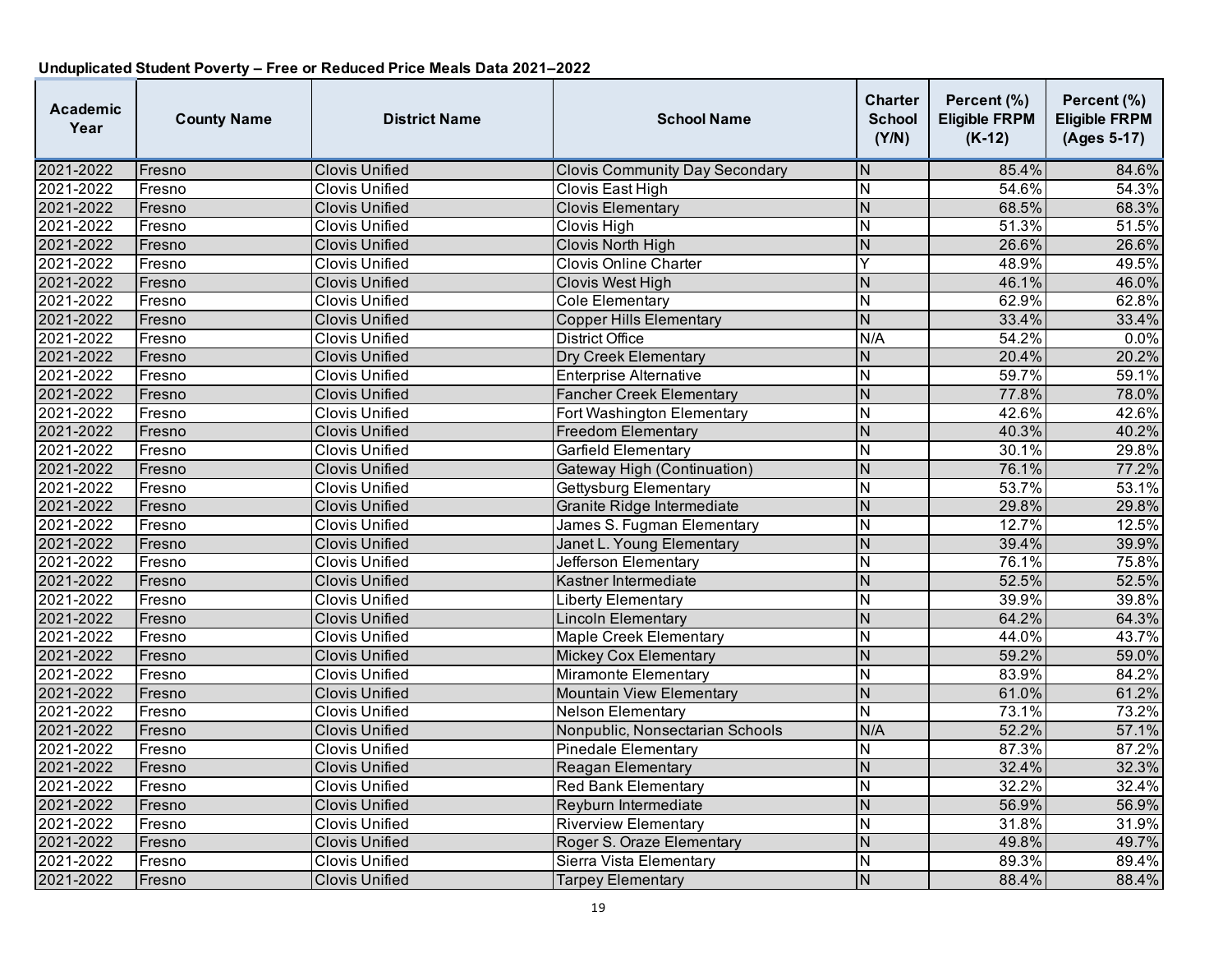**Unduplicated Student Poverty – Free or Reduced Price Meals Data 2021–2022**

| Academic Year | County Name | District Name | School Name | Charter School (Y/N) | Percent (%) Eligible FRPM (K-12) | Percent (%) Eligible FRPM (Ages 5-17) |
|---|---|---|---|---|---|---|
| 2021-2022 | Fresno | Clovis Unified | Clovis Community Day Secondary | N | 85.4% | 84.6% |
| 2021-2022 | Fresno | Clovis Unified | Clovis East High | N | 54.6% | 54.3% |
| 2021-2022 | Fresno | Clovis Unified | Clovis Elementary | N | 68.5% | 68.3% |
| 2021-2022 | Fresno | Clovis Unified | Clovis High | N | 51.3% | 51.5% |
| 2021-2022 | Fresno | Clovis Unified | Clovis North High | N | 26.6% | 26.6% |
| 2021-2022 | Fresno | Clovis Unified | Clovis Online Charter | Y | 48.9% | 49.5% |
| 2021-2022 | Fresno | Clovis Unified | Clovis West High | N | 46.1% | 46.0% |
| 2021-2022 | Fresno | Clovis Unified | Cole Elementary | N | 62.9% | 62.8% |
| 2021-2022 | Fresno | Clovis Unified | Copper Hills Elementary | N | 33.4% | 33.4% |
| 2021-2022 | Fresno | Clovis Unified | District Office | N/A | 54.2% | 0.0% |
| 2021-2022 | Fresno | Clovis Unified | Dry Creek Elementary | N | 20.4% | 20.2% |
| 2021-2022 | Fresno | Clovis Unified | Enterprise Alternative | N | 59.7% | 59.1% |
| 2021-2022 | Fresno | Clovis Unified | Fancher Creek Elementary | N | 77.8% | 78.0% |
| 2021-2022 | Fresno | Clovis Unified | Fort Washington Elementary | N | 42.6% | 42.6% |
| 2021-2022 | Fresno | Clovis Unified | Freedom Elementary | N | 40.3% | 40.2% |
| 2021-2022 | Fresno | Clovis Unified | Garfield Elementary | N | 30.1% | 29.8% |
| 2021-2022 | Fresno | Clovis Unified | Gateway High (Continuation) | N | 76.1% | 77.2% |
| 2021-2022 | Fresno | Clovis Unified | Gettysburg Elementary | N | 53.7% | 53.1% |
| 2021-2022 | Fresno | Clovis Unified | Granite Ridge Intermediate | N | 29.8% | 29.8% |
| 2021-2022 | Fresno | Clovis Unified | James S. Fugman Elementary | N | 12.7% | 12.5% |
| 2021-2022 | Fresno | Clovis Unified | Janet L. Young Elementary | N | 39.4% | 39.9% |
| 2021-2022 | Fresno | Clovis Unified | Jefferson Elementary | N | 76.1% | 75.8% |
| 2021-2022 | Fresno | Clovis Unified | Kastner Intermediate | N | 52.5% | 52.5% |
| 2021-2022 | Fresno | Clovis Unified | Liberty Elementary | N | 39.9% | 39.8% |
| 2021-2022 | Fresno | Clovis Unified | Lincoln Elementary | N | 64.2% | 64.3% |
| 2021-2022 | Fresno | Clovis Unified | Maple Creek Elementary | N | 44.0% | 43.7% |
| 2021-2022 | Fresno | Clovis Unified | Mickey Cox Elementary | N | 59.2% | 59.0% |
| 2021-2022 | Fresno | Clovis Unified | Miramonte Elementary | N | 83.9% | 84.2% |
| 2021-2022 | Fresno | Clovis Unified | Mountain View Elementary | N | 61.0% | 61.2% |
| 2021-2022 | Fresno | Clovis Unified | Nelson Elementary | N | 73.1% | 73.2% |
| 2021-2022 | Fresno | Clovis Unified | Nonpublic, Nonsectarian Schools | N/A | 52.2% | 57.1% |
| 2021-2022 | Fresno | Clovis Unified | Pinedale Elementary | N | 87.3% | 87.2% |
| 2021-2022 | Fresno | Clovis Unified | Reagan Elementary | N | 32.4% | 32.3% |
| 2021-2022 | Fresno | Clovis Unified | Red Bank Elementary | N | 32.2% | 32.4% |
| 2021-2022 | Fresno | Clovis Unified | Reyburn Intermediate | N | 56.9% | 56.9% |
| 2021-2022 | Fresno | Clovis Unified | Riverview Elementary | N | 31.8% | 31.9% |
| 2021-2022 | Fresno | Clovis Unified | Roger S. Oraze Elementary | N | 49.8% | 49.7% |
| 2021-2022 | Fresno | Clovis Unified | Sierra Vista Elementary | N | 89.3% | 89.4% |
| 2021-2022 | Fresno | Clovis Unified | Tarpey Elementary | N | 88.4% | 88.4% |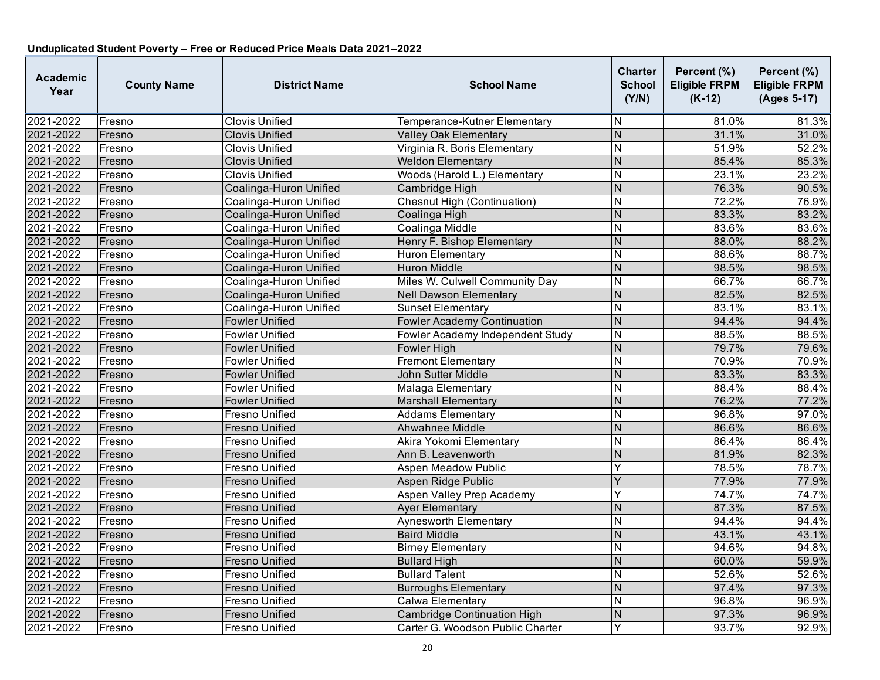**Unduplicated Student Poverty – Free or Reduced Price Meals Data 2021–2022**

| Academic Year | County Name | District Name | School Name | Charter School (Y/N) | Percent (%) Eligible FRPM (K-12) | Percent (%) Eligible FRPM (Ages 5-17) |
|---|---|---|---|---|---|---|
| 2021-2022 | Fresno | Clovis Unified | Temperance-Kutner Elementary | N | 81.0% | 81.3% |
| 2021-2022 | Fresno | Clovis Unified | Valley Oak Elementary | N | 31.1% | 31.0% |
| 2021-2022 | Fresno | Clovis Unified | Virginia R. Boris Elementary | N | 51.9% | 52.2% |
| 2021-2022 | Fresno | Clovis Unified | Weldon Elementary | N | 85.4% | 85.3% |
| 2021-2022 | Fresno | Clovis Unified | Woods (Harold L.) Elementary | N | 23.1% | 23.2% |
| 2021-2022 | Fresno | Coalinga-Huron Unified | Cambridge High | N | 76.3% | 90.5% |
| 2021-2022 | Fresno | Coalinga-Huron Unified | Chesnut High (Continuation) | N | 72.2% | 76.9% |
| 2021-2022 | Fresno | Coalinga-Huron Unified | Coalinga High | N | 83.3% | 83.2% |
| 2021-2022 | Fresno | Coalinga-Huron Unified | Coalinga Middle | N | 83.6% | 83.6% |
| 2021-2022 | Fresno | Coalinga-Huron Unified | Henry F. Bishop Elementary | N | 88.0% | 88.2% |
| 2021-2022 | Fresno | Coalinga-Huron Unified | Huron Elementary | N | 88.6% | 88.7% |
| 2021-2022 | Fresno | Coalinga-Huron Unified | Huron Middle | N | 98.5% | 98.5% |
| 2021-2022 | Fresno | Coalinga-Huron Unified | Miles W. Culwell Community Day | N | 66.7% | 66.7% |
| 2021-2022 | Fresno | Coalinga-Huron Unified | Nell Dawson Elementary | N | 82.5% | 82.5% |
| 2021-2022 | Fresno | Coalinga-Huron Unified | Sunset Elementary | N | 83.1% | 83.1% |
| 2021-2022 | Fresno | Fowler Unified | Fowler Academy Continuation | N | 94.4% | 94.4% |
| 2021-2022 | Fresno | Fowler Unified | Fowler Academy Independent Study | N | 88.5% | 88.5% |
| 2021-2022 | Fresno | Fowler Unified | Fowler High | N | 79.7% | 79.6% |
| 2021-2022 | Fresno | Fowler Unified | Fremont Elementary | N | 70.9% | 70.9% |
| 2021-2022 | Fresno | Fowler Unified | John Sutter Middle | N | 83.3% | 83.3% |
| 2021-2022 | Fresno | Fowler Unified | Malaga Elementary | N | 88.4% | 88.4% |
| 2021-2022 | Fresno | Fowler Unified | Marshall Elementary | N | 76.2% | 77.2% |
| 2021-2022 | Fresno | Fresno Unified | Addams Elementary | N | 96.8% | 97.0% |
| 2021-2022 | Fresno | Fresno Unified | Ahwahnee Middle | N | 86.6% | 86.6% |
| 2021-2022 | Fresno | Fresno Unified | Akira Yokomi Elementary | N | 86.4% | 86.4% |
| 2021-2022 | Fresno | Fresno Unified | Ann B. Leavenworth | N | 81.9% | 82.3% |
| 2021-2022 | Fresno | Fresno Unified | Aspen Meadow Public | Y | 78.5% | 78.7% |
| 2021-2022 | Fresno | Fresno Unified | Aspen Ridge Public | Y | 77.9% | 77.9% |
| 2021-2022 | Fresno | Fresno Unified | Aspen Valley Prep Academy | Y | 74.7% | 74.7% |
| 2021-2022 | Fresno | Fresno Unified | Ayer Elementary | N | 87.3% | 87.5% |
| 2021-2022 | Fresno | Fresno Unified | Aynesworth Elementary | N | 94.4% | 94.4% |
| 2021-2022 | Fresno | Fresno Unified | Baird Middle | N | 43.1% | 43.1% |
| 2021-2022 | Fresno | Fresno Unified | Birney Elementary | N | 94.6% | 94.8% |
| 2021-2022 | Fresno | Fresno Unified | Bullard High | N | 60.0% | 59.9% |
| 2021-2022 | Fresno | Fresno Unified | Bullard Talent | N | 52.6% | 52.6% |
| 2021-2022 | Fresno | Fresno Unified | Burroughs Elementary | N | 97.4% | 97.3% |
| 2021-2022 | Fresno | Fresno Unified | Calwa Elementary | N | 96.8% | 96.9% |
| 2021-2022 | Fresno | Fresno Unified | Cambridge Continuation High | N | 97.3% | 96.9% |
| 2021-2022 | Fresno | Fresno Unified | Carter G. Woodson Public Charter | Y | 93.7% | 92.9% |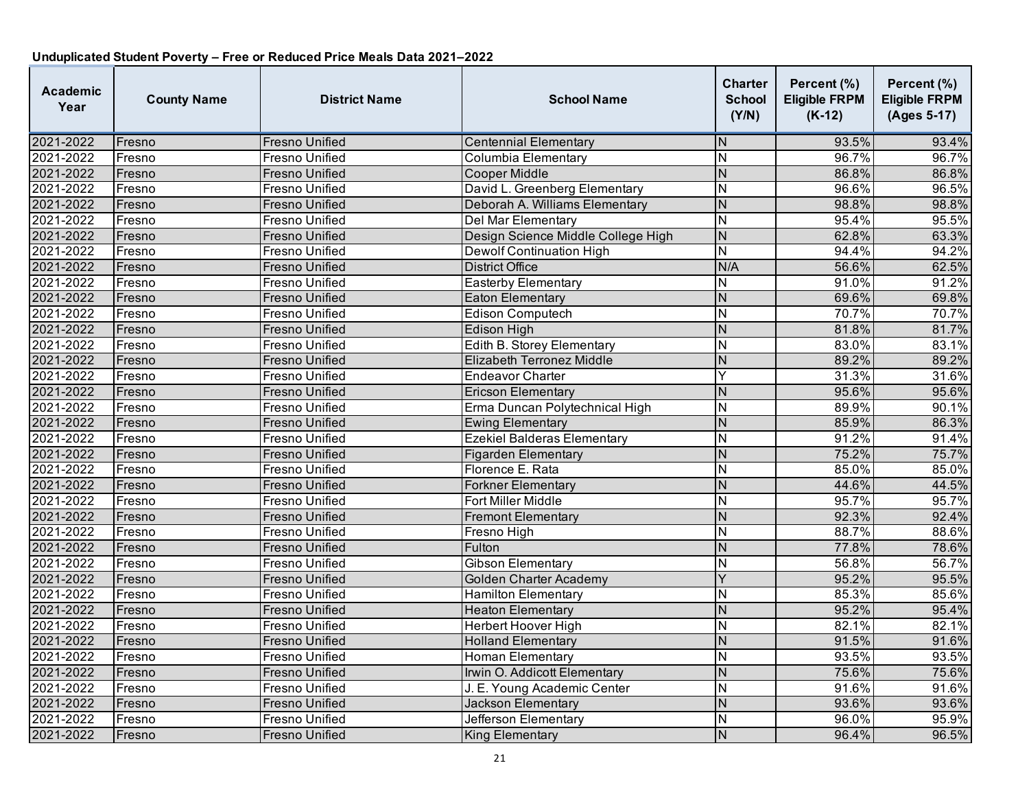**Unduplicated Student Poverty – Free or Reduced Price Meals Data 2021–2022**

| Academic Year | County Name | District Name | School Name | Charter School (Y/N) | Percent (%) Eligible FRPM (K-12) | Percent (%) Eligible FRPM (Ages 5-17) |
|---|---|---|---|---|---|---|
| 2021-2022 | Fresno | Fresno Unified | Centennial Elementary | N | 93.5% | 93.4% |
| 2021-2022 | Fresno | Fresno Unified | Columbia Elementary | N | 96.7% | 96.7% |
| 2021-2022 | Fresno | Fresno Unified | Cooper Middle | N | 86.8% | 86.8% |
| 2021-2022 | Fresno | Fresno Unified | David L. Greenberg Elementary | N | 96.6% | 96.5% |
| 2021-2022 | Fresno | Fresno Unified | Deborah A. Williams Elementary | N | 98.8% | 98.8% |
| 2021-2022 | Fresno | Fresno Unified | Del Mar Elementary | N | 95.4% | 95.5% |
| 2021-2022 | Fresno | Fresno Unified | Design Science Middle College High | N | 62.8% | 63.3% |
| 2021-2022 | Fresno | Fresno Unified | Dewolf Continuation High | N | 94.4% | 94.2% |
| 2021-2022 | Fresno | Fresno Unified | District Office | N/A | 56.6% | 62.5% |
| 2021-2022 | Fresno | Fresno Unified | Easterby Elementary | N | 91.0% | 91.2% |
| 2021-2022 | Fresno | Fresno Unified | Eaton Elementary | N | 69.6% | 69.8% |
| 2021-2022 | Fresno | Fresno Unified | Edison Computech | N | 70.7% | 70.7% |
| 2021-2022 | Fresno | Fresno Unified | Edison High | N | 81.8% | 81.7% |
| 2021-2022 | Fresno | Fresno Unified | Edith B. Storey Elementary | N | 83.0% | 83.1% |
| 2021-2022 | Fresno | Fresno Unified | Elizabeth Terronez Middle | N | 89.2% | 89.2% |
| 2021-2022 | Fresno | Fresno Unified | Endeavor Charter | Y | 31.3% | 31.6% |
| 2021-2022 | Fresno | Fresno Unified | Ericson Elementary | N | 95.6% | 95.6% |
| 2021-2022 | Fresno | Fresno Unified | Erma Duncan Polytechnical High | N | 89.9% | 90.1% |
| 2021-2022 | Fresno | Fresno Unified | Ewing Elementary | N | 85.9% | 86.3% |
| 2021-2022 | Fresno | Fresno Unified | Ezekiel Balderas Elementary | N | 91.2% | 91.4% |
| 2021-2022 | Fresno | Fresno Unified | Figarden Elementary | N | 75.2% | 75.7% |
| 2021-2022 | Fresno | Fresno Unified | Florence E. Rata | N | 85.0% | 85.0% |
| 2021-2022 | Fresno | Fresno Unified | Forkner Elementary | N | 44.6% | 44.5% |
| 2021-2022 | Fresno | Fresno Unified | Fort Miller Middle | N | 95.7% | 95.7% |
| 2021-2022 | Fresno | Fresno Unified | Fremont Elementary | N | 92.3% | 92.4% |
| 2021-2022 | Fresno | Fresno Unified | Fresno High | N | 88.7% | 88.6% |
| 2021-2022 | Fresno | Fresno Unified | Fulton | N | 77.8% | 78.6% |
| 2021-2022 | Fresno | Fresno Unified | Gibson Elementary | N | 56.8% | 56.7% |
| 2021-2022 | Fresno | Fresno Unified | Golden Charter Academy | Y | 95.2% | 95.5% |
| 2021-2022 | Fresno | Fresno Unified | Hamilton Elementary | N | 85.3% | 85.6% |
| 2021-2022 | Fresno | Fresno Unified | Heaton Elementary | N | 95.2% | 95.4% |
| 2021-2022 | Fresno | Fresno Unified | Herbert Hoover High | N | 82.1% | 82.1% |
| 2021-2022 | Fresno | Fresno Unified | Holland Elementary | N | 91.5% | 91.6% |
| 2021-2022 | Fresno | Fresno Unified | Homan Elementary | N | 93.5% | 93.5% |
| 2021-2022 | Fresno | Fresno Unified | Irwin O. Addicott Elementary | N | 75.6% | 75.6% |
| 2021-2022 | Fresno | Fresno Unified | J. E. Young Academic Center | N | 91.6% | 91.6% |
| 2021-2022 | Fresno | Fresno Unified | Jackson Elementary | N | 93.6% | 93.6% |
| 2021-2022 | Fresno | Fresno Unified | Jefferson Elementary | N | 96.0% | 95.9% |
| 2021-2022 | Fresno | Fresno Unified | King Elementary | N | 96.4% | 96.5% |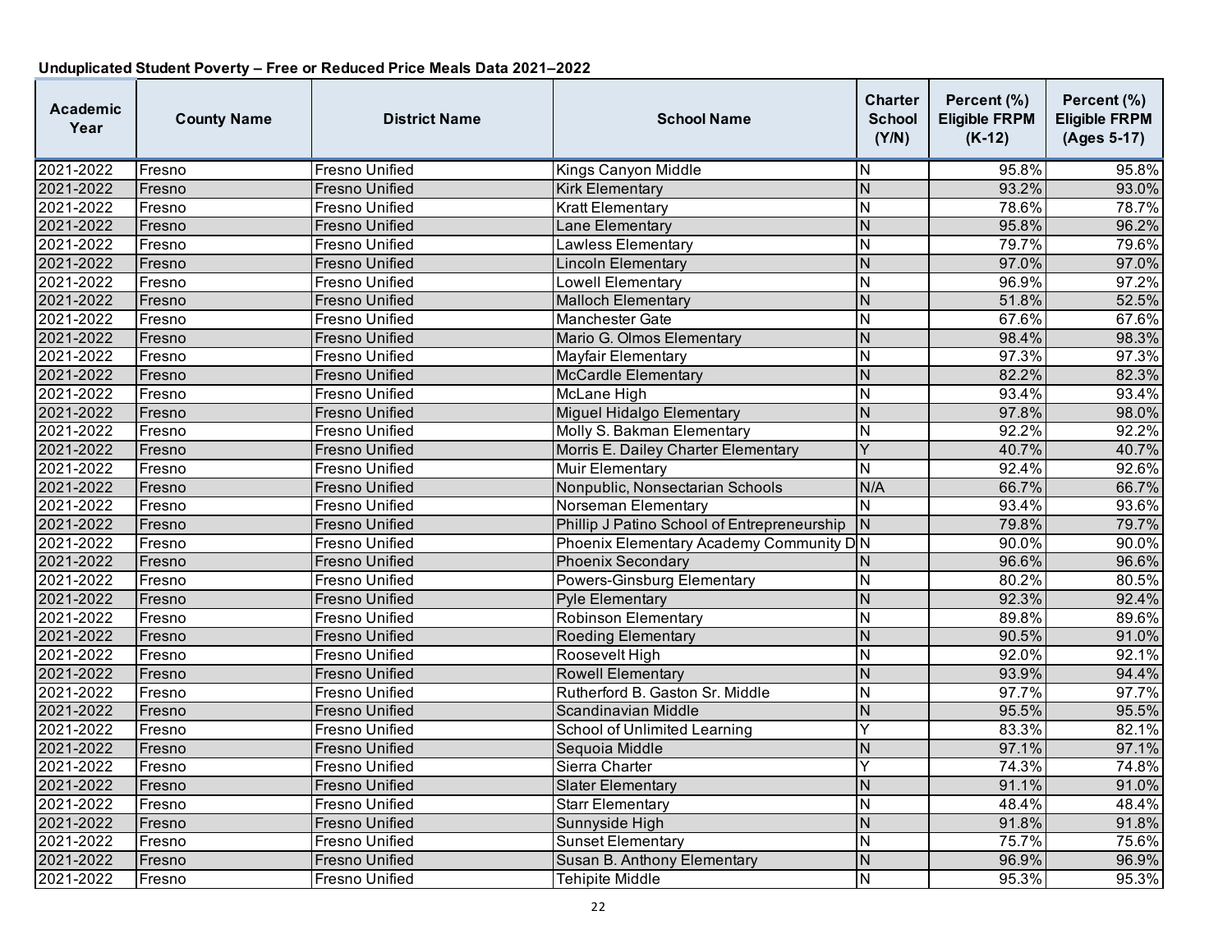**Unduplicated Student Poverty – Free or Reduced Price Meals Data 2021–2022**

| Academic Year | County Name | District Name | School Name | Charter School (Y/N) | Percent (%) Eligible FRPM (K-12) | Percent (%) Eligible FRPM (Ages 5-17) |
|---|---|---|---|---|---|---|
| 2021-2022 | Fresno | Fresno Unified | Kings Canyon Middle | N | 95.8% | 95.8% |
| 2021-2022 | Fresno | Fresno Unified | Kirk Elementary | N | 93.2% | 93.0% |
| 2021-2022 | Fresno | Fresno Unified | Kratt Elementary | N | 78.6% | 78.7% |
| 2021-2022 | Fresno | Fresno Unified | Lane Elementary | N | 95.8% | 96.2% |
| 2021-2022 | Fresno | Fresno Unified | Lawless Elementary | N | 79.7% | 79.6% |
| 2021-2022 | Fresno | Fresno Unified | Lincoln Elementary | N | 97.0% | 97.0% |
| 2021-2022 | Fresno | Fresno Unified | Lowell Elementary | N | 96.9% | 97.2% |
| 2021-2022 | Fresno | Fresno Unified | Malloch Elementary | N | 51.8% | 52.5% |
| 2021-2022 | Fresno | Fresno Unified | Manchester Gate | N | 67.6% | 67.6% |
| 2021-2022 | Fresno | Fresno Unified | Mario G. Olmos Elementary | N | 98.4% | 98.3% |
| 2021-2022 | Fresno | Fresno Unified | Mayfair Elementary | N | 97.3% | 97.3% |
| 2021-2022 | Fresno | Fresno Unified | McCardle Elementary | N | 82.2% | 82.3% |
| 2021-2022 | Fresno | Fresno Unified | McLane High | N | 93.4% | 93.4% |
| 2021-2022 | Fresno | Fresno Unified | Miguel Hidalgo Elementary | N | 97.8% | 98.0% |
| 2021-2022 | Fresno | Fresno Unified | Molly S. Bakman Elementary | N | 92.2% | 92.2% |
| 2021-2022 | Fresno | Fresno Unified | Morris E. Dailey Charter Elementary | Y | 40.7% | 40.7% |
| 2021-2022 | Fresno | Fresno Unified | Muir Elementary | N | 92.4% | 92.6% |
| 2021-2022 | Fresno | Fresno Unified | Nonpublic, Nonsectarian Schools | N/A | 66.7% | 66.7% |
| 2021-2022 | Fresno | Fresno Unified | Norseman Elementary | N | 93.4% | 93.6% |
| 2021-2022 | Fresno | Fresno Unified | Phillip J Patino School of Entrepreneurship | N | 79.8% | 79.7% |
| 2021-2022 | Fresno | Fresno Unified | Phoenix Elementary Academy Community D | N | 90.0% | 90.0% |
| 2021-2022 | Fresno | Fresno Unified | Phoenix Secondary | N | 96.6% | 96.6% |
| 2021-2022 | Fresno | Fresno Unified | Powers-Ginsburg Elementary | N | 80.2% | 80.5% |
| 2021-2022 | Fresno | Fresno Unified | Pyle Elementary | N | 92.3% | 92.4% |
| 2021-2022 | Fresno | Fresno Unified | Robinson Elementary | N | 89.8% | 89.6% |
| 2021-2022 | Fresno | Fresno Unified | Roeding Elementary | N | 90.5% | 91.0% |
| 2021-2022 | Fresno | Fresno Unified | Roosevelt High | N | 92.0% | 92.1% |
| 2021-2022 | Fresno | Fresno Unified | Rowell Elementary | N | 93.9% | 94.4% |
| 2021-2022 | Fresno | Fresno Unified | Rutherford B. Gaston Sr. Middle | N | 97.7% | 97.7% |
| 2021-2022 | Fresno | Fresno Unified | Scandinavian Middle | N | 95.5% | 95.5% |
| 2021-2022 | Fresno | Fresno Unified | School of Unlimited Learning | Y | 83.3% | 82.1% |
| 2021-2022 | Fresno | Fresno Unified | Sequoia Middle | N | 97.1% | 97.1% |
| 2021-2022 | Fresno | Fresno Unified | Sierra Charter | Y | 74.3% | 74.8% |
| 2021-2022 | Fresno | Fresno Unified | Slater Elementary | N | 91.1% | 91.0% |
| 2021-2022 | Fresno | Fresno Unified | Starr Elementary | N | 48.4% | 48.4% |
| 2021-2022 | Fresno | Fresno Unified | Sunnyside High | N | 91.8% | 91.8% |
| 2021-2022 | Fresno | Fresno Unified | Sunset Elementary | N | 75.7% | 75.6% |
| 2021-2022 | Fresno | Fresno Unified | Susan B. Anthony Elementary | N | 96.9% | 96.9% |
| 2021-2022 | Fresno | Fresno Unified | Tehipite Middle | N | 95.3% | 95.3% |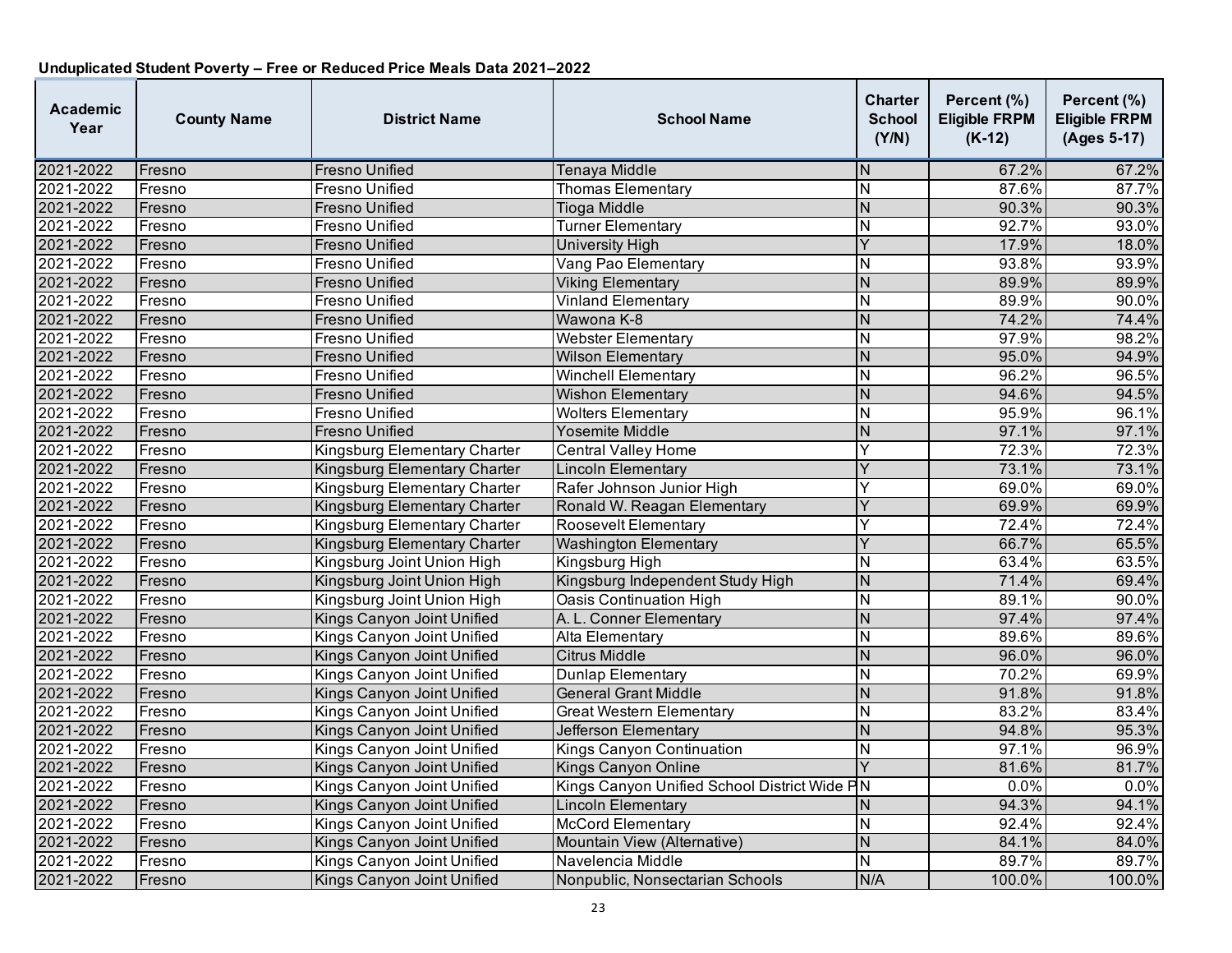**Unduplicated Student Poverty – Free or Reduced Price Meals Data 2021–2022**

| Academic Year | County Name | District Name | School Name | Charter School (Y/N) | Percent (%) Eligible FRPM (K-12) | Percent (%) Eligible FRPM (Ages 5-17) |
|---|---|---|---|---|---|---|
| 2021-2022 | Fresno | Fresno Unified | Tenaya Middle | N | 67.2% | 67.2% |
| 2021-2022 | Fresno | Fresno Unified | Thomas Elementary | N | 87.6% | 87.7% |
| 2021-2022 | Fresno | Fresno Unified | Tioga Middle | N | 90.3% | 90.3% |
| 2021-2022 | Fresno | Fresno Unified | Turner Elementary | N | 92.7% | 93.0% |
| 2021-2022 | Fresno | Fresno Unified | University High | Y | 17.9% | 18.0% |
| 2021-2022 | Fresno | Fresno Unified | Vang Pao Elementary | N | 93.8% | 93.9% |
| 2021-2022 | Fresno | Fresno Unified | Viking Elementary | N | 89.9% | 89.9% |
| 2021-2022 | Fresno | Fresno Unified | Vinland Elementary | N | 89.9% | 90.0% |
| 2021-2022 | Fresno | Fresno Unified | Wawona K-8 | N | 74.2% | 74.4% |
| 2021-2022 | Fresno | Fresno Unified | Webster Elementary | N | 97.9% | 98.2% |
| 2021-2022 | Fresno | Fresno Unified | Wilson Elementary | N | 95.0% | 94.9% |
| 2021-2022 | Fresno | Fresno Unified | Winchell Elementary | N | 96.2% | 96.5% |
| 2021-2022 | Fresno | Fresno Unified | Wishon Elementary | N | 94.6% | 94.5% |
| 2021-2022 | Fresno | Fresno Unified | Wolters Elementary | N | 95.9% | 96.1% |
| 2021-2022 | Fresno | Fresno Unified | Yosemite Middle | N | 97.1% | 97.1% |
| 2021-2022 | Fresno | Kingsburg Elementary Charter | Central Valley Home | Y | 72.3% | 72.3% |
| 2021-2022 | Fresno | Kingsburg Elementary Charter | Lincoln Elementary | Y | 73.1% | 73.1% |
| 2021-2022 | Fresno | Kingsburg Elementary Charter | Rafer Johnson Junior High | Y | 69.0% | 69.0% |
| 2021-2022 | Fresno | Kingsburg Elementary Charter | Ronald W. Reagan Elementary | Y | 69.9% | 69.9% |
| 2021-2022 | Fresno | Kingsburg Elementary Charter | Roosevelt Elementary | Y | 72.4% | 72.4% |
| 2021-2022 | Fresno | Kingsburg Elementary Charter | Washington Elementary | Y | 66.7% | 65.5% |
| 2021-2022 | Fresno | Kingsburg Joint Union High | Kingsburg High | N | 63.4% | 63.5% |
| 2021-2022 | Fresno | Kingsburg Joint Union High | Kingsburg Independent Study High | N | 71.4% | 69.4% |
| 2021-2022 | Fresno | Kingsburg Joint Union High | Oasis Continuation High | N | 89.1% | 90.0% |
| 2021-2022 | Fresno | Kings Canyon Joint Unified | A. L. Conner Elementary | N | 97.4% | 97.4% |
| 2021-2022 | Fresno | Kings Canyon Joint Unified | Alta Elementary | N | 89.6% | 89.6% |
| 2021-2022 | Fresno | Kings Canyon Joint Unified | Citrus Middle | N | 96.0% | 96.0% |
| 2021-2022 | Fresno | Kings Canyon Joint Unified | Dunlap Elementary | N | 70.2% | 69.9% |
| 2021-2022 | Fresno | Kings Canyon Joint Unified | General Grant Middle | N | 91.8% | 91.8% |
| 2021-2022 | Fresno | Kings Canyon Joint Unified | Great Western Elementary | N | 83.2% | 83.4% |
| 2021-2022 | Fresno | Kings Canyon Joint Unified | Jefferson Elementary | N | 94.8% | 95.3% |
| 2021-2022 | Fresno | Kings Canyon Joint Unified | Kings Canyon Continuation | N | 97.1% | 96.9% |
| 2021-2022 | Fresno | Kings Canyon Joint Unified | Kings Canyon Online | Y | 81.6% | 81.7% |
| 2021-2022 | Fresno | Kings Canyon Joint Unified | Kings Canyon Unified School District Wide P | N | 0.0% | 0.0% |
| 2021-2022 | Fresno | Kings Canyon Joint Unified | Lincoln Elementary | N | 94.3% | 94.1% |
| 2021-2022 | Fresno | Kings Canyon Joint Unified | McCord Elementary | N | 92.4% | 92.4% |
| 2021-2022 | Fresno | Kings Canyon Joint Unified | Mountain View (Alternative) | N | 84.1% | 84.0% |
| 2021-2022 | Fresno | Kings Canyon Joint Unified | Navelencia Middle | N | 89.7% | 89.7% |
| 2021-2022 | Fresno | Kings Canyon Joint Unified | Nonpublic, Nonsectarian Schools | N/A | 100.0% | 100.0% |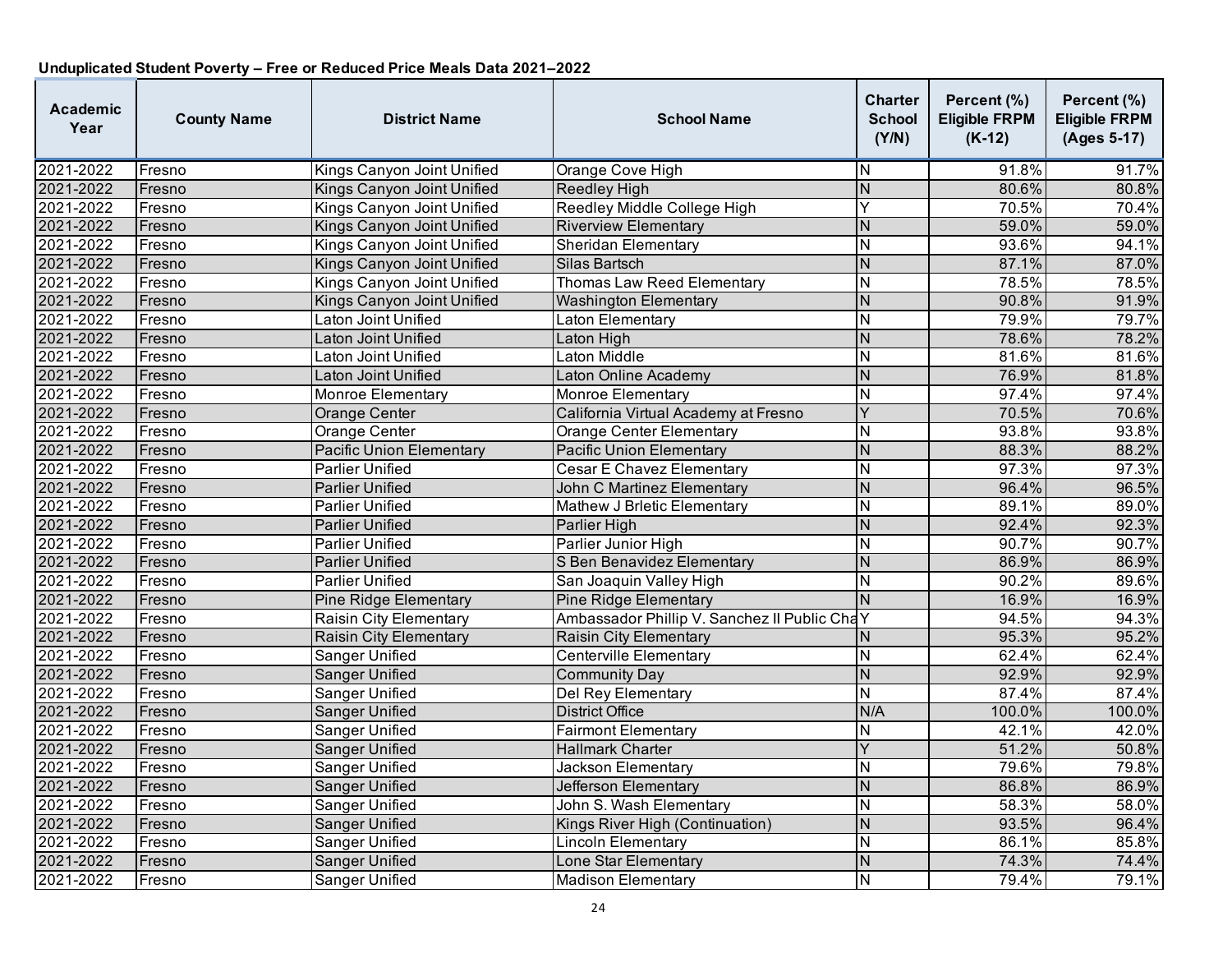**Unduplicated Student Poverty – Free or Reduced Price Meals Data 2021–2022**

| Academic Year | County Name | District Name | School Name | Charter School (Y/N) | Percent (%) Eligible FRPM (K-12) | Percent (%) Eligible FRPM (Ages 5-17) |
|---|---|---|---|---|---|---|
| 2021-2022 | Fresno | Kings Canyon Joint Unified | Orange Cove High | N | 91.8% | 91.7% |
| 2021-2022 | Fresno | Kings Canyon Joint Unified | Reedley High | N | 80.6% | 80.8% |
| 2021-2022 | Fresno | Kings Canyon Joint Unified | Reedley Middle College High | Y | 70.5% | 70.4% |
| 2021-2022 | Fresno | Kings Canyon Joint Unified | Riverview Elementary | N | 59.0% | 59.0% |
| 2021-2022 | Fresno | Kings Canyon Joint Unified | Sheridan Elementary | N | 93.6% | 94.1% |
| 2021-2022 | Fresno | Kings Canyon Joint Unified | Silas Bartsch | N | 87.1% | 87.0% |
| 2021-2022 | Fresno | Kings Canyon Joint Unified | Thomas Law Reed Elementary | N | 78.5% | 78.5% |
| 2021-2022 | Fresno | Kings Canyon Joint Unified | Washington Elementary | N | 90.8% | 91.9% |
| 2021-2022 | Fresno | Laton Joint Unified | Laton Elementary | N | 79.9% | 79.7% |
| 2021-2022 | Fresno | Laton Joint Unified | Laton High | N | 78.6% | 78.2% |
| 2021-2022 | Fresno | Laton Joint Unified | Laton Middle | N | 81.6% | 81.6% |
| 2021-2022 | Fresno | Laton Joint Unified | Laton Online Academy | N | 76.9% | 81.8% |
| 2021-2022 | Fresno | Monroe Elementary | Monroe Elementary | N | 97.4% | 97.4% |
| 2021-2022 | Fresno | Orange Center | California Virtual Academy at Fresno | Y | 70.5% | 70.6% |
| 2021-2022 | Fresno | Orange Center | Orange Center Elementary | N | 93.8% | 93.8% |
| 2021-2022 | Fresno | Pacific Union Elementary | Pacific Union Elementary | N | 88.3% | 88.2% |
| 2021-2022 | Fresno | Parlier Unified | Cesar E Chavez Elementary | N | 97.3% | 97.3% |
| 2021-2022 | Fresno | Parlier Unified | John C Martinez Elementary | N | 96.4% | 96.5% |
| 2021-2022 | Fresno | Parlier Unified | Mathew J Brletic Elementary | N | 89.1% | 89.0% |
| 2021-2022 | Fresno | Parlier Unified | Parlier High | N | 92.4% | 92.3% |
| 2021-2022 | Fresno | Parlier Unified | Parlier Junior High | N | 90.7% | 90.7% |
| 2021-2022 | Fresno | Parlier Unified | S Ben Benavidez Elementary | N | 86.9% | 86.9% |
| 2021-2022 | Fresno | Parlier Unified | San Joaquin Valley High | N | 90.2% | 89.6% |
| 2021-2022 | Fresno | Pine Ridge Elementary | Pine Ridge Elementary | N | 16.9% | 16.9% |
| 2021-2022 | Fresno | Raisin City Elementary | Ambassador Phillip V. Sanchez II Public Cha | Y | 94.5% | 94.3% |
| 2021-2022 | Fresno | Raisin City Elementary | Raisin City Elementary | N | 95.3% | 95.2% |
| 2021-2022 | Fresno | Sanger Unified | Centerville Elementary | N | 62.4% | 62.4% |
| 2021-2022 | Fresno | Sanger Unified | Community Day | N | 92.9% | 92.9% |
| 2021-2022 | Fresno | Sanger Unified | Del Rey Elementary | N | 87.4% | 87.4% |
| 2021-2022 | Fresno | Sanger Unified | District Office | N/A | 100.0% | 100.0% |
| 2021-2022 | Fresno | Sanger Unified | Fairmont Elementary | N | 42.1% | 42.0% |
| 2021-2022 | Fresno | Sanger Unified | Hallmark Charter | Y | 51.2% | 50.8% |
| 2021-2022 | Fresno | Sanger Unified | Jackson Elementary | N | 79.6% | 79.8% |
| 2021-2022 | Fresno | Sanger Unified | Jefferson Elementary | N | 86.8% | 86.9% |
| 2021-2022 | Fresno | Sanger Unified | John S. Wash Elementary | N | 58.3% | 58.0% |
| 2021-2022 | Fresno | Sanger Unified | Kings River High (Continuation) | N | 93.5% | 96.4% |
| 2021-2022 | Fresno | Sanger Unified | Lincoln Elementary | N | 86.1% | 85.8% |
| 2021-2022 | Fresno | Sanger Unified | Lone Star Elementary | N | 74.3% | 74.4% |
| 2021-2022 | Fresno | Sanger Unified | Madison Elementary | N | 79.4% | 79.1% |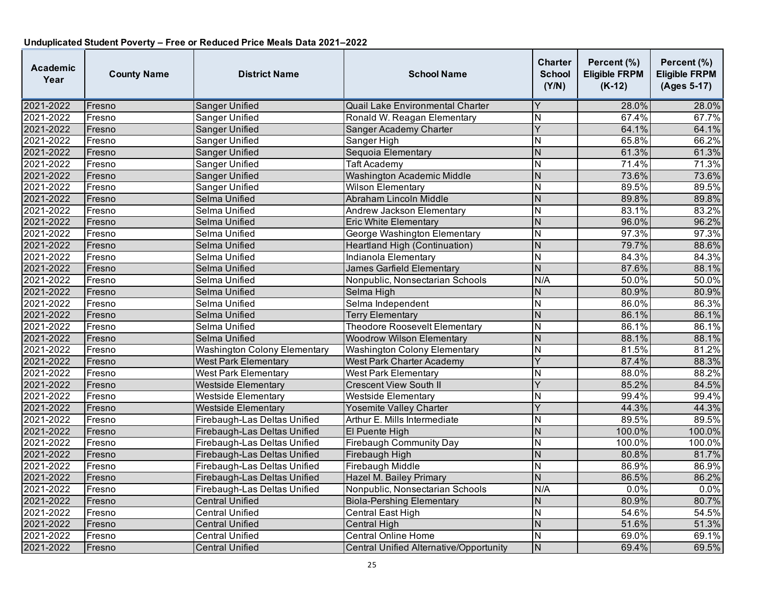**Unduplicated Student Poverty – Free or Reduced Price Meals Data 2021–2022**

| Academic Year | County Name | District Name | School Name | Charter School (Y/N) | Percent (%) Eligible FRPM (K-12) | Percent (%) Eligible FRPM (Ages 5-17) |
|---|---|---|---|---|---|---|
| 2021-2022 | Fresno | Sanger Unified | Quail Lake Environmental Charter | Y | 28.0% | 28.0% |
| 2021-2022 | Fresno | Sanger Unified | Ronald W. Reagan Elementary | N | 67.4% | 67.7% |
| 2021-2022 | Fresno | Sanger Unified | Sanger Academy Charter | Y | 64.1% | 64.1% |
| 2021-2022 | Fresno | Sanger Unified | Sanger High | N | 65.8% | 66.2% |
| 2021-2022 | Fresno | Sanger Unified | Sequoia Elementary | N | 61.3% | 61.3% |
| 2021-2022 | Fresno | Sanger Unified | Taft Academy | N | 71.4% | 71.3% |
| 2021-2022 | Fresno | Sanger Unified | Washington Academic Middle | N | 73.6% | 73.6% |
| 2021-2022 | Fresno | Sanger Unified | Wilson Elementary | N | 89.5% | 89.5% |
| 2021-2022 | Fresno | Selma Unified | Abraham Lincoln Middle | N | 89.8% | 89.8% |
| 2021-2022 | Fresno | Selma Unified | Andrew Jackson Elementary | N | 83.1% | 83.2% |
| 2021-2022 | Fresno | Selma Unified | Eric White Elementary | N | 96.0% | 96.2% |
| 2021-2022 | Fresno | Selma Unified | George Washington Elementary | N | 97.3% | 97.3% |
| 2021-2022 | Fresno | Selma Unified | Heartland High (Continuation) | N | 79.7% | 88.6% |
| 2021-2022 | Fresno | Selma Unified | Indianola Elementary | N | 84.3% | 84.3% |
| 2021-2022 | Fresno | Selma Unified | James Garfield Elementary | N | 87.6% | 88.1% |
| 2021-2022 | Fresno | Selma Unified | Nonpublic, Nonsectarian Schools | N/A | 50.0% | 50.0% |
| 2021-2022 | Fresno | Selma Unified | Selma High | N | 80.9% | 80.9% |
| 2021-2022 | Fresno | Selma Unified | Selma Independent | N | 86.0% | 86.3% |
| 2021-2022 | Fresno | Selma Unified | Terry Elementary | N | 86.1% | 86.1% |
| 2021-2022 | Fresno | Selma Unified | Theodore Roosevelt Elementary | N | 86.1% | 86.1% |
| 2021-2022 | Fresno | Selma Unified | Woodrow Wilson Elementary | N | 88.1% | 88.1% |
| 2021-2022 | Fresno | Washington Colony Elementary | Washington Colony Elementary | N | 81.5% | 81.2% |
| 2021-2022 | Fresno | West Park Elementary | West Park Charter Academy | Y | 87.4% | 88.3% |
| 2021-2022 | Fresno | West Park Elementary | West Park Elementary | N | 88.0% | 88.2% |
| 2021-2022 | Fresno | Westside Elementary | Crescent View South II | Y | 85.2% | 84.5% |
| 2021-2022 | Fresno | Westside Elementary | Westside Elementary | N | 99.4% | 99.4% |
| 2021-2022 | Fresno | Westside Elementary | Yosemite Valley Charter | Y | 44.3% | 44.3% |
| 2021-2022 | Fresno | Firebaugh-Las Deltas Unified | Arthur E. Mills Intermediate | N | 89.5% | 89.5% |
| 2021-2022 | Fresno | Firebaugh-Las Deltas Unified | El Puente High | N | 100.0% | 100.0% |
| 2021-2022 | Fresno | Firebaugh-Las Deltas Unified | Firebaugh Community Day | N | 100.0% | 100.0% |
| 2021-2022 | Fresno | Firebaugh-Las Deltas Unified | Firebaugh High | N | 80.8% | 81.7% |
| 2021-2022 | Fresno | Firebaugh-Las Deltas Unified | Firebaugh Middle | N | 86.9% | 86.9% |
| 2021-2022 | Fresno | Firebaugh-Las Deltas Unified | Hazel M. Bailey Primary | N | 86.5% | 86.2% |
| 2021-2022 | Fresno | Firebaugh-Las Deltas Unified | Nonpublic, Nonsectarian Schools | N/A | 0.0% | 0.0% |
| 2021-2022 | Fresno | Central Unified | Biola-Pershing Elementary | N | 80.9% | 80.7% |
| 2021-2022 | Fresno | Central Unified | Central East High | N | 54.6% | 54.5% |
| 2021-2022 | Fresno | Central Unified | Central High | N | 51.6% | 51.3% |
| 2021-2022 | Fresno | Central Unified | Central Online Home | N | 69.0% | 69.1% |
| 2021-2022 | Fresno | Central Unified | Central Unified Alternative/Opportunity | N | 69.4% | 69.5% |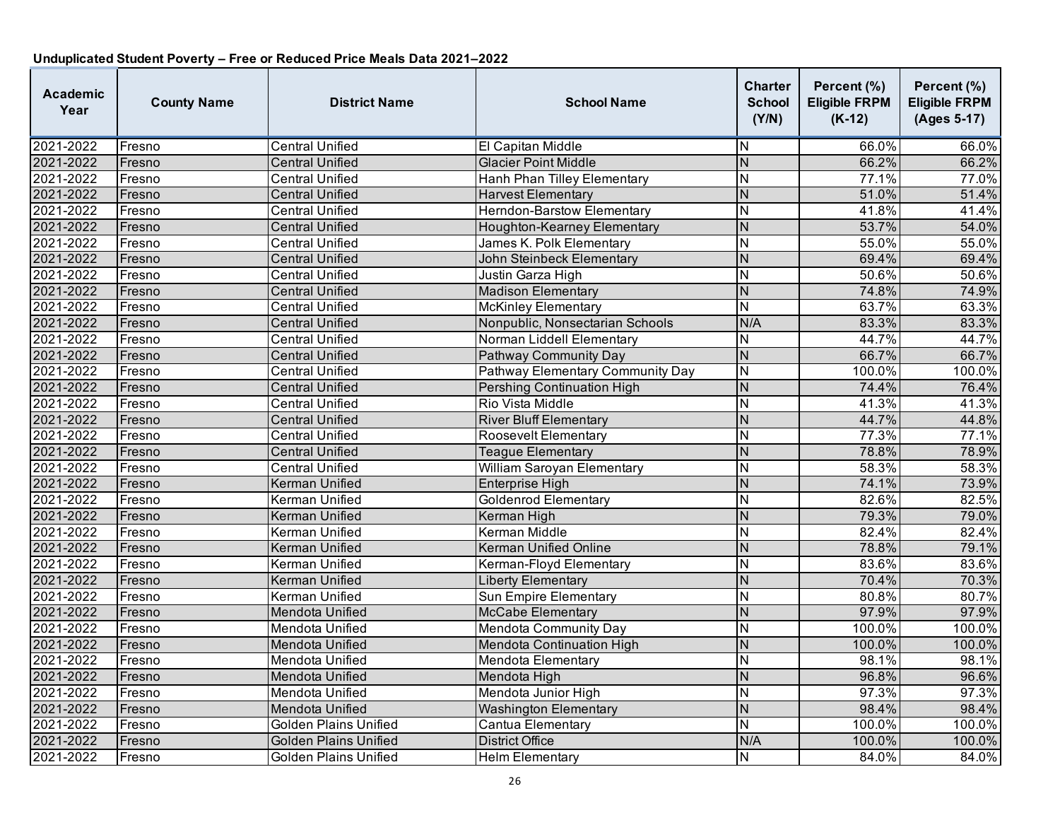## Unduplicated Student Poverty – Free or Reduced Price Meals Data 2021–2022

| Academic Year | County Name | District Name | School Name | Charter School (Y/N) | Percent (%) Eligible FRPM (K-12) | Percent (%) Eligible FRPM (Ages 5-17) |
|---|---|---|---|---|---|---|
| 2021-2022 | Fresno | Central Unified | El Capitan Middle | N | 66.0% | 66.0% |
| 2021-2022 | Fresno | Central Unified | Glacier Point Middle | N | 66.2% | 66.2% |
| 2021-2022 | Fresno | Central Unified | Hanh Phan Tilley Elementary | N | 77.1% | 77.0% |
| 2021-2022 | Fresno | Central Unified | Harvest Elementary | N | 51.0% | 51.4% |
| 2021-2022 | Fresno | Central Unified | Herndon-Barstow Elementary | N | 41.8% | 41.4% |
| 2021-2022 | Fresno | Central Unified | Houghton-Kearney Elementary | N | 53.7% | 54.0% |
| 2021-2022 | Fresno | Central Unified | James K. Polk Elementary | N | 55.0% | 55.0% |
| 2021-2022 | Fresno | Central Unified | John Steinbeck Elementary | N | 69.4% | 69.4% |
| 2021-2022 | Fresno | Central Unified | Justin Garza High | N | 50.6% | 50.6% |
| 2021-2022 | Fresno | Central Unified | Madison Elementary | N | 74.8% | 74.9% |
| 2021-2022 | Fresno | Central Unified | McKinley Elementary | N | 63.7% | 63.3% |
| 2021-2022 | Fresno | Central Unified | Nonpublic, Nonsectarian Schools | N/A | 83.3% | 83.3% |
| 2021-2022 | Fresno | Central Unified | Norman Liddell Elementary | N | 44.7% | 44.7% |
| 2021-2022 | Fresno | Central Unified | Pathway Community Day | N | 66.7% | 66.7% |
| 2021-2022 | Fresno | Central Unified | Pathway Elementary Community Day | N | 100.0% | 100.0% |
| 2021-2022 | Fresno | Central Unified | Pershing Continuation High | N | 74.4% | 76.4% |
| 2021-2022 | Fresno | Central Unified | Rio Vista Middle | N | 41.3% | 41.3% |
| 2021-2022 | Fresno | Central Unified | River Bluff Elementary | N | 44.7% | 44.8% |
| 2021-2022 | Fresno | Central Unified | Roosevelt Elementary | N | 77.3% | 77.1% |
| 2021-2022 | Fresno | Central Unified | Teague Elementary | N | 78.8% | 78.9% |
| 2021-2022 | Fresno | Central Unified | William Saroyan Elementary | N | 58.3% | 58.3% |
| 2021-2022 | Fresno | Kerman Unified | Enterprise High | N | 74.1% | 73.9% |
| 2021-2022 | Fresno | Kerman Unified | Goldenrod Elementary | N | 82.6% | 82.5% |
| 2021-2022 | Fresno | Kerman Unified | Kerman High | N | 79.3% | 79.0% |
| 2021-2022 | Fresno | Kerman Unified | Kerman Middle | N | 82.4% | 82.4% |
| 2021-2022 | Fresno | Kerman Unified | Kerman Unified Online | N | 78.8% | 79.1% |
| 2021-2022 | Fresno | Kerman Unified | Kerman-Floyd Elementary | N | 83.6% | 83.6% |
| 2021-2022 | Fresno | Kerman Unified | Liberty Elementary | N | 70.4% | 70.3% |
| 2021-2022 | Fresno | Kerman Unified | Sun Empire Elementary | N | 80.8% | 80.7% |
| 2021-2022 | Fresno | Mendota Unified | McCabe Elementary | N | 97.9% | 97.9% |
| 2021-2022 | Fresno | Mendota Unified | Mendota Community Day | N | 100.0% | 100.0% |
| 2021-2022 | Fresno | Mendota Unified | Mendota Continuation High | N | 100.0% | 100.0% |
| 2021-2022 | Fresno | Mendota Unified | Mendota Elementary | N | 98.1% | 98.1% |
| 2021-2022 | Fresno | Mendota Unified | Mendota High | N | 96.8% | 96.6% |
| 2021-2022 | Fresno | Mendota Unified | Mendota Junior High | N | 97.3% | 97.3% |
| 2021-2022 | Fresno | Mendota Unified | Washington Elementary | N | 98.4% | 98.4% |
| 2021-2022 | Fresno | Golden Plains Unified | Cantua Elementary | N | 100.0% | 100.0% |
| 2021-2022 | Fresno | Golden Plains Unified | District Office | N/A | 100.0% | 100.0% |
| 2021-2022 | Fresno | Golden Plains Unified | Helm Elementary | N | 84.0% | 84.0% |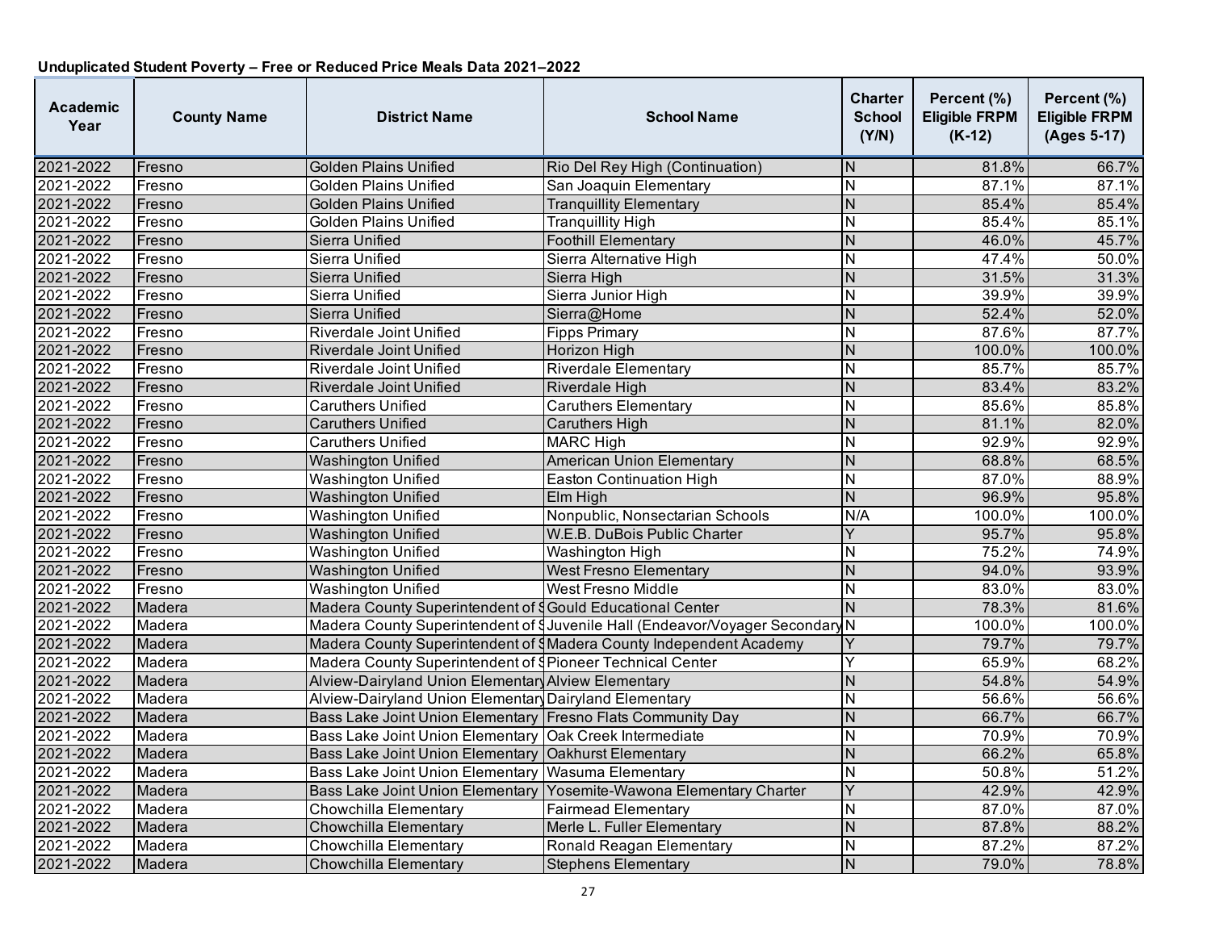**Unduplicated Student Poverty – Free or Reduced Price Meals Data 2021–2022**

| Academic Year | County Name | District Name | School Name | Charter School (Y/N) | Percent (%) Eligible FRPM (K-12) | Percent (%) Eligible FRPM (Ages 5-17) |
|---|---|---|---|---|---|---|
| 2021-2022 | Fresno | Golden Plains Unified | Rio Del Rey High (Continuation) | N | 81.8% | 66.7% |
| 2021-2022 | Fresno | Golden Plains Unified | San Joaquin Elementary | N | 87.1% | 87.1% |
| 2021-2022 | Fresno | Golden Plains Unified | Tranquillity Elementary | N | 85.4% | 85.4% |
| 2021-2022 | Fresno | Golden Plains Unified | Tranquillity High | N | 85.4% | 85.1% |
| 2021-2022 | Fresno | Sierra Unified | Foothill Elementary | N | 46.0% | 45.7% |
| 2021-2022 | Fresno | Sierra Unified | Sierra Alternative High | N | 47.4% | 50.0% |
| 2021-2022 | Fresno | Sierra Unified | Sierra High | N | 31.5% | 31.3% |
| 2021-2022 | Fresno | Sierra Unified | Sierra Junior High | N | 39.9% | 39.9% |
| 2021-2022 | Fresno | Sierra Unified | Sierra@Home | N | 52.4% | 52.0% |
| 2021-2022 | Fresno | Riverdale Joint Unified | Fipps Primary | N | 87.6% | 87.7% |
| 2021-2022 | Fresno | Riverdale Joint Unified | Horizon High | N | 100.0% | 100.0% |
| 2021-2022 | Fresno | Riverdale Joint Unified | Riverdale Elementary | N | 85.7% | 85.7% |
| 2021-2022 | Fresno | Riverdale Joint Unified | Riverdale High | N | 83.4% | 83.2% |
| 2021-2022 | Fresno | Caruthers Unified | Caruthers Elementary | N | 85.6% | 85.8% |
| 2021-2022 | Fresno | Caruthers Unified | Caruthers High | N | 81.1% | 82.0% |
| 2021-2022 | Fresno | Caruthers Unified | MARC High | N | 92.9% | 92.9% |
| 2021-2022 | Fresno | Washington Unified | American Union Elementary | N | 68.8% | 68.5% |
| 2021-2022 | Fresno | Washington Unified | Easton Continuation High | N | 87.0% | 88.9% |
| 2021-2022 | Fresno | Washington Unified | Elm High | N | 96.9% | 95.8% |
| 2021-2022 | Fresno | Washington Unified | Nonpublic, Nonsectarian Schools | N/A | 100.0% | 100.0% |
| 2021-2022 | Fresno | Washington Unified | W.E.B. DuBois Public Charter | Y | 95.7% | 95.8% |
| 2021-2022 | Fresno | Washington Unified | Washington High | N | 75.2% | 74.9% |
| 2021-2022 | Fresno | Washington Unified | West Fresno Elementary | N | 94.0% | 93.9% |
| 2021-2022 | Fresno | Washington Unified | West Fresno Middle | N | 83.0% | 83.0% |
| 2021-2022 | Madera | Madera County Superintendent of S | Gould Educational Center | N | 78.3% | 81.6% |
| 2021-2022 | Madera | Madera County Superintendent of S | Juvenile Hall (Endeavor/Voyager Secondary | N | 100.0% | 100.0% |
| 2021-2022 | Madera | Madera County Superintendent of S | Madera County Independent Academy | Y | 79.7% | 79.7% |
| 2021-2022 | Madera | Madera County Superintendent of S | Pioneer Technical Center | Y | 65.9% | 68.2% |
| 2021-2022 | Madera | Alview-Dairyland Union Elementary | Alview Elementary | N | 54.8% | 54.9% |
| 2021-2022 | Madera | Alview-Dairyland Union Elementary | Dairyland Elementary | N | 56.6% | 56.6% |
| 2021-2022 | Madera | Bass Lake Joint Union Elementary | Fresno Flats Community Day | N | 66.7% | 66.7% |
| 2021-2022 | Madera | Bass Lake Joint Union Elementary | Oak Creek Intermediate | N | 70.9% | 70.9% |
| 2021-2022 | Madera | Bass Lake Joint Union Elementary | Oakhurst Elementary | N | 66.2% | 65.8% |
| 2021-2022 | Madera | Bass Lake Joint Union Elementary | Wasuma Elementary | N | 50.8% | 51.2% |
| 2021-2022 | Madera | Bass Lake Joint Union Elementary | Yosemite-Wawona Elementary Charter | Y | 42.9% | 42.9% |
| 2021-2022 | Madera | Chowchilla Elementary | Fairmead Elementary | N | 87.0% | 87.0% |
| 2021-2022 | Madera | Chowchilla Elementary | Merle L. Fuller Elementary | N | 87.8% | 88.2% |
| 2021-2022 | Madera | Chowchilla Elementary | Ronald Reagan Elementary | N | 87.2% | 87.2% |
| 2021-2022 | Madera | Chowchilla Elementary | Stephens Elementary | N | 79.0% | 78.8% |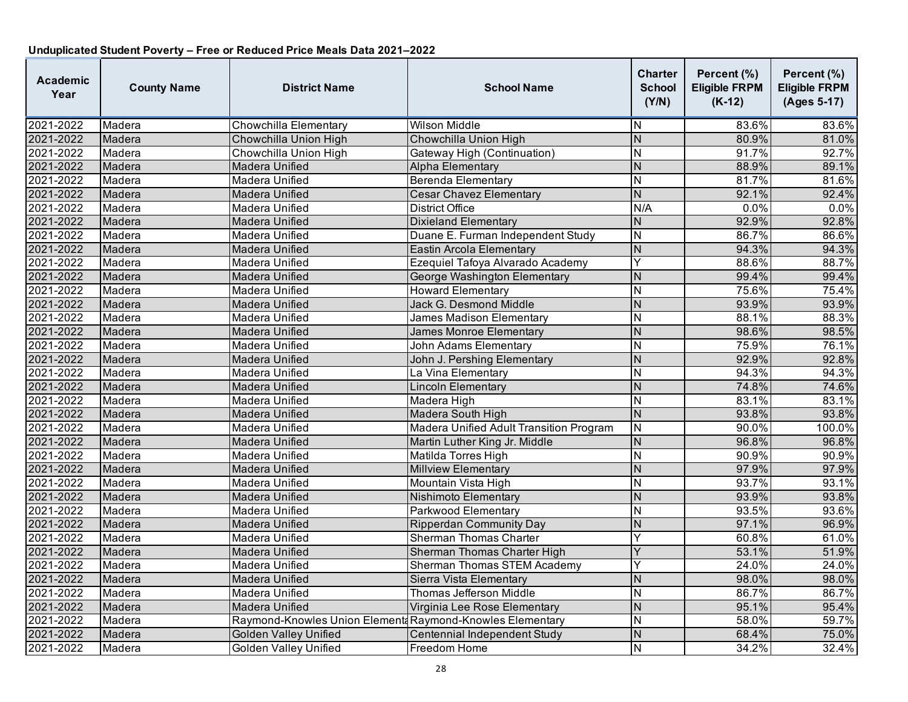**Unduplicated Student Poverty – Free or Reduced Price Meals Data 2021–2022**

| Academic Year | County Name | District Name | School Name | Charter School (Y/N) | Percent (%) Eligible FRPM (K-12) | Percent (%) Eligible FRPM (Ages 5-17) |
|---|---|---|---|---|---|---|
| 2021-2022 | Madera | Chowchilla Elementary | Wilson Middle | N | 83.6% | 83.6% |
| 2021-2022 | Madera | Chowchilla Union High | Chowchilla Union High | N | 80.9% | 81.0% |
| 2021-2022 | Madera | Chowchilla Union High | Gateway High (Continuation) | N | 91.7% | 92.7% |
| 2021-2022 | Madera | Madera Unified | Alpha Elementary | N | 88.9% | 89.1% |
| 2021-2022 | Madera | Madera Unified | Berenda Elementary | N | 81.7% | 81.6% |
| 2021-2022 | Madera | Madera Unified | Cesar Chavez Elementary | N | 92.1% | 92.4% |
| 2021-2022 | Madera | Madera Unified | District Office | N/A | 0.0% | 0.0% |
| 2021-2022 | Madera | Madera Unified | Dixieland Elementary | N | 92.9% | 92.8% |
| 2021-2022 | Madera | Madera Unified | Duane E. Furman Independent Study | N | 86.7% | 86.6% |
| 2021-2022 | Madera | Madera Unified | Eastin Arcola Elementary | N | 94.3% | 94.3% |
| 2021-2022 | Madera | Madera Unified | Ezequiel Tafoya Alvarado Academy | Y | 88.6% | 88.7% |
| 2021-2022 | Madera | Madera Unified | George Washington Elementary | N | 99.4% | 99.4% |
| 2021-2022 | Madera | Madera Unified | Howard Elementary | N | 75.6% | 75.4% |
| 2021-2022 | Madera | Madera Unified | Jack G. Desmond Middle | N | 93.9% | 93.9% |
| 2021-2022 | Madera | Madera Unified | James Madison Elementary | N | 88.1% | 88.3% |
| 2021-2022 | Madera | Madera Unified | James Monroe Elementary | N | 98.6% | 98.5% |
| 2021-2022 | Madera | Madera Unified | John Adams Elementary | N | 75.9% | 76.1% |
| 2021-2022 | Madera | Madera Unified | John J. Pershing Elementary | N | 92.9% | 92.8% |
| 2021-2022 | Madera | Madera Unified | La Vina Elementary | N | 94.3% | 94.3% |
| 2021-2022 | Madera | Madera Unified | Lincoln Elementary | N | 74.8% | 74.6% |
| 2021-2022 | Madera | Madera Unified | Madera High | N | 83.1% | 83.1% |
| 2021-2022 | Madera | Madera Unified | Madera South High | N | 93.8% | 93.8% |
| 2021-2022 | Madera | Madera Unified | Madera Unified Adult Transition Program | N | 90.0% | 100.0% |
| 2021-2022 | Madera | Madera Unified | Martin Luther King Jr. Middle | N | 96.8% | 96.8% |
| 2021-2022 | Madera | Madera Unified | Matilda Torres High | N | 90.9% | 90.9% |
| 2021-2022 | Madera | Madera Unified | Millview Elementary | N | 97.9% | 97.9% |
| 2021-2022 | Madera | Madera Unified | Mountain Vista High | N | 93.7% | 93.1% |
| 2021-2022 | Madera | Madera Unified | Nishimoto Elementary | N | 93.9% | 93.8% |
| 2021-2022 | Madera | Madera Unified | Parkwood Elementary | N | 93.5% | 93.6% |
| 2021-2022 | Madera | Madera Unified | Ripperdan Community Day | N | 97.1% | 96.9% |
| 2021-2022 | Madera | Madera Unified | Sherman Thomas Charter | Y | 60.8% | 61.0% |
| 2021-2022 | Madera | Madera Unified | Sherman Thomas Charter High | Y | 53.1% | 51.9% |
| 2021-2022 | Madera | Madera Unified | Sherman Thomas STEM Academy | Y | 24.0% | 24.0% |
| 2021-2022 | Madera | Madera Unified | Sierra Vista Elementary | N | 98.0% | 98.0% |
| 2021-2022 | Madera | Madera Unified | Thomas Jefferson Middle | N | 86.7% | 86.7% |
| 2021-2022 | Madera | Madera Unified | Virginia Lee Rose Elementary | N | 95.1% | 95.4% |
| 2021-2022 | Madera | Raymond-Knowles Union Elementa | Raymond-Knowles Elementary | N | 58.0% | 59.7% |
| 2021-2022 | Madera | Golden Valley Unified | Centennial Independent Study | N | 68.4% | 75.0% |
| 2021-2022 | Madera | Golden Valley Unified | Freedom Home | N | 34.2% | 32.4% |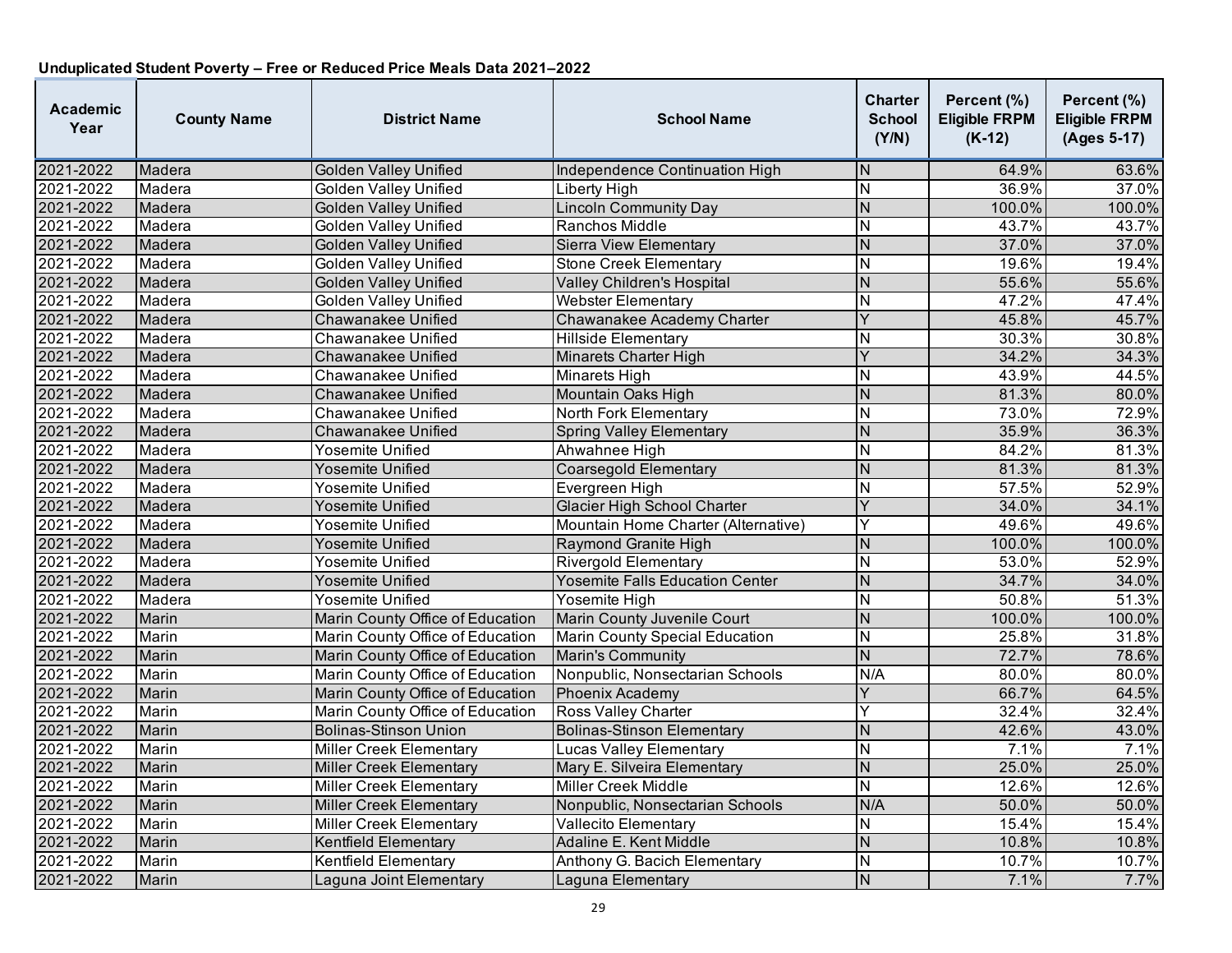**Unduplicated Student Poverty – Free or Reduced Price Meals Data 2021–2022**

| Academic Year | County Name | District Name | School Name | Charter School (Y/N) | Percent (%) Eligible FRPM (K-12) | Percent (%) Eligible FRPM (Ages 5-17) |
|---|---|---|---|---|---|---|
| 2021-2022 | Madera | Golden Valley Unified | Independence Continuation High | N | 64.9% | 63.6% |
| 2021-2022 | Madera | Golden Valley Unified | Liberty High | N | 36.9% | 37.0% |
| 2021-2022 | Madera | Golden Valley Unified | Lincoln Community Day | N | 100.0% | 100.0% |
| 2021-2022 | Madera | Golden Valley Unified | Ranchos Middle | N | 43.7% | 43.7% |
| 2021-2022 | Madera | Golden Valley Unified | Sierra View Elementary | N | 37.0% | 37.0% |
| 2021-2022 | Madera | Golden Valley Unified | Stone Creek Elementary | N | 19.6% | 19.4% |
| 2021-2022 | Madera | Golden Valley Unified | Valley Children's Hospital | N | 55.6% | 55.6% |
| 2021-2022 | Madera | Golden Valley Unified | Webster Elementary | N | 47.2% | 47.4% |
| 2021-2022 | Madera | Chawanakee Unified | Chawanakee Academy Charter | Y | 45.8% | 45.7% |
| 2021-2022 | Madera | Chawanakee Unified | Hillside Elementary | N | 30.3% | 30.8% |
| 2021-2022 | Madera | Chawanakee Unified | Minarets Charter High | Y | 34.2% | 34.3% |
| 2021-2022 | Madera | Chawanakee Unified | Minarets High | N | 43.9% | 44.5% |
| 2021-2022 | Madera | Chawanakee Unified | Mountain Oaks High | N | 81.3% | 80.0% |
| 2021-2022 | Madera | Chawanakee Unified | North Fork Elementary | N | 73.0% | 72.9% |
| 2021-2022 | Madera | Chawanakee Unified | Spring Valley Elementary | N | 35.9% | 36.3% |
| 2021-2022 | Madera | Yosemite Unified | Ahwahnee High | N | 84.2% | 81.3% |
| 2021-2022 | Madera | Yosemite Unified | Coarsegold Elementary | N | 81.3% | 81.3% |
| 2021-2022 | Madera | Yosemite Unified | Evergreen High | N | 57.5% | 52.9% |
| 2021-2022 | Madera | Yosemite Unified | Glacier High School Charter | Y | 34.0% | 34.1% |
| 2021-2022 | Madera | Yosemite Unified | Mountain Home Charter (Alternative) | Y | 49.6% | 49.6% |
| 2021-2022 | Madera | Yosemite Unified | Raymond Granite High | N | 100.0% | 100.0% |
| 2021-2022 | Madera | Yosemite Unified | Rivergold Elementary | N | 53.0% | 52.9% |
| 2021-2022 | Madera | Yosemite Unified | Yosemite Falls Education Center | N | 34.7% | 34.0% |
| 2021-2022 | Madera | Yosemite Unified | Yosemite High | N | 50.8% | 51.3% |
| 2021-2022 | Marin | Marin County Office of Education | Marin County Juvenile Court | N | 100.0% | 100.0% |
| 2021-2022 | Marin | Marin County Office of Education | Marin County Special Education | N | 25.8% | 31.8% |
| 2021-2022 | Marin | Marin County Office of Education | Marin's Community | N | 72.7% | 78.6% |
| 2021-2022 | Marin | Marin County Office of Education | Nonpublic, Nonsectarian Schools | N/A | 80.0% | 80.0% |
| 2021-2022 | Marin | Marin County Office of Education | Phoenix Academy | Y | 66.7% | 64.5% |
| 2021-2022 | Marin | Marin County Office of Education | Ross Valley Charter | Y | 32.4% | 32.4% |
| 2021-2022 | Marin | Bolinas-Stinson Union | Bolinas-Stinson Elementary | N | 42.6% | 43.0% |
| 2021-2022 | Marin | Miller Creek Elementary | Lucas Valley Elementary | N | 7.1% | 7.1% |
| 2021-2022 | Marin | Miller Creek Elementary | Mary E. Silveira Elementary | N | 25.0% | 25.0% |
| 2021-2022 | Marin | Miller Creek Elementary | Miller Creek Middle | N | 12.6% | 12.6% |
| 2021-2022 | Marin | Miller Creek Elementary | Nonpublic, Nonsectarian Schools | N/A | 50.0% | 50.0% |
| 2021-2022 | Marin | Miller Creek Elementary | Vallecito Elementary | N | 15.4% | 15.4% |
| 2021-2022 | Marin | Kentfield Elementary | Adaline E. Kent Middle | N | 10.8% | 10.8% |
| 2021-2022 | Marin | Kentfield Elementary | Anthony G. Bacich Elementary | N | 10.7% | 10.7% |
| 2021-2022 | Marin | Laguna Joint Elementary | Laguna Elementary | N | 7.1% | 7.7% |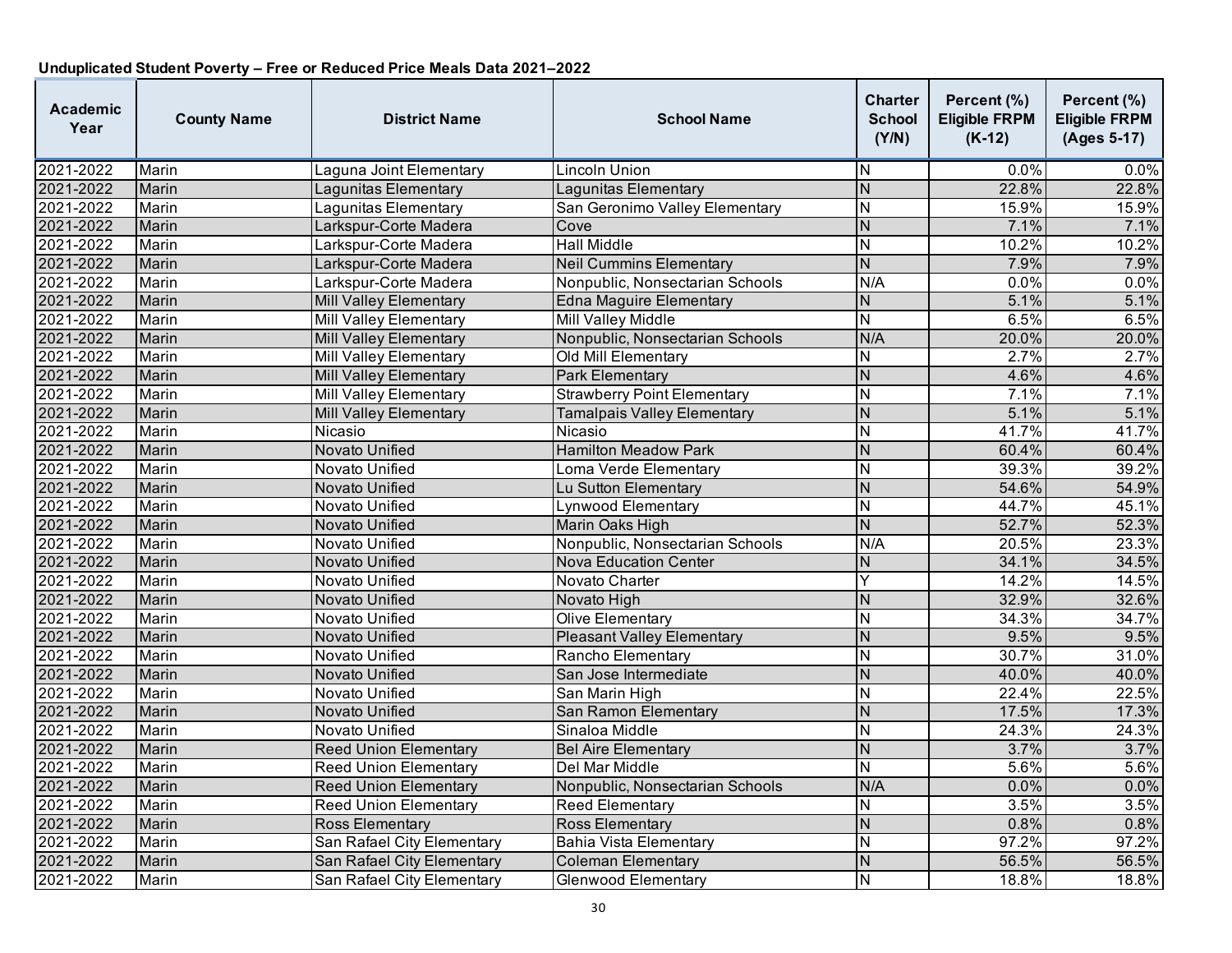**Unduplicated Student Poverty – Free or Reduced Price Meals Data 2021–2022**

| Academic Year | County Name | District Name | School Name | Charter School (Y/N) | Percent (%) Eligible FRPM (K-12) | Percent (%) Eligible FRPM (Ages 5-17) |
|---|---|---|---|---|---|---|
| 2021-2022 | Marin | Laguna Joint Elementary | Lincoln Union | N | 0.0% | 0.0% |
| 2021-2022 | Marin | Lagunitas Elementary | Lagunitas Elementary | N | 22.8% | 22.8% |
| 2021-2022 | Marin | Lagunitas Elementary | San Geronimo Valley Elementary | N | 15.9% | 15.9% |
| 2021-2022 | Marin | Larkspur-Corte Madera | Cove | N | 7.1% | 7.1% |
| 2021-2022 | Marin | Larkspur-Corte Madera | Hall Middle | N | 10.2% | 10.2% |
| 2021-2022 | Marin | Larkspur-Corte Madera | Neil Cummins Elementary | N | 7.9% | 7.9% |
| 2021-2022 | Marin | Larkspur-Corte Madera | Nonpublic, Nonsectarian Schools | N/A | 0.0% | 0.0% |
| 2021-2022 | Marin | Mill Valley Elementary | Edna Maguire Elementary | N | 5.1% | 5.1% |
| 2021-2022 | Marin | Mill Valley Elementary | Mill Valley Middle | N | 6.5% | 6.5% |
| 2021-2022 | Marin | Mill Valley Elementary | Nonpublic, Nonsectarian Schools | N/A | 20.0% | 20.0% |
| 2021-2022 | Marin | Mill Valley Elementary | Old Mill Elementary | N | 2.7% | 2.7% |
| 2021-2022 | Marin | Mill Valley Elementary | Park Elementary | N | 4.6% | 4.6% |
| 2021-2022 | Marin | Mill Valley Elementary | Strawberry Point Elementary | N | 7.1% | 7.1% |
| 2021-2022 | Marin | Mill Valley Elementary | Tamalpais Valley Elementary | N | 5.1% | 5.1% |
| 2021-2022 | Marin | Nicasio | Nicasio | N | 41.7% | 41.7% |
| 2021-2022 | Marin | Novato Unified | Hamilton Meadow Park | N | 60.4% | 60.4% |
| 2021-2022 | Marin | Novato Unified | Loma Verde Elementary | N | 39.3% | 39.2% |
| 2021-2022 | Marin | Novato Unified | Lu Sutton Elementary | N | 54.6% | 54.9% |
| 2021-2022 | Marin | Novato Unified | Lynwood Elementary | N | 44.7% | 45.1% |
| 2021-2022 | Marin | Novato Unified | Marin Oaks High | N | 52.7% | 52.3% |
| 2021-2022 | Marin | Novato Unified | Nonpublic, Nonsectarian Schools | N/A | 20.5% | 23.3% |
| 2021-2022 | Marin | Novato Unified | Nova Education Center | N | 34.1% | 34.5% |
| 2021-2022 | Marin | Novato Unified | Novato Charter | Y | 14.2% | 14.5% |
| 2021-2022 | Marin | Novato Unified | Novato High | N | 32.9% | 32.6% |
| 2021-2022 | Marin | Novato Unified | Olive Elementary | N | 34.3% | 34.7% |
| 2021-2022 | Marin | Novato Unified | Pleasant Valley Elementary | N | 9.5% | 9.5% |
| 2021-2022 | Marin | Novato Unified | Rancho Elementary | N | 30.7% | 31.0% |
| 2021-2022 | Marin | Novato Unified | San Jose Intermediate | N | 40.0% | 40.0% |
| 2021-2022 | Marin | Novato Unified | San Marin High | N | 22.4% | 22.5% |
| 2021-2022 | Marin | Novato Unified | San Ramon Elementary | N | 17.5% | 17.3% |
| 2021-2022 | Marin | Novato Unified | Sinaloa Middle | N | 24.3% | 24.3% |
| 2021-2022 | Marin | Reed Union Elementary | Bel Aire Elementary | N | 3.7% | 3.7% |
| 2021-2022 | Marin | Reed Union Elementary | Del Mar Middle | N | 5.6% | 5.6% |
| 2021-2022 | Marin | Reed Union Elementary | Nonpublic, Nonsectarian Schools | N/A | 0.0% | 0.0% |
| 2021-2022 | Marin | Reed Union Elementary | Reed Elementary | N | 3.5% | 3.5% |
| 2021-2022 | Marin | Ross Elementary | Ross Elementary | N | 0.8% | 0.8% |
| 2021-2022 | Marin | San Rafael City Elementary | Bahia Vista Elementary | N | 97.2% | 97.2% |
| 2021-2022 | Marin | San Rafael City Elementary | Coleman Elementary | N | 56.5% | 56.5% |
| 2021-2022 | Marin | San Rafael City Elementary | Glenwood Elementary | N | 18.8% | 18.8% |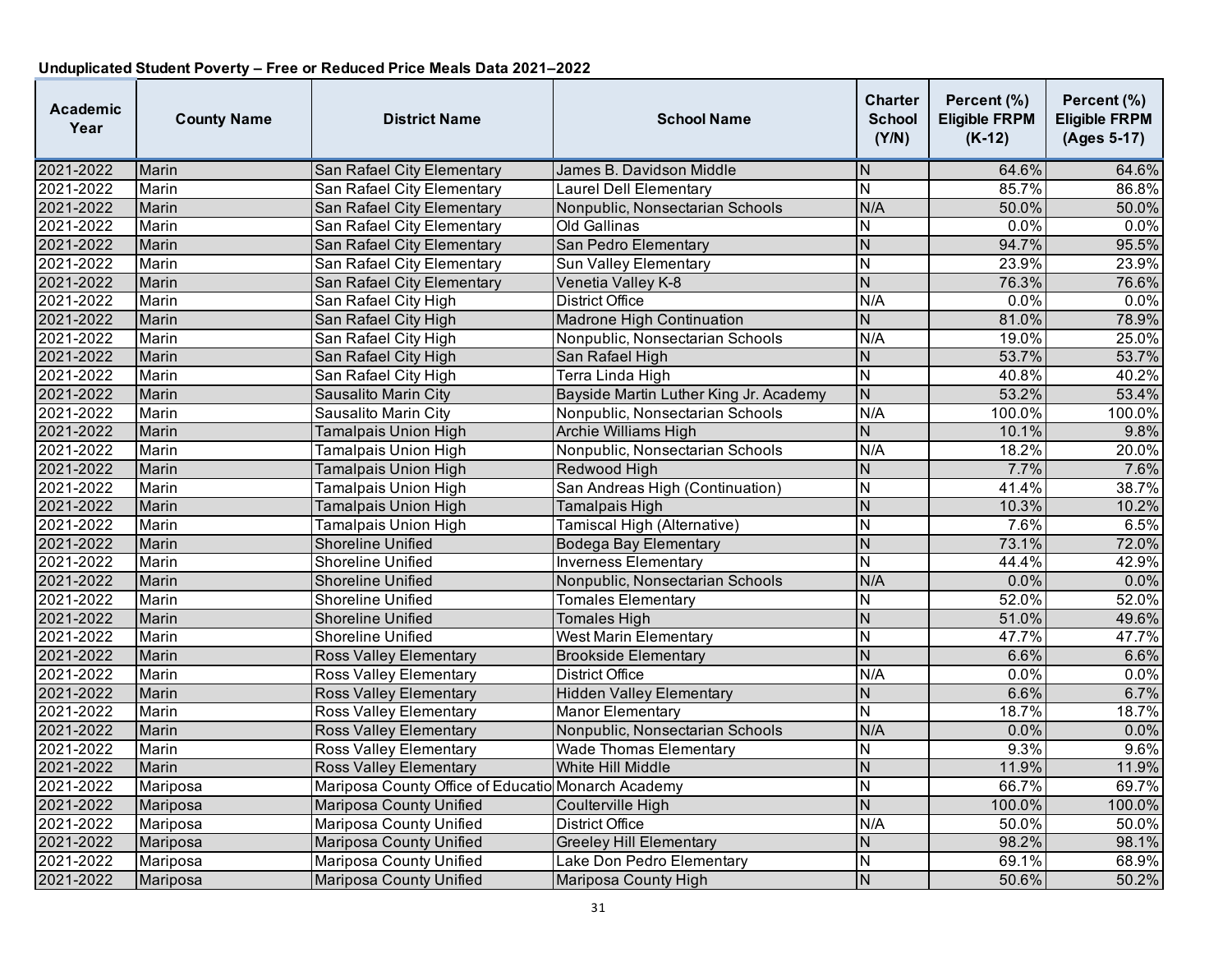**Unduplicated Student Poverty – Free or Reduced Price Meals Data 2021–2022**

| Academic Year | County Name | District Name | School Name | Charter School (Y/N) | Percent (%) Eligible FRPM (K-12) | Percent (%) Eligible FRPM (Ages 5-17) |
|---|---|---|---|---|---|---|
| 2021-2022 | Marin | San Rafael City Elementary | James B. Davidson Middle | N | 64.6% | 64.6% |
| 2021-2022 | Marin | San Rafael City Elementary | Laurel Dell Elementary | N | 85.7% | 86.8% |
| 2021-2022 | Marin | San Rafael City Elementary | Nonpublic, Nonsectarian Schools | N/A | 50.0% | 50.0% |
| 2021-2022 | Marin | San Rafael City Elementary | Old Gallinas | N | 0.0% | 0.0% |
| 2021-2022 | Marin | San Rafael City Elementary | San Pedro Elementary | N | 94.7% | 95.5% |
| 2021-2022 | Marin | San Rafael City Elementary | Sun Valley Elementary | N | 23.9% | 23.9% |
| 2021-2022 | Marin | San Rafael City Elementary | Venetia Valley K-8 | N | 76.3% | 76.6% |
| 2021-2022 | Marin | San Rafael City High | District Office | N/A | 0.0% | 0.0% |
| 2021-2022 | Marin | San Rafael City High | Madrone High Continuation | N | 81.0% | 78.9% |
| 2021-2022 | Marin | San Rafael City High | Nonpublic, Nonsectarian Schools | N/A | 19.0% | 25.0% |
| 2021-2022 | Marin | San Rafael City High | San Rafael High | N | 53.7% | 53.7% |
| 2021-2022 | Marin | San Rafael City High | Terra Linda High | N | 40.8% | 40.2% |
| 2021-2022 | Marin | Sausalito Marin City | Bayside Martin Luther King Jr. Academy | N | 53.2% | 53.4% |
| 2021-2022 | Marin | Sausalito Marin City | Nonpublic, Nonsectarian Schools | N/A | 100.0% | 100.0% |
| 2021-2022 | Marin | Tamalpais Union High | Archie Williams High | N | 10.1% | 9.8% |
| 2021-2022 | Marin | Tamalpais Union High | Nonpublic, Nonsectarian Schools | N/A | 18.2% | 20.0% |
| 2021-2022 | Marin | Tamalpais Union High | Redwood High | N | 7.7% | 7.6% |
| 2021-2022 | Marin | Tamalpais Union High | San Andreas High (Continuation) | N | 41.4% | 38.7% |
| 2021-2022 | Marin | Tamalpais Union High | Tamalpais High | N | 10.3% | 10.2% |
| 2021-2022 | Marin | Tamalpais Union High | Tamiscal High (Alternative) | N | 7.6% | 6.5% |
| 2021-2022 | Marin | Shoreline Unified | Bodega Bay Elementary | N | 73.1% | 72.0% |
| 2021-2022 | Marin | Shoreline Unified | Inverness Elementary | N | 44.4% | 42.9% |
| 2021-2022 | Marin | Shoreline Unified | Nonpublic, Nonsectarian Schools | N/A | 0.0% | 0.0% |
| 2021-2022 | Marin | Shoreline Unified | Tomales Elementary | N | 52.0% | 52.0% |
| 2021-2022 | Marin | Shoreline Unified | Tomales High | N | 51.0% | 49.6% |
| 2021-2022 | Marin | Shoreline Unified | West Marin Elementary | N | 47.7% | 47.7% |
| 2021-2022 | Marin | Ross Valley Elementary | Brookside Elementary | N | 6.6% | 6.6% |
| 2021-2022 | Marin | Ross Valley Elementary | District Office | N/A | 0.0% | 0.0% |
| 2021-2022 | Marin | Ross Valley Elementary | Hidden Valley Elementary | N | 6.6% | 6.7% |
| 2021-2022 | Marin | Ross Valley Elementary | Manor Elementary | N | 18.7% | 18.7% |
| 2021-2022 | Marin | Ross Valley Elementary | Nonpublic, Nonsectarian Schools | N/A | 0.0% | 0.0% |
| 2021-2022 | Marin | Ross Valley Elementary | Wade Thomas Elementary | N | 9.3% | 9.6% |
| 2021-2022 | Marin | Ross Valley Elementary | White Hill Middle | N | 11.9% | 11.9% |
| 2021-2022 | Mariposa | Mariposa County Office of Educatio | Monarch Academy | N | 66.7% | 69.7% |
| 2021-2022 | Mariposa | Mariposa County Unified | Coulterville High | N | 100.0% | 100.0% |
| 2021-2022 | Mariposa | Mariposa County Unified | District Office | N/A | 50.0% | 50.0% |
| 2021-2022 | Mariposa | Mariposa County Unified | Greeley Hill Elementary | N | 98.2% | 98.1% |
| 2021-2022 | Mariposa | Mariposa County Unified | Lake Don Pedro Elementary | N | 69.1% | 68.9% |
| 2021-2022 | Mariposa | Mariposa County Unified | Mariposa County High | N | 50.6% | 50.2% |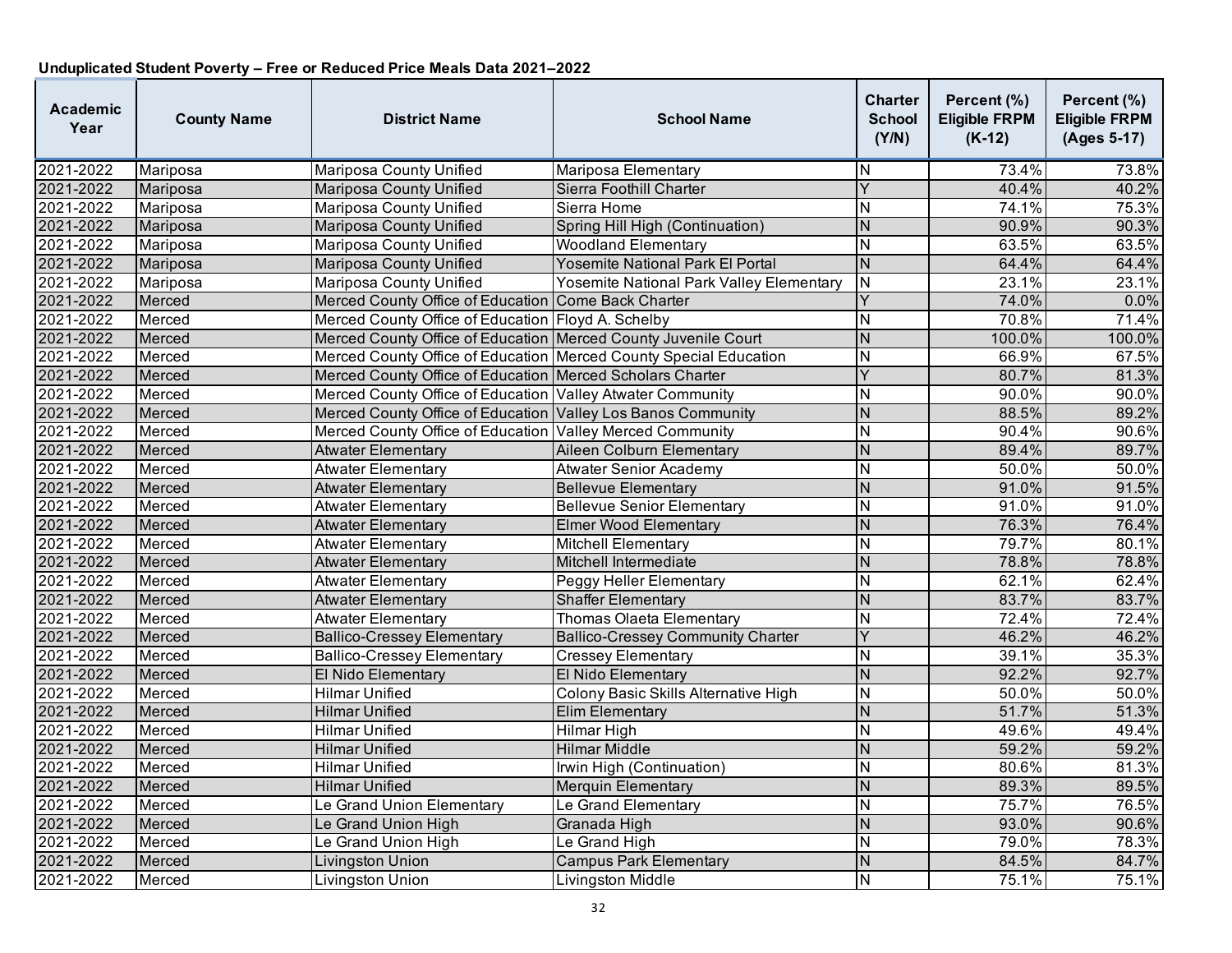**Unduplicated Student Poverty – Free or Reduced Price Meals Data 2021–2022**

| Academic Year | County Name | District Name | School Name | Charter School (Y/N) | Percent (%) Eligible FRPM (K-12) | Percent (%) Eligible FRPM (Ages 5-17) |
|---|---|---|---|---|---|---|
| 2021-2022 | Mariposa | Mariposa County Unified | Mariposa Elementary | N | 73.4% | 73.8% |
| 2021-2022 | Mariposa | Mariposa County Unified | Sierra Foothill Charter | Y | 40.4% | 40.2% |
| 2021-2022 | Mariposa | Mariposa County Unified | Sierra Home | N | 74.1% | 75.3% |
| 2021-2022 | Mariposa | Mariposa County Unified | Spring Hill High (Continuation) | N | 90.9% | 90.3% |
| 2021-2022 | Mariposa | Mariposa County Unified | Woodland Elementary | N | 63.5% | 63.5% |
| 2021-2022 | Mariposa | Mariposa County Unified | Yosemite National Park El Portal | N | 64.4% | 64.4% |
| 2021-2022 | Mariposa | Mariposa County Unified | Yosemite National Park Valley Elementary | N | 23.1% | 23.1% |
| 2021-2022 | Merced | Merced County Office of Education | Come Back Charter | Y | 74.0% | 0.0% |
| 2021-2022 | Merced | Merced County Office of Education | Floyd A. Schelby | N | 70.8% | 71.4% |
| 2021-2022 | Merced | Merced County Office of Education | Merced County Juvenile Court | N | 100.0% | 100.0% |
| 2021-2022 | Merced | Merced County Office of Education | Merced County Special Education | N | 66.9% | 67.5% |
| 2021-2022 | Merced | Merced County Office of Education | Merced Scholars Charter | Y | 80.7% | 81.3% |
| 2021-2022 | Merced | Merced County Office of Education | Valley Atwater Community | N | 90.0% | 90.0% |
| 2021-2022 | Merced | Merced County Office of Education | Valley Los Banos Community | N | 88.5% | 89.2% |
| 2021-2022 | Merced | Merced County Office of Education | Valley Merced Community | N | 90.4% | 90.6% |
| 2021-2022 | Merced | Atwater Elementary | Aileen Colburn Elementary | N | 89.4% | 89.7% |
| 2021-2022 | Merced | Atwater Elementary | Atwater Senior Academy | N | 50.0% | 50.0% |
| 2021-2022 | Merced | Atwater Elementary | Bellevue Elementary | N | 91.0% | 91.5% |
| 2021-2022 | Merced | Atwater Elementary | Bellevue Senior Elementary | N | 91.0% | 91.0% |
| 2021-2022 | Merced | Atwater Elementary | Elmer Wood Elementary | N | 76.3% | 76.4% |
| 2021-2022 | Merced | Atwater Elementary | Mitchell Elementary | N | 79.7% | 80.1% |
| 2021-2022 | Merced | Atwater Elementary | Mitchell Intermediate | N | 78.8% | 78.8% |
| 2021-2022 | Merced | Atwater Elementary | Peggy Heller Elementary | N | 62.1% | 62.4% |
| 2021-2022 | Merced | Atwater Elementary | Shaffer Elementary | N | 83.7% | 83.7% |
| 2021-2022 | Merced | Atwater Elementary | Thomas Olaeta Elementary | N | 72.4% | 72.4% |
| 2021-2022 | Merced | Ballico-Cressey Elementary | Ballico-Cressey Community Charter | Y | 46.2% | 46.2% |
| 2021-2022 | Merced | Ballico-Cressey Elementary | Cressey Elementary | N | 39.1% | 35.3% |
| 2021-2022 | Merced | El Nido Elementary | El Nido Elementary | N | 92.2% | 92.7% |
| 2021-2022 | Merced | Hilmar Unified | Colony Basic Skills Alternative High | N | 50.0% | 50.0% |
| 2021-2022 | Merced | Hilmar Unified | Elim Elementary | N | 51.7% | 51.3% |
| 2021-2022 | Merced | Hilmar Unified | Hilmar High | N | 49.6% | 49.4% |
| 2021-2022 | Merced | Hilmar Unified | Hilmar Middle | N | 59.2% | 59.2% |
| 2021-2022 | Merced | Hilmar Unified | Irwin High (Continuation) | N | 80.6% | 81.3% |
| 2021-2022 | Merced | Hilmar Unified | Merquin Elementary | N | 89.3% | 89.5% |
| 2021-2022 | Merced | Le Grand Union Elementary | Le Grand Elementary | N | 75.7% | 76.5% |
| 2021-2022 | Merced | Le Grand Union High | Granada High | N | 93.0% | 90.6% |
| 2021-2022 | Merced | Le Grand Union High | Le Grand High | N | 79.0% | 78.3% |
| 2021-2022 | Merced | Livingston Union | Campus Park Elementary | N | 84.5% | 84.7% |
| 2021-2022 | Merced | Livingston Union | Livingston Middle | N | 75.1% | 75.1% |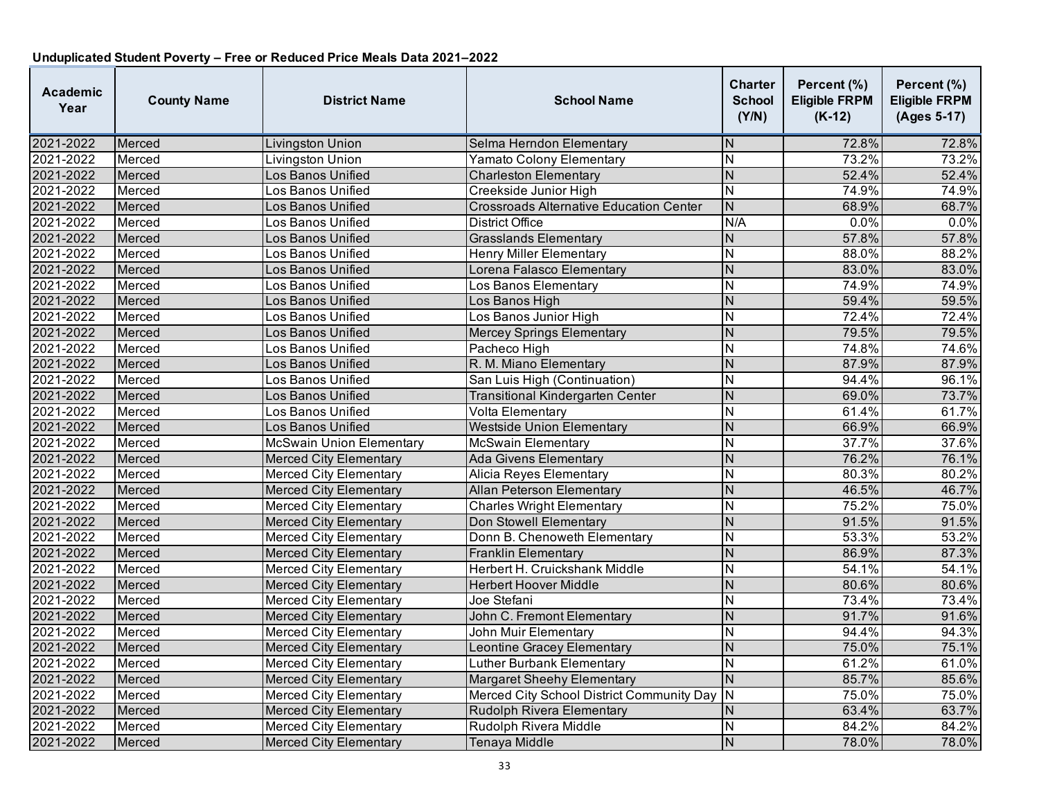**Unduplicated Student Poverty – Free or Reduced Price Meals Data 2021–2022**

| Academic Year | County Name | District Name | School Name | Charter School (Y/N) | Percent (%) Eligible FRPM (K-12) | Percent (%) Eligible FRPM (Ages 5-17) |
|---|---|---|---|---|---|---|
| 2021-2022 | Merced | Livingston Union | Selma Herndon Elementary | N | 72.8% | 72.8% |
| 2021-2022 | Merced | Livingston Union | Yamato Colony Elementary | N | 73.2% | 73.2% |
| 2021-2022 | Merced | Los Banos Unified | Charleston Elementary | N | 52.4% | 52.4% |
| 2021-2022 | Merced | Los Banos Unified | Creekside Junior High | N | 74.9% | 74.9% |
| 2021-2022 | Merced | Los Banos Unified | Crossroads Alternative Education Center | N | 68.9% | 68.7% |
| 2021-2022 | Merced | Los Banos Unified | District Office | N/A | 0.0% | 0.0% |
| 2021-2022 | Merced | Los Banos Unified | Grasslands Elementary | N | 57.8% | 57.8% |
| 2021-2022 | Merced | Los Banos Unified | Henry Miller Elementary | N | 88.0% | 88.2% |
| 2021-2022 | Merced | Los Banos Unified | Lorena Falasco Elementary | N | 83.0% | 83.0% |
| 2021-2022 | Merced | Los Banos Unified | Los Banos Elementary | N | 74.9% | 74.9% |
| 2021-2022 | Merced | Los Banos Unified | Los Banos High | N | 59.4% | 59.5% |
| 2021-2022 | Merced | Los Banos Unified | Los Banos Junior High | N | 72.4% | 72.4% |
| 2021-2022 | Merced | Los Banos Unified | Mercey Springs Elementary | N | 79.5% | 79.5% |
| 2021-2022 | Merced | Los Banos Unified | Pacheco High | N | 74.8% | 74.6% |
| 2021-2022 | Merced | Los Banos Unified | R. M. Miano Elementary | N | 87.9% | 87.9% |
| 2021-2022 | Merced | Los Banos Unified | San Luis High (Continuation) | N | 94.4% | 96.1% |
| 2021-2022 | Merced | Los Banos Unified | Transitional Kindergarten Center | N | 69.0% | 73.7% |
| 2021-2022 | Merced | Los Banos Unified | Volta Elementary | N | 61.4% | 61.7% |
| 2021-2022 | Merced | Los Banos Unified | Westside Union Elementary | N | 66.9% | 66.9% |
| 2021-2022 | Merced | McSwain Union Elementary | McSwain Elementary | N | 37.7% | 37.6% |
| 2021-2022 | Merced | Merced City Elementary | Ada Givens Elementary | N | 76.2% | 76.1% |
| 2021-2022 | Merced | Merced City Elementary | Alicia Reyes Elementary | N | 80.3% | 80.2% |
| 2021-2022 | Merced | Merced City Elementary | Allan Peterson Elementary | N | 46.5% | 46.7% |
| 2021-2022 | Merced | Merced City Elementary | Charles Wright Elementary | N | 75.2% | 75.0% |
| 2021-2022 | Merced | Merced City Elementary | Don Stowell Elementary | N | 91.5% | 91.5% |
| 2021-2022 | Merced | Merced City Elementary | Donn B. Chenoweth Elementary | N | 53.3% | 53.2% |
| 2021-2022 | Merced | Merced City Elementary | Franklin Elementary | N | 86.9% | 87.3% |
| 2021-2022 | Merced | Merced City Elementary | Herbert H. Cruickshank Middle | N | 54.1% | 54.1% |
| 2021-2022 | Merced | Merced City Elementary | Herbert Hoover Middle | N | 80.6% | 80.6% |
| 2021-2022 | Merced | Merced City Elementary | Joe Stefani | N | 73.4% | 73.4% |
| 2021-2022 | Merced | Merced City Elementary | John C. Fremont Elementary | N | 91.7% | 91.6% |
| 2021-2022 | Merced | Merced City Elementary | John Muir Elementary | N | 94.4% | 94.3% |
| 2021-2022 | Merced | Merced City Elementary | Leontine Gracey Elementary | N | 75.0% | 75.1% |
| 2021-2022 | Merced | Merced City Elementary | Luther Burbank Elementary | N | 61.2% | 61.0% |
| 2021-2022 | Merced | Merced City Elementary | Margaret Sheehy Elementary | N | 85.7% | 85.6% |
| 2021-2022 | Merced | Merced City Elementary | Merced City School District Community Day | N | 75.0% | 75.0% |
| 2021-2022 | Merced | Merced City Elementary | Rudolph Rivera Elementary | N | 63.4% | 63.7% |
| 2021-2022 | Merced | Merced City Elementary | Rudolph Rivera Middle | N | 84.2% | 84.2% |
| 2021-2022 | Merced | Merced City Elementary | Tenaya Middle | N | 78.0% | 78.0% |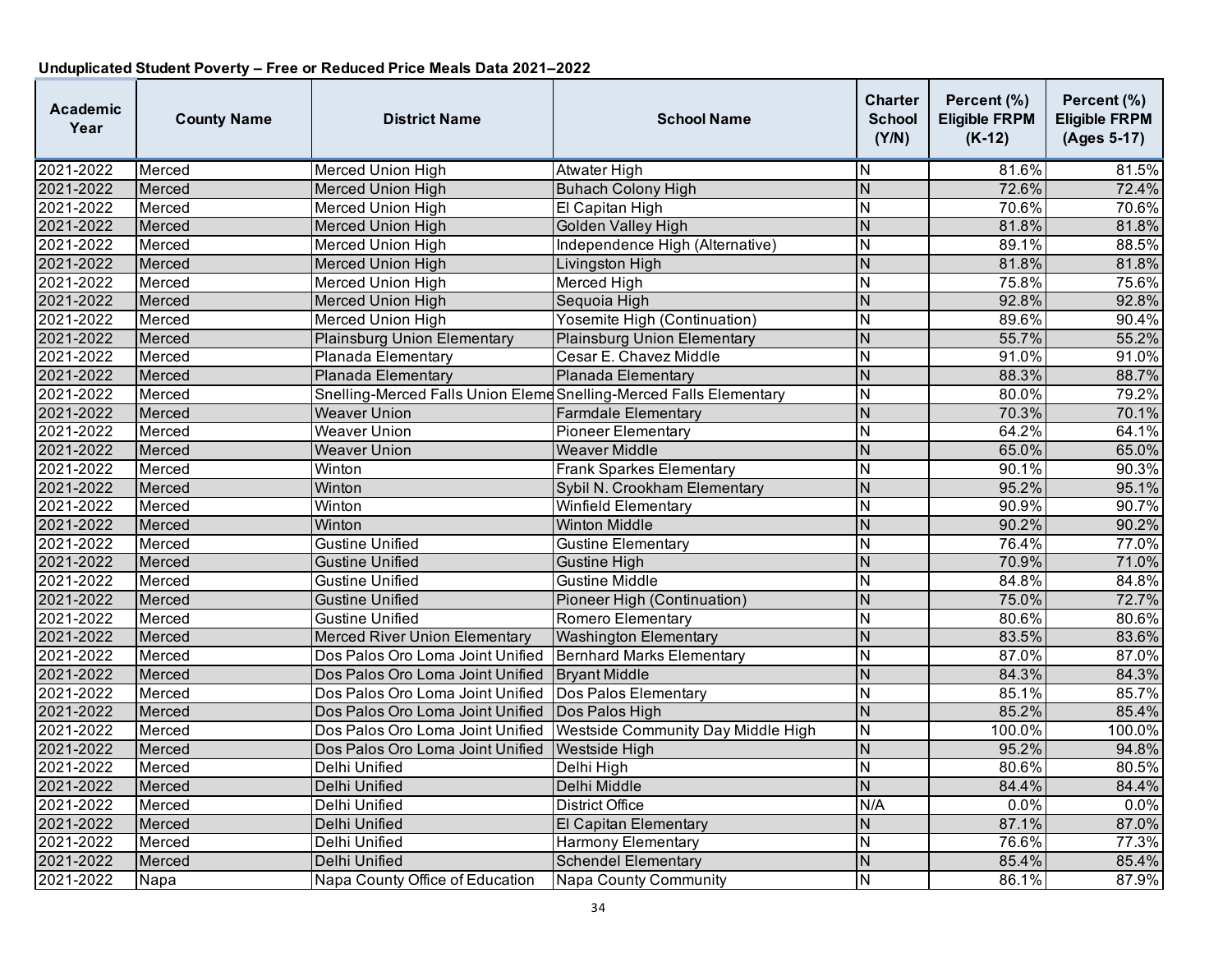## Unduplicated Student Poverty – Free or Reduced Price Meals Data 2021–2022

| Academic Year | County Name | District Name | School Name | Charter School (Y/N) | Percent (%) Eligible FRPM (K-12) | Percent (%) Eligible FRPM (Ages 5-17) |
|---|---|---|---|---|---|---|
| 2021-2022 | Merced | Merced Union High | Atwater High | N | 81.6% | 81.5% |
| 2021-2022 | Merced | Merced Union High | Buhach Colony High | N | 72.6% | 72.4% |
| 2021-2022 | Merced | Merced Union High | El Capitan High | N | 70.6% | 70.6% |
| 2021-2022 | Merced | Merced Union High | Golden Valley High | N | 81.8% | 81.8% |
| 2021-2022 | Merced | Merced Union High | Independence High (Alternative) | N | 89.1% | 88.5% |
| 2021-2022 | Merced | Merced Union High | Livingston High | N | 81.8% | 81.8% |
| 2021-2022 | Merced | Merced Union High | Merced High | N | 75.8% | 75.6% |
| 2021-2022 | Merced | Merced Union High | Sequoia High | N | 92.8% | 92.8% |
| 2021-2022 | Merced | Merced Union High | Yosemite High (Continuation) | N | 89.6% | 90.4% |
| 2021-2022 | Merced | Plainsburg Union Elementary | Plainsburg Union Elementary | N | 55.7% | 55.2% |
| 2021-2022 | Merced | Planada Elementary | Cesar E. Chavez Middle | N | 91.0% | 91.0% |
| 2021-2022 | Merced | Planada Elementary | Planada Elementary | N | 88.3% | 88.7% |
| 2021-2022 | Merced | Snelling-Merced Falls Union Eleme | Snelling-Merced Falls Elementary | N | 80.0% | 79.2% |
| 2021-2022 | Merced | Weaver Union | Farmdale Elementary | N | 70.3% | 70.1% |
| 2021-2022 | Merced | Weaver Union | Pioneer Elementary | N | 64.2% | 64.1% |
| 2021-2022 | Merced | Weaver Union | Weaver Middle | N | 65.0% | 65.0% |
| 2021-2022 | Merced | Winton | Frank Sparkes Elementary | N | 90.1% | 90.3% |
| 2021-2022 | Merced | Winton | Sybil N. Crookham Elementary | N | 95.2% | 95.1% |
| 2021-2022 | Merced | Winton | Winfield Elementary | N | 90.9% | 90.7% |
| 2021-2022 | Merced | Winton | Winton Middle | N | 90.2% | 90.2% |
| 2021-2022 | Merced | Gustine Unified | Gustine Elementary | N | 76.4% | 77.0% |
| 2021-2022 | Merced | Gustine Unified | Gustine High | N | 70.9% | 71.0% |
| 2021-2022 | Merced | Gustine Unified | Gustine Middle | N | 84.8% | 84.8% |
| 2021-2022 | Merced | Gustine Unified | Pioneer High (Continuation) | N | 75.0% | 72.7% |
| 2021-2022 | Merced | Gustine Unified | Romero Elementary | N | 80.6% | 80.6% |
| 2021-2022 | Merced | Merced River Union Elementary | Washington Elementary | N | 83.5% | 83.6% |
| 2021-2022 | Merced | Dos Palos Oro Loma Joint Unified | Bernhard Marks Elementary | N | 87.0% | 87.0% |
| 2021-2022 | Merced | Dos Palos Oro Loma Joint Unified | Bryant Middle | N | 84.3% | 84.3% |
| 2021-2022 | Merced | Dos Palos Oro Loma Joint Unified | Dos Palos Elementary | N | 85.1% | 85.7% |
| 2021-2022 | Merced | Dos Palos Oro Loma Joint Unified | Dos Palos High | N | 85.2% | 85.4% |
| 2021-2022 | Merced | Dos Palos Oro Loma Joint Unified | Westside Community Day Middle High | N | 100.0% | 100.0% |
| 2021-2022 | Merced | Dos Palos Oro Loma Joint Unified | Westside High | N | 95.2% | 94.8% |
| 2021-2022 | Merced | Delhi Unified | Delhi High | N | 80.6% | 80.5% |
| 2021-2022 | Merced | Delhi Unified | Delhi Middle | N | 84.4% | 84.4% |
| 2021-2022 | Merced | Delhi Unified | District Office | N/A | 0.0% | 0.0% |
| 2021-2022 | Merced | Delhi Unified | El Capitan Elementary | N | 87.1% | 87.0% |
| 2021-2022 | Merced | Delhi Unified | Harmony Elementary | N | 76.6% | 77.3% |
| 2021-2022 | Merced | Delhi Unified | Schendel Elementary | N | 85.4% | 85.4% |
| 2021-2022 | Napa | Napa County Office of Education | Napa County Community | N | 86.1% | 87.9% |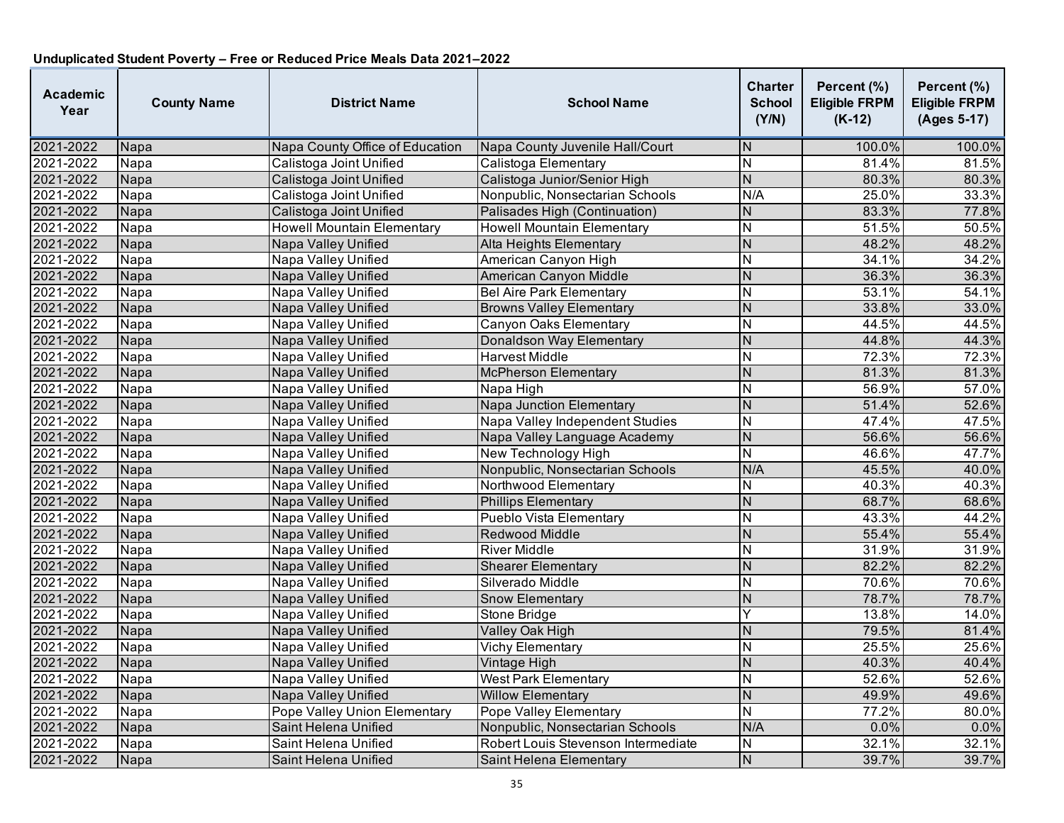**Unduplicated Student Poverty – Free or Reduced Price Meals Data 2021–2022**

| Academic Year | County Name | District Name | School Name | Charter School (Y/N) | Percent (%) Eligible FRPM (K-12) | Percent (%) Eligible FRPM (Ages 5-17) |
|---|---|---|---|---|---|---|
| 2021-2022 | Napa | Napa County Office of Education | Napa County Juvenile Hall/Court | N | 100.0% | 100.0% |
| 2021-2022 | Napa | Calistoga Joint Unified | Calistoga Elementary | N | 81.4% | 81.5% |
| 2021-2022 | Napa | Calistoga Joint Unified | Calistoga Junior/Senior High | N | 80.3% | 80.3% |
| 2021-2022 | Napa | Calistoga Joint Unified | Nonpublic, Nonsectarian Schools | N/A | 25.0% | 33.3% |
| 2021-2022 | Napa | Calistoga Joint Unified | Palisades High (Continuation) | N | 83.3% | 77.8% |
| 2021-2022 | Napa | Howell Mountain Elementary | Howell Mountain Elementary | N | 51.5% | 50.5% |
| 2021-2022 | Napa | Napa Valley Unified | Alta Heights Elementary | N | 48.2% | 48.2% |
| 2021-2022 | Napa | Napa Valley Unified | American Canyon High | N | 34.1% | 34.2% |
| 2021-2022 | Napa | Napa Valley Unified | American Canyon Middle | N | 36.3% | 36.3% |
| 2021-2022 | Napa | Napa Valley Unified | Bel Aire Park Elementary | N | 53.1% | 54.1% |
| 2021-2022 | Napa | Napa Valley Unified | Browns Valley Elementary | N | 33.8% | 33.0% |
| 2021-2022 | Napa | Napa Valley Unified | Canyon Oaks Elementary | N | 44.5% | 44.5% |
| 2021-2022 | Napa | Napa Valley Unified | Donaldson Way Elementary | N | 44.8% | 44.3% |
| 2021-2022 | Napa | Napa Valley Unified | Harvest Middle | N | 72.3% | 72.3% |
| 2021-2022 | Napa | Napa Valley Unified | McPherson Elementary | N | 81.3% | 81.3% |
| 2021-2022 | Napa | Napa Valley Unified | Napa High | N | 56.9% | 57.0% |
| 2021-2022 | Napa | Napa Valley Unified | Napa Junction Elementary | N | 51.4% | 52.6% |
| 2021-2022 | Napa | Napa Valley Unified | Napa Valley Independent Studies | N | 47.4% | 47.5% |
| 2021-2022 | Napa | Napa Valley Unified | Napa Valley Language Academy | N | 56.6% | 56.6% |
| 2021-2022 | Napa | Napa Valley Unified | New Technology High | N | 46.6% | 47.7% |
| 2021-2022 | Napa | Napa Valley Unified | Nonpublic, Nonsectarian Schools | N/A | 45.5% | 40.0% |
| 2021-2022 | Napa | Napa Valley Unified | Northwood Elementary | N | 40.3% | 40.3% |
| 2021-2022 | Napa | Napa Valley Unified | Phillips Elementary | N | 68.7% | 68.6% |
| 2021-2022 | Napa | Napa Valley Unified | Pueblo Vista Elementary | N | 43.3% | 44.2% |
| 2021-2022 | Napa | Napa Valley Unified | Redwood Middle | N | 55.4% | 55.4% |
| 2021-2022 | Napa | Napa Valley Unified | River Middle | N | 31.9% | 31.9% |
| 2021-2022 | Napa | Napa Valley Unified | Shearer Elementary | N | 82.2% | 82.2% |
| 2021-2022 | Napa | Napa Valley Unified | Silverado Middle | N | 70.6% | 70.6% |
| 2021-2022 | Napa | Napa Valley Unified | Snow Elementary | N | 78.7% | 78.7% |
| 2021-2022 | Napa | Napa Valley Unified | Stone Bridge | Y | 13.8% | 14.0% |
| 2021-2022 | Napa | Napa Valley Unified | Valley Oak High | N | 79.5% | 81.4% |
| 2021-2022 | Napa | Napa Valley Unified | Vichy Elementary | N | 25.5% | 25.6% |
| 2021-2022 | Napa | Napa Valley Unified | Vintage High | N | 40.3% | 40.4% |
| 2021-2022 | Napa | Napa Valley Unified | West Park Elementary | N | 52.6% | 52.6% |
| 2021-2022 | Napa | Napa Valley Unified | Willow Elementary | N | 49.9% | 49.6% |
| 2021-2022 | Napa | Pope Valley Union Elementary | Pope Valley Elementary | N | 77.2% | 80.0% |
| 2021-2022 | Napa | Saint Helena Unified | Nonpublic, Nonsectarian Schools | N/A | 0.0% | 0.0% |
| 2021-2022 | Napa | Saint Helena Unified | Robert Louis Stevenson Intermediate | N | 32.1% | 32.1% |
| 2021-2022 | Napa | Saint Helena Unified | Saint Helena Elementary | N | 39.7% | 39.7% |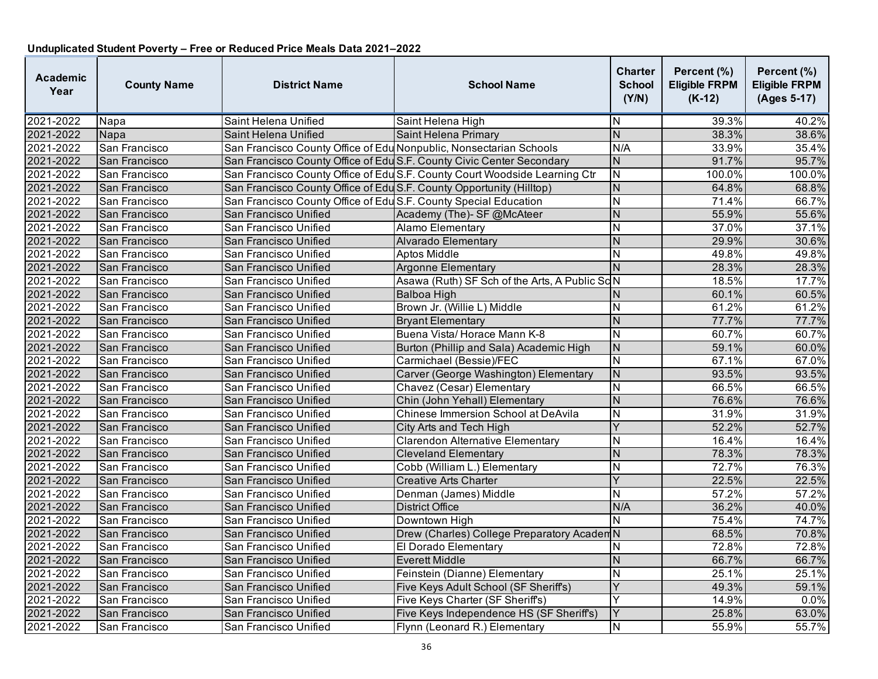**Unduplicated Student Poverty – Free or Reduced Price Meals Data 2021–2022**

| Academic Year | County Name | District Name | School Name | Charter School (Y/N) | Percent (%) Eligible FRPM (K-12) | Percent (%) Eligible FRPM (Ages 5-17) |
|---|---|---|---|---|---|---|
| 2021-2022 | Napa | Saint Helena Unified | Saint Helena High | N | 39.3% | 40.2% |
| 2021-2022 | Napa | Saint Helena Unified | Saint Helena Primary | N | 38.3% | 38.6% |
| 2021-2022 | San Francisco | San Francisco County Office of Edu | Nonpublic, Nonsectarian Schools | N/A | 33.9% | 35.4% |
| 2021-2022 | San Francisco | San Francisco County Office of Edu | S.F. County Civic Center Secondary | N | 91.7% | 95.7% |
| 2021-2022 | San Francisco | San Francisco County Office of Edu | S.F. County Court Woodside Learning Ctr | N | 100.0% | 100.0% |
| 2021-2022 | San Francisco | San Francisco County Office of Edu | S.F. County Opportunity (Hilltop) | N | 64.8% | 68.8% |
| 2021-2022 | San Francisco | San Francisco County Office of Edu | S.F. County Special Education | N | 71.4% | 66.7% |
| 2021-2022 | San Francisco | San Francisco Unified | Academy (The)- SF @McAteer | N | 55.9% | 55.6% |
| 2021-2022 | San Francisco | San Francisco Unified | Alamo Elementary | N | 37.0% | 37.1% |
| 2021-2022 | San Francisco | San Francisco Unified | Alvarado Elementary | N | 29.9% | 30.6% |
| 2021-2022 | San Francisco | San Francisco Unified | Aptos Middle | N | 49.8% | 49.8% |
| 2021-2022 | San Francisco | San Francisco Unified | Argonne Elementary | N | 28.3% | 28.3% |
| 2021-2022 | San Francisco | San Francisco Unified | Asawa (Ruth) SF Sch of the Arts, A Public Sc | N | 18.5% | 17.7% |
| 2021-2022 | San Francisco | San Francisco Unified | Balboa High | N | 60.1% | 60.5% |
| 2021-2022 | San Francisco | San Francisco Unified | Brown Jr. (Willie L) Middle | N | 61.2% | 61.2% |
| 2021-2022 | San Francisco | San Francisco Unified | Bryant Elementary | N | 77.7% | 77.7% |
| 2021-2022 | San Francisco | San Francisco Unified | Buena Vista/ Horace Mann K-8 | N | 60.7% | 60.7% |
| 2021-2022 | San Francisco | San Francisco Unified | Burton (Phillip and Sala) Academic High | N | 59.1% | 60.0% |
| 2021-2022 | San Francisco | San Francisco Unified | Carmichael (Bessie)/FEC | N | 67.1% | 67.0% |
| 2021-2022 | San Francisco | San Francisco Unified | Carver (George Washington) Elementary | N | 93.5% | 93.5% |
| 2021-2022 | San Francisco | San Francisco Unified | Chavez (Cesar) Elementary | N | 66.5% | 66.5% |
| 2021-2022 | San Francisco | San Francisco Unified | Chin (John Yehall) Elementary | N | 76.6% | 76.6% |
| 2021-2022 | San Francisco | San Francisco Unified | Chinese Immersion School at DeAvila | N | 31.9% | 31.9% |
| 2021-2022 | San Francisco | San Francisco Unified | City Arts and Tech High | Y | 52.2% | 52.7% |
| 2021-2022 | San Francisco | San Francisco Unified | Clarendon Alternative Elementary | N | 16.4% | 16.4% |
| 2021-2022 | San Francisco | San Francisco Unified | Cleveland Elementary | N | 78.3% | 78.3% |
| 2021-2022 | San Francisco | San Francisco Unified | Cobb (William L.) Elementary | N | 72.7% | 76.3% |
| 2021-2022 | San Francisco | San Francisco Unified | Creative Arts Charter | Y | 22.5% | 22.5% |
| 2021-2022 | San Francisco | San Francisco Unified | Denman (James) Middle | N | 57.2% | 57.2% |
| 2021-2022 | San Francisco | San Francisco Unified | District Office | N/A | 36.2% | 40.0% |
| 2021-2022 | San Francisco | San Francisco Unified | Downtown High | N | 75.4% | 74.7% |
| 2021-2022 | San Francisco | San Francisco Unified | Drew (Charles) College Preparatory Academ | N | 68.5% | 70.8% |
| 2021-2022 | San Francisco | San Francisco Unified | El Dorado Elementary | N | 72.8% | 72.8% |
| 2021-2022 | San Francisco | San Francisco Unified | Everett Middle | N | 66.7% | 66.7% |
| 2021-2022 | San Francisco | San Francisco Unified | Feinstein (Dianne) Elementary | N | 25.1% | 25.1% |
| 2021-2022 | San Francisco | San Francisco Unified | Five Keys Adult School (SF Sheriff's) | Y | 49.3% | 59.1% |
| 2021-2022 | San Francisco | San Francisco Unified | Five Keys Charter (SF Sheriff's) | Y | 14.9% | 0.0% |
| 2021-2022 | San Francisco | San Francisco Unified | Five Keys Independence HS (SF Sheriff's) | Y | 25.8% | 63.0% |
| 2021-2022 | San Francisco | San Francisco Unified | Flynn (Leonard R.) Elementary | N | 55.9% | 55.7% |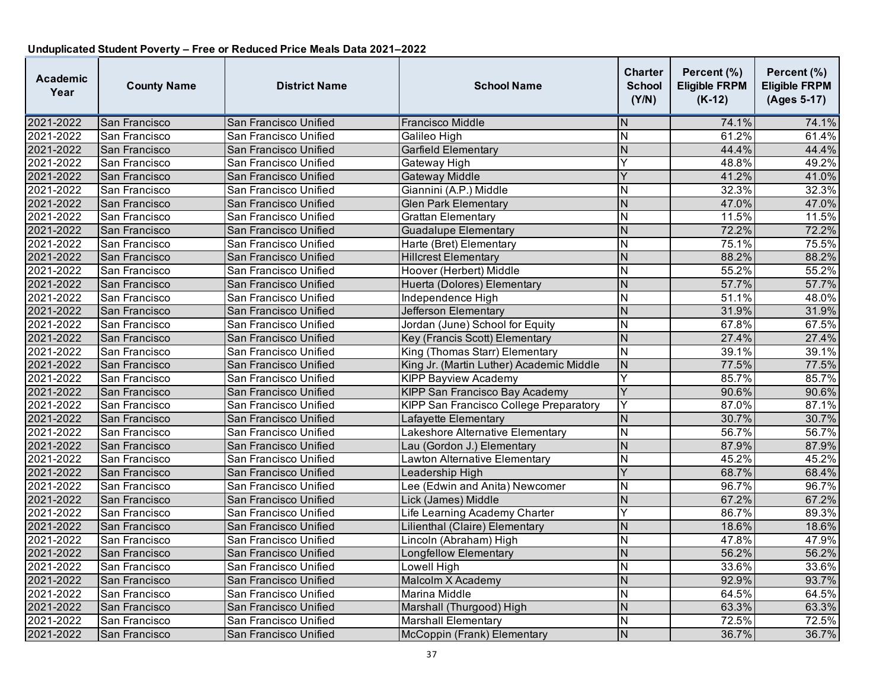**Unduplicated Student Poverty – Free or Reduced Price Meals Data 2021–2022**

| Academic Year | County Name | District Name | School Name | Charter School (Y/N) | Percent (%) Eligible FRPM (K-12) | Percent (%) Eligible FRPM (Ages 5-17) |
|---|---|---|---|---|---|---|
| 2021-2022 | San Francisco | San Francisco Unified | Francisco Middle | N | 74.1% | 74.1% |
| 2021-2022 | San Francisco | San Francisco Unified | Galileo High | N | 61.2% | 61.4% |
| 2021-2022 | San Francisco | San Francisco Unified | Garfield Elementary | N | 44.4% | 44.4% |
| 2021-2022 | San Francisco | San Francisco Unified | Gateway High | Y | 48.8% | 49.2% |
| 2021-2022 | San Francisco | San Francisco Unified | Gateway Middle | Y | 41.2% | 41.0% |
| 2021-2022 | San Francisco | San Francisco Unified | Giannini (A.P.) Middle | N | 32.3% | 32.3% |
| 2021-2022 | San Francisco | San Francisco Unified | Glen Park Elementary | N | 47.0% | 47.0% |
| 2021-2022 | San Francisco | San Francisco Unified | Grattan Elementary | N | 11.5% | 11.5% |
| 2021-2022 | San Francisco | San Francisco Unified | Guadalupe Elementary | N | 72.2% | 72.2% |
| 2021-2022 | San Francisco | San Francisco Unified | Harte (Bret) Elementary | N | 75.1% | 75.5% |
| 2021-2022 | San Francisco | San Francisco Unified | Hillcrest Elementary | N | 88.2% | 88.2% |
| 2021-2022 | San Francisco | San Francisco Unified | Hoover (Herbert) Middle | N | 55.2% | 55.2% |
| 2021-2022 | San Francisco | San Francisco Unified | Huerta (Dolores) Elementary | N | 57.7% | 57.7% |
| 2021-2022 | San Francisco | San Francisco Unified | Independence High | N | 51.1% | 48.0% |
| 2021-2022 | San Francisco | San Francisco Unified | Jefferson Elementary | N | 31.9% | 31.9% |
| 2021-2022 | San Francisco | San Francisco Unified | Jordan (June) School for Equity | N | 67.8% | 67.5% |
| 2021-2022 | San Francisco | San Francisco Unified | Key (Francis Scott) Elementary | N | 27.4% | 27.4% |
| 2021-2022 | San Francisco | San Francisco Unified | King (Thomas Starr) Elementary | N | 39.1% | 39.1% |
| 2021-2022 | San Francisco | San Francisco Unified | King Jr. (Martin Luther) Academic Middle | N | 77.5% | 77.5% |
| 2021-2022 | San Francisco | San Francisco Unified | KIPP Bayview Academy | Y | 85.7% | 85.7% |
| 2021-2022 | San Francisco | San Francisco Unified | KIPP San Francisco Bay Academy | Y | 90.6% | 90.6% |
| 2021-2022 | San Francisco | San Francisco Unified | KIPP San Francisco College Preparatory | Y | 87.0% | 87.1% |
| 2021-2022 | San Francisco | San Francisco Unified | Lafayette Elementary | N | 30.7% | 30.7% |
| 2021-2022 | San Francisco | San Francisco Unified | Lakeshore Alternative Elementary | N | 56.7% | 56.7% |
| 2021-2022 | San Francisco | San Francisco Unified | Lau (Gordon J.) Elementary | N | 87.9% | 87.9% |
| 2021-2022 | San Francisco | San Francisco Unified | Lawton Alternative Elementary | N | 45.2% | 45.2% |
| 2021-2022 | San Francisco | San Francisco Unified | Leadership High | Y | 68.7% | 68.4% |
| 2021-2022 | San Francisco | San Francisco Unified | Lee (Edwin and Anita) Newcomer | N | 96.7% | 96.7% |
| 2021-2022 | San Francisco | San Francisco Unified | Lick (James) Middle | N | 67.2% | 67.2% |
| 2021-2022 | San Francisco | San Francisco Unified | Life Learning Academy Charter | Y | 86.7% | 89.3% |
| 2021-2022 | San Francisco | San Francisco Unified | Lilienthal (Claire) Elementary | N | 18.6% | 18.6% |
| 2021-2022 | San Francisco | San Francisco Unified | Lincoln (Abraham) High | N | 47.8% | 47.9% |
| 2021-2022 | San Francisco | San Francisco Unified | Longfellow Elementary | N | 56.2% | 56.2% |
| 2021-2022 | San Francisco | San Francisco Unified | Lowell High | N | 33.6% | 33.6% |
| 2021-2022 | San Francisco | San Francisco Unified | Malcolm X Academy | N | 92.9% | 93.7% |
| 2021-2022 | San Francisco | San Francisco Unified | Marina Middle | N | 64.5% | 64.5% |
| 2021-2022 | San Francisco | San Francisco Unified | Marshall (Thurgood) High | N | 63.3% | 63.3% |
| 2021-2022 | San Francisco | San Francisco Unified | Marshall Elementary | N | 72.5% | 72.5% |
| 2021-2022 | San Francisco | San Francisco Unified | McCoppin (Frank) Elementary | N | 36.7% | 36.7% |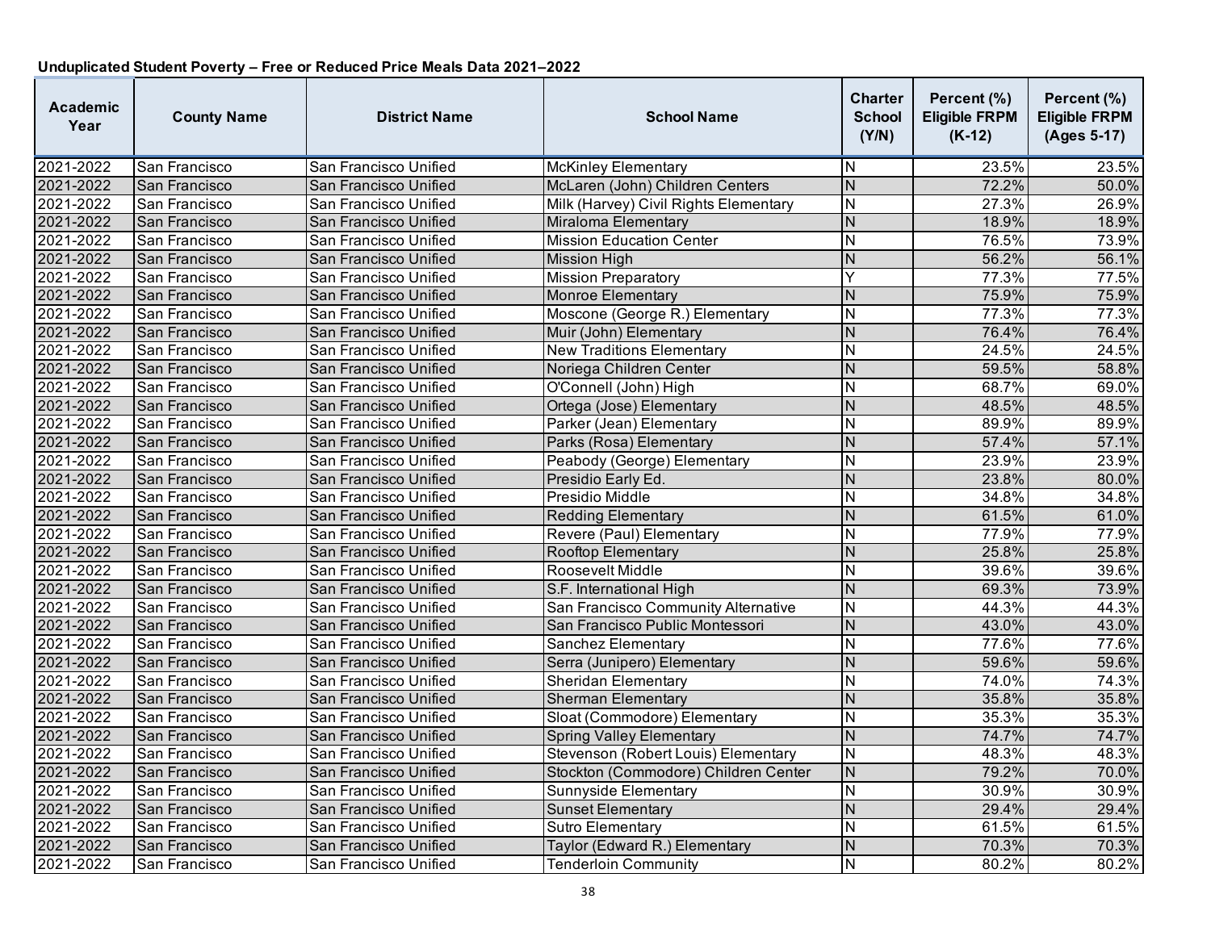**Unduplicated Student Poverty – Free or Reduced Price Meals Data 2021–2022**

| Academic Year | County Name | District Name | School Name | Charter School (Y/N) | Percent (%) Eligible FRPM (K-12) | Percent (%) Eligible FRPM (Ages 5-17) |
|---|---|---|---|---|---|---|
| 2021-2022 | San Francisco | San Francisco Unified | McKinley Elementary | N | 23.5% | 23.5% |
| 2021-2022 | San Francisco | San Francisco Unified | McLaren (John) Children Centers | N | 72.2% | 50.0% |
| 2021-2022 | San Francisco | San Francisco Unified | Milk (Harvey) Civil Rights Elementary | N | 27.3% | 26.9% |
| 2021-2022 | San Francisco | San Francisco Unified | Miraloma Elementary | N | 18.9% | 18.9% |
| 2021-2022 | San Francisco | San Francisco Unified | Mission Education Center | N | 76.5% | 73.9% |
| 2021-2022 | San Francisco | San Francisco Unified | Mission High | N | 56.2% | 56.1% |
| 2021-2022 | San Francisco | San Francisco Unified | Mission Preparatory | Y | 77.3% | 77.5% |
| 2021-2022 | San Francisco | San Francisco Unified | Monroe Elementary | N | 75.9% | 75.9% |
| 2021-2022 | San Francisco | San Francisco Unified | Moscone (George R.) Elementary | N | 77.3% | 77.3% |
| 2021-2022 | San Francisco | San Francisco Unified | Muir (John) Elementary | N | 76.4% | 76.4% |
| 2021-2022 | San Francisco | San Francisco Unified | New Traditions Elementary | N | 24.5% | 24.5% |
| 2021-2022 | San Francisco | San Francisco Unified | Noriega Children Center | N | 59.5% | 58.8% |
| 2021-2022 | San Francisco | San Francisco Unified | O'Connell (John) High | N | 68.7% | 69.0% |
| 2021-2022 | San Francisco | San Francisco Unified | Ortega (Jose) Elementary | N | 48.5% | 48.5% |
| 2021-2022 | San Francisco | San Francisco Unified | Parker (Jean) Elementary | N | 89.9% | 89.9% |
| 2021-2022 | San Francisco | San Francisco Unified | Parks (Rosa) Elementary | N | 57.4% | 57.1% |
| 2021-2022 | San Francisco | San Francisco Unified | Peabody (George) Elementary | N | 23.9% | 23.9% |
| 2021-2022 | San Francisco | San Francisco Unified | Presidio Early Ed. | N | 23.8% | 80.0% |
| 2021-2022 | San Francisco | San Francisco Unified | Presidio Middle | N | 34.8% | 34.8% |
| 2021-2022 | San Francisco | San Francisco Unified | Redding Elementary | N | 61.5% | 61.0% |
| 2021-2022 | San Francisco | San Francisco Unified | Revere (Paul) Elementary | N | 77.9% | 77.9% |
| 2021-2022 | San Francisco | San Francisco Unified | Rooftop Elementary | N | 25.8% | 25.8% |
| 2021-2022 | San Francisco | San Francisco Unified | Roosevelt Middle | N | 39.6% | 39.6% |
| 2021-2022 | San Francisco | San Francisco Unified | S.F. International High | N | 69.3% | 73.9% |
| 2021-2022 | San Francisco | San Francisco Unified | San Francisco Community Alternative | N | 44.3% | 44.3% |
| 2021-2022 | San Francisco | San Francisco Unified | San Francisco Public Montessori | N | 43.0% | 43.0% |
| 2021-2022 | San Francisco | San Francisco Unified | Sanchez Elementary | N | 77.6% | 77.6% |
| 2021-2022 | San Francisco | San Francisco Unified | Serra (Junipero) Elementary | N | 59.6% | 59.6% |
| 2021-2022 | San Francisco | San Francisco Unified | Sheridan Elementary | N | 74.0% | 74.3% |
| 2021-2022 | San Francisco | San Francisco Unified | Sherman Elementary | N | 35.8% | 35.8% |
| 2021-2022 | San Francisco | San Francisco Unified | Sloat (Commodore) Elementary | N | 35.3% | 35.3% |
| 2021-2022 | San Francisco | San Francisco Unified | Spring Valley Elementary | N | 74.7% | 74.7% |
| 2021-2022 | San Francisco | San Francisco Unified | Stevenson (Robert Louis) Elementary | N | 48.3% | 48.3% |
| 2021-2022 | San Francisco | San Francisco Unified | Stockton (Commodore) Children Center | N | 79.2% | 70.0% |
| 2021-2022 | San Francisco | San Francisco Unified | Sunnyside Elementary | N | 30.9% | 30.9% |
| 2021-2022 | San Francisco | San Francisco Unified | Sunset Elementary | N | 29.4% | 29.4% |
| 2021-2022 | San Francisco | San Francisco Unified | Sutro Elementary | N | 61.5% | 61.5% |
| 2021-2022 | San Francisco | San Francisco Unified | Taylor (Edward R.) Elementary | N | 70.3% | 70.3% |
| 2021-2022 | San Francisco | San Francisco Unified | Tenderloin Community | N | 80.2% | 80.2% |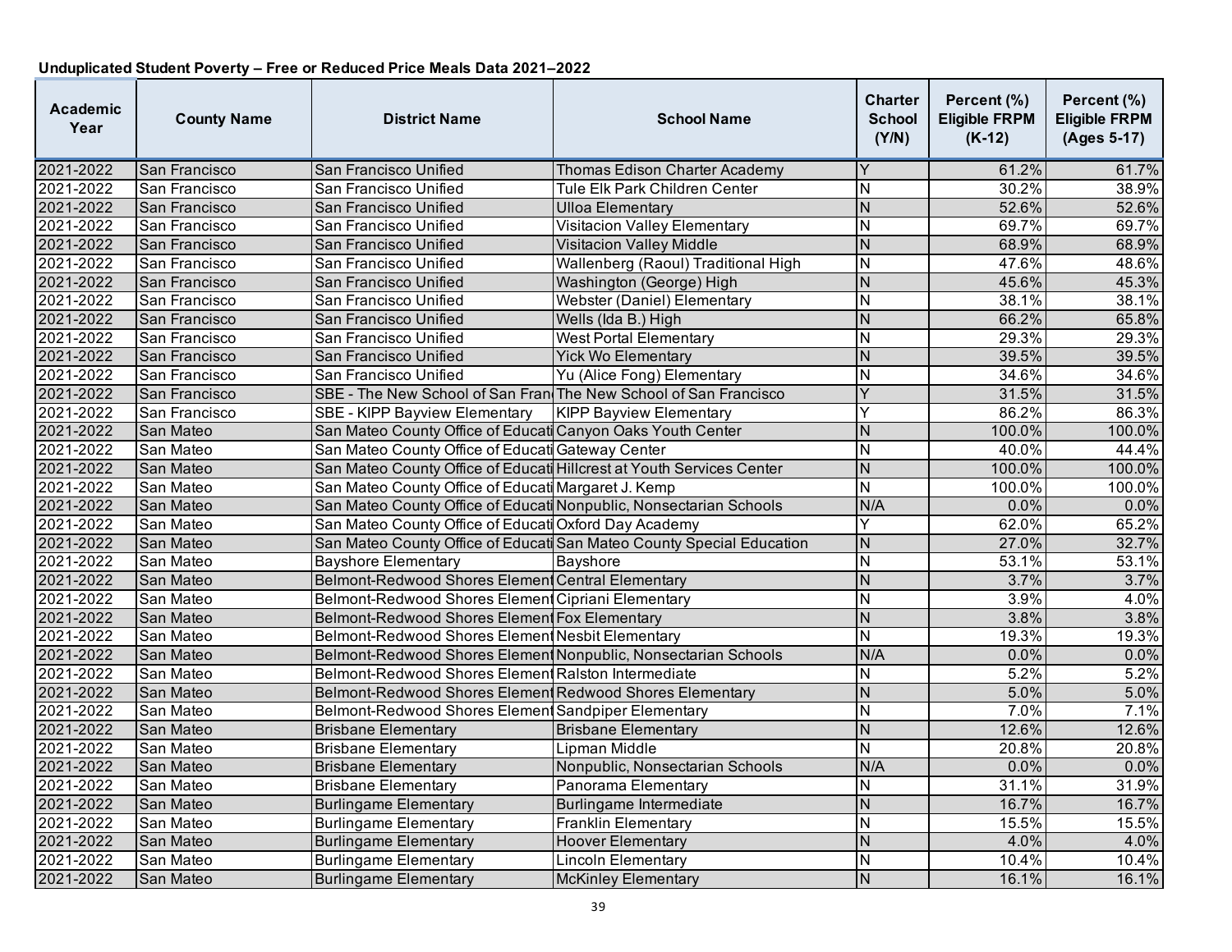**Unduplicated Student Poverty – Free or Reduced Price Meals Data 2021–2022**

| Academic Year | County Name | District Name | School Name | Charter School (Y/N) | Percent (%) Eligible FRPM (K-12) | Percent (%) Eligible FRPM (Ages 5-17) |
|---|---|---|---|---|---|---|
| 2021-2022 | San Francisco | San Francisco Unified | Thomas Edison Charter Academy | Y | 61.2% | 61.7% |
| 2021-2022 | San Francisco | San Francisco Unified | Tule Elk Park Children Center | N | 30.2% | 38.9% |
| 2021-2022 | San Francisco | San Francisco Unified | Ulloa Elementary | N | 52.6% | 52.6% |
| 2021-2022 | San Francisco | San Francisco Unified | Visitacion Valley Elementary | N | 69.7% | 69.7% |
| 2021-2022 | San Francisco | San Francisco Unified | Visitacion Valley Middle | N | 68.9% | 68.9% |
| 2021-2022 | San Francisco | San Francisco Unified | Wallenberg (Raoul) Traditional High | N | 47.6% | 48.6% |
| 2021-2022 | San Francisco | San Francisco Unified | Washington (George) High | N | 45.6% | 45.3% |
| 2021-2022 | San Francisco | San Francisco Unified | Webster (Daniel) Elementary | N | 38.1% | 38.1% |
| 2021-2022 | San Francisco | San Francisco Unified | Wells (Ida B.) High | N | 66.2% | 65.8% |
| 2021-2022 | San Francisco | San Francisco Unified | West Portal Elementary | N | 29.3% | 29.3% |
| 2021-2022 | San Francisco | San Francisco Unified | Yick Wo Elementary | N | 39.5% | 39.5% |
| 2021-2022 | San Francisco | San Francisco Unified | Yu (Alice Fong) Elementary | N | 34.6% | 34.6% |
| 2021-2022 | San Francisco | SBE - The New School of San Fran | The New School of San Francisco | Y | 31.5% | 31.5% |
| 2021-2022 | San Francisco | SBE - KIPP Bayview Elementary | KIPP Bayview Elementary | Y | 86.2% | 86.3% |
| 2021-2022 | San Mateo | San Mateo County Office of Educati | Canyon Oaks Youth Center | N | 100.0% | 100.0% |
| 2021-2022 | San Mateo | San Mateo County Office of Educati | Gateway Center | N | 40.0% | 44.4% |
| 2021-2022 | San Mateo | San Mateo County Office of Educati | Hillcrest at Youth Services Center | N | 100.0% | 100.0% |
| 2021-2022 | San Mateo | San Mateo County Office of Educati | Margaret J. Kemp | N | 100.0% | 100.0% |
| 2021-2022 | San Mateo | San Mateo County Office of Educati | Nonpublic, Nonsectarian Schools | N/A | 0.0% | 0.0% |
| 2021-2022 | San Mateo | San Mateo County Office of Educati | Oxford Day Academy | Y | 62.0% | 65.2% |
| 2021-2022 | San Mateo | San Mateo County Office of Educati | San Mateo County Special Education | N | 27.0% | 32.7% |
| 2021-2022 | San Mateo | Bayshore Elementary | Bayshore | N | 53.1% | 53.1% |
| 2021-2022 | San Mateo | Belmont-Redwood Shores Element | Central Elementary | N | 3.7% | 3.7% |
| 2021-2022 | San Mateo | Belmont-Redwood Shores Element | Cipriani Elementary | N | 3.9% | 4.0% |
| 2021-2022 | San Mateo | Belmont-Redwood Shores Element | Fox Elementary | N | 3.8% | 3.8% |
| 2021-2022 | San Mateo | Belmont-Redwood Shores Element | Nesbit Elementary | N | 19.3% | 19.3% |
| 2021-2022 | San Mateo | Belmont-Redwood Shores Element | Nonpublic, Nonsectarian Schools | N/A | 0.0% | 0.0% |
| 2021-2022 | San Mateo | Belmont-Redwood Shores Element | Ralston Intermediate | N | 5.2% | 5.2% |
| 2021-2022 | San Mateo | Belmont-Redwood Shores Element | Redwood Shores Elementary | N | 5.0% | 5.0% |
| 2021-2022 | San Mateo | Belmont-Redwood Shores Element | Sandpiper Elementary | N | 7.0% | 7.1% |
| 2021-2022 | San Mateo | Brisbane Elementary | Brisbane Elementary | N | 12.6% | 12.6% |
| 2021-2022 | San Mateo | Brisbane Elementary | Lipman Middle | N | 20.8% | 20.8% |
| 2021-2022 | San Mateo | Brisbane Elementary | Nonpublic, Nonsectarian Schools | N/A | 0.0% | 0.0% |
| 2021-2022 | San Mateo | Brisbane Elementary | Panorama Elementary | N | 31.1% | 31.9% |
| 2021-2022 | San Mateo | Burlingame Elementary | Burlingame Intermediate | N | 16.7% | 16.7% |
| 2021-2022 | San Mateo | Burlingame Elementary | Franklin Elementary | N | 15.5% | 15.5% |
| 2021-2022 | San Mateo | Burlingame Elementary | Hoover Elementary | N | 4.0% | 4.0% |
| 2021-2022 | San Mateo | Burlingame Elementary | Lincoln Elementary | N | 10.4% | 10.4% |
| 2021-2022 | San Mateo | Burlingame Elementary | McKinley Elementary | N | 16.1% | 16.1% |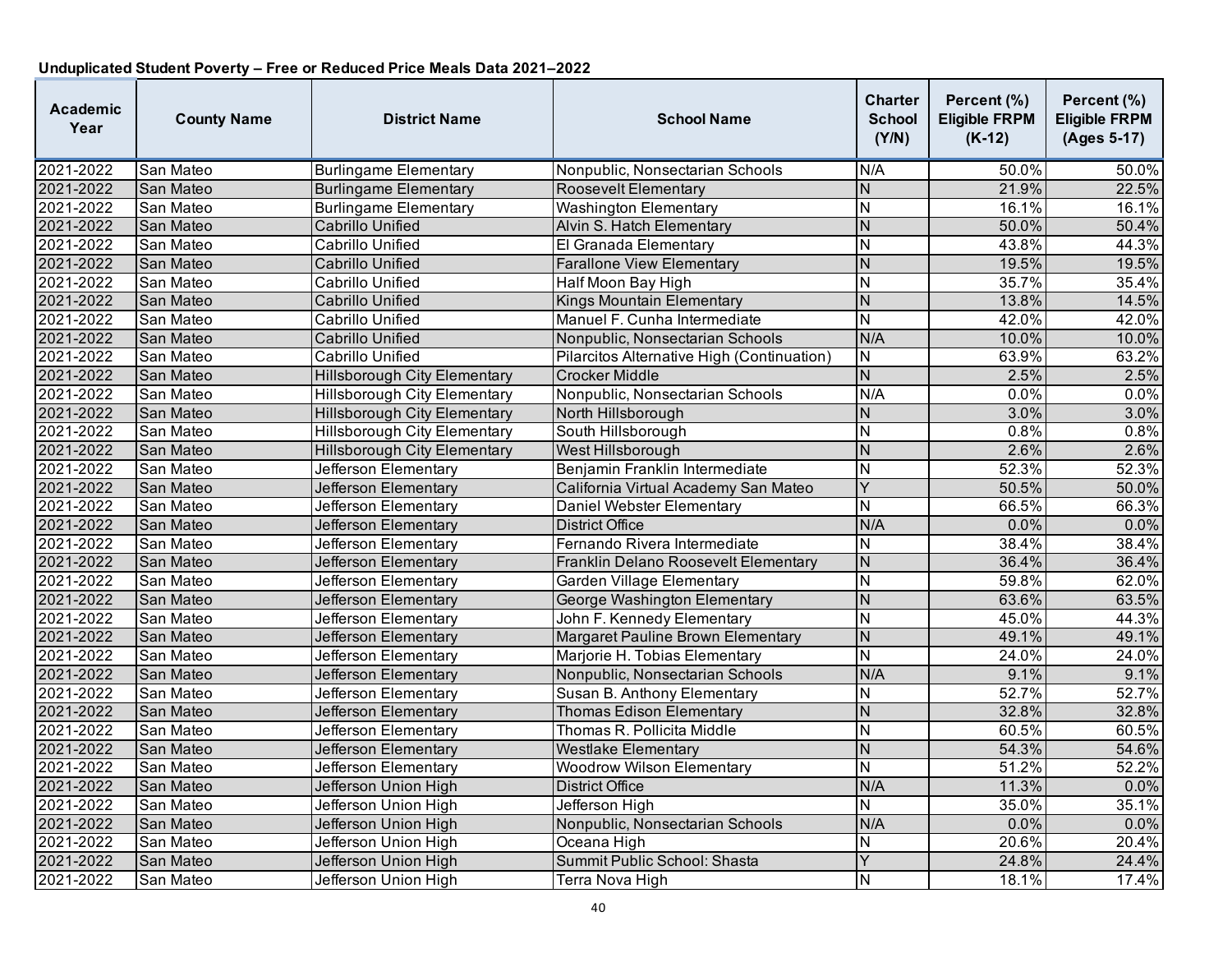**Unduplicated Student Poverty – Free or Reduced Price Meals Data 2021–2022**

| Academic Year | County Name | District Name | School Name | Charter School (Y/N) | Percent (%) Eligible FRPM (K-12) | Percent (%) Eligible FRPM (Ages 5-17) |
|---|---|---|---|---|---|---|
| 2021-2022 | San Mateo | Burlingame Elementary | Nonpublic, Nonsectarian Schools | N/A | 50.0% | 50.0% |
| 2021-2022 | San Mateo | Burlingame Elementary | Roosevelt Elementary | N | 21.9% | 22.5% |
| 2021-2022 | San Mateo | Burlingame Elementary | Washington Elementary | N | 16.1% | 16.1% |
| 2021-2022 | San Mateo | Cabrillo Unified | Alvin S. Hatch Elementary | N | 50.0% | 50.4% |
| 2021-2022 | San Mateo | Cabrillo Unified | El Granada Elementary | N | 43.8% | 44.3% |
| 2021-2022 | San Mateo | Cabrillo Unified | Farallone View Elementary | N | 19.5% | 19.5% |
| 2021-2022 | San Mateo | Cabrillo Unified | Half Moon Bay High | N | 35.7% | 35.4% |
| 2021-2022 | San Mateo | Cabrillo Unified | Kings Mountain Elementary | N | 13.8% | 14.5% |
| 2021-2022 | San Mateo | Cabrillo Unified | Manuel F. Cunha Intermediate | N | 42.0% | 42.0% |
| 2021-2022 | San Mateo | Cabrillo Unified | Nonpublic, Nonsectarian Schools | N/A | 10.0% | 10.0% |
| 2021-2022 | San Mateo | Cabrillo Unified | Pilarcitos Alternative High (Continuation) | N | 63.9% | 63.2% |
| 2021-2022 | San Mateo | Hillsborough City Elementary | Crocker Middle | N | 2.5% | 2.5% |
| 2021-2022 | San Mateo | Hillsborough City Elementary | Nonpublic, Nonsectarian Schools | N/A | 0.0% | 0.0% |
| 2021-2022 | San Mateo | Hillsborough City Elementary | North Hillsborough | N | 3.0% | 3.0% |
| 2021-2022 | San Mateo | Hillsborough City Elementary | South Hillsborough | N | 0.8% | 0.8% |
| 2021-2022 | San Mateo | Hillsborough City Elementary | West Hillsborough | N | 2.6% | 2.6% |
| 2021-2022 | San Mateo | Jefferson Elementary | Benjamin Franklin Intermediate | N | 52.3% | 52.3% |
| 2021-2022 | San Mateo | Jefferson Elementary | California Virtual Academy San Mateo | Y | 50.5% | 50.0% |
| 2021-2022 | San Mateo | Jefferson Elementary | Daniel Webster Elementary | N | 66.5% | 66.3% |
| 2021-2022 | San Mateo | Jefferson Elementary | District Office | N/A | 0.0% | 0.0% |
| 2021-2022 | San Mateo | Jefferson Elementary | Fernando Rivera Intermediate | N | 38.4% | 38.4% |
| 2021-2022 | San Mateo | Jefferson Elementary | Franklin Delano Roosevelt Elementary | N | 36.4% | 36.4% |
| 2021-2022 | San Mateo | Jefferson Elementary | Garden Village Elementary | N | 59.8% | 62.0% |
| 2021-2022 | San Mateo | Jefferson Elementary | George Washington Elementary | N | 63.6% | 63.5% |
| 2021-2022 | San Mateo | Jefferson Elementary | John F. Kennedy Elementary | N | 45.0% | 44.3% |
| 2021-2022 | San Mateo | Jefferson Elementary | Margaret Pauline Brown Elementary | N | 49.1% | 49.1% |
| 2021-2022 | San Mateo | Jefferson Elementary | Marjorie H. Tobias Elementary | N | 24.0% | 24.0% |
| 2021-2022 | San Mateo | Jefferson Elementary | Nonpublic, Nonsectarian Schools | N/A | 9.1% | 9.1% |
| 2021-2022 | San Mateo | Jefferson Elementary | Susan B. Anthony Elementary | N | 52.7% | 52.7% |
| 2021-2022 | San Mateo | Jefferson Elementary | Thomas Edison Elementary | N | 32.8% | 32.8% |
| 2021-2022 | San Mateo | Jefferson Elementary | Thomas R. Pollicita Middle | N | 60.5% | 60.5% |
| 2021-2022 | San Mateo | Jefferson Elementary | Westlake Elementary | N | 54.3% | 54.6% |
| 2021-2022 | San Mateo | Jefferson Elementary | Woodrow Wilson Elementary | N | 51.2% | 52.2% |
| 2021-2022 | San Mateo | Jefferson Union High | District Office | N/A | 11.3% | 0.0% |
| 2021-2022 | San Mateo | Jefferson Union High | Jefferson High | N | 35.0% | 35.1% |
| 2021-2022 | San Mateo | Jefferson Union High | Nonpublic, Nonsectarian Schools | N/A | 0.0% | 0.0% |
| 2021-2022 | San Mateo | Jefferson Union High | Oceana High | N | 20.6% | 20.4% |
| 2021-2022 | San Mateo | Jefferson Union High | Summit Public School: Shasta | Y | 24.8% | 24.4% |
| 2021-2022 | San Mateo | Jefferson Union High | Terra Nova High | N | 18.1% | 17.4% |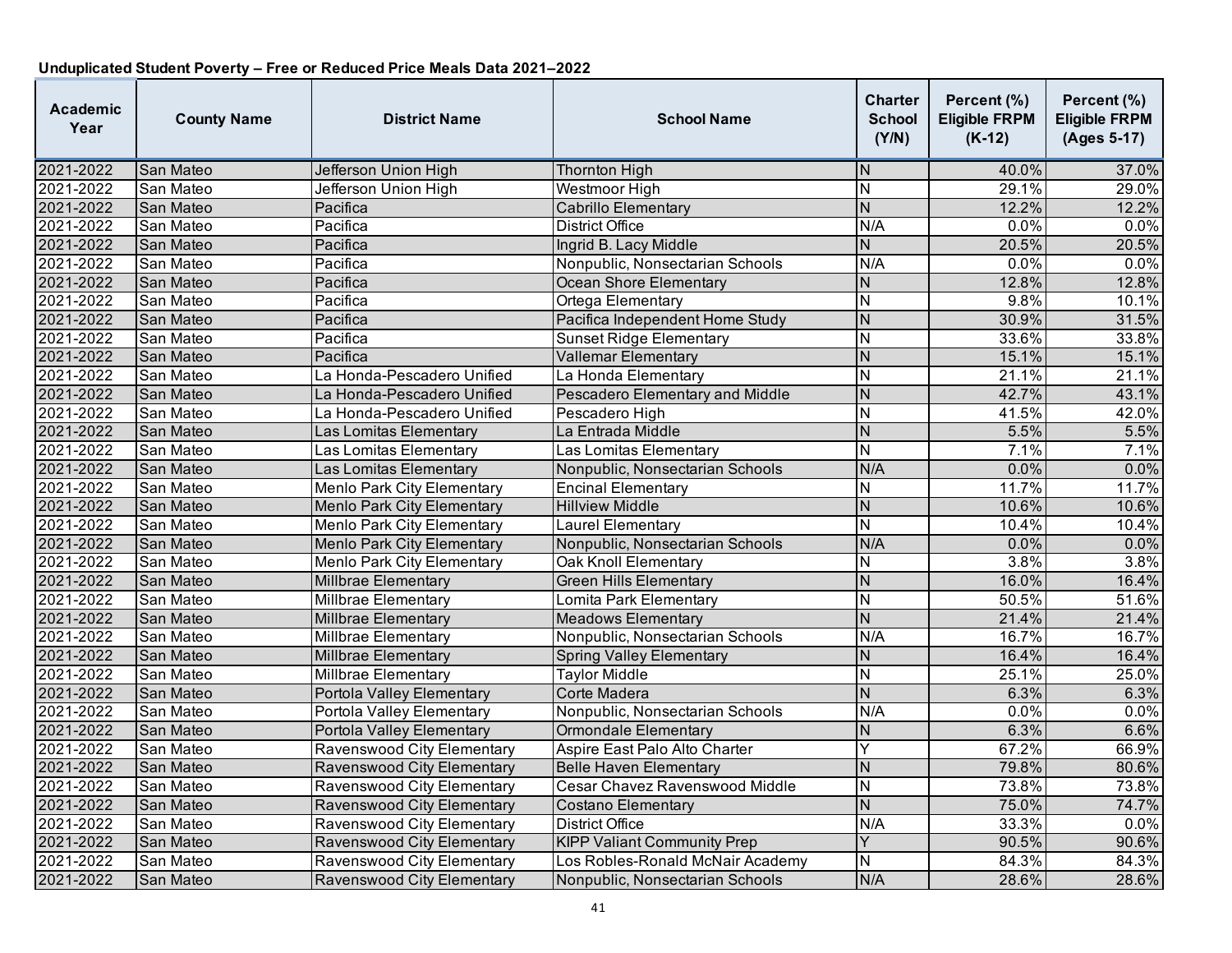**Unduplicated Student Poverty – Free or Reduced Price Meals Data 2021–2022**

| Academic Year | County Name | District Name | School Name | Charter School (Y/N) | Percent (%) Eligible FRPM (K-12) | Percent (%) Eligible FRPM (Ages 5-17) |
|---|---|---|---|---|---|---|
| 2021-2022 | San Mateo | Jefferson Union High | Thornton High | N | 40.0% | 37.0% |
| 2021-2022 | San Mateo | Jefferson Union High | Westmoor High | N | 29.1% | 29.0% |
| 2021-2022 | San Mateo | Pacifica | Cabrillo Elementary | N | 12.2% | 12.2% |
| 2021-2022 | San Mateo | Pacifica | District Office | N/A | 0.0% | 0.0% |
| 2021-2022 | San Mateo | Pacifica | Ingrid B. Lacy Middle | N | 20.5% | 20.5% |
| 2021-2022 | San Mateo | Pacifica | Nonpublic, Nonsectarian Schools | N/A | 0.0% | 0.0% |
| 2021-2022 | San Mateo | Pacifica | Ocean Shore Elementary | N | 12.8% | 12.8% |
| 2021-2022 | San Mateo | Pacifica | Ortega Elementary | N | 9.8% | 10.1% |
| 2021-2022 | San Mateo | Pacifica | Pacifica Independent Home Study | N | 30.9% | 31.5% |
| 2021-2022 | San Mateo | Pacifica | Sunset Ridge Elementary | N | 33.6% | 33.8% |
| 2021-2022 | San Mateo | Pacifica | Vallemar Elementary | N | 15.1% | 15.1% |
| 2021-2022 | San Mateo | La Honda-Pescadero Unified | La Honda Elementary | N | 21.1% | 21.1% |
| 2021-2022 | San Mateo | La Honda-Pescadero Unified | Pescadero Elementary and Middle | N | 42.7% | 43.1% |
| 2021-2022 | San Mateo | La Honda-Pescadero Unified | Pescadero High | N | 41.5% | 42.0% |
| 2021-2022 | San Mateo | Las Lomitas Elementary | La Entrada Middle | N | 5.5% | 5.5% |
| 2021-2022 | San Mateo | Las Lomitas Elementary | Las Lomitas Elementary | N | 7.1% | 7.1% |
| 2021-2022 | San Mateo | Las Lomitas Elementary | Nonpublic, Nonsectarian Schools | N/A | 0.0% | 0.0% |
| 2021-2022 | San Mateo | Menlo Park City Elementary | Encinal Elementary | N | 11.7% | 11.7% |
| 2021-2022 | San Mateo | Menlo Park City Elementary | Hillview Middle | N | 10.6% | 10.6% |
| 2021-2022 | San Mateo | Menlo Park City Elementary | Laurel Elementary | N | 10.4% | 10.4% |
| 2021-2022 | San Mateo | Menlo Park City Elementary | Nonpublic, Nonsectarian Schools | N/A | 0.0% | 0.0% |
| 2021-2022 | San Mateo | Menlo Park City Elementary | Oak Knoll Elementary | N | 3.8% | 3.8% |
| 2021-2022 | San Mateo | Millbrae Elementary | Green Hills Elementary | N | 16.0% | 16.4% |
| 2021-2022 | San Mateo | Millbrae Elementary | Lomita Park Elementary | N | 50.5% | 51.6% |
| 2021-2022 | San Mateo | Millbrae Elementary | Meadows Elementary | N | 21.4% | 21.4% |
| 2021-2022 | San Mateo | Millbrae Elementary | Nonpublic, Nonsectarian Schools | N/A | 16.7% | 16.7% |
| 2021-2022 | San Mateo | Millbrae Elementary | Spring Valley Elementary | N | 16.4% | 16.4% |
| 2021-2022 | San Mateo | Millbrae Elementary | Taylor Middle | N | 25.1% | 25.0% |
| 2021-2022 | San Mateo | Portola Valley Elementary | Corte Madera | N | 6.3% | 6.3% |
| 2021-2022 | San Mateo | Portola Valley Elementary | Nonpublic, Nonsectarian Schools | N/A | 0.0% | 0.0% |
| 2021-2022 | San Mateo | Portola Valley Elementary | Ormondale Elementary | N | 6.3% | 6.6% |
| 2021-2022 | San Mateo | Ravenswood City Elementary | Aspire East Palo Alto Charter | Y | 67.2% | 66.9% |
| 2021-2022 | San Mateo | Ravenswood City Elementary | Belle Haven Elementary | N | 79.8% | 80.6% |
| 2021-2022 | San Mateo | Ravenswood City Elementary | Cesar Chavez Ravenswood Middle | N | 73.8% | 73.8% |
| 2021-2022 | San Mateo | Ravenswood City Elementary | Costano Elementary | N | 75.0% | 74.7% |
| 2021-2022 | San Mateo | Ravenswood City Elementary | District Office | N/A | 33.3% | 0.0% |
| 2021-2022 | San Mateo | Ravenswood City Elementary | KIPP Valiant Community Prep | Y | 90.5% | 90.6% |
| 2021-2022 | San Mateo | Ravenswood City Elementary | Los Robles-Ronald McNair Academy | N | 84.3% | 84.3% |
| 2021-2022 | San Mateo | Ravenswood City Elementary | Nonpublic, Nonsectarian Schools | N/A | 28.6% | 28.6% |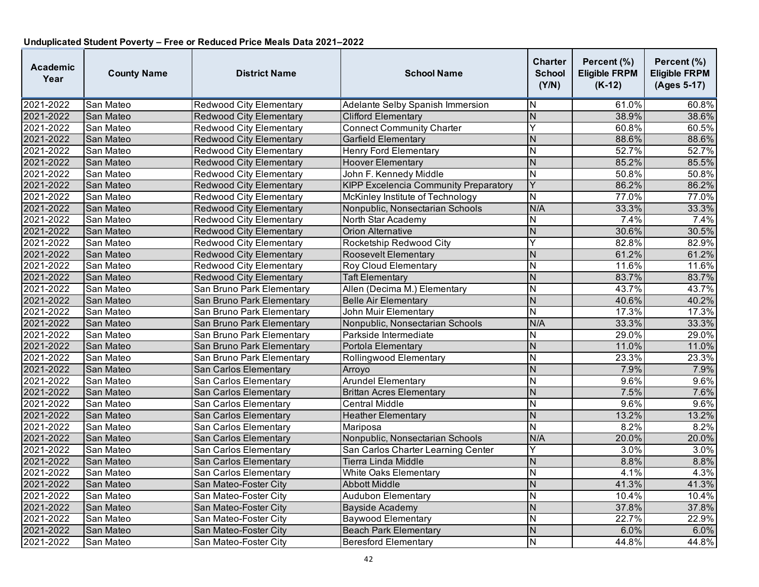## Unduplicated Student Poverty – Free or Reduced Price Meals Data 2021–2022

| Academic Year | County Name | District Name | School Name | Charter School (Y/N) | Percent (%) Eligible FRPM (K-12) | Percent (%) Eligible FRPM (Ages 5-17) |
|---|---|---|---|---|---|---|
| 2021-2022 | San Mateo | Redwood City Elementary | Adelante Selby Spanish Immersion | N | 61.0% | 60.8% |
| 2021-2022 | San Mateo | Redwood City Elementary | Clifford Elementary | N | 38.9% | 38.6% |
| 2021-2022 | San Mateo | Redwood City Elementary | Connect Community Charter | Y | 60.8% | 60.5% |
| 2021-2022 | San Mateo | Redwood City Elementary | Garfield Elementary | N | 88.6% | 88.6% |
| 2021-2022 | San Mateo | Redwood City Elementary | Henry Ford Elementary | N | 52.7% | 52.7% |
| 2021-2022 | San Mateo | Redwood City Elementary | Hoover Elementary | N | 85.2% | 85.5% |
| 2021-2022 | San Mateo | Redwood City Elementary | John F. Kennedy Middle | N | 50.8% | 50.8% |
| 2021-2022 | San Mateo | Redwood City Elementary | KIPP Excelencia Community Preparatory | Y | 86.2% | 86.2% |
| 2021-2022 | San Mateo | Redwood City Elementary | McKinley Institute of Technology | N | 77.0% | 77.0% |
| 2021-2022 | San Mateo | Redwood City Elementary | Nonpublic, Nonsectarian Schools | N/A | 33.3% | 33.3% |
| 2021-2022 | San Mateo | Redwood City Elementary | North Star Academy | N | 7.4% | 7.4% |
| 2021-2022 | San Mateo | Redwood City Elementary | Orion Alternative | N | 30.6% | 30.5% |
| 2021-2022 | San Mateo | Redwood City Elementary | Rocketship Redwood City | Y | 82.8% | 82.9% |
| 2021-2022 | San Mateo | Redwood City Elementary | Roosevelt Elementary | N | 61.2% | 61.2% |
| 2021-2022 | San Mateo | Redwood City Elementary | Roy Cloud Elementary | N | 11.6% | 11.6% |
| 2021-2022 | San Mateo | Redwood City Elementary | Taft Elementary | N | 83.7% | 83.7% |
| 2021-2022 | San Mateo | San Bruno Park Elementary | Allen (Decima M.) Elementary | N | 43.7% | 43.7% |
| 2021-2022 | San Mateo | San Bruno Park Elementary | Belle Air Elementary | N | 40.6% | 40.2% |
| 2021-2022 | San Mateo | San Bruno Park Elementary | John Muir Elementary | N | 17.3% | 17.3% |
| 2021-2022 | San Mateo | San Bruno Park Elementary | Nonpublic, Nonsectarian Schools | N/A | 33.3% | 33.3% |
| 2021-2022 | San Mateo | San Bruno Park Elementary | Parkside Intermediate | N | 29.0% | 29.0% |
| 2021-2022 | San Mateo | San Bruno Park Elementary | Portola Elementary | N | 11.0% | 11.0% |
| 2021-2022 | San Mateo | San Bruno Park Elementary | Rollingwood Elementary | N | 23.3% | 23.3% |
| 2021-2022 | San Mateo | San Carlos Elementary | Arroyo | N | 7.9% | 7.9% |
| 2021-2022 | San Mateo | San Carlos Elementary | Arundel Elementary | N | 9.6% | 9.6% |
| 2021-2022 | San Mateo | San Carlos Elementary | Brittan Acres Elementary | N | 7.5% | 7.6% |
| 2021-2022 | San Mateo | San Carlos Elementary | Central Middle | N | 9.6% | 9.6% |
| 2021-2022 | San Mateo | San Carlos Elementary | Heather Elementary | N | 13.2% | 13.2% |
| 2021-2022 | San Mateo | San Carlos Elementary | Mariposa | N | 8.2% | 8.2% |
| 2021-2022 | San Mateo | San Carlos Elementary | Nonpublic, Nonsectarian Schools | N/A | 20.0% | 20.0% |
| 2021-2022 | San Mateo | San Carlos Elementary | San Carlos Charter Learning Center | Y | 3.0% | 3.0% |
| 2021-2022 | San Mateo | San Carlos Elementary | Tierra Linda Middle | N | 8.8% | 8.8% |
| 2021-2022 | San Mateo | San Carlos Elementary | White Oaks Elementary | N | 4.1% | 4.3% |
| 2021-2022 | San Mateo | San Mateo-Foster City | Abbott Middle | N | 41.3% | 41.3% |
| 2021-2022 | San Mateo | San Mateo-Foster City | Audubon Elementary | N | 10.4% | 10.4% |
| 2021-2022 | San Mateo | San Mateo-Foster City | Bayside Academy | N | 37.8% | 37.8% |
| 2021-2022 | San Mateo | San Mateo-Foster City | Baywood Elementary | N | 22.7% | 22.9% |
| 2021-2022 | San Mateo | San Mateo-Foster City | Beach Park Elementary | N | 6.0% | 6.0% |
| 2021-2022 | San Mateo | San Mateo-Foster City | Beresford Elementary | N | 44.8% | 44.8% |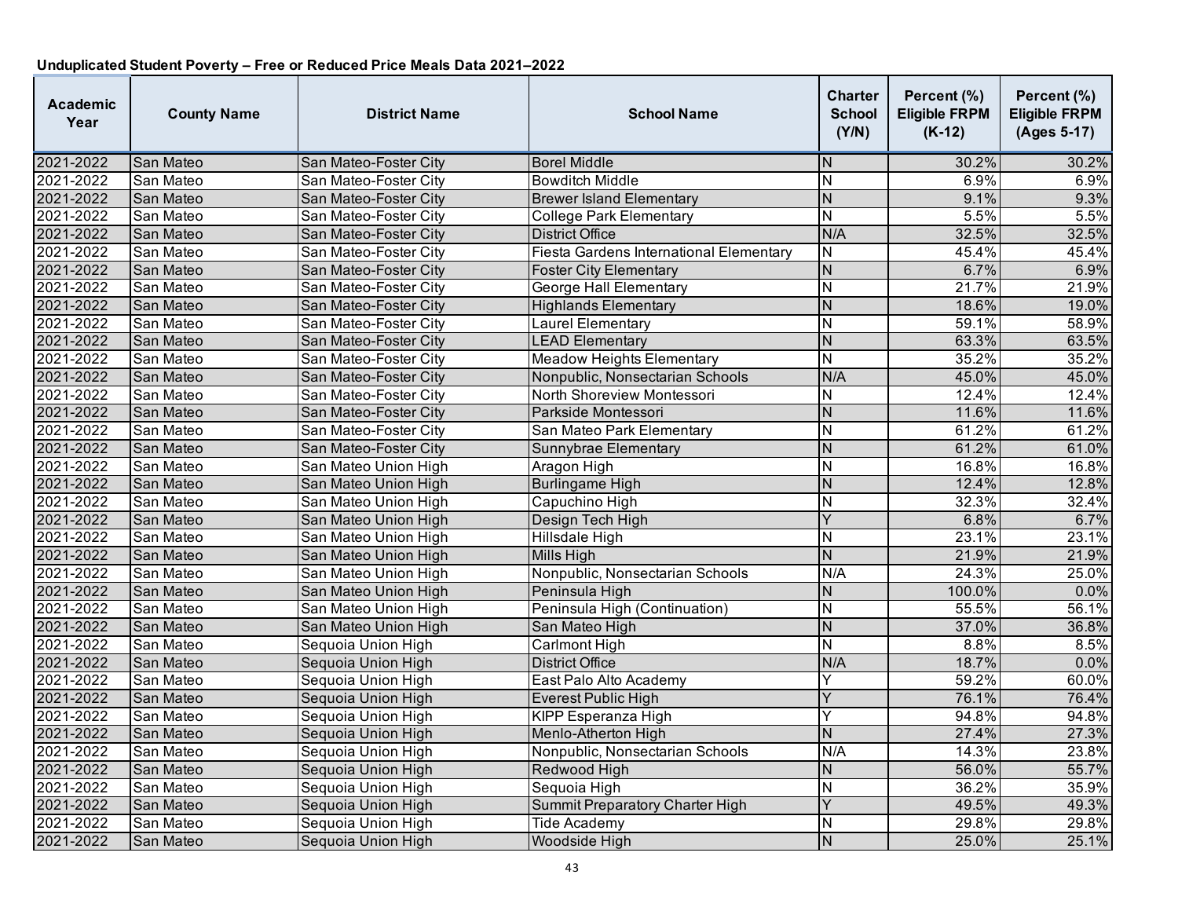**Unduplicated Student Poverty – Free or Reduced Price Meals Data 2021–2022**

| Academic Year | County Name | District Name | School Name | Charter School (Y/N) | Percent (%) Eligible FRPM (K-12) | Percent (%) Eligible FRPM (Ages 5-17) |
|---|---|---|---|---|---|---|
| 2021-2022 | San Mateo | San Mateo-Foster City | Borel Middle | N | 30.2% | 30.2% |
| 2021-2022 | San Mateo | San Mateo-Foster City | Bowditch Middle | N | 6.9% | 6.9% |
| 2021-2022 | San Mateo | San Mateo-Foster City | Brewer Island Elementary | N | 9.1% | 9.3% |
| 2021-2022 | San Mateo | San Mateo-Foster City | College Park Elementary | N | 5.5% | 5.5% |
| 2021-2022 | San Mateo | San Mateo-Foster City | District Office | N/A | 32.5% | 32.5% |
| 2021-2022 | San Mateo | San Mateo-Foster City | Fiesta Gardens International Elementary | N | 45.4% | 45.4% |
| 2021-2022 | San Mateo | San Mateo-Foster City | Foster City Elementary | N | 6.7% | 6.9% |
| 2021-2022 | San Mateo | San Mateo-Foster City | George Hall Elementary | N | 21.7% | 21.9% |
| 2021-2022 | San Mateo | San Mateo-Foster City | Highlands Elementary | N | 18.6% | 19.0% |
| 2021-2022 | San Mateo | San Mateo-Foster City | Laurel Elementary | N | 59.1% | 58.9% |
| 2021-2022 | San Mateo | San Mateo-Foster City | LEAD Elementary | N | 63.3% | 63.5% |
| 2021-2022 | San Mateo | San Mateo-Foster City | Meadow Heights Elementary | N | 35.2% | 35.2% |
| 2021-2022 | San Mateo | San Mateo-Foster City | Nonpublic, Nonsectarian Schools | N/A | 45.0% | 45.0% |
| 2021-2022 | San Mateo | San Mateo-Foster City | North Shoreview Montessori | N | 12.4% | 12.4% |
| 2021-2022 | San Mateo | San Mateo-Foster City | Parkside Montessori | N | 11.6% | 11.6% |
| 2021-2022 | San Mateo | San Mateo-Foster City | San Mateo Park Elementary | N | 61.2% | 61.2% |
| 2021-2022 | San Mateo | San Mateo-Foster City | Sunnybrae Elementary | N | 61.2% | 61.0% |
| 2021-2022 | San Mateo | San Mateo Union High | Aragon High | N | 16.8% | 16.8% |
| 2021-2022 | San Mateo | San Mateo Union High | Burlingame High | N | 12.4% | 12.8% |
| 2021-2022 | San Mateo | San Mateo Union High | Capuchino High | N | 32.3% | 32.4% |
| 2021-2022 | San Mateo | San Mateo Union High | Design Tech High | Y | 6.8% | 6.7% |
| 2021-2022 | San Mateo | San Mateo Union High | Hillsdale High | N | 23.1% | 23.1% |
| 2021-2022 | San Mateo | San Mateo Union High | Mills High | N | 21.9% | 21.9% |
| 2021-2022 | San Mateo | San Mateo Union High | Nonpublic, Nonsectarian Schools | N/A | 24.3% | 25.0% |
| 2021-2022 | San Mateo | San Mateo Union High | Peninsula High | N | 100.0% | 0.0% |
| 2021-2022 | San Mateo | San Mateo Union High | Peninsula High (Continuation) | N | 55.5% | 56.1% |
| 2021-2022 | San Mateo | San Mateo Union High | San Mateo High | N | 37.0% | 36.8% |
| 2021-2022 | San Mateo | Sequoia Union High | Carlmont High | N | 8.8% | 8.5% |
| 2021-2022 | San Mateo | Sequoia Union High | District Office | N/A | 18.7% | 0.0% |
| 2021-2022 | San Mateo | Sequoia Union High | East Palo Alto Academy | Y | 59.2% | 60.0% |
| 2021-2022 | San Mateo | Sequoia Union High | Everest Public High | Y | 76.1% | 76.4% |
| 2021-2022 | San Mateo | Sequoia Union High | KIPP Esperanza High | Y | 94.8% | 94.8% |
| 2021-2022 | San Mateo | Sequoia Union High | Menlo-Atherton High | N | 27.4% | 27.3% |
| 2021-2022 | San Mateo | Sequoia Union High | Nonpublic, Nonsectarian Schools | N/A | 14.3% | 23.8% |
| 2021-2022 | San Mateo | Sequoia Union High | Redwood High | N | 56.0% | 55.7% |
| 2021-2022 | San Mateo | Sequoia Union High | Sequoia High | N | 36.2% | 35.9% |
| 2021-2022 | San Mateo | Sequoia Union High | Summit Preparatory Charter High | Y | 49.5% | 49.3% |
| 2021-2022 | San Mateo | Sequoia Union High | Tide Academy | N | 29.8% | 29.8% |
| 2021-2022 | San Mateo | Sequoia Union High | Woodside High | N | 25.0% | 25.1% |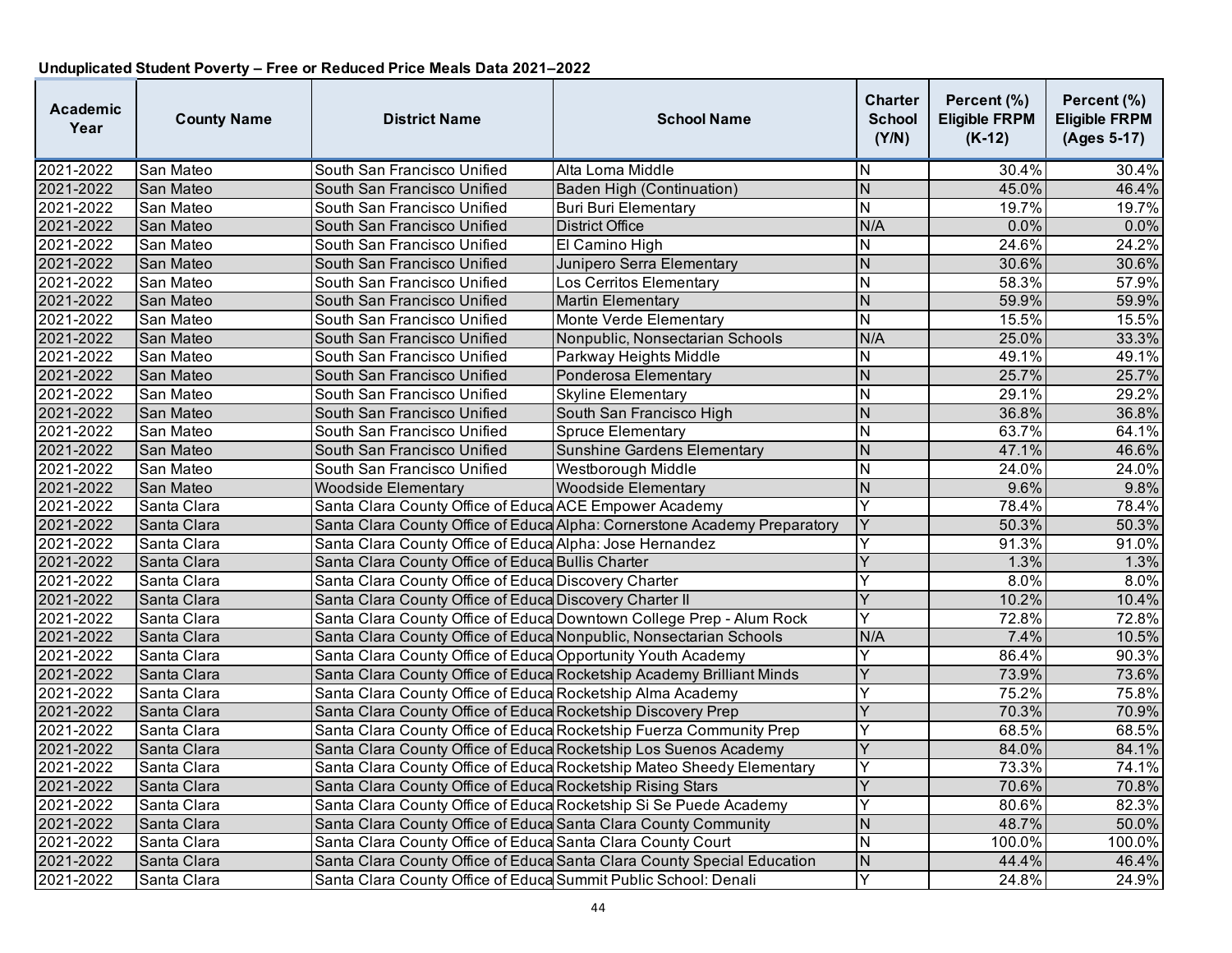**Unduplicated Student Poverty – Free or Reduced Price Meals Data 2021–2022**

| Academic Year | County Name | District Name | School Name | Charter School (Y/N) | Percent (%) Eligible FRPM (K-12) | Percent (%) Eligible FRPM (Ages 5-17) |
|---|---|---|---|---|---|---|
| 2021-2022 | San Mateo | South San Francisco Unified | Alta Loma Middle | N | 30.4% | 30.4% |
| 2021-2022 | San Mateo | South San Francisco Unified | Baden High (Continuation) | N | 45.0% | 46.4% |
| 2021-2022 | San Mateo | South San Francisco Unified | Buri Buri Elementary | N | 19.7% | 19.7% |
| 2021-2022 | San Mateo | South San Francisco Unified | District Office | N/A | 0.0% | 0.0% |
| 2021-2022 | San Mateo | South San Francisco Unified | El Camino High | N | 24.6% | 24.2% |
| 2021-2022 | San Mateo | South San Francisco Unified | Junipero Serra Elementary | N | 30.6% | 30.6% |
| 2021-2022 | San Mateo | South San Francisco Unified | Los Cerritos Elementary | N | 58.3% | 57.9% |
| 2021-2022 | San Mateo | South San Francisco Unified | Martin Elementary | N | 59.9% | 59.9% |
| 2021-2022 | San Mateo | South San Francisco Unified | Monte Verde Elementary | N | 15.5% | 15.5% |
| 2021-2022 | San Mateo | South San Francisco Unified | Nonpublic, Nonsectarian Schools | N/A | 25.0% | 33.3% |
| 2021-2022 | San Mateo | South San Francisco Unified | Parkway Heights Middle | N | 49.1% | 49.1% |
| 2021-2022 | San Mateo | South San Francisco Unified | Ponderosa Elementary | N | 25.7% | 25.7% |
| 2021-2022 | San Mateo | South San Francisco Unified | Skyline Elementary | N | 29.1% | 29.2% |
| 2021-2022 | San Mateo | South San Francisco Unified | South San Francisco High | N | 36.8% | 36.8% |
| 2021-2022 | San Mateo | South San Francisco Unified | Spruce Elementary | N | 63.7% | 64.1% |
| 2021-2022 | San Mateo | South San Francisco Unified | Sunshine Gardens Elementary | N | 47.1% | 46.6% |
| 2021-2022 | San Mateo | South San Francisco Unified | Westborough Middle | N | 24.0% | 24.0% |
| 2021-2022 | San Mateo | Woodside Elementary | Woodside Elementary | N | 9.6% | 9.8% |
| 2021-2022 | Santa Clara | Santa Clara County Office of Educa | ACE Empower Academy | Y | 78.4% | 78.4% |
| 2021-2022 | Santa Clara | Santa Clara County Office of Educa | Alpha: Cornerstone Academy Preparatory | Y | 50.3% | 50.3% |
| 2021-2022 | Santa Clara | Santa Clara County Office of Educa | Alpha: Jose Hernandez | Y | 91.3% | 91.0% |
| 2021-2022 | Santa Clara | Santa Clara County Office of Educa | Bullis Charter | Y | 1.3% | 1.3% |
| 2021-2022 | Santa Clara | Santa Clara County Office of Educa | Discovery Charter | Y | 8.0% | 8.0% |
| 2021-2022 | Santa Clara | Santa Clara County Office of Educa | Discovery Charter II | Y | 10.2% | 10.4% |
| 2021-2022 | Santa Clara | Santa Clara County Office of Educa | Downtown College Prep - Alum Rock | Y | 72.8% | 72.8% |
| 2021-2022 | Santa Clara | Santa Clara County Office of Educa | Nonpublic, Nonsectarian Schools | N/A | 7.4% | 10.5% |
| 2021-2022 | Santa Clara | Santa Clara County Office of Educa | Opportunity Youth Academy | Y | 86.4% | 90.3% |
| 2021-2022 | Santa Clara | Santa Clara County Office of Educa | Rocketship Academy Brilliant Minds | Y | 73.9% | 73.6% |
| 2021-2022 | Santa Clara | Santa Clara County Office of Educa | Rocketship Alma Academy | Y | 75.2% | 75.8% |
| 2021-2022 | Santa Clara | Santa Clara County Office of Educa | Rocketship Discovery Prep | Y | 70.3% | 70.9% |
| 2021-2022 | Santa Clara | Santa Clara County Office of Educa | Rocketship Fuerza Community Prep | Y | 68.5% | 68.5% |
| 2021-2022 | Santa Clara | Santa Clara County Office of Educa | Rocketship Los Suenos Academy | Y | 84.0% | 84.1% |
| 2021-2022 | Santa Clara | Santa Clara County Office of Educa | Rocketship Mateo Sheedy Elementary | Y | 73.3% | 74.1% |
| 2021-2022 | Santa Clara | Santa Clara County Office of Educa | Rocketship Rising Stars | Y | 70.6% | 70.8% |
| 2021-2022 | Santa Clara | Santa Clara County Office of Educa | Rocketship Si Se Puede Academy | Y | 80.6% | 82.3% |
| 2021-2022 | Santa Clara | Santa Clara County Office of Educa | Santa Clara County Community | N | 48.7% | 50.0% |
| 2021-2022 | Santa Clara | Santa Clara County Office of Educa | Santa Clara County Court | N | 100.0% | 100.0% |
| 2021-2022 | Santa Clara | Santa Clara County Office of Educa | Santa Clara County Special Education | N | 44.4% | 46.4% |
| 2021-2022 | Santa Clara | Santa Clara County Office of Educa | Summit Public School: Denali | Y | 24.8% | 24.9% |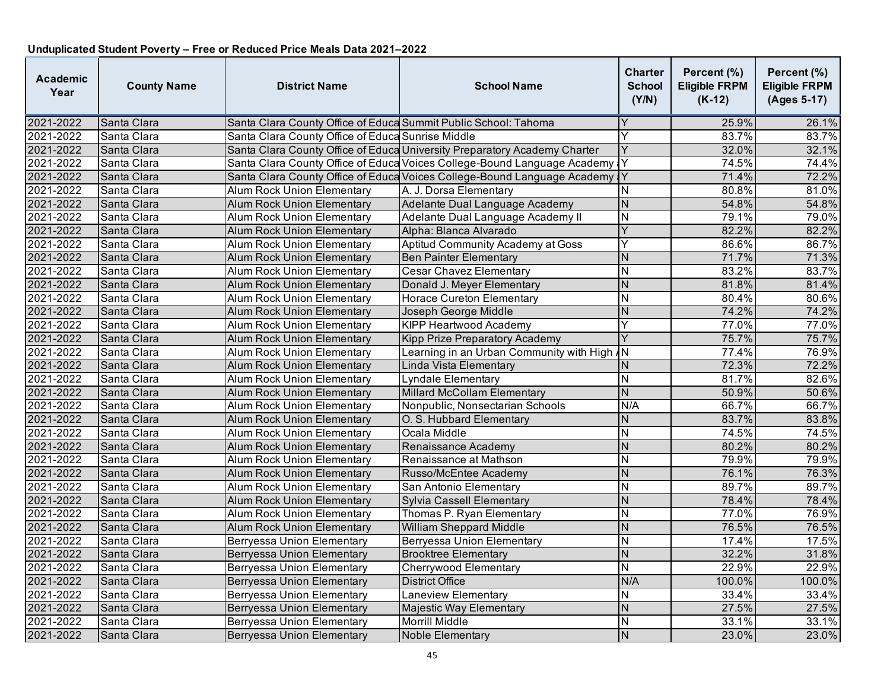**Unduplicated Student Poverty – Free or Reduced Price Meals Data 2021–2022**

| Academic Year | County Name | District Name | School Name | Charter School (Y/N) | Percent (%) Eligible FRPM (K-12) | Percent (%) Eligible FRPM (Ages 5-17) |
|---|---|---|---|---|---|---|
| 2021-2022 | Santa Clara | Santa Clara County Office of Educa | Summit Public School: Tahoma | Y | 25.9% | 26.1% |
| 2021-2022 | Santa Clara | Santa Clara County Office of Educa | Sunrise Middle | Y | 83.7% | 83.7% |
| 2021-2022 | Santa Clara | Santa Clara County Office of Educa | University Preparatory Academy Charter | Y | 32.0% | 32.1% |
| 2021-2022 | Santa Clara | Santa Clara County Office of Educa | Voices College-Bound Language Academy | Y | 74.5% | 74.4% |
| 2021-2022 | Santa Clara | Santa Clara County Office of Educa | Voices College-Bound Language Academy | Y | 71.4% | 72.2% |
| 2021-2022 | Santa Clara | Alum Rock Union Elementary | A. J. Dorsa Elementary | N | 80.8% | 81.0% |
| 2021-2022 | Santa Clara | Alum Rock Union Elementary | Adelante Dual Language Academy | N | 54.8% | 54.8% |
| 2021-2022 | Santa Clara | Alum Rock Union Elementary | Adelante Dual Language Academy II | N | 79.1% | 79.0% |
| 2021-2022 | Santa Clara | Alum Rock Union Elementary | Alpha: Blanca Alvarado | Y | 82.2% | 82.2% |
| 2021-2022 | Santa Clara | Alum Rock Union Elementary | Aptitud Community Academy at Goss | Y | 86.6% | 86.7% |
| 2021-2022 | Santa Clara | Alum Rock Union Elementary | Ben Painter Elementary | N | 71.7% | 71.3% |
| 2021-2022 | Santa Clara | Alum Rock Union Elementary | Cesar Chavez Elementary | N | 83.2% | 83.7% |
| 2021-2022 | Santa Clara | Alum Rock Union Elementary | Donald J. Meyer Elementary | N | 81.8% | 81.4% |
| 2021-2022 | Santa Clara | Alum Rock Union Elementary | Horace Cureton Elementary | N | 80.4% | 80.6% |
| 2021-2022 | Santa Clara | Alum Rock Union Elementary | Joseph George Middle | N | 74.2% | 74.2% |
| 2021-2022 | Santa Clara | Alum Rock Union Elementary | KIPP Heartwood Academy | Y | 77.0% | 77.0% |
| 2021-2022 | Santa Clara | Alum Rock Union Elementary | Kipp Prize Preparatory Academy | Y | 75.7% | 75.7% |
| 2021-2022 | Santa Clara | Alum Rock Union Elementary | Learning in an Urban Community with High | N | 77.4% | 76.9% |
| 2021-2022 | Santa Clara | Alum Rock Union Elementary | Linda Vista Elementary | N | 72.3% | 72.2% |
| 2021-2022 | Santa Clara | Alum Rock Union Elementary | Lyndale Elementary | N | 81.7% | 82.6% |
| 2021-2022 | Santa Clara | Alum Rock Union Elementary | Millard McCollam Elementary | N | 50.9% | 50.6% |
| 2021-2022 | Santa Clara | Alum Rock Union Elementary | Nonpublic, Nonsectarian Schools | N/A | 66.7% | 66.7% |
| 2021-2022 | Santa Clara | Alum Rock Union Elementary | O. S. Hubbard Elementary | N | 83.7% | 83.8% |
| 2021-2022 | Santa Clara | Alum Rock Union Elementary | Ocala Middle | N | 74.5% | 74.5% |
| 2021-2022 | Santa Clara | Alum Rock Union Elementary | Renaissance Academy | N | 80.2% | 80.2% |
| 2021-2022 | Santa Clara | Alum Rock Union Elementary | Renaissance at Mathson | N | 79.9% | 79.9% |
| 2021-2022 | Santa Clara | Alum Rock Union Elementary | Russo/McEntee Academy | N | 76.1% | 76.3% |
| 2021-2022 | Santa Clara | Alum Rock Union Elementary | San Antonio Elementary | N | 89.7% | 89.7% |
| 2021-2022 | Santa Clara | Alum Rock Union Elementary | Sylvia Cassell Elementary | N | 78.4% | 78.4% |
| 2021-2022 | Santa Clara | Alum Rock Union Elementary | Thomas P. Ryan Elementary | N | 77.0% | 76.9% |
| 2021-2022 | Santa Clara | Alum Rock Union Elementary | William Sheppard Middle | N | 76.5% | 76.5% |
| 2021-2022 | Santa Clara | Berryessa Union Elementary | Berryessa Union Elementary | N | 17.4% | 17.5% |
| 2021-2022 | Santa Clara | Berryessa Union Elementary | Brooktree Elementary | N | 32.2% | 31.8% |
| 2021-2022 | Santa Clara | Berryessa Union Elementary | Cherrywood Elementary | N | 22.9% | 22.9% |
| 2021-2022 | Santa Clara | Berryessa Union Elementary | District Office | N/A | 100.0% | 100.0% |
| 2021-2022 | Santa Clara | Berryessa Union Elementary | Laneview Elementary | N | 33.4% | 33.4% |
| 2021-2022 | Santa Clara | Berryessa Union Elementary | Majestic Way Elementary | N | 27.5% | 27.5% |
| 2021-2022 | Santa Clara | Berryessa Union Elementary | Morrill Middle | N | 33.1% | 33.1% |
| 2021-2022 | Santa Clara | Berryessa Union Elementary | Noble Elementary | N | 23.0% | 23.0% |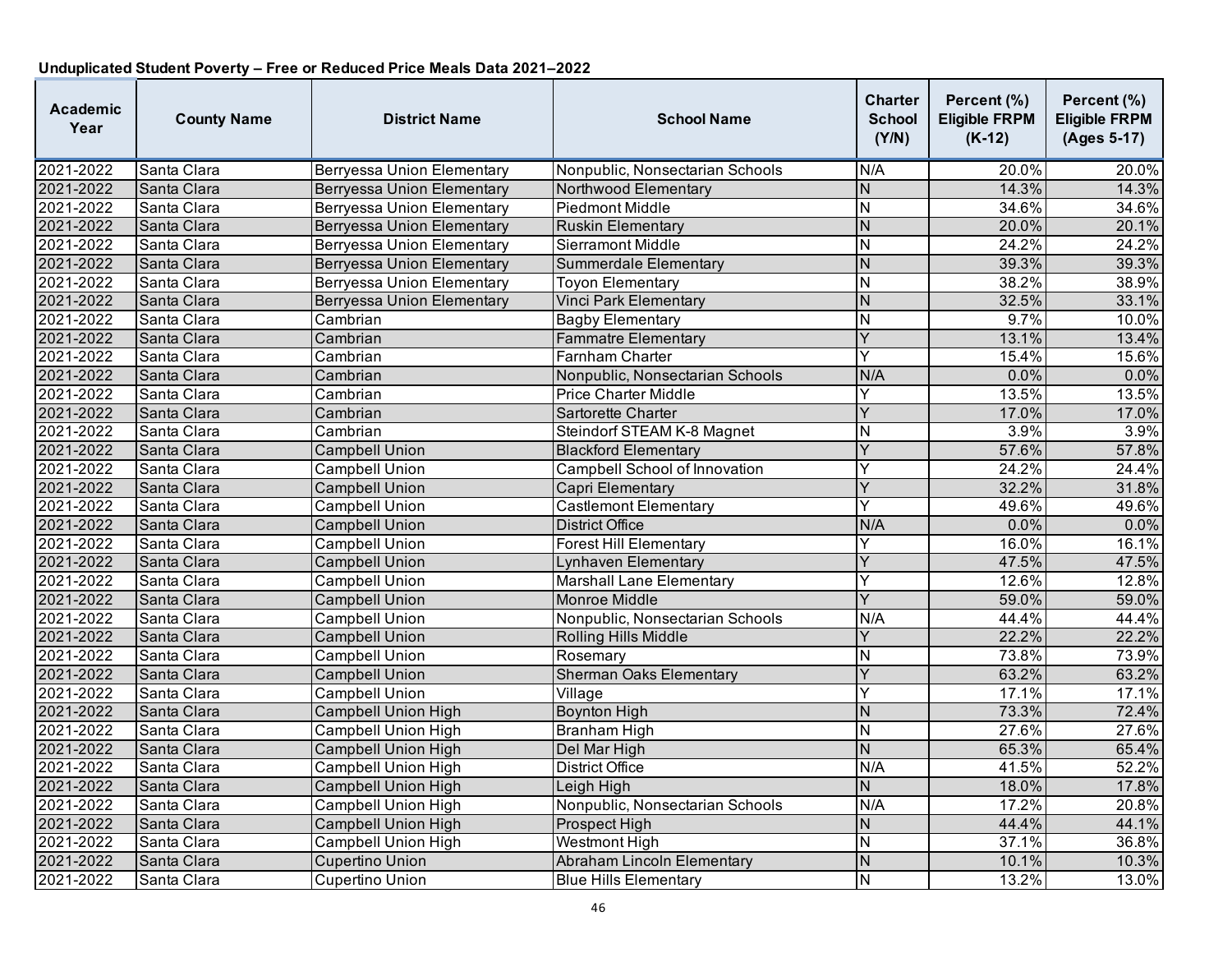## Unduplicated Student Poverty – Free or Reduced Price Meals Data 2021–2022

| Academic Year | County Name | District Name | School Name | Charter School (Y/N) | Percent (%) Eligible FRPM (K-12) | Percent (%) Eligible FRPM (Ages 5-17) |
|---|---|---|---|---|---|---|
| 2021-2022 | Santa Clara | Berryessa Union Elementary | Nonpublic, Nonsectarian Schools | N/A | 20.0% | 20.0% |
| 2021-2022 | Santa Clara | Berryessa Union Elementary | Northwood Elementary | N | 14.3% | 14.3% |
| 2021-2022 | Santa Clara | Berryessa Union Elementary | Piedmont Middle | N | 34.6% | 34.6% |
| 2021-2022 | Santa Clara | Berryessa Union Elementary | Ruskin Elementary | N | 20.0% | 20.1% |
| 2021-2022 | Santa Clara | Berryessa Union Elementary | Sierramont Middle | N | 24.2% | 24.2% |
| 2021-2022 | Santa Clara | Berryessa Union Elementary | Summerdale Elementary | N | 39.3% | 39.3% |
| 2021-2022 | Santa Clara | Berryessa Union Elementary | Toyon Elementary | N | 38.2% | 38.9% |
| 2021-2022 | Santa Clara | Berryessa Union Elementary | Vinci Park Elementary | N | 32.5% | 33.1% |
| 2021-2022 | Santa Clara | Cambrian | Bagby Elementary | N | 9.7% | 10.0% |
| 2021-2022 | Santa Clara | Cambrian | Fammatre Elementary | Y | 13.1% | 13.4% |
| 2021-2022 | Santa Clara | Cambrian | Farnham Charter | Y | 15.4% | 15.6% |
| 2021-2022 | Santa Clara | Cambrian | Nonpublic, Nonsectarian Schools | N/A | 0.0% | 0.0% |
| 2021-2022 | Santa Clara | Cambrian | Price Charter Middle | Y | 13.5% | 13.5% |
| 2021-2022 | Santa Clara | Cambrian | Sartorette Charter | Y | 17.0% | 17.0% |
| 2021-2022 | Santa Clara | Cambrian | Steindorf STEAM K-8 Magnet | N | 3.9% | 3.9% |
| 2021-2022 | Santa Clara | Campbell Union | Blackford Elementary | Y | 57.6% | 57.8% |
| 2021-2022 | Santa Clara | Campbell Union | Campbell School of Innovation | Y | 24.2% | 24.4% |
| 2021-2022 | Santa Clara | Campbell Union | Capri Elementary | Y | 32.2% | 31.8% |
| 2021-2022 | Santa Clara | Campbell Union | Castlemont Elementary | Y | 49.6% | 49.6% |
| 2021-2022 | Santa Clara | Campbell Union | District Office | N/A | 0.0% | 0.0% |
| 2021-2022 | Santa Clara | Campbell Union | Forest Hill Elementary | Y | 16.0% | 16.1% |
| 2021-2022 | Santa Clara | Campbell Union | Lynhaven Elementary | Y | 47.5% | 47.5% |
| 2021-2022 | Santa Clara | Campbell Union | Marshall Lane Elementary | Y | 12.6% | 12.8% |
| 2021-2022 | Santa Clara | Campbell Union | Monroe Middle | Y | 59.0% | 59.0% |
| 2021-2022 | Santa Clara | Campbell Union | Nonpublic, Nonsectarian Schools | N/A | 44.4% | 44.4% |
| 2021-2022 | Santa Clara | Campbell Union | Rolling Hills Middle | Y | 22.2% | 22.2% |
| 2021-2022 | Santa Clara | Campbell Union | Rosemary | N | 73.8% | 73.9% |
| 2021-2022 | Santa Clara | Campbell Union | Sherman Oaks Elementary | Y | 63.2% | 63.2% |
| 2021-2022 | Santa Clara | Campbell Union | Village | Y | 17.1% | 17.1% |
| 2021-2022 | Santa Clara | Campbell Union High | Boynton High | N | 73.3% | 72.4% |
| 2021-2022 | Santa Clara | Campbell Union High | Branham High | N | 27.6% | 27.6% |
| 2021-2022 | Santa Clara | Campbell Union High | Del Mar High | N | 65.3% | 65.4% |
| 2021-2022 | Santa Clara | Campbell Union High | District Office | N/A | 41.5% | 52.2% |
| 2021-2022 | Santa Clara | Campbell Union High | Leigh High | N | 18.0% | 17.8% |
| 2021-2022 | Santa Clara | Campbell Union High | Nonpublic, Nonsectarian Schools | N/A | 17.2% | 20.8% |
| 2021-2022 | Santa Clara | Campbell Union High | Prospect High | N | 44.4% | 44.1% |
| 2021-2022 | Santa Clara | Campbell Union High | Westmont High | N | 37.1% | 36.8% |
| 2021-2022 | Santa Clara | Cupertino Union | Abraham Lincoln Elementary | N | 10.1% | 10.3% |
| 2021-2022 | Santa Clara | Cupertino Union | Blue Hills Elementary | N | 13.2% | 13.0% |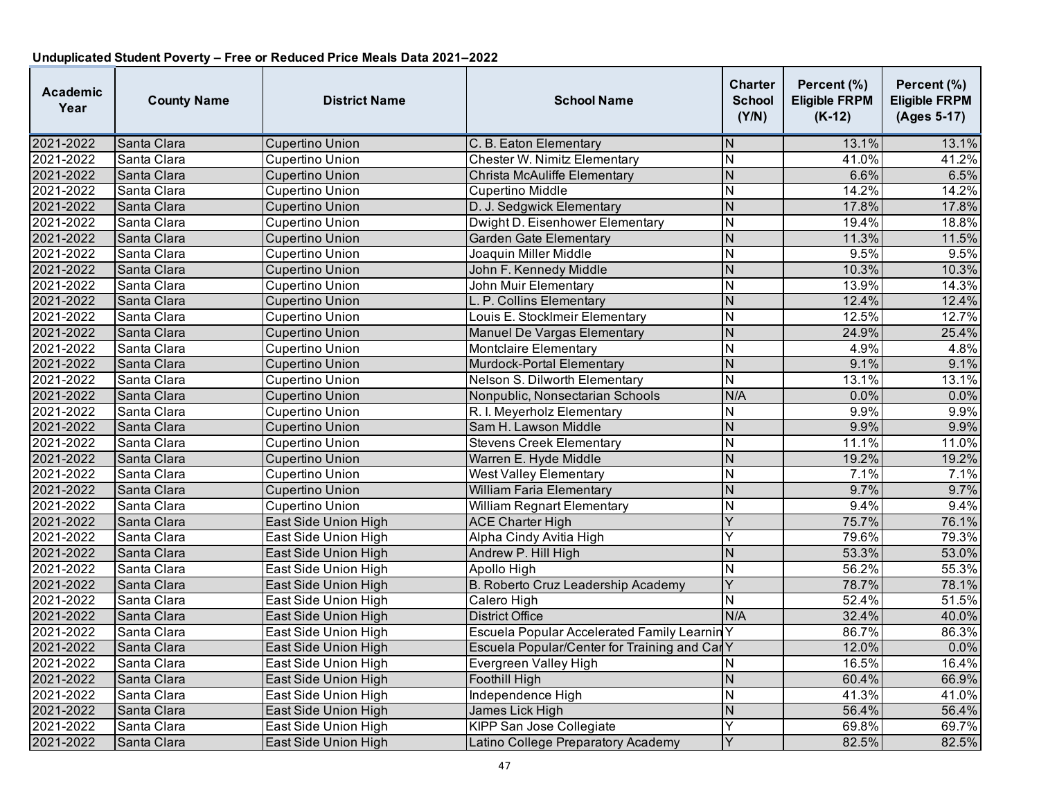**Unduplicated Student Poverty – Free or Reduced Price Meals Data 2021–2022**

| Academic Year | County Name | District Name | School Name | Charter School (Y/N) | Percent (%) Eligible FRPM (K-12) | Percent (%) Eligible FRPM (Ages 5-17) |
|---|---|---|---|---|---|---|
| 2021-2022 | Santa Clara | Cupertino Union | C. B. Eaton Elementary | N | 13.1% | 13.1% |
| 2021-2022 | Santa Clara | Cupertino Union | Chester W. Nimitz Elementary | N | 41.0% | 41.2% |
| 2021-2022 | Santa Clara | Cupertino Union | Christa McAuliffe Elementary | N | 6.6% | 6.5% |
| 2021-2022 | Santa Clara | Cupertino Union | Cupertino Middle | N | 14.2% | 14.2% |
| 2021-2022 | Santa Clara | Cupertino Union | D. J. Sedgwick Elementary | N | 17.8% | 17.8% |
| 2021-2022 | Santa Clara | Cupertino Union | Dwight D. Eisenhower Elementary | N | 19.4% | 18.8% |
| 2021-2022 | Santa Clara | Cupertino Union | Garden Gate Elementary | N | 11.3% | 11.5% |
| 2021-2022 | Santa Clara | Cupertino Union | Joaquin Miller Middle | N | 9.5% | 9.5% |
| 2021-2022 | Santa Clara | Cupertino Union | John F. Kennedy Middle | N | 10.3% | 10.3% |
| 2021-2022 | Santa Clara | Cupertino Union | John Muir Elementary | N | 13.9% | 14.3% |
| 2021-2022 | Santa Clara | Cupertino Union | L. P. Collins Elementary | N | 12.4% | 12.4% |
| 2021-2022 | Santa Clara | Cupertino Union | Louis E. Stocklmeir Elementary | N | 12.5% | 12.7% |
| 2021-2022 | Santa Clara | Cupertino Union | Manuel De Vargas Elementary | N | 24.9% | 25.4% |
| 2021-2022 | Santa Clara | Cupertino Union | Montclaire Elementary | N | 4.9% | 4.8% |
| 2021-2022 | Santa Clara | Cupertino Union | Murdock-Portal Elementary | N | 9.1% | 9.1% |
| 2021-2022 | Santa Clara | Cupertino Union | Nelson S. Dilworth Elementary | N | 13.1% | 13.1% |
| 2021-2022 | Santa Clara | Cupertino Union | Nonpublic, Nonsectarian Schools | N/A | 0.0% | 0.0% |
| 2021-2022 | Santa Clara | Cupertino Union | R. I. Meyerholz Elementary | N | 9.9% | 9.9% |
| 2021-2022 | Santa Clara | Cupertino Union | Sam H. Lawson Middle | N | 9.9% | 9.9% |
| 2021-2022 | Santa Clara | Cupertino Union | Stevens Creek Elementary | N | 11.1% | 11.0% |
| 2021-2022 | Santa Clara | Cupertino Union | Warren E. Hyde Middle | N | 19.2% | 19.2% |
| 2021-2022 | Santa Clara | Cupertino Union | West Valley Elementary | N | 7.1% | 7.1% |
| 2021-2022 | Santa Clara | Cupertino Union | William Faria Elementary | N | 9.7% | 9.7% |
| 2021-2022 | Santa Clara | Cupertino Union | William Regnart Elementary | N | 9.4% | 9.4% |
| 2021-2022 | Santa Clara | East Side Union High | ACE Charter High | Y | 75.7% | 76.1% |
| 2021-2022 | Santa Clara | East Side Union High | Alpha Cindy Avitia High | Y | 79.6% | 79.3% |
| 2021-2022 | Santa Clara | East Side Union High | Andrew P. Hill High | N | 53.3% | 53.0% |
| 2021-2022 | Santa Clara | East Side Union High | Apollo High | N | 56.2% | 55.3% |
| 2021-2022 | Santa Clara | East Side Union High | B. Roberto Cruz Leadership Academy | Y | 78.7% | 78.1% |
| 2021-2022 | Santa Clara | East Side Union High | Calero High | N | 52.4% | 51.5% |
| 2021-2022 | Santa Clara | East Side Union High | District Office | N/A | 32.4% | 40.0% |
| 2021-2022 | Santa Clara | East Side Union High | Escuela Popular Accelerated Family Learnin | Y | 86.7% | 86.3% |
| 2021-2022 | Santa Clara | East Side Union High | Escuela Popular/Center for Training and Car | Y | 12.0% | 0.0% |
| 2021-2022 | Santa Clara | East Side Union High | Evergreen Valley High | N | 16.5% | 16.4% |
| 2021-2022 | Santa Clara | East Side Union High | Foothill High | N | 60.4% | 66.9% |
| 2021-2022 | Santa Clara | East Side Union High | Independence High | N | 41.3% | 41.0% |
| 2021-2022 | Santa Clara | East Side Union High | James Lick High | N | 56.4% | 56.4% |
| 2021-2022 | Santa Clara | East Side Union High | KIPP San Jose Collegiate | Y | 69.8% | 69.7% |
| 2021-2022 | Santa Clara | East Side Union High | Latino College Preparatory Academy | Y | 82.5% | 82.5% |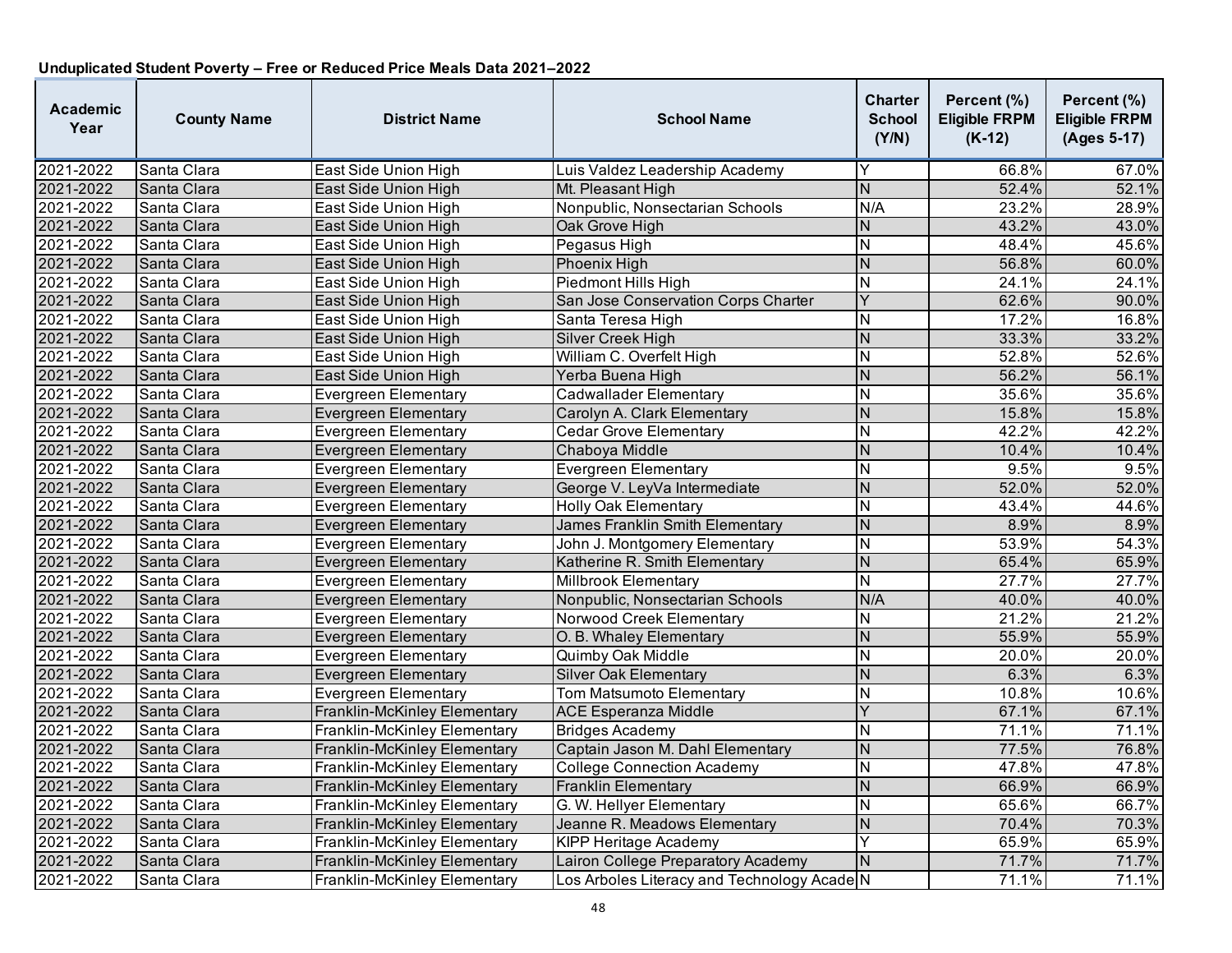**Unduplicated Student Poverty – Free or Reduced Price Meals Data 2021–2022**

| Academic Year | County Name | District Name | School Name | Charter School (Y/N) | Percent (%) Eligible FRPM (K-12) | Percent (%) Eligible FRPM (Ages 5-17) |
|---|---|---|---|---|---|---|
| 2021-2022 | Santa Clara | East Side Union High | Luis Valdez Leadership Academy | Y | 66.8% | 67.0% |
| 2021-2022 | Santa Clara | East Side Union High | Mt. Pleasant High | N | 52.4% | 52.1% |
| 2021-2022 | Santa Clara | East Side Union High | Nonpublic, Nonsectarian Schools | N/A | 23.2% | 28.9% |
| 2021-2022 | Santa Clara | East Side Union High | Oak Grove High | N | 43.2% | 43.0% |
| 2021-2022 | Santa Clara | East Side Union High | Pegasus High | N | 48.4% | 45.6% |
| 2021-2022 | Santa Clara | East Side Union High | Phoenix High | N | 56.8% | 60.0% |
| 2021-2022 | Santa Clara | East Side Union High | Piedmont Hills High | N | 24.1% | 24.1% |
| 2021-2022 | Santa Clara | East Side Union High | San Jose Conservation Corps Charter | Y | 62.6% | 90.0% |
| 2021-2022 | Santa Clara | East Side Union High | Santa Teresa High | N | 17.2% | 16.8% |
| 2021-2022 | Santa Clara | East Side Union High | Silver Creek High | N | 33.3% | 33.2% |
| 2021-2022 | Santa Clara | East Side Union High | William C. Overfelt High | N | 52.8% | 52.6% |
| 2021-2022 | Santa Clara | East Side Union High | Yerba Buena High | N | 56.2% | 56.1% |
| 2021-2022 | Santa Clara | Evergreen Elementary | Cadwallader Elementary | N | 35.6% | 35.6% |
| 2021-2022 | Santa Clara | Evergreen Elementary | Carolyn A. Clark Elementary | N | 15.8% | 15.8% |
| 2021-2022 | Santa Clara | Evergreen Elementary | Cedar Grove Elementary | N | 42.2% | 42.2% |
| 2021-2022 | Santa Clara | Evergreen Elementary | Chaboya Middle | N | 10.4% | 10.4% |
| 2021-2022 | Santa Clara | Evergreen Elementary | Evergreen Elementary | N | 9.5% | 9.5% |
| 2021-2022 | Santa Clara | Evergreen Elementary | George V. LeyVa Intermediate | N | 52.0% | 52.0% |
| 2021-2022 | Santa Clara | Evergreen Elementary | Holly Oak Elementary | N | 43.4% | 44.6% |
| 2021-2022 | Santa Clara | Evergreen Elementary | James Franklin Smith Elementary | N | 8.9% | 8.9% |
| 2021-2022 | Santa Clara | Evergreen Elementary | John J. Montgomery Elementary | N | 53.9% | 54.3% |
| 2021-2022 | Santa Clara | Evergreen Elementary | Katherine R. Smith Elementary | N | 65.4% | 65.9% |
| 2021-2022 | Santa Clara | Evergreen Elementary | Millbrook Elementary | N | 27.7% | 27.7% |
| 2021-2022 | Santa Clara | Evergreen Elementary | Nonpublic, Nonsectarian Schools | N/A | 40.0% | 40.0% |
| 2021-2022 | Santa Clara | Evergreen Elementary | Norwood Creek Elementary | N | 21.2% | 21.2% |
| 2021-2022 | Santa Clara | Evergreen Elementary | O. B. Whaley Elementary | N | 55.9% | 55.9% |
| 2021-2022 | Santa Clara | Evergreen Elementary | Quimby Oak Middle | N | 20.0% | 20.0% |
| 2021-2022 | Santa Clara | Evergreen Elementary | Silver Oak Elementary | N | 6.3% | 6.3% |
| 2021-2022 | Santa Clara | Evergreen Elementary | Tom Matsumoto Elementary | N | 10.8% | 10.6% |
| 2021-2022 | Santa Clara | Franklin-McKinley Elementary | ACE Esperanza Middle | Y | 67.1% | 67.1% |
| 2021-2022 | Santa Clara | Franklin-McKinley Elementary | Bridges Academy | N | 71.1% | 71.1% |
| 2021-2022 | Santa Clara | Franklin-McKinley Elementary | Captain Jason M. Dahl Elementary | N | 77.5% | 76.8% |
| 2021-2022 | Santa Clara | Franklin-McKinley Elementary | College Connection Academy | N | 47.8% | 47.8% |
| 2021-2022 | Santa Clara | Franklin-McKinley Elementary | Franklin Elementary | N | 66.9% | 66.9% |
| 2021-2022 | Santa Clara | Franklin-McKinley Elementary | G. W. Hellyer Elementary | N | 65.6% | 66.7% |
| 2021-2022 | Santa Clara | Franklin-McKinley Elementary | Jeanne R. Meadows Elementary | N | 70.4% | 70.3% |
| 2021-2022 | Santa Clara | Franklin-McKinley Elementary | KIPP Heritage Academy | Y | 65.9% | 65.9% |
| 2021-2022 | Santa Clara | Franklin-McKinley Elementary | Lairon College Preparatory Academy | N | 71.7% | 71.7% |
| 2021-2022 | Santa Clara | Franklin-McKinley Elementary | Los Arboles Literacy and Technology Acade | N | 71.1% | 71.1% |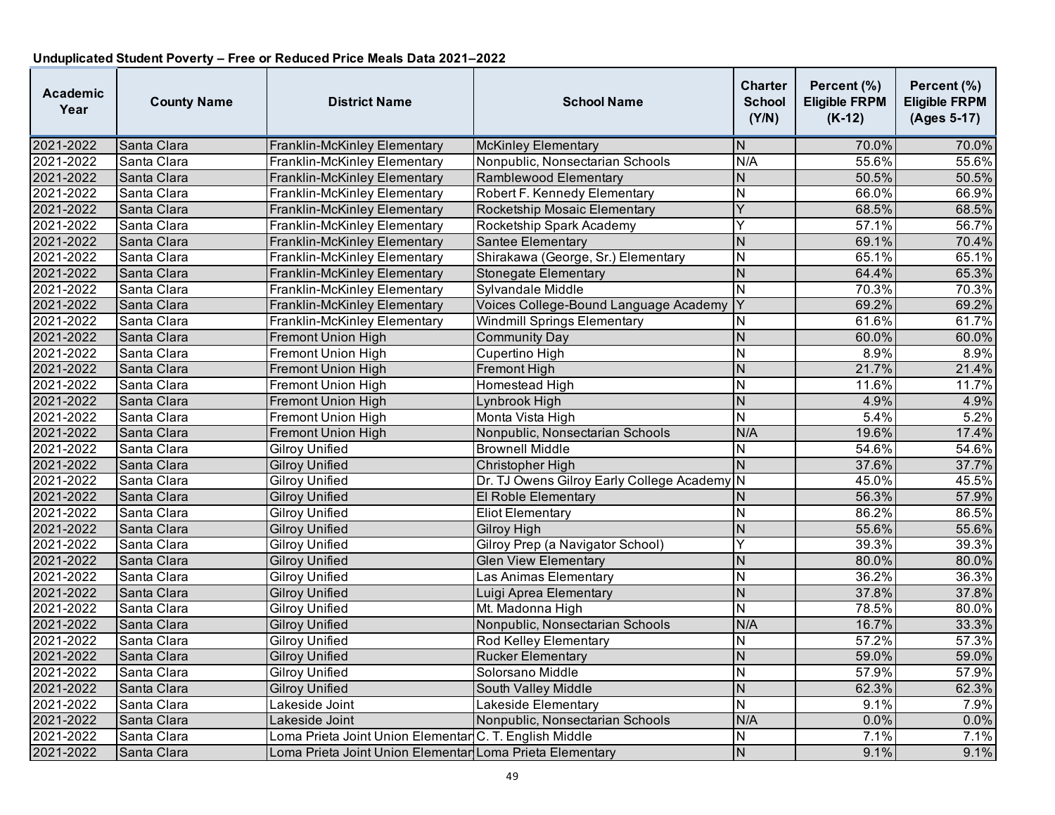### Unduplicated Student Poverty – Free or Reduced Price Meals Data 2021–2022

| Academic Year | County Name | District Name | School Name | Charter School (Y/N) | Percent (%) Eligible FRPM (K-12) | Percent (%) Eligible FRPM (Ages 5-17) |
|---|---|---|---|---|---|---|
| 2021-2022 | Santa Clara | Franklin-McKinley Elementary | McKinley Elementary | N | 70.0% | 70.0% |
| 2021-2022 | Santa Clara | Franklin-McKinley Elementary | Nonpublic, Nonsectarian Schools | N/A | 55.6% | 55.6% |
| 2021-2022 | Santa Clara | Franklin-McKinley Elementary | Ramblewood Elementary | N | 50.5% | 50.5% |
| 2021-2022 | Santa Clara | Franklin-McKinley Elementary | Robert F. Kennedy Elementary | N | 66.0% | 66.9% |
| 2021-2022 | Santa Clara | Franklin-McKinley Elementary | Rocketship Mosaic Elementary | Y | 68.5% | 68.5% |
| 2021-2022 | Santa Clara | Franklin-McKinley Elementary | Rocketship Spark Academy | Y | 57.1% | 56.7% |
| 2021-2022 | Santa Clara | Franklin-McKinley Elementary | Santee Elementary | N | 69.1% | 70.4% |
| 2021-2022 | Santa Clara | Franklin-McKinley Elementary | Shirakawa (George, Sr.) Elementary | N | 65.1% | 65.1% |
| 2021-2022 | Santa Clara | Franklin-McKinley Elementary | Stonegate Elementary | N | 64.4% | 65.3% |
| 2021-2022 | Santa Clara | Franklin-McKinley Elementary | Sylvandale Middle | N | 70.3% | 70.3% |
| 2021-2022 | Santa Clara | Franklin-McKinley Elementary | Voices College-Bound Language Academy | Y | 69.2% | 69.2% |
| 2021-2022 | Santa Clara | Franklin-McKinley Elementary | Windmill Springs Elementary | N | 61.6% | 61.7% |
| 2021-2022 | Santa Clara | Fremont Union High | Community Day | N | 60.0% | 60.0% |
| 2021-2022 | Santa Clara | Fremont Union High | Cupertino High | N | 8.9% | 8.9% |
| 2021-2022 | Santa Clara | Fremont Union High | Fremont High | N | 21.7% | 21.4% |
| 2021-2022 | Santa Clara | Fremont Union High | Homestead High | N | 11.6% | 11.7% |
| 2021-2022 | Santa Clara | Fremont Union High | Lynbrook High | N | 4.9% | 4.9% |
| 2021-2022 | Santa Clara | Fremont Union High | Monta Vista High | N | 5.4% | 5.2% |
| 2021-2022 | Santa Clara | Fremont Union High | Nonpublic, Nonsectarian Schools | N/A | 19.6% | 17.4% |
| 2021-2022 | Santa Clara | Gilroy Unified | Brownell Middle | N | 54.6% | 54.6% |
| 2021-2022 | Santa Clara | Gilroy Unified | Christopher High | N | 37.6% | 37.7% |
| 2021-2022 | Santa Clara | Gilroy Unified | Dr. TJ Owens Gilroy Early College Academy | N | 45.0% | 45.5% |
| 2021-2022 | Santa Clara | Gilroy Unified | El Roble Elementary | N | 56.3% | 57.9% |
| 2021-2022 | Santa Clara | Gilroy Unified | Eliot Elementary | N | 86.2% | 86.5% |
| 2021-2022 | Santa Clara | Gilroy Unified | Gilroy High | N | 55.6% | 55.6% |
| 2021-2022 | Santa Clara | Gilroy Unified | Gilroy Prep (a Navigator School) | Y | 39.3% | 39.3% |
| 2021-2022 | Santa Clara | Gilroy Unified | Glen View Elementary | N | 80.0% | 80.0% |
| 2021-2022 | Santa Clara | Gilroy Unified | Las Animas Elementary | N | 36.2% | 36.3% |
| 2021-2022 | Santa Clara | Gilroy Unified | Luigi Aprea Elementary | N | 37.8% | 37.8% |
| 2021-2022 | Santa Clara | Gilroy Unified | Mt. Madonna High | N | 78.5% | 80.0% |
| 2021-2022 | Santa Clara | Gilroy Unified | Nonpublic, Nonsectarian Schools | N/A | 16.7% | 33.3% |
| 2021-2022 | Santa Clara | Gilroy Unified | Rod Kelley Elementary | N | 57.2% | 57.3% |
| 2021-2022 | Santa Clara | Gilroy Unified | Rucker Elementary | N | 59.0% | 59.0% |
| 2021-2022 | Santa Clara | Gilroy Unified | Solorsano Middle | N | 57.9% | 57.9% |
| 2021-2022 | Santa Clara | Gilroy Unified | South Valley Middle | N | 62.3% | 62.3% |
| 2021-2022 | Santa Clara | Lakeside Joint | Lakeside Elementary | N | 9.1% | 7.9% |
| 2021-2022 | Santa Clara | Lakeside Joint | Nonpublic, Nonsectarian Schools | N/A | 0.0% | 0.0% |
| 2021-2022 | Santa Clara | Loma Prieta Joint Union Elementar | C. T. English Middle | N | 7.1% | 7.1% |
| 2021-2022 | Santa Clara | Loma Prieta Joint Union Elementar | Loma Prieta Elementary | N | 9.1% | 9.1% |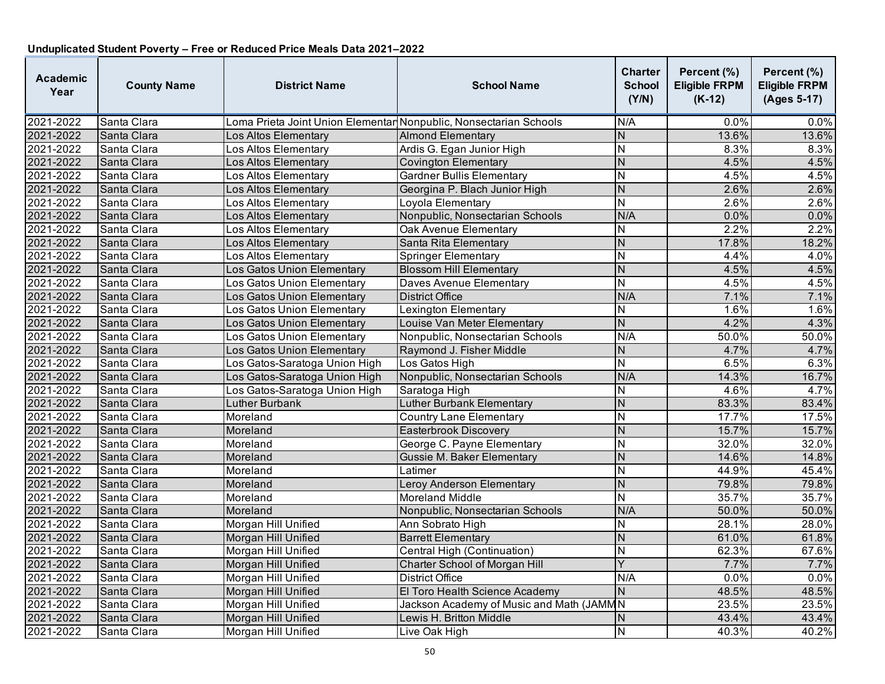**Unduplicated Student Poverty – Free or Reduced Price Meals Data 2021–2022**

| Academic Year | County Name | District Name | School Name | Charter School (Y/N) | Percent (%) Eligible FRPM (K-12) | Percent (%) Eligible FRPM (Ages 5-17) |
|---|---|---|---|---|---|---|
| 2021-2022 | Santa Clara | Loma Prieta Joint Union Elementar | Nonpublic, Nonsectarian Schools | N/A | 0.0% | 0.0% |
| 2021-2022 | Santa Clara | Los Altos Elementary | Almond Elementary | N | 13.6% | 13.6% |
| 2021-2022 | Santa Clara | Los Altos Elementary | Ardis G. Egan Junior High | N | 8.3% | 8.3% |
| 2021-2022 | Santa Clara | Los Altos Elementary | Covington Elementary | N | 4.5% | 4.5% |
| 2021-2022 | Santa Clara | Los Altos Elementary | Gardner Bullis Elementary | N | 4.5% | 4.5% |
| 2021-2022 | Santa Clara | Los Altos Elementary | Georgina P. Blach Junior High | N | 2.6% | 2.6% |
| 2021-2022 | Santa Clara | Los Altos Elementary | Loyola Elementary | N | 2.6% | 2.6% |
| 2021-2022 | Santa Clara | Los Altos Elementary | Nonpublic, Nonsectarian Schools | N/A | 0.0% | 0.0% |
| 2021-2022 | Santa Clara | Los Altos Elementary | Oak Avenue Elementary | N | 2.2% | 2.2% |
| 2021-2022 | Santa Clara | Los Altos Elementary | Santa Rita Elementary | N | 17.8% | 18.2% |
| 2021-2022 | Santa Clara | Los Altos Elementary | Springer Elementary | N | 4.4% | 4.0% |
| 2021-2022 | Santa Clara | Los Gatos Union Elementary | Blossom Hill Elementary | N | 4.5% | 4.5% |
| 2021-2022 | Santa Clara | Los Gatos Union Elementary | Daves Avenue Elementary | N | 4.5% | 4.5% |
| 2021-2022 | Santa Clara | Los Gatos Union Elementary | District Office | N/A | 7.1% | 7.1% |
| 2021-2022 | Santa Clara | Los Gatos Union Elementary | Lexington Elementary | N | 1.6% | 1.6% |
| 2021-2022 | Santa Clara | Los Gatos Union Elementary | Louise Van Meter Elementary | N | 4.2% | 4.3% |
| 2021-2022 | Santa Clara | Los Gatos Union Elementary | Nonpublic, Nonsectarian Schools | N/A | 50.0% | 50.0% |
| 2021-2022 | Santa Clara | Los Gatos Union Elementary | Raymond J. Fisher Middle | N | 4.7% | 4.7% |
| 2021-2022 | Santa Clara | Los Gatos-Saratoga Union High | Los Gatos High | N | 6.5% | 6.3% |
| 2021-2022 | Santa Clara | Los Gatos-Saratoga Union High | Nonpublic, Nonsectarian Schools | N/A | 14.3% | 16.7% |
| 2021-2022 | Santa Clara | Los Gatos-Saratoga Union High | Saratoga High | N | 4.6% | 4.7% |
| 2021-2022 | Santa Clara | Luther Burbank | Luther Burbank Elementary | N | 83.3% | 83.4% |
| 2021-2022 | Santa Clara | Moreland | Country Lane Elementary | N | 17.7% | 17.5% |
| 2021-2022 | Santa Clara | Moreland | Easterbrook Discovery | N | 15.7% | 15.7% |
| 2021-2022 | Santa Clara | Moreland | George C. Payne Elementary | N | 32.0% | 32.0% |
| 2021-2022 | Santa Clara | Moreland | Gussie M. Baker Elementary | N | 14.6% | 14.8% |
| 2021-2022 | Santa Clara | Moreland | Latimer | N | 44.9% | 45.4% |
| 2021-2022 | Santa Clara | Moreland | Leroy Anderson Elementary | N | 79.8% | 79.8% |
| 2021-2022 | Santa Clara | Moreland | Moreland Middle | N | 35.7% | 35.7% |
| 2021-2022 | Santa Clara | Moreland | Nonpublic, Nonsectarian Schools | N/A | 50.0% | 50.0% |
| 2021-2022 | Santa Clara | Morgan Hill Unified | Ann Sobrato High | N | 28.1% | 28.0% |
| 2021-2022 | Santa Clara | Morgan Hill Unified | Barrett Elementary | N | 61.0% | 61.8% |
| 2021-2022 | Santa Clara | Morgan Hill Unified | Central High (Continuation) | N | 62.3% | 67.6% |
| 2021-2022 | Santa Clara | Morgan Hill Unified | Charter School of Morgan Hill | Y | 7.7% | 7.7% |
| 2021-2022 | Santa Clara | Morgan Hill Unified | District Office | N/A | 0.0% | 0.0% |
| 2021-2022 | Santa Clara | Morgan Hill Unified | El Toro Health Science Academy | N | 48.5% | 48.5% |
| 2021-2022 | Santa Clara | Morgan Hill Unified | Jackson Academy of Music and Math (JAMM | N | 23.5% | 23.5% |
| 2021-2022 | Santa Clara | Morgan Hill Unified | Lewis H. Britton Middle | N | 43.4% | 43.4% |
| 2021-2022 | Santa Clara | Morgan Hill Unified | Live Oak High | N | 40.3% | 40.2% |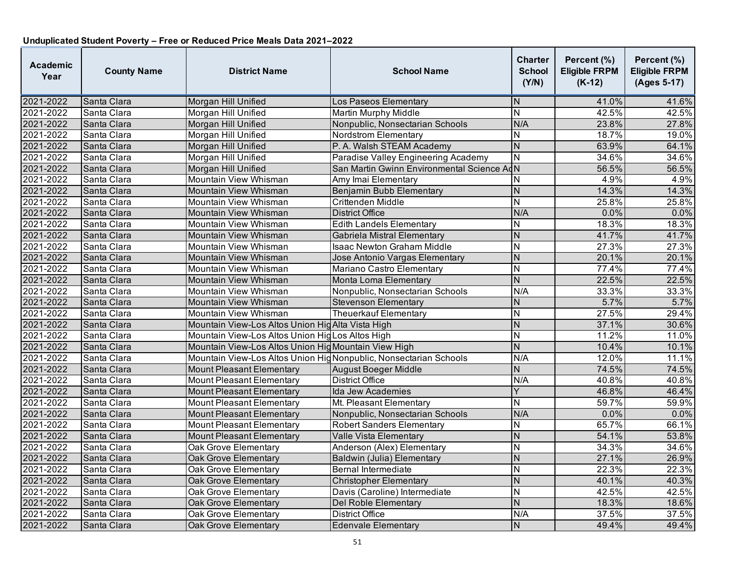**Unduplicated Student Poverty – Free or Reduced Price Meals Data 2021–2022**

| Academic Year | County Name | District Name | School Name | Charter School (Y/N) | Percent (%) Eligible FRPM (K-12) | Percent (%) Eligible FRPM (Ages 5-17) |
|---|---|---|---|---|---|---|
| 2021-2022 | Santa Clara | Morgan Hill Unified | Los Paseos Elementary | N | 41.0% | 41.6% |
| 2021-2022 | Santa Clara | Morgan Hill Unified | Martin Murphy Middle | N | 42.5% | 42.5% |
| 2021-2022 | Santa Clara | Morgan Hill Unified | Nonpublic, Nonsectarian Schools | N/A | 23.8% | 27.8% |
| 2021-2022 | Santa Clara | Morgan Hill Unified | Nordstrom Elementary | N | 18.7% | 19.0% |
| 2021-2022 | Santa Clara | Morgan Hill Unified | P. A. Walsh STEAM Academy | N | 63.9% | 64.1% |
| 2021-2022 | Santa Clara | Morgan Hill Unified | Paradise Valley Engineering Academy | N | 34.6% | 34.6% |
| 2021-2022 | Santa Clara | Morgan Hill Unified | San Martin Gwinn Environmental Science Ac | N | 56.5% | 56.5% |
| 2021-2022 | Santa Clara | Mountain View Whisman | Amy Imai Elementary | N | 4.9% | 4.9% |
| 2021-2022 | Santa Clara | Mountain View Whisman | Benjamin Bubb Elementary | N | 14.3% | 14.3% |
| 2021-2022 | Santa Clara | Mountain View Whisman | Crittenden Middle | N | 25.8% | 25.8% |
| 2021-2022 | Santa Clara | Mountain View Whisman | District Office | N/A | 0.0% | 0.0% |
| 2021-2022 | Santa Clara | Mountain View Whisman | Edith Landels Elementary | N | 18.3% | 18.3% |
| 2021-2022 | Santa Clara | Mountain View Whisman | Gabriela Mistral Elementary | N | 41.7% | 41.7% |
| 2021-2022 | Santa Clara | Mountain View Whisman | Isaac Newton Graham Middle | N | 27.3% | 27.3% |
| 2021-2022 | Santa Clara | Mountain View Whisman | Jose Antonio Vargas Elementary | N | 20.1% | 20.1% |
| 2021-2022 | Santa Clara | Mountain View Whisman | Mariano Castro Elementary | N | 77.4% | 77.4% |
| 2021-2022 | Santa Clara | Mountain View Whisman | Monta Loma Elementary | N | 22.5% | 22.5% |
| 2021-2022 | Santa Clara | Mountain View Whisman | Nonpublic, Nonsectarian Schools | N/A | 33.3% | 33.3% |
| 2021-2022 | Santa Clara | Mountain View Whisman | Stevenson Elementary | N | 5.7% | 5.7% |
| 2021-2022 | Santa Clara | Mountain View Whisman | Theuerkauf Elementary | N | 27.5% | 29.4% |
| 2021-2022 | Santa Clara | Mountain View-Los Altos Union Hig | Alta Vista High | N | 37.1% | 30.6% |
| 2021-2022 | Santa Clara | Mountain View-Los Altos Union Hig | Los Altos High | N | 11.2% | 11.0% |
| 2021-2022 | Santa Clara | Mountain View-Los Altos Union Hig | Mountain View High | N | 10.4% | 10.1% |
| 2021-2022 | Santa Clara | Mountain View-Los Altos Union Hig | Nonpublic, Nonsectarian Schools | N/A | 12.0% | 11.1% |
| 2021-2022 | Santa Clara | Mount Pleasant Elementary | August Boeger Middle | N | 74.5% | 74.5% |
| 2021-2022 | Santa Clara | Mount Pleasant Elementary | District Office | N/A | 40.8% | 40.8% |
| 2021-2022 | Santa Clara | Mount Pleasant Elementary | Ida Jew Academies | Y | 46.8% | 46.4% |
| 2021-2022 | Santa Clara | Mount Pleasant Elementary | Mt. Pleasant Elementary | N | 59.7% | 59.9% |
| 2021-2022 | Santa Clara | Mount Pleasant Elementary | Nonpublic, Nonsectarian Schools | N/A | 0.0% | 0.0% |
| 2021-2022 | Santa Clara | Mount Pleasant Elementary | Robert Sanders Elementary | N | 65.7% | 66.1% |
| 2021-2022 | Santa Clara | Mount Pleasant Elementary | Valle Vista Elementary | N | 54.1% | 53.8% |
| 2021-2022 | Santa Clara | Oak Grove Elementary | Anderson (Alex) Elementary | N | 34.3% | 34.6% |
| 2021-2022 | Santa Clara | Oak Grove Elementary | Baldwin (Julia) Elementary | N | 27.1% | 26.9% |
| 2021-2022 | Santa Clara | Oak Grove Elementary | Bernal Intermediate | N | 22.3% | 22.3% |
| 2021-2022 | Santa Clara | Oak Grove Elementary | Christopher Elementary | N | 40.1% | 40.3% |
| 2021-2022 | Santa Clara | Oak Grove Elementary | Davis (Caroline) Intermediate | N | 42.5% | 42.5% |
| 2021-2022 | Santa Clara | Oak Grove Elementary | Del Roble Elementary | N | 18.3% | 18.6% |
| 2021-2022 | Santa Clara | Oak Grove Elementary | District Office | N/A | 37.5% | 37.5% |
| 2021-2022 | Santa Clara | Oak Grove Elementary | Edenvale Elementary | N | 49.4% | 49.4% |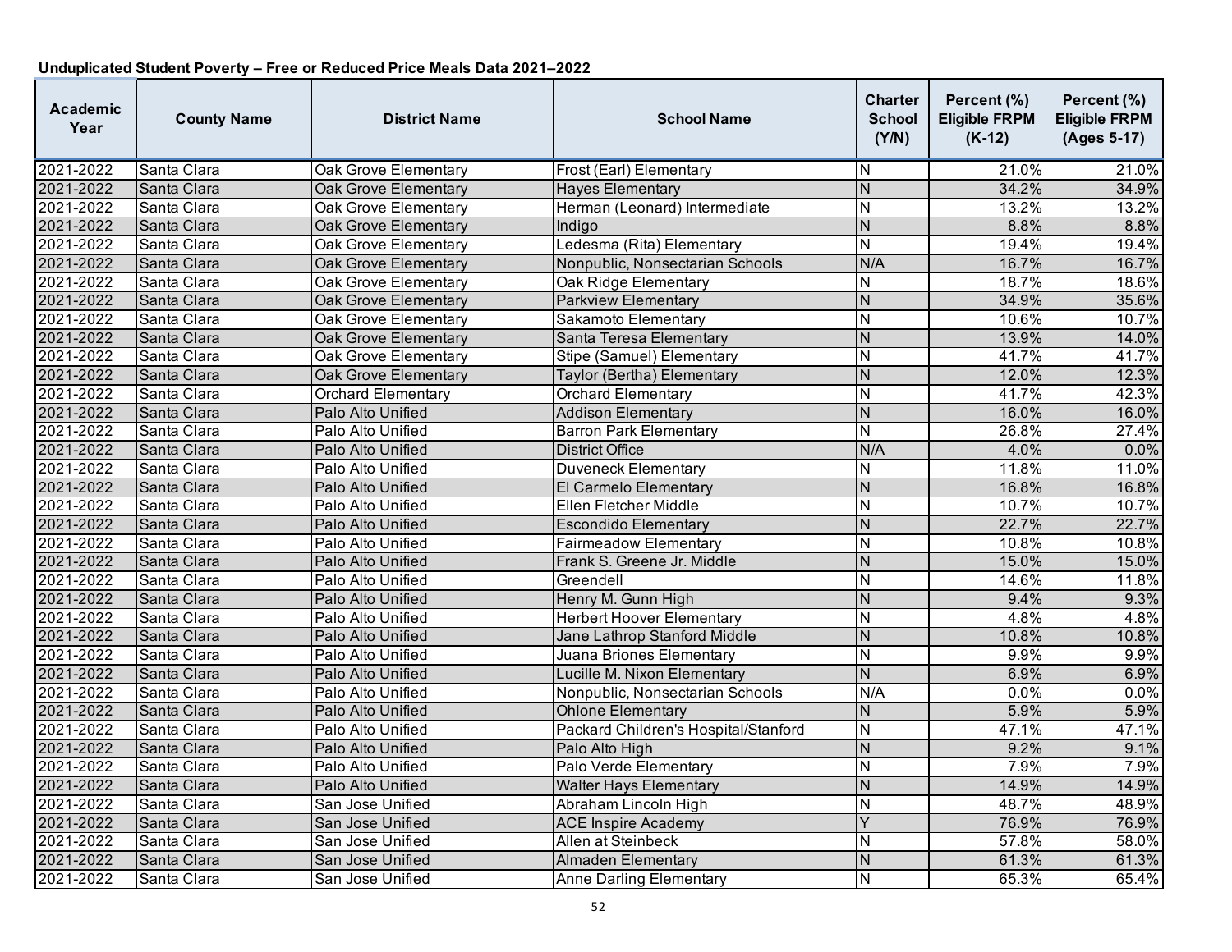**Unduplicated Student Poverty – Free or Reduced Price Meals Data 2021–2022**

| Academic Year | County Name | District Name | School Name | Charter School (Y/N) | Percent (%) Eligible FRPM (K-12) | Percent (%) Eligible FRPM (Ages 5-17) |
|---|---|---|---|---|---|---|
| 2021-2022 | Santa Clara | Oak Grove Elementary | Frost (Earl) Elementary | N | 21.0% | 21.0% |
| 2021-2022 | Santa Clara | Oak Grove Elementary | Hayes Elementary | N | 34.2% | 34.9% |
| 2021-2022 | Santa Clara | Oak Grove Elementary | Herman (Leonard) Intermediate | N | 13.2% | 13.2% |
| 2021-2022 | Santa Clara | Oak Grove Elementary | Indigo | N | 8.8% | 8.8% |
| 2021-2022 | Santa Clara | Oak Grove Elementary | Ledesma (Rita) Elementary | N | 19.4% | 19.4% |
| 2021-2022 | Santa Clara | Oak Grove Elementary | Nonpublic, Nonsectarian Schools | N/A | 16.7% | 16.7% |
| 2021-2022 | Santa Clara | Oak Grove Elementary | Oak Ridge Elementary | N | 18.7% | 18.6% |
| 2021-2022 | Santa Clara | Oak Grove Elementary | Parkview Elementary | N | 34.9% | 35.6% |
| 2021-2022 | Santa Clara | Oak Grove Elementary | Sakamoto Elementary | N | 10.6% | 10.7% |
| 2021-2022 | Santa Clara | Oak Grove Elementary | Santa Teresa Elementary | N | 13.9% | 14.0% |
| 2021-2022 | Santa Clara | Oak Grove Elementary | Stipe (Samuel) Elementary | N | 41.7% | 41.7% |
| 2021-2022 | Santa Clara | Oak Grove Elementary | Taylor (Bertha) Elementary | N | 12.0% | 12.3% |
| 2021-2022 | Santa Clara | Orchard Elementary | Orchard Elementary | N | 41.7% | 42.3% |
| 2021-2022 | Santa Clara | Palo Alto Unified | Addison Elementary | N | 16.0% | 16.0% |
| 2021-2022 | Santa Clara | Palo Alto Unified | Barron Park Elementary | N | 26.8% | 27.4% |
| 2021-2022 | Santa Clara | Palo Alto Unified | District Office | N/A | 4.0% | 0.0% |
| 2021-2022 | Santa Clara | Palo Alto Unified | Duveneck Elementary | N | 11.8% | 11.0% |
| 2021-2022 | Santa Clara | Palo Alto Unified | El Carmelo Elementary | N | 16.8% | 16.8% |
| 2021-2022 | Santa Clara | Palo Alto Unified | Ellen Fletcher Middle | N | 10.7% | 10.7% |
| 2021-2022 | Santa Clara | Palo Alto Unified | Escondido Elementary | N | 22.7% | 22.7% |
| 2021-2022 | Santa Clara | Palo Alto Unified | Fairmeadow Elementary | N | 10.8% | 10.8% |
| 2021-2022 | Santa Clara | Palo Alto Unified | Frank S. Greene Jr. Middle | N | 15.0% | 15.0% |
| 2021-2022 | Santa Clara | Palo Alto Unified | Greendell | N | 14.6% | 11.8% |
| 2021-2022 | Santa Clara | Palo Alto Unified | Henry M. Gunn High | N | 9.4% | 9.3% |
| 2021-2022 | Santa Clara | Palo Alto Unified | Herbert Hoover Elementary | N | 4.8% | 4.8% |
| 2021-2022 | Santa Clara | Palo Alto Unified | Jane Lathrop Stanford Middle | N | 10.8% | 10.8% |
| 2021-2022 | Santa Clara | Palo Alto Unified | Juana Briones Elementary | N | 9.9% | 9.9% |
| 2021-2022 | Santa Clara | Palo Alto Unified | Lucille M. Nixon Elementary | N | 6.9% | 6.9% |
| 2021-2022 | Santa Clara | Palo Alto Unified | Nonpublic, Nonsectarian Schools | N/A | 0.0% | 0.0% |
| 2021-2022 | Santa Clara | Palo Alto Unified | Ohlone Elementary | N | 5.9% | 5.9% |
| 2021-2022 | Santa Clara | Palo Alto Unified | Packard Children's Hospital/Stanford | N | 47.1% | 47.1% |
| 2021-2022 | Santa Clara | Palo Alto Unified | Palo Alto High | N | 9.2% | 9.1% |
| 2021-2022 | Santa Clara | Palo Alto Unified | Palo Verde Elementary | N | 7.9% | 7.9% |
| 2021-2022 | Santa Clara | Palo Alto Unified | Walter Hays Elementary | N | 14.9% | 14.9% |
| 2021-2022 | Santa Clara | San Jose Unified | Abraham Lincoln High | N | 48.7% | 48.9% |
| 2021-2022 | Santa Clara | San Jose Unified | ACE Inspire Academy | Y | 76.9% | 76.9% |
| 2021-2022 | Santa Clara | San Jose Unified | Allen at Steinbeck | N | 57.8% | 58.0% |
| 2021-2022 | Santa Clara | San Jose Unified | Almaden Elementary | N | 61.3% | 61.3% |
| 2021-2022 | Santa Clara | San Jose Unified | Anne Darling Elementary | N | 65.3% | 65.4% |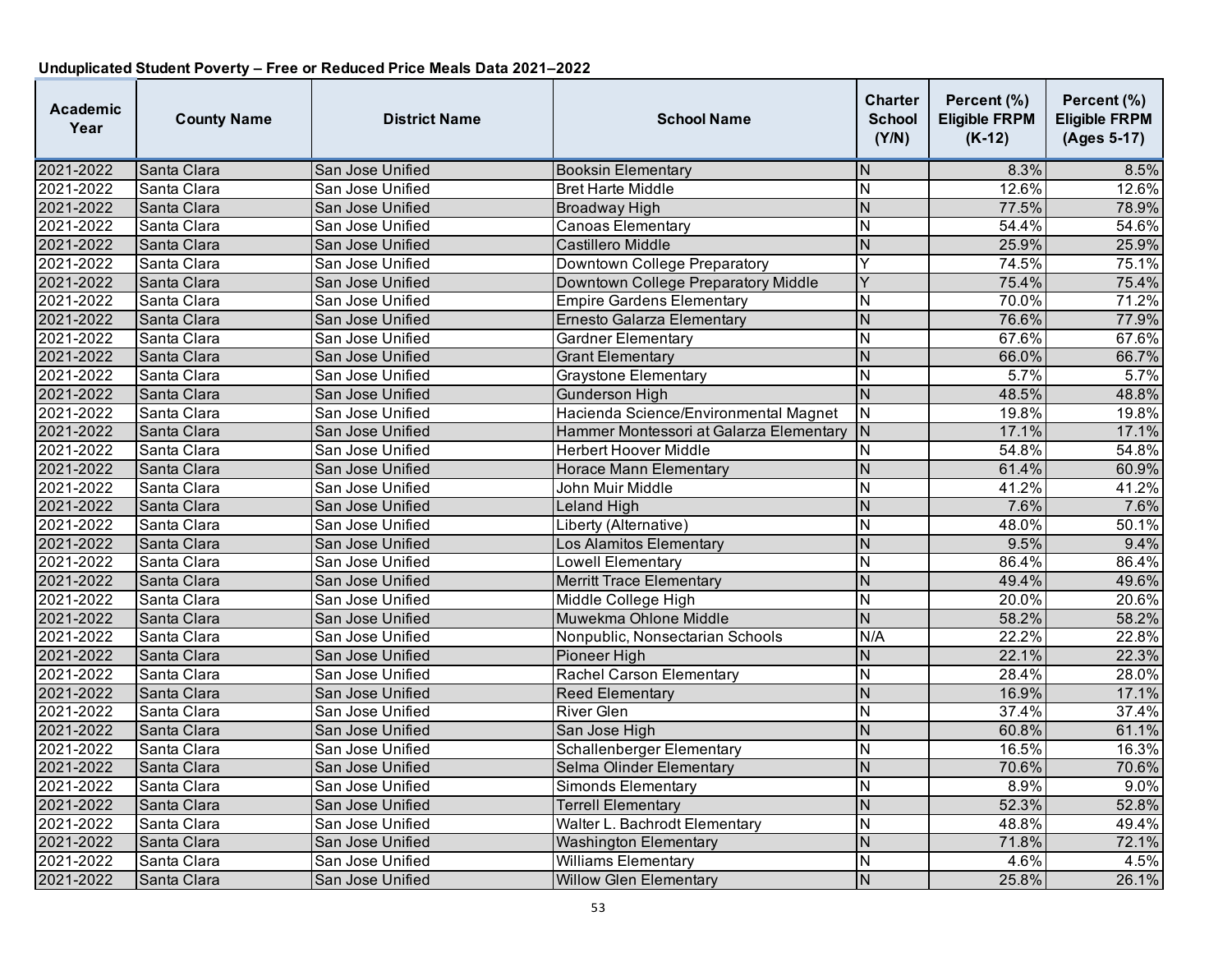**Unduplicated Student Poverty – Free or Reduced Price Meals Data 2021–2022**

| Academic Year | County Name | District Name | School Name | Charter School (Y/N) | Percent (%) Eligible FRPM (K-12) | Percent (%) Eligible FRPM (Ages 5-17) |
|---|---|---|---|---|---|---|
| 2021-2022 | Santa Clara | San Jose Unified | Booksin Elementary | N | 8.3% | 8.5% |
| 2021-2022 | Santa Clara | San Jose Unified | Bret Harte Middle | N | 12.6% | 12.6% |
| 2021-2022 | Santa Clara | San Jose Unified | Broadway High | N | 77.5% | 78.9% |
| 2021-2022 | Santa Clara | San Jose Unified | Canoas Elementary | N | 54.4% | 54.6% |
| 2021-2022 | Santa Clara | San Jose Unified | Castillero Middle | N | 25.9% | 25.9% |
| 2021-2022 | Santa Clara | San Jose Unified | Downtown College Preparatory | Y | 74.5% | 75.1% |
| 2021-2022 | Santa Clara | San Jose Unified | Downtown College Preparatory Middle | Y | 75.4% | 75.4% |
| 2021-2022 | Santa Clara | San Jose Unified | Empire Gardens Elementary | N | 70.0% | 71.2% |
| 2021-2022 | Santa Clara | San Jose Unified | Ernesto Galarza Elementary | N | 76.6% | 77.9% |
| 2021-2022 | Santa Clara | San Jose Unified | Gardner Elementary | N | 67.6% | 67.6% |
| 2021-2022 | Santa Clara | San Jose Unified | Grant Elementary | N | 66.0% | 66.7% |
| 2021-2022 | Santa Clara | San Jose Unified | Graystone Elementary | N | 5.7% | 5.7% |
| 2021-2022 | Santa Clara | San Jose Unified | Gunderson High | N | 48.5% | 48.8% |
| 2021-2022 | Santa Clara | San Jose Unified | Hacienda Science/Environmental Magnet | N | 19.8% | 19.8% |
| 2021-2022 | Santa Clara | San Jose Unified | Hammer Montessori at Galarza Elementary | N | 17.1% | 17.1% |
| 2021-2022 | Santa Clara | San Jose Unified | Herbert Hoover Middle | N | 54.8% | 54.8% |
| 2021-2022 | Santa Clara | San Jose Unified | Horace Mann Elementary | N | 61.4% | 60.9% |
| 2021-2022 | Santa Clara | San Jose Unified | John Muir Middle | N | 41.2% | 41.2% |
| 2021-2022 | Santa Clara | San Jose Unified | Leland High | N | 7.6% | 7.6% |
| 2021-2022 | Santa Clara | San Jose Unified | Liberty (Alternative) | N | 48.0% | 50.1% |
| 2021-2022 | Santa Clara | San Jose Unified | Los Alamitos Elementary | N | 9.5% | 9.4% |
| 2021-2022 | Santa Clara | San Jose Unified | Lowell Elementary | N | 86.4% | 86.4% |
| 2021-2022 | Santa Clara | San Jose Unified | Merritt Trace Elementary | N | 49.4% | 49.6% |
| 2021-2022 | Santa Clara | San Jose Unified | Middle College High | N | 20.0% | 20.6% |
| 2021-2022 | Santa Clara | San Jose Unified | Muwekma Ohlone Middle | N | 58.2% | 58.2% |
| 2021-2022 | Santa Clara | San Jose Unified | Nonpublic, Nonsectarian Schools | N/A | 22.2% | 22.8% |
| 2021-2022 | Santa Clara | San Jose Unified | Pioneer High | N | 22.1% | 22.3% |
| 2021-2022 | Santa Clara | San Jose Unified | Rachel Carson Elementary | N | 28.4% | 28.0% |
| 2021-2022 | Santa Clara | San Jose Unified | Reed Elementary | N | 16.9% | 17.1% |
| 2021-2022 | Santa Clara | San Jose Unified | River Glen | N | 37.4% | 37.4% |
| 2021-2022 | Santa Clara | San Jose Unified | San Jose High | N | 60.8% | 61.1% |
| 2021-2022 | Santa Clara | San Jose Unified | Schallenberger Elementary | N | 16.5% | 16.3% |
| 2021-2022 | Santa Clara | San Jose Unified | Selma Olinder Elementary | N | 70.6% | 70.6% |
| 2021-2022 | Santa Clara | San Jose Unified | Simonds Elementary | N | 8.9% | 9.0% |
| 2021-2022 | Santa Clara | San Jose Unified | Terrell Elementary | N | 52.3% | 52.8% |
| 2021-2022 | Santa Clara | San Jose Unified | Walter L. Bachrodt Elementary | N | 48.8% | 49.4% |
| 2021-2022 | Santa Clara | San Jose Unified | Washington Elementary | N | 71.8% | 72.1% |
| 2021-2022 | Santa Clara | San Jose Unified | Williams Elementary | N | 4.6% | 4.5% |
| 2021-2022 | Santa Clara | San Jose Unified | Willow Glen Elementary | N | 25.8% | 26.1% |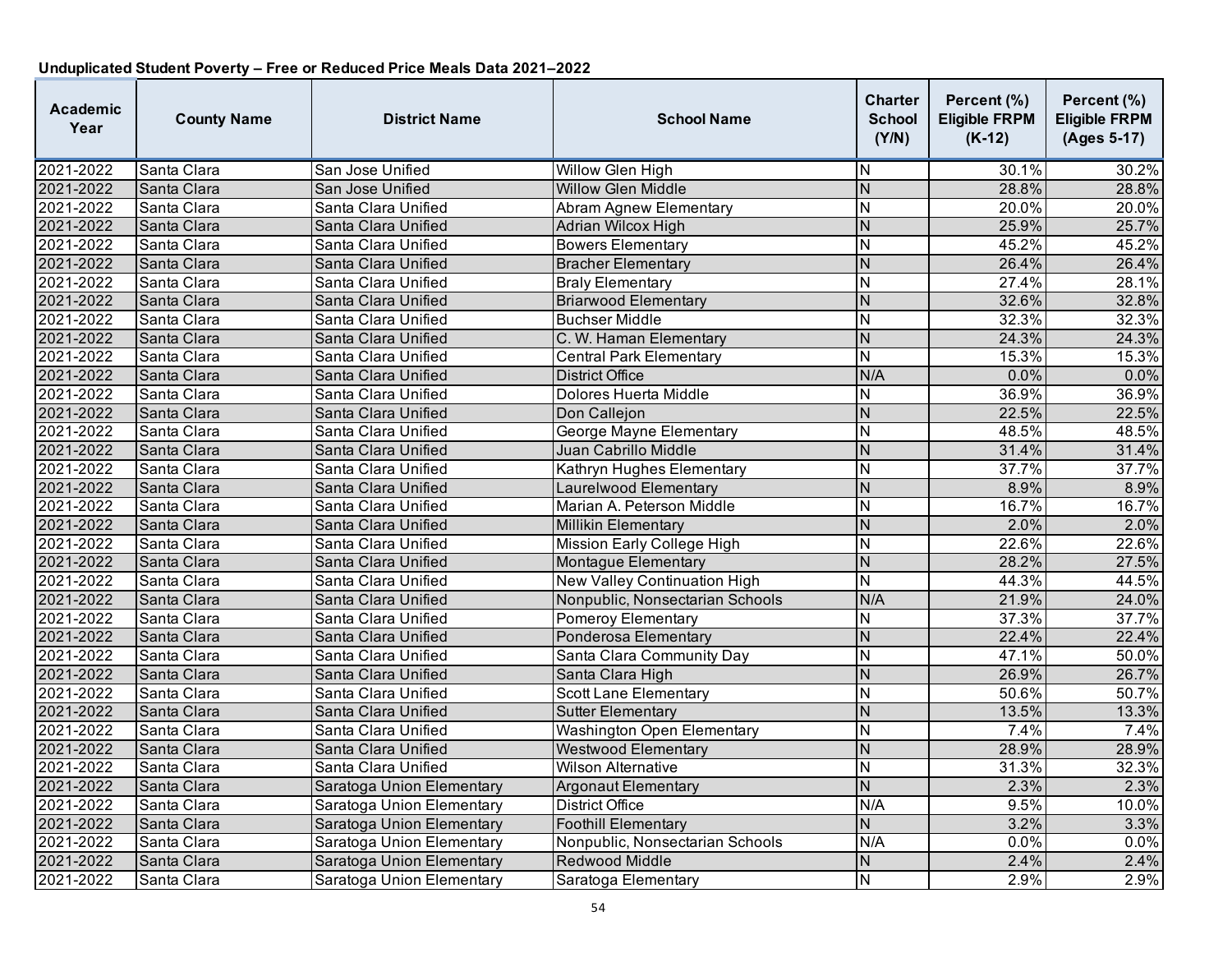**Unduplicated Student Poverty – Free or Reduced Price Meals Data 2021–2022**

| Academic Year | County Name | District Name | School Name | Charter School (Y/N) | Percent (%) Eligible FRPM (K-12) | Percent (%) Eligible FRPM (Ages 5-17) |
|---|---|---|---|---|---|---|
| 2021-2022 | Santa Clara | San Jose Unified | Willow Glen High | N | 30.1% | 30.2% |
| 2021-2022 | Santa Clara | San Jose Unified | Willow Glen Middle | N | 28.8% | 28.8% |
| 2021-2022 | Santa Clara | Santa Clara Unified | Abram Agnew Elementary | N | 20.0% | 20.0% |
| 2021-2022 | Santa Clara | Santa Clara Unified | Adrian Wilcox High | N | 25.9% | 25.7% |
| 2021-2022 | Santa Clara | Santa Clara Unified | Bowers Elementary | N | 45.2% | 45.2% |
| 2021-2022 | Santa Clara | Santa Clara Unified | Bracher Elementary | N | 26.4% | 26.4% |
| 2021-2022 | Santa Clara | Santa Clara Unified | Braly Elementary | N | 27.4% | 28.1% |
| 2021-2022 | Santa Clara | Santa Clara Unified | Briarwood Elementary | N | 32.6% | 32.8% |
| 2021-2022 | Santa Clara | Santa Clara Unified | Buchser Middle | N | 32.3% | 32.3% |
| 2021-2022 | Santa Clara | Santa Clara Unified | C. W. Haman Elementary | N | 24.3% | 24.3% |
| 2021-2022 | Santa Clara | Santa Clara Unified | Central Park Elementary | N | 15.3% | 15.3% |
| 2021-2022 | Santa Clara | Santa Clara Unified | District Office | N/A | 0.0% | 0.0% |
| 2021-2022 | Santa Clara | Santa Clara Unified | Dolores Huerta Middle | N | 36.9% | 36.9% |
| 2021-2022 | Santa Clara | Santa Clara Unified | Don Callejon | N | 22.5% | 22.5% |
| 2021-2022 | Santa Clara | Santa Clara Unified | George Mayne Elementary | N | 48.5% | 48.5% |
| 2021-2022 | Santa Clara | Santa Clara Unified | Juan Cabrillo Middle | N | 31.4% | 31.4% |
| 2021-2022 | Santa Clara | Santa Clara Unified | Kathryn Hughes Elementary | N | 37.7% | 37.7% |
| 2021-2022 | Santa Clara | Santa Clara Unified | Laurelwood Elementary | N | 8.9% | 8.9% |
| 2021-2022 | Santa Clara | Santa Clara Unified | Marian A. Peterson Middle | N | 16.7% | 16.7% |
| 2021-2022 | Santa Clara | Santa Clara Unified | Millikin Elementary | N | 2.0% | 2.0% |
| 2021-2022 | Santa Clara | Santa Clara Unified | Mission Early College High | N | 22.6% | 22.6% |
| 2021-2022 | Santa Clara | Santa Clara Unified | Montague Elementary | N | 28.2% | 27.5% |
| 2021-2022 | Santa Clara | Santa Clara Unified | New Valley Continuation High | N | 44.3% | 44.5% |
| 2021-2022 | Santa Clara | Santa Clara Unified | Nonpublic, Nonsectarian Schools | N/A | 21.9% | 24.0% |
| 2021-2022 | Santa Clara | Santa Clara Unified | Pomeroy Elementary | N | 37.3% | 37.7% |
| 2021-2022 | Santa Clara | Santa Clara Unified | Ponderosa Elementary | N | 22.4% | 22.4% |
| 2021-2022 | Santa Clara | Santa Clara Unified | Santa Clara Community Day | N | 47.1% | 50.0% |
| 2021-2022 | Santa Clara | Santa Clara Unified | Santa Clara High | N | 26.9% | 26.7% |
| 2021-2022 | Santa Clara | Santa Clara Unified | Scott Lane Elementary | N | 50.6% | 50.7% |
| 2021-2022 | Santa Clara | Santa Clara Unified | Sutter Elementary | N | 13.5% | 13.3% |
| 2021-2022 | Santa Clara | Santa Clara Unified | Washington Open Elementary | N | 7.4% | 7.4% |
| 2021-2022 | Santa Clara | Santa Clara Unified | Westwood Elementary | N | 28.9% | 28.9% |
| 2021-2022 | Santa Clara | Santa Clara Unified | Wilson Alternative | N | 31.3% | 32.3% |
| 2021-2022 | Santa Clara | Saratoga Union Elementary | Argonaut Elementary | N | 2.3% | 2.3% |
| 2021-2022 | Santa Clara | Saratoga Union Elementary | District Office | N/A | 9.5% | 10.0% |
| 2021-2022 | Santa Clara | Saratoga Union Elementary | Foothill Elementary | N | 3.2% | 3.3% |
| 2021-2022 | Santa Clara | Saratoga Union Elementary | Nonpublic, Nonsectarian Schools | N/A | 0.0% | 0.0% |
| 2021-2022 | Santa Clara | Saratoga Union Elementary | Redwood Middle | N | 2.4% | 2.4% |
| 2021-2022 | Santa Clara | Saratoga Union Elementary | Saratoga Elementary | N | 2.9% | 2.9% |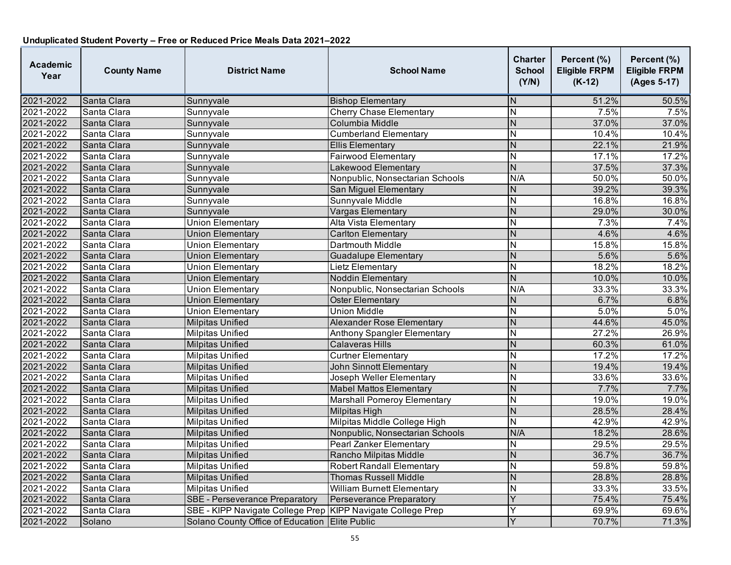**Unduplicated Student Poverty – Free or Reduced Price Meals Data 2021–2022**

| Academic Year | County Name | District Name | School Name | Charter School (Y/N) | Percent (%) Eligible FRPM (K-12) | Percent (%) Eligible FRPM (Ages 5-17) |
|---|---|---|---|---|---|---|
| 2021-2022 | Santa Clara | Sunnyvale | Bishop Elementary | N | 51.2% | 50.5% |
| 2021-2022 | Santa Clara | Sunnyvale | Cherry Chase Elementary | N | 7.5% | 7.5% |
| 2021-2022 | Santa Clara | Sunnyvale | Columbia Middle | N | 37.0% | 37.0% |
| 2021-2022 | Santa Clara | Sunnyvale | Cumberland Elementary | N | 10.4% | 10.4% |
| 2021-2022 | Santa Clara | Sunnyvale | Ellis Elementary | N | 22.1% | 21.9% |
| 2021-2022 | Santa Clara | Sunnyvale | Fairwood Elementary | N | 17.1% | 17.2% |
| 2021-2022 | Santa Clara | Sunnyvale | Lakewood Elementary | N | 37.5% | 37.3% |
| 2021-2022 | Santa Clara | Sunnyvale | Nonpublic, Nonsectarian Schools | N/A | 50.0% | 50.0% |
| 2021-2022 | Santa Clara | Sunnyvale | San Miguel Elementary | N | 39.2% | 39.3% |
| 2021-2022 | Santa Clara | Sunnyvale | Sunnyvale Middle | N | 16.8% | 16.8% |
| 2021-2022 | Santa Clara | Sunnyvale | Vargas Elementary | N | 29.0% | 30.0% |
| 2021-2022 | Santa Clara | Union Elementary | Alta Vista Elementary | N | 7.3% | 7.4% |
| 2021-2022 | Santa Clara | Union Elementary | Carlton Elementary | N | 4.6% | 4.6% |
| 2021-2022 | Santa Clara | Union Elementary | Dartmouth Middle | N | 15.8% | 15.8% |
| 2021-2022 | Santa Clara | Union Elementary | Guadalupe Elementary | N | 5.6% | 5.6% |
| 2021-2022 | Santa Clara | Union Elementary | Lietz Elementary | N | 18.2% | 18.2% |
| 2021-2022 | Santa Clara | Union Elementary | Noddin Elementary | N | 10.0% | 10.0% |
| 2021-2022 | Santa Clara | Union Elementary | Nonpublic, Nonsectarian Schools | N/A | 33.3% | 33.3% |
| 2021-2022 | Santa Clara | Union Elementary | Oster Elementary | N | 6.7% | 6.8% |
| 2021-2022 | Santa Clara | Union Elementary | Union Middle | N | 5.0% | 5.0% |
| 2021-2022 | Santa Clara | Milpitas Unified | Alexander Rose Elementary | N | 44.6% | 45.0% |
| 2021-2022 | Santa Clara | Milpitas Unified | Anthony Spangler Elementary | N | 27.2% | 26.9% |
| 2021-2022 | Santa Clara | Milpitas Unified | Calaveras Hills | N | 60.3% | 61.0% |
| 2021-2022 | Santa Clara | Milpitas Unified | Curtner Elementary | N | 17.2% | 17.2% |
| 2021-2022 | Santa Clara | Milpitas Unified | John Sinnott Elementary | N | 19.4% | 19.4% |
| 2021-2022 | Santa Clara | Milpitas Unified | Joseph Weller Elementary | N | 33.6% | 33.6% |
| 2021-2022 | Santa Clara | Milpitas Unified | Mabel Mattos Elementary | N | 7.7% | 7.7% |
| 2021-2022 | Santa Clara | Milpitas Unified | Marshall Pomeroy Elementary | N | 19.0% | 19.0% |
| 2021-2022 | Santa Clara | Milpitas Unified | Milpitas High | N | 28.5% | 28.4% |
| 2021-2022 | Santa Clara | Milpitas Unified | Milpitas Middle College High | N | 42.9% | 42.9% |
| 2021-2022 | Santa Clara | Milpitas Unified | Nonpublic, Nonsectarian Schools | N/A | 18.2% | 28.6% |
| 2021-2022 | Santa Clara | Milpitas Unified | Pearl Zanker Elementary | N | 29.5% | 29.5% |
| 2021-2022 | Santa Clara | Milpitas Unified | Rancho Milpitas Middle | N | 36.7% | 36.7% |
| 2021-2022 | Santa Clara | Milpitas Unified | Robert Randall Elementary | N | 59.8% | 59.8% |
| 2021-2022 | Santa Clara | Milpitas Unified | Thomas Russell Middle | N | 28.8% | 28.8% |
| 2021-2022 | Santa Clara | Milpitas Unified | William Burnett Elementary | N | 33.3% | 33.5% |
| 2021-2022 | Santa Clara | SBE - Perseverance Preparatory | Perseverance Preparatory | Y | 75.4% | 75.4% |
| 2021-2022 | Santa Clara | SBE - KIPP Navigate College Prep | KIPP Navigate College Prep | Y | 69.9% | 69.6% |
| 2021-2022 | Solano | Solano County Office of Education | Elite Public | Y | 70.7% | 71.3% |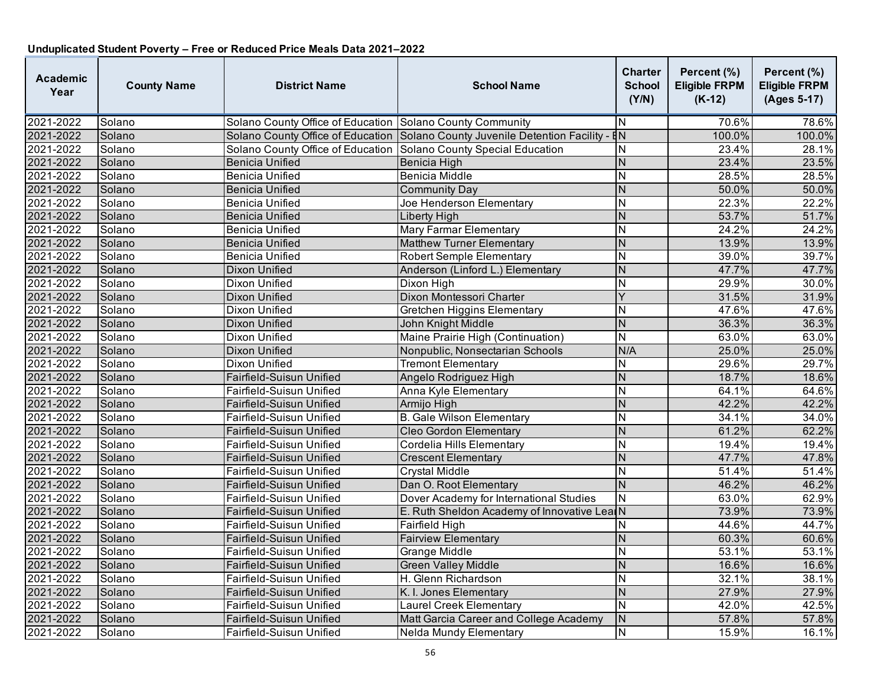**Unduplicated Student Poverty – Free or Reduced Price Meals Data 2021–2022**

| Academic Year | County Name | District Name | School Name | Charter School (Y/N) | Percent (%) Eligible FRPM (K-12) | Percent (%) Eligible FRPM (Ages 5-17) |
|---|---|---|---|---|---|---|
| 2021-2022 | Solano | Solano County Office of Education | Solano County Community | N | 70.6% | 78.6% |
| 2021-2022 | Solano | Solano County Office of Education | Solano County Juvenile Detention Facility - E | N | 100.0% | 100.0% |
| 2021-2022 | Solano | Solano County Office of Education | Solano County Special Education | N | 23.4% | 28.1% |
| 2021-2022 | Solano | Benicia Unified | Benicia High | N | 23.4% | 23.5% |
| 2021-2022 | Solano | Benicia Unified | Benicia Middle | N | 28.5% | 28.5% |
| 2021-2022 | Solano | Benicia Unified | Community Day | N | 50.0% | 50.0% |
| 2021-2022 | Solano | Benicia Unified | Joe Henderson Elementary | N | 22.3% | 22.2% |
| 2021-2022 | Solano | Benicia Unified | Liberty High | N | 53.7% | 51.7% |
| 2021-2022 | Solano | Benicia Unified | Mary Farmar Elementary | N | 24.2% | 24.2% |
| 2021-2022 | Solano | Benicia Unified | Matthew Turner Elementary | N | 13.9% | 13.9% |
| 2021-2022 | Solano | Benicia Unified | Robert Semple Elementary | N | 39.0% | 39.7% |
| 2021-2022 | Solano | Dixon Unified | Anderson (Linford L.) Elementary | N | 47.7% | 47.7% |
| 2021-2022 | Solano | Dixon Unified | Dixon High | N | 29.9% | 30.0% |
| 2021-2022 | Solano | Dixon Unified | Dixon Montessori Charter | Y | 31.5% | 31.9% |
| 2021-2022 | Solano | Dixon Unified | Gretchen Higgins Elementary | N | 47.6% | 47.6% |
| 2021-2022 | Solano | Dixon Unified | John Knight Middle | N | 36.3% | 36.3% |
| 2021-2022 | Solano | Dixon Unified | Maine Prairie High (Continuation) | N | 63.0% | 63.0% |
| 2021-2022 | Solano | Dixon Unified | Nonpublic, Nonsectarian Schools | N/A | 25.0% | 25.0% |
| 2021-2022 | Solano | Dixon Unified | Tremont Elementary | N | 29.6% | 29.7% |
| 2021-2022 | Solano | Fairfield-Suisun Unified | Angelo Rodriguez High | N | 18.7% | 18.6% |
| 2021-2022 | Solano | Fairfield-Suisun Unified | Anna Kyle Elementary | N | 64.1% | 64.6% |
| 2021-2022 | Solano | Fairfield-Suisun Unified | Armijo High | N | 42.2% | 42.2% |
| 2021-2022 | Solano | Fairfield-Suisun Unified | B. Gale Wilson Elementary | N | 34.1% | 34.0% |
| 2021-2022 | Solano | Fairfield-Suisun Unified | Cleo Gordon Elementary | N | 61.2% | 62.2% |
| 2021-2022 | Solano | Fairfield-Suisun Unified | Cordelia Hills Elementary | N | 19.4% | 19.4% |
| 2021-2022 | Solano | Fairfield-Suisun Unified | Crescent Elementary | N | 47.7% | 47.8% |
| 2021-2022 | Solano | Fairfield-Suisun Unified | Crystal Middle | N | 51.4% | 51.4% |
| 2021-2022 | Solano | Fairfield-Suisun Unified | Dan O. Root Elementary | N | 46.2% | 46.2% |
| 2021-2022 | Solano | Fairfield-Suisun Unified | Dover Academy for International Studies | N | 63.0% | 62.9% |
| 2021-2022 | Solano | Fairfield-Suisun Unified | E. Ruth Sheldon Academy of Innovative Lear | N | 73.9% | 73.9% |
| 2021-2022 | Solano | Fairfield-Suisun Unified | Fairfield High | N | 44.6% | 44.7% |
| 2021-2022 | Solano | Fairfield-Suisun Unified | Fairview Elementary | N | 60.3% | 60.6% |
| 2021-2022 | Solano | Fairfield-Suisun Unified | Grange Middle | N | 53.1% | 53.1% |
| 2021-2022 | Solano | Fairfield-Suisun Unified | Green Valley Middle | N | 16.6% | 16.6% |
| 2021-2022 | Solano | Fairfield-Suisun Unified | H. Glenn Richardson | N | 32.1% | 38.1% |
| 2021-2022 | Solano | Fairfield-Suisun Unified | K. I. Jones Elementary | N | 27.9% | 27.9% |
| 2021-2022 | Solano | Fairfield-Suisun Unified | Laurel Creek Elementary | N | 42.0% | 42.5% |
| 2021-2022 | Solano | Fairfield-Suisun Unified | Matt Garcia Career and College Academy | N | 57.8% | 57.8% |
| 2021-2022 | Solano | Fairfield-Suisun Unified | Nelda Mundy Elementary | N | 15.9% | 16.1% |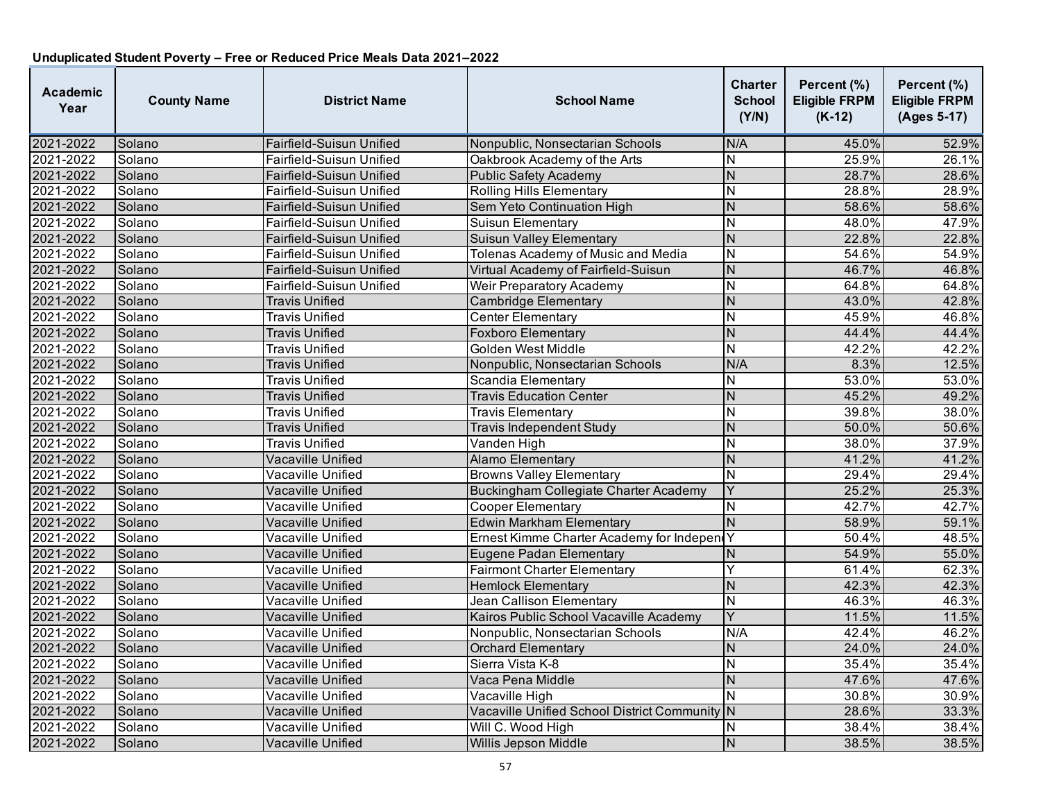**Unduplicated Student Poverty – Free or Reduced Price Meals Data 2021–2022**

| Academic Year | County Name | District Name | School Name | Charter School (Y/N) | Percent (%) Eligible FRPM (K-12) | Percent (%) Eligible FRPM (Ages 5-17) |
|---|---|---|---|---|---|---|
| 2021-2022 | Solano | Fairfield-Suisun Unified | Nonpublic, Nonsectarian Schools | N/A | 45.0% | 52.9% |
| 2021-2022 | Solano | Fairfield-Suisun Unified | Oakbrook Academy of the Arts | N | 25.9% | 26.1% |
| 2021-2022 | Solano | Fairfield-Suisun Unified | Public Safety Academy | N | 28.7% | 28.6% |
| 2021-2022 | Solano | Fairfield-Suisun Unified | Rolling Hills Elementary | N | 28.8% | 28.9% |
| 2021-2022 | Solano | Fairfield-Suisun Unified | Sem Yeto Continuation High | N | 58.6% | 58.6% |
| 2021-2022 | Solano | Fairfield-Suisun Unified | Suisun Elementary | N | 48.0% | 47.9% |
| 2021-2022 | Solano | Fairfield-Suisun Unified | Suisun Valley Elementary | N | 22.8% | 22.8% |
| 2021-2022 | Solano | Fairfield-Suisun Unified | Tolenas Academy of Music and Media | N | 54.6% | 54.9% |
| 2021-2022 | Solano | Fairfield-Suisun Unified | Virtual Academy of Fairfield-Suisun | N | 46.7% | 46.8% |
| 2021-2022 | Solano | Fairfield-Suisun Unified | Weir Preparatory Academy | N | 64.8% | 64.8% |
| 2021-2022 | Solano | Travis Unified | Cambridge Elementary | N | 43.0% | 42.8% |
| 2021-2022 | Solano | Travis Unified | Center Elementary | N | 45.9% | 46.8% |
| 2021-2022 | Solano | Travis Unified | Foxboro Elementary | N | 44.4% | 44.4% |
| 2021-2022 | Solano | Travis Unified | Golden West Middle | N | 42.2% | 42.2% |
| 2021-2022 | Solano | Travis Unified | Nonpublic, Nonsectarian Schools | N/A | 8.3% | 12.5% |
| 2021-2022 | Solano | Travis Unified | Scandia Elementary | N | 53.0% | 53.0% |
| 2021-2022 | Solano | Travis Unified | Travis Education Center | N | 45.2% | 49.2% |
| 2021-2022 | Solano | Travis Unified | Travis Elementary | N | 39.8% | 38.0% |
| 2021-2022 | Solano | Travis Unified | Travis Independent Study | N | 50.0% | 50.6% |
| 2021-2022 | Solano | Travis Unified | Vanden High | N | 38.0% | 37.9% |
| 2021-2022 | Solano | Vacaville Unified | Alamo Elementary | N | 41.2% | 41.2% |
| 2021-2022 | Solano | Vacaville Unified | Browns Valley Elementary | N | 29.4% | 29.4% |
| 2021-2022 | Solano | Vacaville Unified | Buckingham Collegiate Charter Academy | Y | 25.2% | 25.3% |
| 2021-2022 | Solano | Vacaville Unified | Cooper Elementary | N | 42.7% | 42.7% |
| 2021-2022 | Solano | Vacaville Unified | Edwin Markham Elementary | N | 58.9% | 59.1% |
| 2021-2022 | Solano | Vacaville Unified | Ernest Kimme Charter Academy for Indepen | Y | 50.4% | 48.5% |
| 2021-2022 | Solano | Vacaville Unified | Eugene Padan Elementary | N | 54.9% | 55.0% |
| 2021-2022 | Solano | Vacaville Unified | Fairmont Charter Elementary | Y | 61.4% | 62.3% |
| 2021-2022 | Solano | Vacaville Unified | Hemlock Elementary | N | 42.3% | 42.3% |
| 2021-2022 | Solano | Vacaville Unified | Jean Callison Elementary | N | 46.3% | 46.3% |
| 2021-2022 | Solano | Vacaville Unified | Kairos Public School Vacaville Academy | Y | 11.5% | 11.5% |
| 2021-2022 | Solano | Vacaville Unified | Nonpublic, Nonsectarian Schools | N/A | 42.4% | 46.2% |
| 2021-2022 | Solano | Vacaville Unified | Orchard Elementary | N | 24.0% | 24.0% |
| 2021-2022 | Solano | Vacaville Unified | Sierra Vista K-8 | N | 35.4% | 35.4% |
| 2021-2022 | Solano | Vacaville Unified | Vaca Pena Middle | N | 47.6% | 47.6% |
| 2021-2022 | Solano | Vacaville Unified | Vacaville High | N | 30.8% | 30.9% |
| 2021-2022 | Solano | Vacaville Unified | Vacaville Unified School District Community | N | 28.6% | 33.3% |
| 2021-2022 | Solano | Vacaville Unified | Will C. Wood High | N | 38.4% | 38.4% |
| 2021-2022 | Solano | Vacaville Unified | Willis Jepson Middle | N | 38.5% | 38.5% |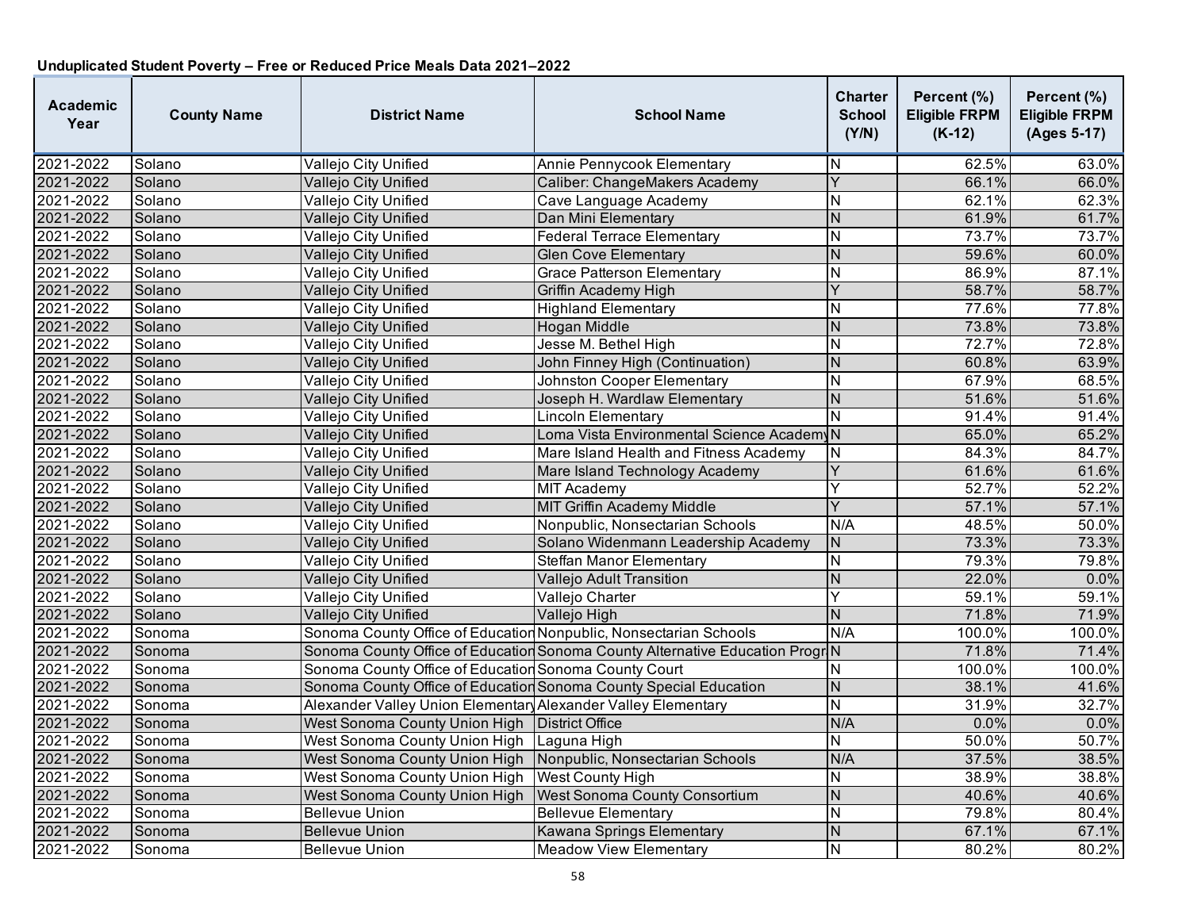**Unduplicated Student Poverty – Free or Reduced Price Meals Data 2021–2022**

| Academic Year | County Name | District Name | School Name | Charter School (Y/N) | Percent (%) Eligible FRPM (K-12) | Percent (%) Eligible FRPM (Ages 5-17) |
|---|---|---|---|---|---|---|
| 2021-2022 | Solano | Vallejo City Unified | Annie Pennycook Elementary | N | 62.5% | 63.0% |
| 2021-2022 | Solano | Vallejo City Unified | Caliber: ChangeMakers Academy | Y | 66.1% | 66.0% |
| 2021-2022 | Solano | Vallejo City Unified | Cave Language Academy | N | 62.1% | 62.3% |
| 2021-2022 | Solano | Vallejo City Unified | Dan Mini Elementary | N | 61.9% | 61.7% |
| 2021-2022 | Solano | Vallejo City Unified | Federal Terrace Elementary | N | 73.7% | 73.7% |
| 2021-2022 | Solano | Vallejo City Unified | Glen Cove Elementary | N | 59.6% | 60.0% |
| 2021-2022 | Solano | Vallejo City Unified | Grace Patterson Elementary | N | 86.9% | 87.1% |
| 2021-2022 | Solano | Vallejo City Unified | Griffin Academy High | Y | 58.7% | 58.7% |
| 2021-2022 | Solano | Vallejo City Unified | Highland Elementary | N | 77.6% | 77.8% |
| 2021-2022 | Solano | Vallejo City Unified | Hogan Middle | N | 73.8% | 73.8% |
| 2021-2022 | Solano | Vallejo City Unified | Jesse M. Bethel High | N | 72.7% | 72.8% |
| 2021-2022 | Solano | Vallejo City Unified | John Finney High (Continuation) | N | 60.8% | 63.9% |
| 2021-2022 | Solano | Vallejo City Unified | Johnston Cooper Elementary | N | 67.9% | 68.5% |
| 2021-2022 | Solano | Vallejo City Unified | Joseph H. Wardlaw Elementary | N | 51.6% | 51.6% |
| 2021-2022 | Solano | Vallejo City Unified | Lincoln Elementary | N | 91.4% | 91.4% |
| 2021-2022 | Solano | Vallejo City Unified | Loma Vista Environmental Science Academy | N | 65.0% | 65.2% |
| 2021-2022 | Solano | Vallejo City Unified | Mare Island Health and Fitness Academy | N | 84.3% | 84.7% |
| 2021-2022 | Solano | Vallejo City Unified | Mare Island Technology Academy | Y | 61.6% | 61.6% |
| 2021-2022 | Solano | Vallejo City Unified | MIT Academy | Y | 52.7% | 52.2% |
| 2021-2022 | Solano | Vallejo City Unified | MIT Griffin Academy Middle | Y | 57.1% | 57.1% |
| 2021-2022 | Solano | Vallejo City Unified | Nonpublic, Nonsectarian Schools | N/A | 48.5% | 50.0% |
| 2021-2022 | Solano | Vallejo City Unified | Solano Widenmann Leadership Academy | N | 73.3% | 73.3% |
| 2021-2022 | Solano | Vallejo City Unified | Steffan Manor Elementary | N | 79.3% | 79.8% |
| 2021-2022 | Solano | Vallejo City Unified | Vallejo Adult Transition | N | 22.0% | 0.0% |
| 2021-2022 | Solano | Vallejo City Unified | Vallejo Charter | Y | 59.1% | 59.1% |
| 2021-2022 | Solano | Vallejo City Unified | Vallejo High | N | 71.8% | 71.9% |
| 2021-2022 | Sonoma | Sonoma County Office of Education | Nonpublic, Nonsectarian Schools | N/A | 100.0% | 100.0% |
| 2021-2022 | Sonoma | Sonoma County Office of Education | Sonoma County Alternative Education Progr | N | 71.8% | 71.4% |
| 2021-2022 | Sonoma | Sonoma County Office of Education | Sonoma County Court | N | 100.0% | 100.0% |
| 2021-2022 | Sonoma | Sonoma County Office of Education | Sonoma County Special Education | N | 38.1% | 41.6% |
| 2021-2022 | Sonoma | Alexander Valley Union Elementary | Alexander Valley Elementary | N | 31.9% | 32.7% |
| 2021-2022 | Sonoma | West Sonoma County Union High | District Office | N/A | 0.0% | 0.0% |
| 2021-2022 | Sonoma | West Sonoma County Union High | Laguna High | N | 50.0% | 50.7% |
| 2021-2022 | Sonoma | West Sonoma County Union High | Nonpublic, Nonsectarian Schools | N/A | 37.5% | 38.5% |
| 2021-2022 | Sonoma | West Sonoma County Union High | West County High | N | 38.9% | 38.8% |
| 2021-2022 | Sonoma | West Sonoma County Union High | West Sonoma County Consortium | N | 40.6% | 40.6% |
| 2021-2022 | Sonoma | Bellevue Union | Bellevue Elementary | N | 79.8% | 80.4% |
| 2021-2022 | Sonoma | Bellevue Union | Kawana Springs Elementary | N | 67.1% | 67.1% |
| 2021-2022 | Sonoma | Bellevue Union | Meadow View Elementary | N | 80.2% | 80.2% |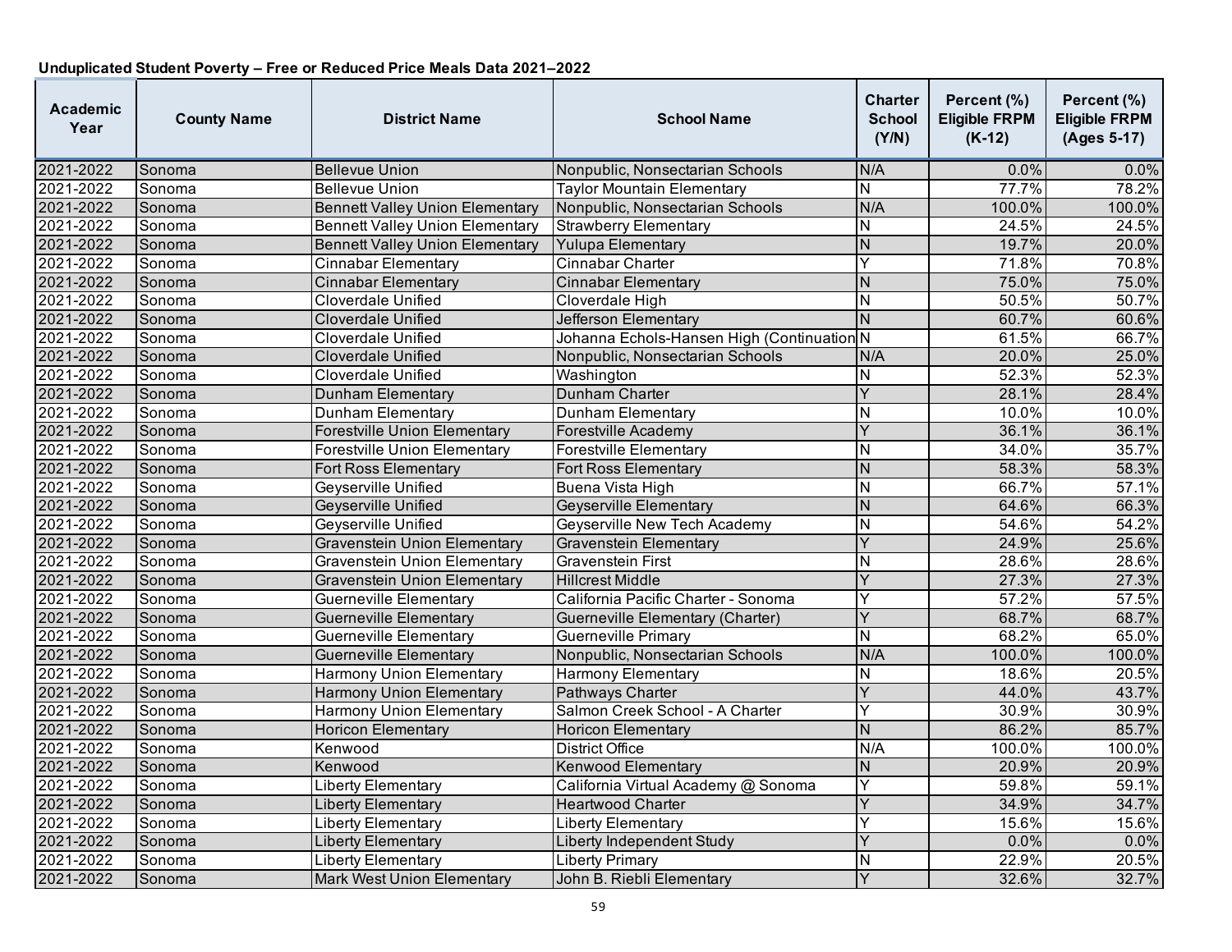**Unduplicated Student Poverty – Free or Reduced Price Meals Data 2021–2022**

| Academic Year | County Name | District Name | School Name | Charter School (Y/N) | Percent (%) Eligible FRPM (K-12) | Percent (%) Eligible FRPM (Ages 5-17) |
|---|---|---|---|---|---|---|
| 2021-2022 | Sonoma | Bellevue Union | Nonpublic, Nonsectarian Schools | N/A | 0.0% | 0.0% |
| 2021-2022 | Sonoma | Bellevue Union | Taylor Mountain Elementary | N | 77.7% | 78.2% |
| 2021-2022 | Sonoma | Bennett Valley Union Elementary | Nonpublic, Nonsectarian Schools | N/A | 100.0% | 100.0% |
| 2021-2022 | Sonoma | Bennett Valley Union Elementary | Strawberry Elementary | N | 24.5% | 24.5% |
| 2021-2022 | Sonoma | Bennett Valley Union Elementary | Yulupa Elementary | N | 19.7% | 20.0% |
| 2021-2022 | Sonoma | Cinnabar Elementary | Cinnabar Charter | Y | 71.8% | 70.8% |
| 2021-2022 | Sonoma | Cinnabar Elementary | Cinnabar Elementary | N | 75.0% | 75.0% |
| 2021-2022 | Sonoma | Cloverdale Unified | Cloverdale High | N | 50.5% | 50.7% |
| 2021-2022 | Sonoma | Cloverdale Unified | Jefferson Elementary | N | 60.7% | 60.6% |
| 2021-2022 | Sonoma | Cloverdale Unified | Johanna Echols-Hansen High (Continuation | N | 61.5% | 66.7% |
| 2021-2022 | Sonoma | Cloverdale Unified | Nonpublic, Nonsectarian Schools | N/A | 20.0% | 25.0% |
| 2021-2022 | Sonoma | Cloverdale Unified | Washington | N | 52.3% | 52.3% |
| 2021-2022 | Sonoma | Dunham Elementary | Dunham Charter | Y | 28.1% | 28.4% |
| 2021-2022 | Sonoma | Dunham Elementary | Dunham Elementary | N | 10.0% | 10.0% |
| 2021-2022 | Sonoma | Forestville Union Elementary | Forestville Academy | Y | 36.1% | 36.1% |
| 2021-2022 | Sonoma | Forestville Union Elementary | Forestville Elementary | N | 34.0% | 35.7% |
| 2021-2022 | Sonoma | Fort Ross Elementary | Fort Ross Elementary | N | 58.3% | 58.3% |
| 2021-2022 | Sonoma | Geyserville Unified | Buena Vista High | N | 66.7% | 57.1% |
| 2021-2022 | Sonoma | Geyserville Unified | Geyserville Elementary | N | 64.6% | 66.3% |
| 2021-2022 | Sonoma | Geyserville Unified | Geyserville New Tech Academy | N | 54.6% | 54.2% |
| 2021-2022 | Sonoma | Gravenstein Union Elementary | Gravenstein Elementary | Y | 24.9% | 25.6% |
| 2021-2022 | Sonoma | Gravenstein Union Elementary | Gravenstein First | N | 28.6% | 28.6% |
| 2021-2022 | Sonoma | Gravenstein Union Elementary | Hillcrest Middle | Y | 27.3% | 27.3% |
| 2021-2022 | Sonoma | Guerneville Elementary | California Pacific Charter - Sonoma | Y | 57.2% | 57.5% |
| 2021-2022 | Sonoma | Guerneville Elementary | Guerneville Elementary (Charter) | Y | 68.7% | 68.7% |
| 2021-2022 | Sonoma | Guerneville Elementary | Guerneville Primary | N | 68.2% | 65.0% |
| 2021-2022 | Sonoma | Guerneville Elementary | Nonpublic, Nonsectarian Schools | N/A | 100.0% | 100.0% |
| 2021-2022 | Sonoma | Harmony Union Elementary | Harmony Elementary | N | 18.6% | 20.5% |
| 2021-2022 | Sonoma | Harmony Union Elementary | Pathways Charter | Y | 44.0% | 43.7% |
| 2021-2022 | Sonoma | Harmony Union Elementary | Salmon Creek School - A Charter | Y | 30.9% | 30.9% |
| 2021-2022 | Sonoma | Horicon Elementary | Horicon Elementary | N | 86.2% | 85.7% |
| 2021-2022 | Sonoma | Kenwood | District Office | N/A | 100.0% | 100.0% |
| 2021-2022 | Sonoma | Kenwood | Kenwood Elementary | N | 20.9% | 20.9% |
| 2021-2022 | Sonoma | Liberty Elementary | California Virtual Academy @ Sonoma | Y | 59.8% | 59.1% |
| 2021-2022 | Sonoma | Liberty Elementary | Heartwood Charter | Y | 34.9% | 34.7% |
| 2021-2022 | Sonoma | Liberty Elementary | Liberty Elementary | Y | 15.6% | 15.6% |
| 2021-2022 | Sonoma | Liberty Elementary | Liberty Independent Study | Y | 0.0% | 0.0% |
| 2021-2022 | Sonoma | Liberty Elementary | Liberty Primary | N | 22.9% | 20.5% |
| 2021-2022 | Sonoma | Mark West Union Elementary | John B. Riebli Elementary | Y | 32.6% | 32.7% |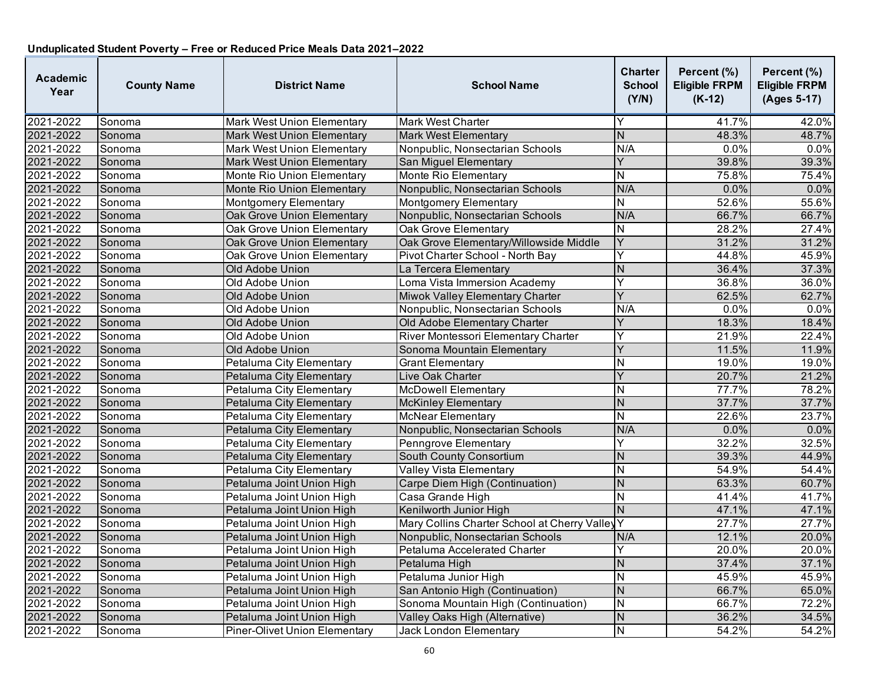**Unduplicated Student Poverty – Free or Reduced Price Meals Data 2021–2022**

| Academic Year | County Name | District Name | School Name | Charter School (Y/N) | Percent (%) Eligible FRPM (K-12) | Percent (%) Eligible FRPM (Ages 5-17) |
|---|---|---|---|---|---|---|
| 2021-2022 | Sonoma | Mark West Union Elementary | Mark West Charter | Y | 41.7% | 42.0% |
| 2021-2022 | Sonoma | Mark West Union Elementary | Mark West Elementary | N | 48.3% | 48.7% |
| 2021-2022 | Sonoma | Mark West Union Elementary | Nonpublic, Nonsectarian Schools | N/A | 0.0% | 0.0% |
| 2021-2022 | Sonoma | Mark West Union Elementary | San Miguel Elementary | Y | 39.8% | 39.3% |
| 2021-2022 | Sonoma | Monte Rio Union Elementary | Monte Rio Elementary | N | 75.8% | 75.4% |
| 2021-2022 | Sonoma | Monte Rio Union Elementary | Nonpublic, Nonsectarian Schools | N/A | 0.0% | 0.0% |
| 2021-2022 | Sonoma | Montgomery Elementary | Montgomery Elementary | N | 52.6% | 55.6% |
| 2021-2022 | Sonoma | Oak Grove Union Elementary | Nonpublic, Nonsectarian Schools | N/A | 66.7% | 66.7% |
| 2021-2022 | Sonoma | Oak Grove Union Elementary | Oak Grove Elementary | N | 28.2% | 27.4% |
| 2021-2022 | Sonoma | Oak Grove Union Elementary | Oak Grove Elementary/Willowside Middle | Y | 31.2% | 31.2% |
| 2021-2022 | Sonoma | Oak Grove Union Elementary | Pivot Charter School - North Bay | Y | 44.8% | 45.9% |
| 2021-2022 | Sonoma | Old Adobe Union | La Tercera Elementary | N | 36.4% | 37.3% |
| 2021-2022 | Sonoma | Old Adobe Union | Loma Vista Immersion Academy | Y | 36.8% | 36.0% |
| 2021-2022 | Sonoma | Old Adobe Union | Miwok Valley Elementary Charter | Y | 62.5% | 62.7% |
| 2021-2022 | Sonoma | Old Adobe Union | Nonpublic, Nonsectarian Schools | N/A | 0.0% | 0.0% |
| 2021-2022 | Sonoma | Old Adobe Union | Old Adobe Elementary Charter | Y | 18.3% | 18.4% |
| 2021-2022 | Sonoma | Old Adobe Union | River Montessori Elementary Charter | Y | 21.9% | 22.4% |
| 2021-2022 | Sonoma | Old Adobe Union | Sonoma Mountain Elementary | Y | 11.5% | 11.9% |
| 2021-2022 | Sonoma | Petaluma City Elementary | Grant Elementary | N | 19.0% | 19.0% |
| 2021-2022 | Sonoma | Petaluma City Elementary | Live Oak Charter | Y | 20.7% | 21.2% |
| 2021-2022 | Sonoma | Petaluma City Elementary | McDowell Elementary | N | 77.7% | 78.2% |
| 2021-2022 | Sonoma | Petaluma City Elementary | McKinley Elementary | N | 37.7% | 37.7% |
| 2021-2022 | Sonoma | Petaluma City Elementary | McNear Elementary | N | 22.6% | 23.7% |
| 2021-2022 | Sonoma | Petaluma City Elementary | Nonpublic, Nonsectarian Schools | N/A | 0.0% | 0.0% |
| 2021-2022 | Sonoma | Petaluma City Elementary | Penngrove Elementary | Y | 32.2% | 32.5% |
| 2021-2022 | Sonoma | Petaluma City Elementary | South County Consortium | N | 39.3% | 44.9% |
| 2021-2022 | Sonoma | Petaluma City Elementary | Valley Vista Elementary | N | 54.9% | 54.4% |
| 2021-2022 | Sonoma | Petaluma Joint Union High | Carpe Diem High (Continuation) | N | 63.3% | 60.7% |
| 2021-2022 | Sonoma | Petaluma Joint Union High | Casa Grande High | N | 41.4% | 41.7% |
| 2021-2022 | Sonoma | Petaluma Joint Union High | Kenilworth Junior High | N | 47.1% | 47.1% |
| 2021-2022 | Sonoma | Petaluma Joint Union High | Mary Collins Charter School at Cherry Valley | Y | 27.7% | 27.7% |
| 2021-2022 | Sonoma | Petaluma Joint Union High | Nonpublic, Nonsectarian Schools | N/A | 12.1% | 20.0% |
| 2021-2022 | Sonoma | Petaluma Joint Union High | Petaluma Accelerated Charter | Y | 20.0% | 20.0% |
| 2021-2022 | Sonoma | Petaluma Joint Union High | Petaluma High | N | 37.4% | 37.1% |
| 2021-2022 | Sonoma | Petaluma Joint Union High | Petaluma Junior High | N | 45.9% | 45.9% |
| 2021-2022 | Sonoma | Petaluma Joint Union High | San Antonio High (Continuation) | N | 66.7% | 65.0% |
| 2021-2022 | Sonoma | Petaluma Joint Union High | Sonoma Mountain High (Continuation) | N | 66.7% | 72.2% |
| 2021-2022 | Sonoma | Petaluma Joint Union High | Valley Oaks High (Alternative) | N | 36.2% | 34.5% |
| 2021-2022 | Sonoma | Piner-Olivet Union Elementary | Jack London Elementary | N | 54.2% | 54.2% |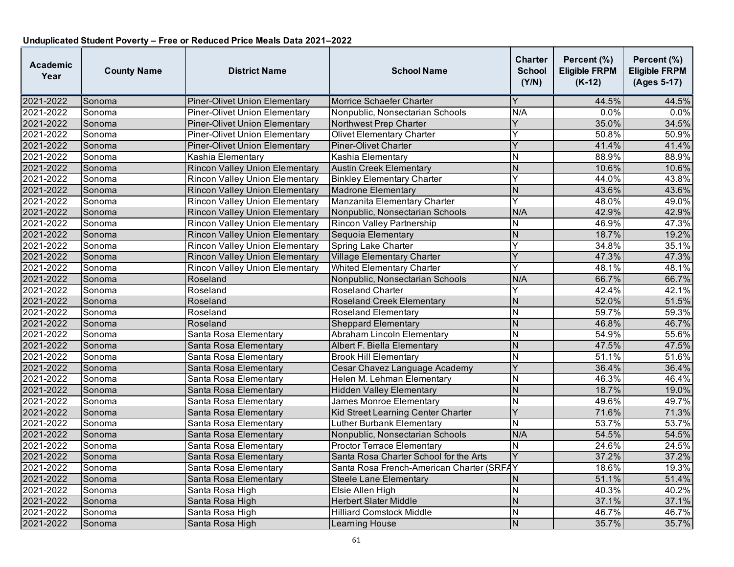**Unduplicated Student Poverty – Free or Reduced Price Meals Data 2021–2022**

| Academic Year | County Name | District Name | School Name | Charter School (Y/N) | Percent (%) Eligible FRPM (K-12) | Percent (%) Eligible FRPM (Ages 5-17) |
|---|---|---|---|---|---|---|
| 2021-2022 | Sonoma | Piner-Olivet Union Elementary | Morrice Schaefer Charter | Y | 44.5% | 44.5% |
| 2021-2022 | Sonoma | Piner-Olivet Union Elementary | Nonpublic, Nonsectarian Schools | N/A | 0.0% | 0.0% |
| 2021-2022 | Sonoma | Piner-Olivet Union Elementary | Northwest Prep Charter | Y | 35.0% | 34.5% |
| 2021-2022 | Sonoma | Piner-Olivet Union Elementary | Olivet Elementary Charter | Y | 50.8% | 50.9% |
| 2021-2022 | Sonoma | Piner-Olivet Union Elementary | Piner-Olivet Charter | Y | 41.4% | 41.4% |
| 2021-2022 | Sonoma | Kashia Elementary | Kashia Elementary | N | 88.9% | 88.9% |
| 2021-2022 | Sonoma | Rincon Valley Union Elementary | Austin Creek Elementary | N | 10.6% | 10.6% |
| 2021-2022 | Sonoma | Rincon Valley Union Elementary | Binkley Elementary Charter | Y | 44.0% | 43.8% |
| 2021-2022 | Sonoma | Rincon Valley Union Elementary | Madrone Elementary | N | 43.6% | 43.6% |
| 2021-2022 | Sonoma | Rincon Valley Union Elementary | Manzanita Elementary Charter | Y | 48.0% | 49.0% |
| 2021-2022 | Sonoma | Rincon Valley Union Elementary | Nonpublic, Nonsectarian Schools | N/A | 42.9% | 42.9% |
| 2021-2022 | Sonoma | Rincon Valley Union Elementary | Rincon Valley Partnership | N | 46.9% | 47.3% |
| 2021-2022 | Sonoma | Rincon Valley Union Elementary | Sequoia Elementary | N | 18.7% | 19.2% |
| 2021-2022 | Sonoma | Rincon Valley Union Elementary | Spring Lake Charter | Y | 34.8% | 35.1% |
| 2021-2022 | Sonoma | Rincon Valley Union Elementary | Village Elementary Charter | Y | 47.3% | 47.3% |
| 2021-2022 | Sonoma | Rincon Valley Union Elementary | Whited Elementary Charter | Y | 48.1% | 48.1% |
| 2021-2022 | Sonoma | Roseland | Nonpublic, Nonsectarian Schools | N/A | 66.7% | 66.7% |
| 2021-2022 | Sonoma | Roseland | Roseland Charter | Y | 42.4% | 42.1% |
| 2021-2022 | Sonoma | Roseland | Roseland Creek Elementary | N | 52.0% | 51.5% |
| 2021-2022 | Sonoma | Roseland | Roseland Elementary | N | 59.7% | 59.3% |
| 2021-2022 | Sonoma | Roseland | Sheppard Elementary | N | 46.8% | 46.7% |
| 2021-2022 | Sonoma | Santa Rosa Elementary | Abraham Lincoln Elementary | N | 54.9% | 55.6% |
| 2021-2022 | Sonoma | Santa Rosa Elementary | Albert F. Biella Elementary | N | 47.5% | 47.5% |
| 2021-2022 | Sonoma | Santa Rosa Elementary | Brook Hill Elementary | N | 51.1% | 51.6% |
| 2021-2022 | Sonoma | Santa Rosa Elementary | Cesar Chavez Language Academy | Y | 36.4% | 36.4% |
| 2021-2022 | Sonoma | Santa Rosa Elementary | Helen M. Lehman Elementary | N | 46.3% | 46.4% |
| 2021-2022 | Sonoma | Santa Rosa Elementary | Hidden Valley Elementary | N | 18.7% | 19.0% |
| 2021-2022 | Sonoma | Santa Rosa Elementary | James Monroe Elementary | N | 49.6% | 49.7% |
| 2021-2022 | Sonoma | Santa Rosa Elementary | Kid Street Learning Center Charter | Y | 71.6% | 71.3% |
| 2021-2022 | Sonoma | Santa Rosa Elementary | Luther Burbank Elementary | N | 53.7% | 53.7% |
| 2021-2022 | Sonoma | Santa Rosa Elementary | Nonpublic, Nonsectarian Schools | N/A | 54.5% | 54.5% |
| 2021-2022 | Sonoma | Santa Rosa Elementary | Proctor Terrace Elementary | N | 24.6% | 24.5% |
| 2021-2022 | Sonoma | Santa Rosa Elementary | Santa Rosa Charter School for the Arts | Y | 37.2% | 37.2% |
| 2021-2022 | Sonoma | Santa Rosa Elementary | Santa Rosa French-American Charter (SRFA | Y | 18.6% | 19.3% |
| 2021-2022 | Sonoma | Santa Rosa Elementary | Steele Lane Elementary | N | 51.1% | 51.4% |
| 2021-2022 | Sonoma | Santa Rosa High | Elsie Allen High | N | 40.3% | 40.2% |
| 2021-2022 | Sonoma | Santa Rosa High | Herbert Slater Middle | N | 37.1% | 37.1% |
| 2021-2022 | Sonoma | Santa Rosa High | Hilliard Comstock Middle | N | 46.7% | 46.7% |
| 2021-2022 | Sonoma | Santa Rosa High | Learning House | N | 35.7% | 35.7% |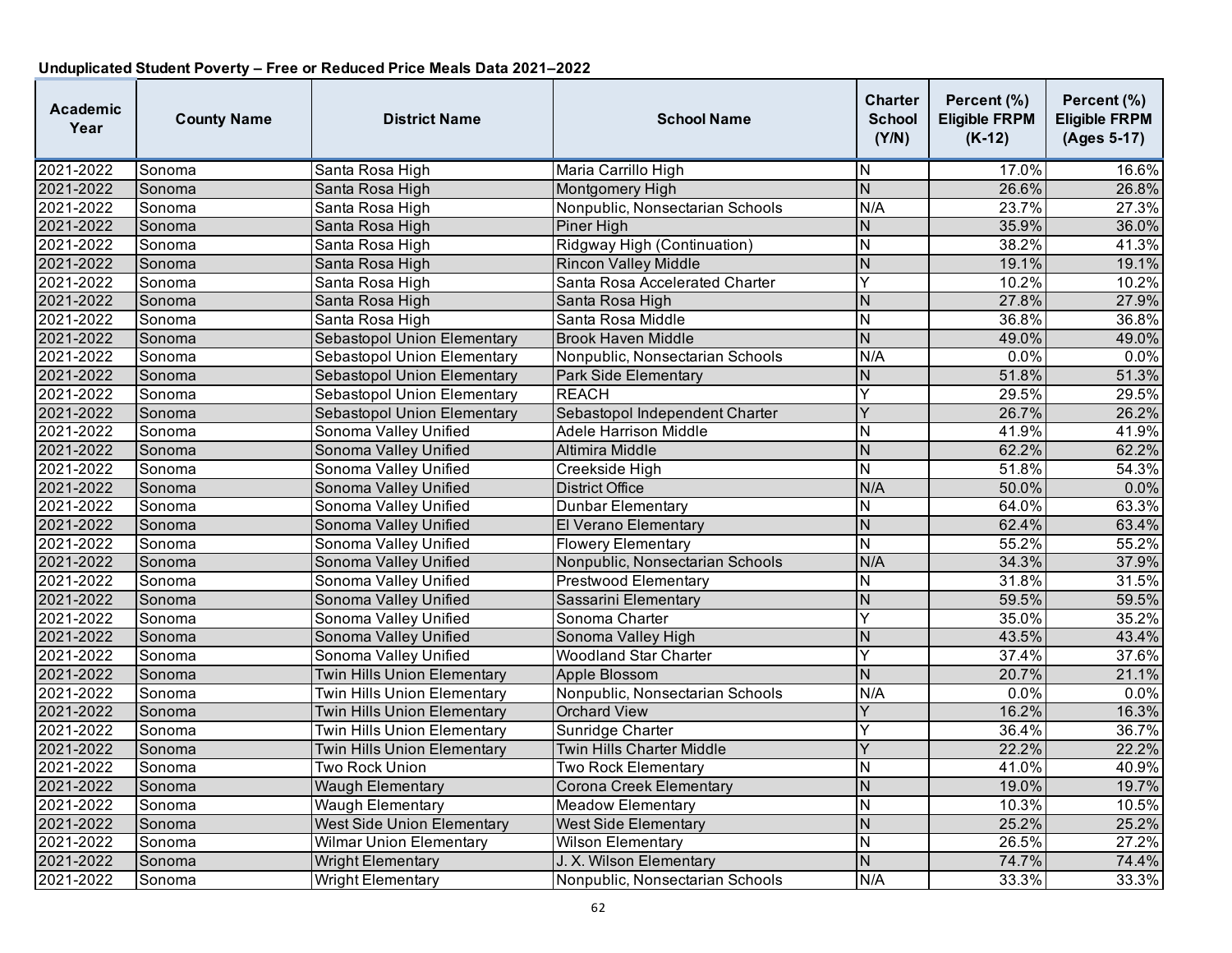**Unduplicated Student Poverty – Free or Reduced Price Meals Data 2021–2022**

| Academic Year | County Name | District Name | School Name | Charter School (Y/N) | Percent (%) Eligible FRPM (K-12) | Percent (%) Eligible FRPM (Ages 5-17) |
|---|---|---|---|---|---|---|
| 2021-2022 | Sonoma | Santa Rosa High | Maria Carrillo High | N | 17.0% | 16.6% |
| 2021-2022 | Sonoma | Santa Rosa High | Montgomery High | N | 26.6% | 26.8% |
| 2021-2022 | Sonoma | Santa Rosa High | Nonpublic, Nonsectarian Schools | N/A | 23.7% | 27.3% |
| 2021-2022 | Sonoma | Santa Rosa High | Piner High | N | 35.9% | 36.0% |
| 2021-2022 | Sonoma | Santa Rosa High | Ridgway High (Continuation) | N | 38.2% | 41.3% |
| 2021-2022 | Sonoma | Santa Rosa High | Rincon Valley Middle | N | 19.1% | 19.1% |
| 2021-2022 | Sonoma | Santa Rosa High | Santa Rosa Accelerated Charter | Y | 10.2% | 10.2% |
| 2021-2022 | Sonoma | Santa Rosa High | Santa Rosa High | N | 27.8% | 27.9% |
| 2021-2022 | Sonoma | Santa Rosa High | Santa Rosa Middle | N | 36.8% | 36.8% |
| 2021-2022 | Sonoma | Sebastopol Union Elementary | Brook Haven Middle | N | 49.0% | 49.0% |
| 2021-2022 | Sonoma | Sebastopol Union Elementary | Nonpublic, Nonsectarian Schools | N/A | 0.0% | 0.0% |
| 2021-2022 | Sonoma | Sebastopol Union Elementary | Park Side Elementary | N | 51.8% | 51.3% |
| 2021-2022 | Sonoma | Sebastopol Union Elementary | REACH | Y | 29.5% | 29.5% |
| 2021-2022 | Sonoma | Sebastopol Union Elementary | Sebastopol Independent Charter | Y | 26.7% | 26.2% |
| 2021-2022 | Sonoma | Sonoma Valley Unified | Adele Harrison Middle | N | 41.9% | 41.9% |
| 2021-2022 | Sonoma | Sonoma Valley Unified | Altimira Middle | N | 62.2% | 62.2% |
| 2021-2022 | Sonoma | Sonoma Valley Unified | Creekside High | N | 51.8% | 54.3% |
| 2021-2022 | Sonoma | Sonoma Valley Unified | District Office | N/A | 50.0% | 0.0% |
| 2021-2022 | Sonoma | Sonoma Valley Unified | Dunbar Elementary | N | 64.0% | 63.3% |
| 2021-2022 | Sonoma | Sonoma Valley Unified | El Verano Elementary | N | 62.4% | 63.4% |
| 2021-2022 | Sonoma | Sonoma Valley Unified | Flowery Elementary | N | 55.2% | 55.2% |
| 2021-2022 | Sonoma | Sonoma Valley Unified | Nonpublic, Nonsectarian Schools | N/A | 34.3% | 37.9% |
| 2021-2022 | Sonoma | Sonoma Valley Unified | Prestwood Elementary | N | 31.8% | 31.5% |
| 2021-2022 | Sonoma | Sonoma Valley Unified | Sassarini Elementary | N | 59.5% | 59.5% |
| 2021-2022 | Sonoma | Sonoma Valley Unified | Sonoma Charter | Y | 35.0% | 35.2% |
| 2021-2022 | Sonoma | Sonoma Valley Unified | Sonoma Valley High | N | 43.5% | 43.4% |
| 2021-2022 | Sonoma | Sonoma Valley Unified | Woodland Star Charter | Y | 37.4% | 37.6% |
| 2021-2022 | Sonoma | Twin Hills Union Elementary | Apple Blossom | N | 20.7% | 21.1% |
| 2021-2022 | Sonoma | Twin Hills Union Elementary | Nonpublic, Nonsectarian Schools | N/A | 0.0% | 0.0% |
| 2021-2022 | Sonoma | Twin Hills Union Elementary | Orchard View | Y | 16.2% | 16.3% |
| 2021-2022 | Sonoma | Twin Hills Union Elementary | Sunridge Charter | Y | 36.4% | 36.7% |
| 2021-2022 | Sonoma | Twin Hills Union Elementary | Twin Hills Charter Middle | Y | 22.2% | 22.2% |
| 2021-2022 | Sonoma | Two Rock Union | Two Rock Elementary | N | 41.0% | 40.9% |
| 2021-2022 | Sonoma | Waugh Elementary | Corona Creek Elementary | N | 19.0% | 19.7% |
| 2021-2022 | Sonoma | Waugh Elementary | Meadow Elementary | N | 10.3% | 10.5% |
| 2021-2022 | Sonoma | West Side Union Elementary | West Side Elementary | N | 25.2% | 25.2% |
| 2021-2022 | Sonoma | Wilmar Union Elementary | Wilson Elementary | N | 26.5% | 27.2% |
| 2021-2022 | Sonoma | Wright Elementary | J. X. Wilson Elementary | N | 74.7% | 74.4% |
| 2021-2022 | Sonoma | Wright Elementary | Nonpublic, Nonsectarian Schools | N/A | 33.3% | 33.3% |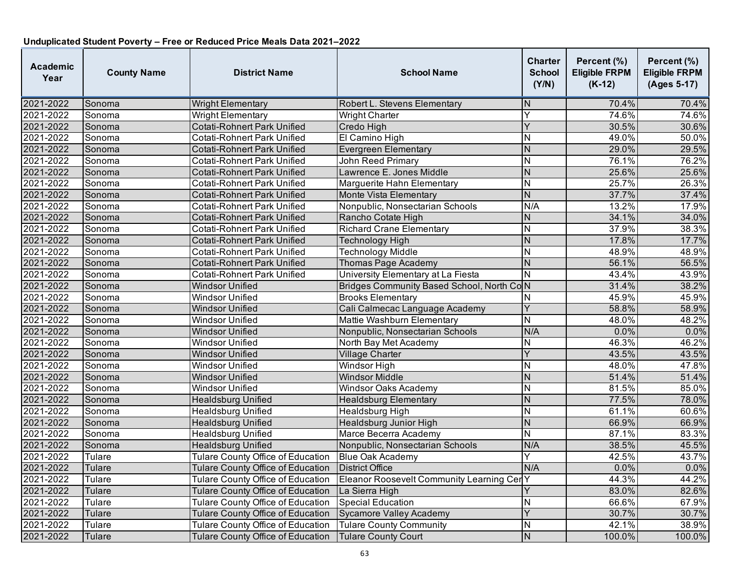**Unduplicated Student Poverty – Free or Reduced Price Meals Data 2021–2022**

| Academic Year | County Name | District Name | School Name | Charter School (Y/N) | Percent (%) Eligible FRPM (K-12) | Percent (%) Eligible FRPM (Ages 5-17) |
|---|---|---|---|---|---|---|
| 2021-2022 | Sonoma | Wright Elementary | Robert L. Stevens Elementary | N | 70.4% | 70.4% |
| 2021-2022 | Sonoma | Wright Elementary | Wright Charter | Y | 74.6% | 74.6% |
| 2021-2022 | Sonoma | Cotati-Rohnert Park Unified | Credo High | Y | 30.5% | 30.6% |
| 2021-2022 | Sonoma | Cotati-Rohnert Park Unified | El Camino High | N | 49.0% | 50.0% |
| 2021-2022 | Sonoma | Cotati-Rohnert Park Unified | Evergreen Elementary | N | 29.0% | 29.5% |
| 2021-2022 | Sonoma | Cotati-Rohnert Park Unified | John Reed Primary | N | 76.1% | 76.2% |
| 2021-2022 | Sonoma | Cotati-Rohnert Park Unified | Lawrence E. Jones Middle | N | 25.6% | 25.6% |
| 2021-2022 | Sonoma | Cotati-Rohnert Park Unified | Marguerite Hahn Elementary | N | 25.7% | 26.3% |
| 2021-2022 | Sonoma | Cotati-Rohnert Park Unified | Monte Vista Elementary | N | 37.7% | 37.4% |
| 2021-2022 | Sonoma | Cotati-Rohnert Park Unified | Nonpublic, Nonsectarian Schools | N/A | 13.2% | 17.9% |
| 2021-2022 | Sonoma | Cotati-Rohnert Park Unified | Rancho Cotate High | N | 34.1% | 34.0% |
| 2021-2022 | Sonoma | Cotati-Rohnert Park Unified | Richard Crane Elementary | N | 37.9% | 38.3% |
| 2021-2022 | Sonoma | Cotati-Rohnert Park Unified | Technology High | N | 17.8% | 17.7% |
| 2021-2022 | Sonoma | Cotati-Rohnert Park Unified | Technology Middle | N | 48.9% | 48.9% |
| 2021-2022 | Sonoma | Cotati-Rohnert Park Unified | Thomas Page Academy | N | 56.1% | 56.5% |
| 2021-2022 | Sonoma | Cotati-Rohnert Park Unified | University Elementary at La Fiesta | N | 43.4% | 43.9% |
| 2021-2022 | Sonoma | Windsor Unified | Bridges Community Based School, North Co | N | 31.4% | 38.2% |
| 2021-2022 | Sonoma | Windsor Unified | Brooks Elementary | N | 45.9% | 45.9% |
| 2021-2022 | Sonoma | Windsor Unified | Cali Calmecac Language Academy | Y | 58.8% | 58.9% |
| 2021-2022 | Sonoma | Windsor Unified | Mattie Washburn Elementary | N | 48.0% | 48.2% |
| 2021-2022 | Sonoma | Windsor Unified | Nonpublic, Nonsectarian Schools | N/A | 0.0% | 0.0% |
| 2021-2022 | Sonoma | Windsor Unified | North Bay Met Academy | N | 46.3% | 46.2% |
| 2021-2022 | Sonoma | Windsor Unified | Village Charter | Y | 43.5% | 43.5% |
| 2021-2022 | Sonoma | Windsor Unified | Windsor High | N | 48.0% | 47.8% |
| 2021-2022 | Sonoma | Windsor Unified | Windsor Middle | N | 51.4% | 51.4% |
| 2021-2022 | Sonoma | Windsor Unified | Windsor Oaks Academy | N | 81.5% | 85.0% |
| 2021-2022 | Sonoma | Healdsburg Unified | Healdsburg Elementary | N | 77.5% | 78.0% |
| 2021-2022 | Sonoma | Healdsburg Unified | Healdsburg High | N | 61.1% | 60.6% |
| 2021-2022 | Sonoma | Healdsburg Unified | Healdsburg Junior High | N | 66.9% | 66.9% |
| 2021-2022 | Sonoma | Healdsburg Unified | Marce Becerra Academy | N | 87.1% | 83.3% |
| 2021-2022 | Sonoma | Healdsburg Unified | Nonpublic, Nonsectarian Schools | N/A | 38.5% | 45.5% |
| 2021-2022 | Tulare | Tulare County Office of Education | Blue Oak Academy | Y | 42.5% | 43.7% |
| 2021-2022 | Tulare | Tulare County Office of Education | District Office | N/A | 0.0% | 0.0% |
| 2021-2022 | Tulare | Tulare County Office of Education | Eleanor Roosevelt Community Learning Cer | Y | 44.3% | 44.2% |
| 2021-2022 | Tulare | Tulare County Office of Education | La Sierra High | Y | 83.0% | 82.6% |
| 2021-2022 | Tulare | Tulare County Office of Education | Special Education | N | 66.6% | 67.9% |
| 2021-2022 | Tulare | Tulare County Office of Education | Sycamore Valley Academy | Y | 30.7% | 30.7% |
| 2021-2022 | Tulare | Tulare County Office of Education | Tulare County Community | N | 42.1% | 38.9% |
| 2021-2022 | Tulare | Tulare County Office of Education | Tulare County Court | N | 100.0% | 100.0% |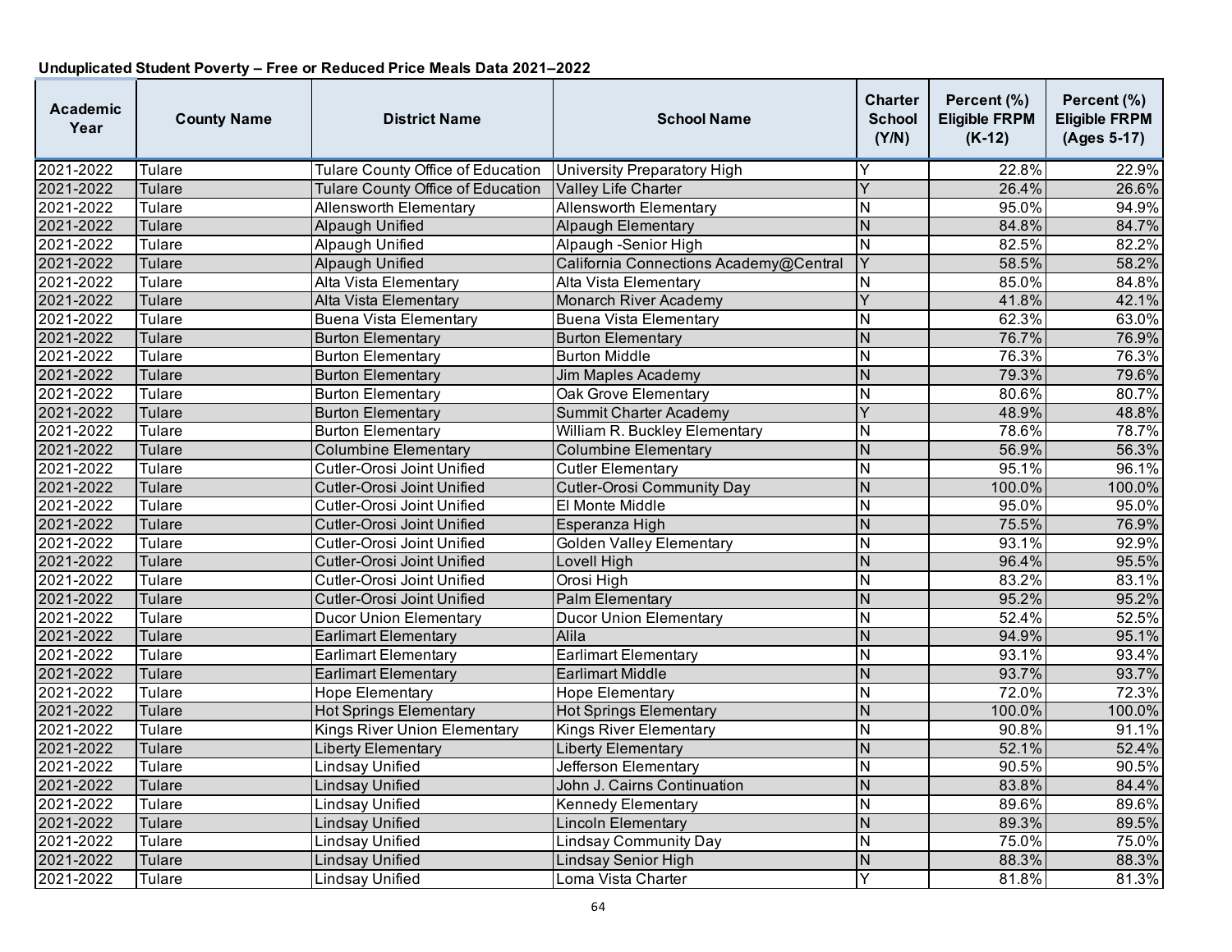**Unduplicated Student Poverty – Free or Reduced Price Meals Data 2021–2022**

| Academic Year | County Name | District Name | School Name | Charter School (Y/N) | Percent (%) Eligible FRPM (K-12) | Percent (%) Eligible FRPM (Ages 5-17) |
|---|---|---|---|---|---|---|
| 2021-2022 | Tulare | Tulare County Office of Education | University Preparatory High | Y | 22.8% | 22.9% |
| 2021-2022 | Tulare | Tulare County Office of Education | Valley Life Charter | Y | 26.4% | 26.6% |
| 2021-2022 | Tulare | Allensworth Elementary | Allensworth Elementary | N | 95.0% | 94.9% |
| 2021-2022 | Tulare | Alpaugh Unified | Alpaugh Elementary | N | 84.8% | 84.7% |
| 2021-2022 | Tulare | Alpaugh Unified | Alpaugh -Senior High | N | 82.5% | 82.2% |
| 2021-2022 | Tulare | Alpaugh Unified | California Connections Academy@Central | Y | 58.5% | 58.2% |
| 2021-2022 | Tulare | Alta Vista Elementary | Alta Vista Elementary | N | 85.0% | 84.8% |
| 2021-2022 | Tulare | Alta Vista Elementary | Monarch River Academy | Y | 41.8% | 42.1% |
| 2021-2022 | Tulare | Buena Vista Elementary | Buena Vista Elementary | N | 62.3% | 63.0% |
| 2021-2022 | Tulare | Burton Elementary | Burton Elementary | N | 76.7% | 76.9% |
| 2021-2022 | Tulare | Burton Elementary | Burton Middle | N | 76.3% | 76.3% |
| 2021-2022 | Tulare | Burton Elementary | Jim Maples Academy | N | 79.3% | 79.6% |
| 2021-2022 | Tulare | Burton Elementary | Oak Grove Elementary | N | 80.6% | 80.7% |
| 2021-2022 | Tulare | Burton Elementary | Summit Charter Academy | Y | 48.9% | 48.8% |
| 2021-2022 | Tulare | Burton Elementary | William R. Buckley Elementary | N | 78.6% | 78.7% |
| 2021-2022 | Tulare | Columbine Elementary | Columbine Elementary | N | 56.9% | 56.3% |
| 2021-2022 | Tulare | Cutler-Orosi Joint Unified | Cutler Elementary | N | 95.1% | 96.1% |
| 2021-2022 | Tulare | Cutler-Orosi Joint Unified | Cutler-Orosi Community Day | N | 100.0% | 100.0% |
| 2021-2022 | Tulare | Cutler-Orosi Joint Unified | El Monte Middle | N | 95.0% | 95.0% |
| 2021-2022 | Tulare | Cutler-Orosi Joint Unified | Esperanza High | N | 75.5% | 76.9% |
| 2021-2022 | Tulare | Cutler-Orosi Joint Unified | Golden Valley Elementary | N | 93.1% | 92.9% |
| 2021-2022 | Tulare | Cutler-Orosi Joint Unified | Lovell High | N | 96.4% | 95.5% |
| 2021-2022 | Tulare | Cutler-Orosi Joint Unified | Orosi High | N | 83.2% | 83.1% |
| 2021-2022 | Tulare | Cutler-Orosi Joint Unified | Palm Elementary | N | 95.2% | 95.2% |
| 2021-2022 | Tulare | Ducor Union Elementary | Ducor Union Elementary | N | 52.4% | 52.5% |
| 2021-2022 | Tulare | Earlimart Elementary | Alila | N | 94.9% | 95.1% |
| 2021-2022 | Tulare | Earlimart Elementary | Earlimart Elementary | N | 93.1% | 93.4% |
| 2021-2022 | Tulare | Earlimart Elementary | Earlimart Middle | N | 93.7% | 93.7% |
| 2021-2022 | Tulare | Hope Elementary | Hope Elementary | N | 72.0% | 72.3% |
| 2021-2022 | Tulare | Hot Springs Elementary | Hot Springs Elementary | N | 100.0% | 100.0% |
| 2021-2022 | Tulare | Kings River Union Elementary | Kings River Elementary | N | 90.8% | 91.1% |
| 2021-2022 | Tulare | Liberty Elementary | Liberty Elementary | N | 52.1% | 52.4% |
| 2021-2022 | Tulare | Lindsay Unified | Jefferson Elementary | N | 90.5% | 90.5% |
| 2021-2022 | Tulare | Lindsay Unified | John J. Cairns Continuation | N | 83.8% | 84.4% |
| 2021-2022 | Tulare | Lindsay Unified | Kennedy Elementary | N | 89.6% | 89.6% |
| 2021-2022 | Tulare | Lindsay Unified | Lincoln Elementary | N | 89.3% | 89.5% |
| 2021-2022 | Tulare | Lindsay Unified | Lindsay Community Day | N | 75.0% | 75.0% |
| 2021-2022 | Tulare | Lindsay Unified | Lindsay Senior High | N | 88.3% | 88.3% |
| 2021-2022 | Tulare | Lindsay Unified | Loma Vista Charter | Y | 81.8% | 81.3% |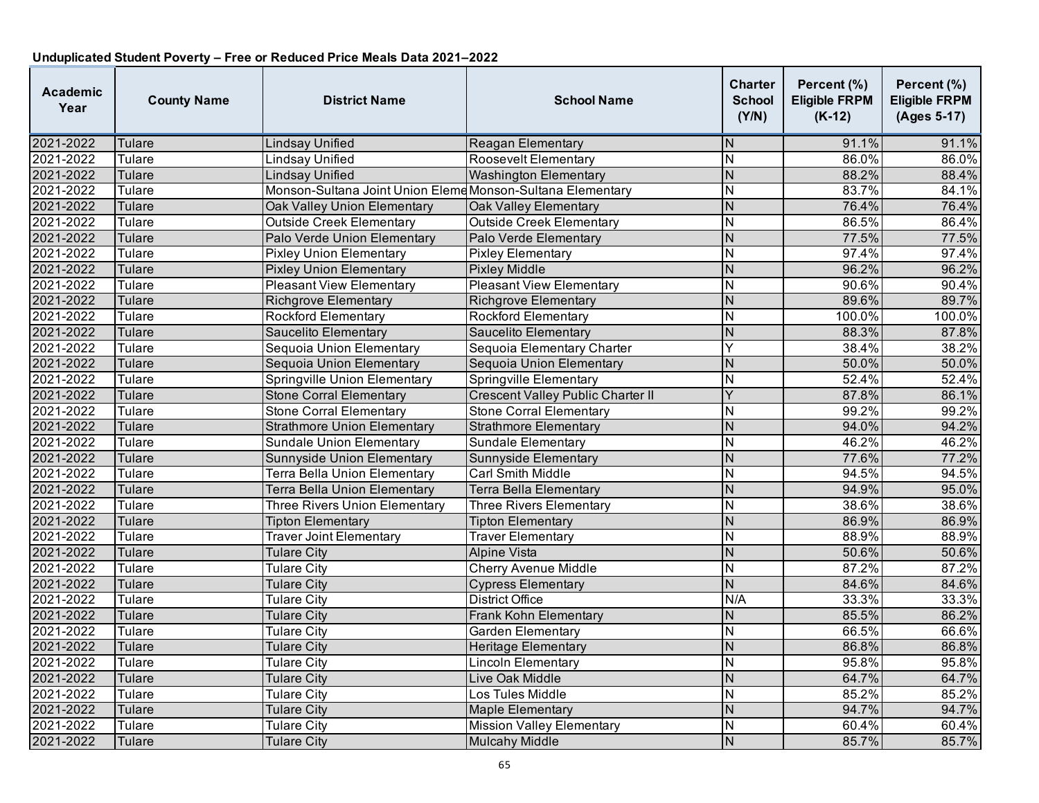**Unduplicated Student Poverty – Free or Reduced Price Meals Data 2021–2022**

| Academic Year | County Name | District Name | School Name | Charter School (Y/N) | Percent (%) Eligible FRPM (K-12) | Percent (%) Eligible FRPM (Ages 5-17) |
|---|---|---|---|---|---|---|
| 2021-2022 | Tulare | Lindsay Unified | Reagan Elementary | N | 91.1% | 91.1% |
| 2021-2022 | Tulare | Lindsay Unified | Roosevelt Elementary | N | 86.0% | 86.0% |
| 2021-2022 | Tulare | Lindsay Unified | Washington Elementary | N | 88.2% | 88.4% |
| 2021-2022 | Tulare | Monson-Sultana Joint Union Eleme | Monson-Sultana Elementary | N | 83.7% | 84.1% |
| 2021-2022 | Tulare | Oak Valley Union Elementary | Oak Valley Elementary | N | 76.4% | 76.4% |
| 2021-2022 | Tulare | Outside Creek Elementary | Outside Creek Elementary | N | 86.5% | 86.4% |
| 2021-2022 | Tulare | Palo Verde Union Elementary | Palo Verde Elementary | N | 77.5% | 77.5% |
| 2021-2022 | Tulare | Pixley Union Elementary | Pixley Elementary | N | 97.4% | 97.4% |
| 2021-2022 | Tulare | Pixley Union Elementary | Pixley Middle | N | 96.2% | 96.2% |
| 2021-2022 | Tulare | Pleasant View Elementary | Pleasant View Elementary | N | 90.6% | 90.4% |
| 2021-2022 | Tulare | Richgrove Elementary | Richgrove Elementary | N | 89.6% | 89.7% |
| 2021-2022 | Tulare | Rockford Elementary | Rockford Elementary | N | 100.0% | 100.0% |
| 2021-2022 | Tulare | Saucelito Elementary | Saucelito Elementary | N | 88.3% | 87.8% |
| 2021-2022 | Tulare | Sequoia Union Elementary | Sequoia Elementary Charter | Y | 38.4% | 38.2% |
| 2021-2022 | Tulare | Sequoia Union Elementary | Sequoia Union Elementary | N | 50.0% | 50.0% |
| 2021-2022 | Tulare | Springville Union Elementary | Springville Elementary | N | 52.4% | 52.4% |
| 2021-2022 | Tulare | Stone Corral Elementary | Crescent Valley Public Charter II | Y | 87.8% | 86.1% |
| 2021-2022 | Tulare | Stone Corral Elementary | Stone Corral Elementary | N | 99.2% | 99.2% |
| 2021-2022 | Tulare | Strathmore Union Elementary | Strathmore Elementary | N | 94.0% | 94.2% |
| 2021-2022 | Tulare | Sundale Union Elementary | Sundale Elementary | N | 46.2% | 46.2% |
| 2021-2022 | Tulare | Sunnyside Union Elementary | Sunnyside Elementary | N | 77.6% | 77.2% |
| 2021-2022 | Tulare | Terra Bella Union Elementary | Carl Smith Middle | N | 94.5% | 94.5% |
| 2021-2022 | Tulare | Terra Bella Union Elementary | Terra Bella Elementary | N | 94.9% | 95.0% |
| 2021-2022 | Tulare | Three Rivers Union Elementary | Three Rivers Elementary | N | 38.6% | 38.6% |
| 2021-2022 | Tulare | Tipton Elementary | Tipton Elementary | N | 86.9% | 86.9% |
| 2021-2022 | Tulare | Traver Joint Elementary | Traver Elementary | N | 88.9% | 88.9% |
| 2021-2022 | Tulare | Tulare City | Alpine Vista | N | 50.6% | 50.6% |
| 2021-2022 | Tulare | Tulare City | Cherry Avenue Middle | N | 87.2% | 87.2% |
| 2021-2022 | Tulare | Tulare City | Cypress Elementary | N | 84.6% | 84.6% |
| 2021-2022 | Tulare | Tulare City | District Office | N/A | 33.3% | 33.3% |
| 2021-2022 | Tulare | Tulare City | Frank Kohn Elementary | N | 85.5% | 86.2% |
| 2021-2022 | Tulare | Tulare City | Garden Elementary | N | 66.5% | 66.6% |
| 2021-2022 | Tulare | Tulare City | Heritage Elementary | N | 86.8% | 86.8% |
| 2021-2022 | Tulare | Tulare City | Lincoln Elementary | N | 95.8% | 95.8% |
| 2021-2022 | Tulare | Tulare City | Live Oak Middle | N | 64.7% | 64.7% |
| 2021-2022 | Tulare | Tulare City | Los Tules Middle | N | 85.2% | 85.2% |
| 2021-2022 | Tulare | Tulare City | Maple Elementary | N | 94.7% | 94.7% |
| 2021-2022 | Tulare | Tulare City | Mission Valley Elementary | N | 60.4% | 60.4% |
| 2021-2022 | Tulare | Tulare City | Mulcahy Middle | N | 85.7% | 85.7% |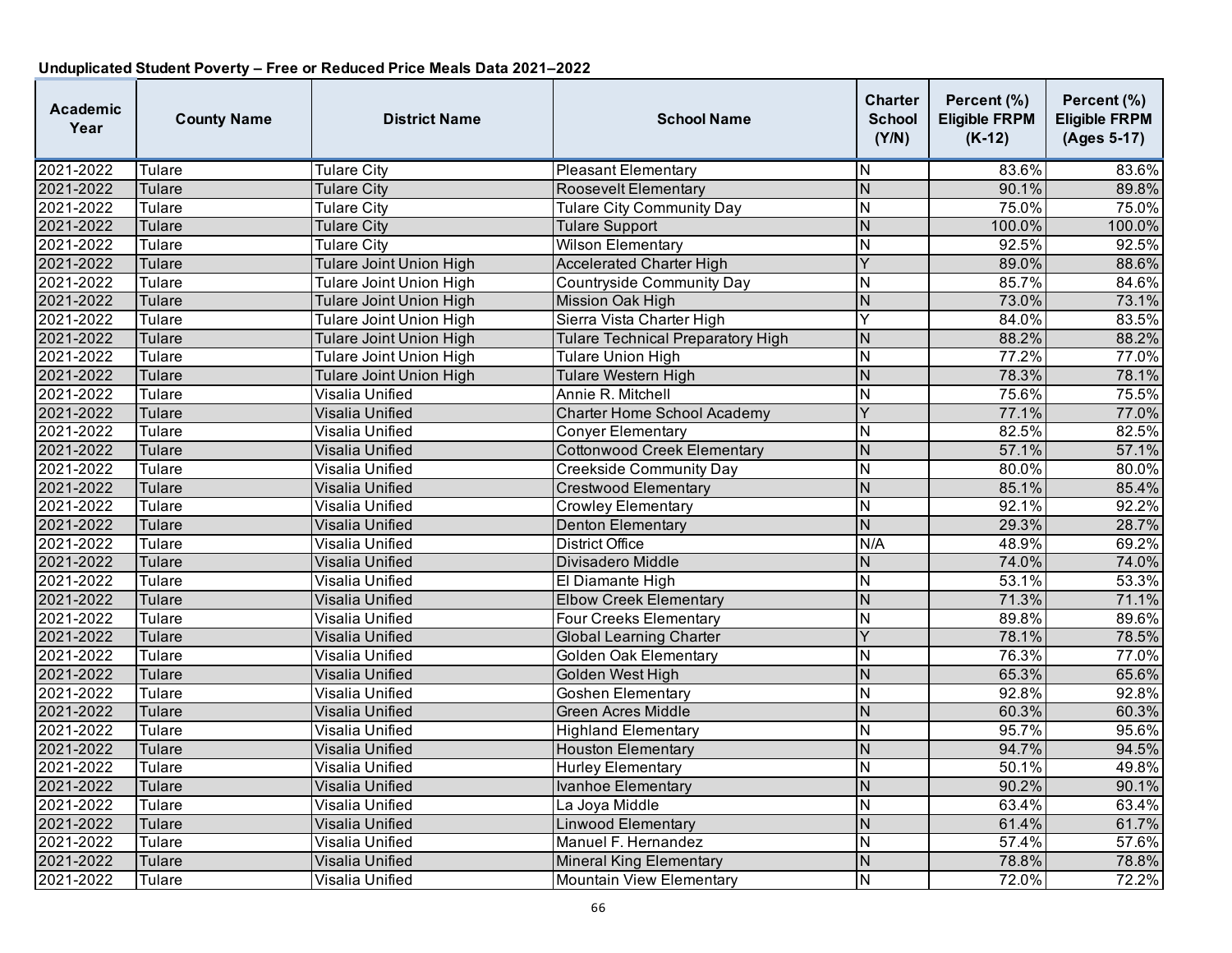**Unduplicated Student Poverty – Free or Reduced Price Meals Data 2021–2022**

| Academic Year | County Name | District Name | School Name | Charter School (Y/N) | Percent (%) Eligible FRPM (K-12) | Percent (%) Eligible FRPM (Ages 5-17) |
|---|---|---|---|---|---|---|
| 2021-2022 | Tulare | Tulare City | Pleasant Elementary | N | 83.6% | 83.6% |
| 2021-2022 | Tulare | Tulare City | Roosevelt Elementary | N | 90.1% | 89.8% |
| 2021-2022 | Tulare | Tulare City | Tulare City Community Day | N | 75.0% | 75.0% |
| 2021-2022 | Tulare | Tulare City | Tulare Support | N | 100.0% | 100.0% |
| 2021-2022 | Tulare | Tulare City | Wilson Elementary | N | 92.5% | 92.5% |
| 2021-2022 | Tulare | Tulare Joint Union High | Accelerated Charter High | Y | 89.0% | 88.6% |
| 2021-2022 | Tulare | Tulare Joint Union High | Countryside Community Day | N | 85.7% | 84.6% |
| 2021-2022 | Tulare | Tulare Joint Union High | Mission Oak High | N | 73.0% | 73.1% |
| 2021-2022 | Tulare | Tulare Joint Union High | Sierra Vista Charter High | Y | 84.0% | 83.5% |
| 2021-2022 | Tulare | Tulare Joint Union High | Tulare Technical Preparatory High | N | 88.2% | 88.2% |
| 2021-2022 | Tulare | Tulare Joint Union High | Tulare Union High | N | 77.2% | 77.0% |
| 2021-2022 | Tulare | Tulare Joint Union High | Tulare Western High | N | 78.3% | 78.1% |
| 2021-2022 | Tulare | Visalia Unified | Annie R. Mitchell | N | 75.6% | 75.5% |
| 2021-2022 | Tulare | Visalia Unified | Charter Home School Academy | Y | 77.1% | 77.0% |
| 2021-2022 | Tulare | Visalia Unified | Conyer Elementary | N | 82.5% | 82.5% |
| 2021-2022 | Tulare | Visalia Unified | Cottonwood Creek Elementary | N | 57.1% | 57.1% |
| 2021-2022 | Tulare | Visalia Unified | Creekside Community Day | N | 80.0% | 80.0% |
| 2021-2022 | Tulare | Visalia Unified | Crestwood Elementary | N | 85.1% | 85.4% |
| 2021-2022 | Tulare | Visalia Unified | Crowley Elementary | N | 92.1% | 92.2% |
| 2021-2022 | Tulare | Visalia Unified | Denton Elementary | N | 29.3% | 28.7% |
| 2021-2022 | Tulare | Visalia Unified | District Office | N/A | 48.9% | 69.2% |
| 2021-2022 | Tulare | Visalia Unified | Divisadero Middle | N | 74.0% | 74.0% |
| 2021-2022 | Tulare | Visalia Unified | El Diamante High | N | 53.1% | 53.3% |
| 2021-2022 | Tulare | Visalia Unified | Elbow Creek Elementary | N | 71.3% | 71.1% |
| 2021-2022 | Tulare | Visalia Unified | Four Creeks Elementary | N | 89.8% | 89.6% |
| 2021-2022 | Tulare | Visalia Unified | Global Learning Charter | Y | 78.1% | 78.5% |
| 2021-2022 | Tulare | Visalia Unified | Golden Oak Elementary | N | 76.3% | 77.0% |
| 2021-2022 | Tulare | Visalia Unified | Golden West High | N | 65.3% | 65.6% |
| 2021-2022 | Tulare | Visalia Unified | Goshen Elementary | N | 92.8% | 92.8% |
| 2021-2022 | Tulare | Visalia Unified | Green Acres Middle | N | 60.3% | 60.3% |
| 2021-2022 | Tulare | Visalia Unified | Highland Elementary | N | 95.7% | 95.6% |
| 2021-2022 | Tulare | Visalia Unified | Houston Elementary | N | 94.7% | 94.5% |
| 2021-2022 | Tulare | Visalia Unified | Hurley Elementary | N | 50.1% | 49.8% |
| 2021-2022 | Tulare | Visalia Unified | Ivanhoe Elementary | N | 90.2% | 90.1% |
| 2021-2022 | Tulare | Visalia Unified | La Joya Middle | N | 63.4% | 63.4% |
| 2021-2022 | Tulare | Visalia Unified | Linwood Elementary | N | 61.4% | 61.7% |
| 2021-2022 | Tulare | Visalia Unified | Manuel F. Hernandez | N | 57.4% | 57.6% |
| 2021-2022 | Tulare | Visalia Unified | Mineral King Elementary | N | 78.8% | 78.8% |
| 2021-2022 | Tulare | Visalia Unified | Mountain View Elementary | N | 72.0% | 72.2% |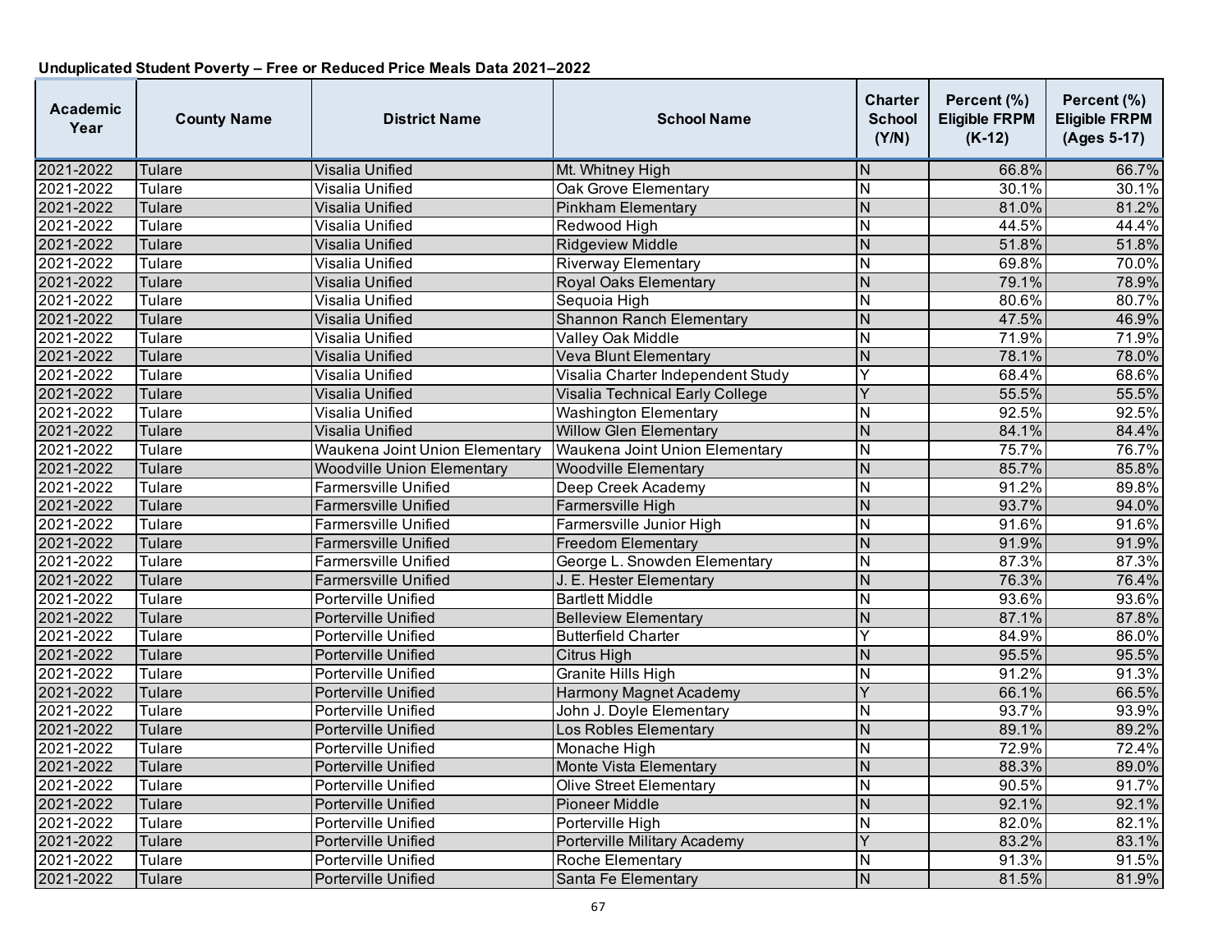**Unduplicated Student Poverty – Free or Reduced Price Meals Data 2021–2022**

| Academic Year | County Name | District Name | School Name | Charter School (Y/N) | Percent (%) Eligible FRPM (K-12) | Percent (%) Eligible FRPM (Ages 5-17) |
|---|---|---|---|---|---|---|
| 2021-2022 | Tulare | Visalia Unified | Mt. Whitney High | N | 66.8% | 66.7% |
| 2021-2022 | Tulare | Visalia Unified | Oak Grove Elementary | N | 30.1% | 30.1% |
| 2021-2022 | Tulare | Visalia Unified | Pinkham Elementary | N | 81.0% | 81.2% |
| 2021-2022 | Tulare | Visalia Unified | Redwood High | N | 44.5% | 44.4% |
| 2021-2022 | Tulare | Visalia Unified | Ridgeview Middle | N | 51.8% | 51.8% |
| 2021-2022 | Tulare | Visalia Unified | Riverway Elementary | N | 69.8% | 70.0% |
| 2021-2022 | Tulare | Visalia Unified | Royal Oaks Elementary | N | 79.1% | 78.9% |
| 2021-2022 | Tulare | Visalia Unified | Sequoia High | N | 80.6% | 80.7% |
| 2021-2022 | Tulare | Visalia Unified | Shannon Ranch Elementary | N | 47.5% | 46.9% |
| 2021-2022 | Tulare | Visalia Unified | Valley Oak Middle | N | 71.9% | 71.9% |
| 2021-2022 | Tulare | Visalia Unified | Veva Blunt Elementary | N | 78.1% | 78.0% |
| 2021-2022 | Tulare | Visalia Unified | Visalia Charter Independent Study | Y | 68.4% | 68.6% |
| 2021-2022 | Tulare | Visalia Unified | Visalia Technical Early College | Y | 55.5% | 55.5% |
| 2021-2022 | Tulare | Visalia Unified | Washington Elementary | N | 92.5% | 92.5% |
| 2021-2022 | Tulare | Visalia Unified | Willow Glen Elementary | N | 84.1% | 84.4% |
| 2021-2022 | Tulare | Waukena Joint Union Elementary | Waukena Joint Union Elementary | N | 75.7% | 76.7% |
| 2021-2022 | Tulare | Woodville Union Elementary | Woodville Elementary | N | 85.7% | 85.8% |
| 2021-2022 | Tulare | Farmersville Unified | Deep Creek Academy | N | 91.2% | 89.8% |
| 2021-2022 | Tulare | Farmersville Unified | Farmersville High | N | 93.7% | 94.0% |
| 2021-2022 | Tulare | Farmersville Unified | Farmersville Junior High | N | 91.6% | 91.6% |
| 2021-2022 | Tulare | Farmersville Unified | Freedom Elementary | N | 91.9% | 91.9% |
| 2021-2022 | Tulare | Farmersville Unified | George L. Snowden Elementary | N | 87.3% | 87.3% |
| 2021-2022 | Tulare | Farmersville Unified | J. E. Hester Elementary | N | 76.3% | 76.4% |
| 2021-2022 | Tulare | Porterville Unified | Bartlett Middle | N | 93.6% | 93.6% |
| 2021-2022 | Tulare | Porterville Unified | Belleview Elementary | N | 87.1% | 87.8% |
| 2021-2022 | Tulare | Porterville Unified | Butterfield Charter | Y | 84.9% | 86.0% |
| 2021-2022 | Tulare | Porterville Unified | Citrus High | N | 95.5% | 95.5% |
| 2021-2022 | Tulare | Porterville Unified | Granite Hills High | N | 91.2% | 91.3% |
| 2021-2022 | Tulare | Porterville Unified | Harmony Magnet Academy | Y | 66.1% | 66.5% |
| 2021-2022 | Tulare | Porterville Unified | John J. Doyle Elementary | N | 93.7% | 93.9% |
| 2021-2022 | Tulare | Porterville Unified | Los Robles Elementary | N | 89.1% | 89.2% |
| 2021-2022 | Tulare | Porterville Unified | Monache High | N | 72.9% | 72.4% |
| 2021-2022 | Tulare | Porterville Unified | Monte Vista Elementary | N | 88.3% | 89.0% |
| 2021-2022 | Tulare | Porterville Unified | Olive Street Elementary | N | 90.5% | 91.7% |
| 2021-2022 | Tulare | Porterville Unified | Pioneer Middle | N | 92.1% | 92.1% |
| 2021-2022 | Tulare | Porterville Unified | Porterville High | N | 82.0% | 82.1% |
| 2021-2022 | Tulare | Porterville Unified | Porterville Military Academy | Y | 83.2% | 83.1% |
| 2021-2022 | Tulare | Porterville Unified | Roche Elementary | N | 91.3% | 91.5% |
| 2021-2022 | Tulare | Porterville Unified | Santa Fe Elementary | N | 81.5% | 81.9% |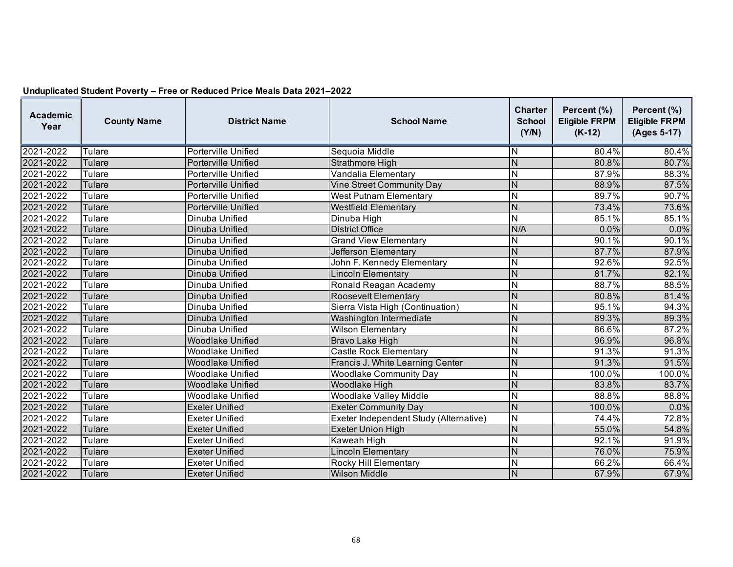**Unduplicated Student Poverty – Free or Reduced Price Meals Data 2021–2022**

| Academic Year | County Name | District Name | School Name | Charter School (Y/N) | Percent (%) Eligible FRPM (K-12) | Percent (%) Eligible FRPM (Ages 5-17) |
|---|---|---|---|---|---|---|
| 2021-2022 | Tulare | Porterville Unified | Sequoia Middle | N | 80.4% | 80.4% |
| 2021-2022 | Tulare | Porterville Unified | Strathmore High | N | 80.8% | 80.7% |
| 2021-2022 | Tulare | Porterville Unified | Vandalia Elementary | N | 87.9% | 88.3% |
| 2021-2022 | Tulare | Porterville Unified | Vine Street Community Day | N | 88.9% | 87.5% |
| 2021-2022 | Tulare | Porterville Unified | West Putnam Elementary | N | 89.7% | 90.7% |
| 2021-2022 | Tulare | Porterville Unified | Westfield Elementary | N | 73.4% | 73.6% |
| 2021-2022 | Tulare | Dinuba Unified | Dinuba High | N | 85.1% | 85.1% |
| 2021-2022 | Tulare | Dinuba Unified | District Office | N/A | 0.0% | 0.0% |
| 2021-2022 | Tulare | Dinuba Unified | Grand View Elementary | N | 90.1% | 90.1% |
| 2021-2022 | Tulare | Dinuba Unified | Jefferson Elementary | N | 87.7% | 87.9% |
| 2021-2022 | Tulare | Dinuba Unified | John F. Kennedy Elementary | N | 92.6% | 92.5% |
| 2021-2022 | Tulare | Dinuba Unified | Lincoln Elementary | N | 81.7% | 82.1% |
| 2021-2022 | Tulare | Dinuba Unified | Ronald Reagan Academy | N | 88.7% | 88.5% |
| 2021-2022 | Tulare | Dinuba Unified | Roosevelt Elementary | N | 80.8% | 81.4% |
| 2021-2022 | Tulare | Dinuba Unified | Sierra Vista High (Continuation) | N | 95.1% | 94.3% |
| 2021-2022 | Tulare | Dinuba Unified | Washington Intermediate | N | 89.3% | 89.3% |
| 2021-2022 | Tulare | Dinuba Unified | Wilson Elementary | N | 86.6% | 87.2% |
| 2021-2022 | Tulare | Woodlake Unified | Bravo Lake High | N | 96.9% | 96.8% |
| 2021-2022 | Tulare | Woodlake Unified | Castle Rock Elementary | N | 91.3% | 91.3% |
| 2021-2022 | Tulare | Woodlake Unified | Francis J. White Learning Center | N | 91.3% | 91.5% |
| 2021-2022 | Tulare | Woodlake Unified | Woodlake Community Day | N | 100.0% | 100.0% |
| 2021-2022 | Tulare | Woodlake Unified | Woodlake High | N | 83.8% | 83.7% |
| 2021-2022 | Tulare | Woodlake Unified | Woodlake Valley Middle | N | 88.8% | 88.8% |
| 2021-2022 | Tulare | Exeter Unified | Exeter Community Day | N | 100.0% | 0.0% |
| 2021-2022 | Tulare | Exeter Unified | Exeter Independent Study (Alternative) | N | 74.4% | 72.8% |
| 2021-2022 | Tulare | Exeter Unified | Exeter Union High | N | 55.0% | 54.8% |
| 2021-2022 | Tulare | Exeter Unified | Kaweah High | N | 92.1% | 91.9% |
| 2021-2022 | Tulare | Exeter Unified | Lincoln Elementary | N | 76.0% | 75.9% |
| 2021-2022 | Tulare | Exeter Unified | Rocky Hill Elementary | N | 66.2% | 66.4% |
| 2021-2022 | Tulare | Exeter Unified | Wilson Middle | N | 67.9% | 67.9% |